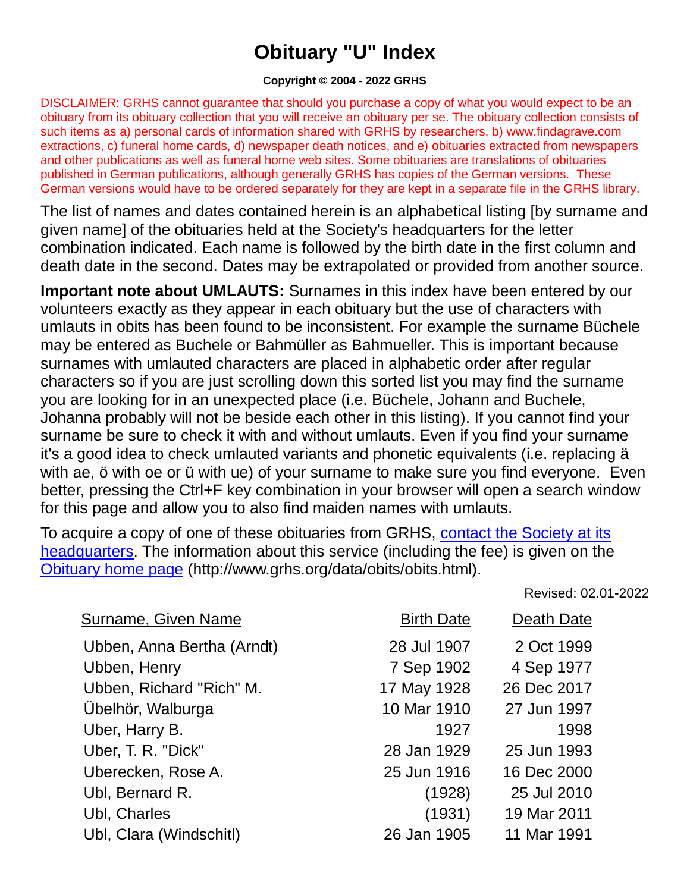# Obituary "U" Index

**Copyright © 2004 - 2022 GRHS**

DISCLAIMER: GRHS cannot guarantee that should you purchase a copy of what you would expect to be an obituary from its obituary collection that you will receive an obituary per se. The obituary collection consists of such items as a) personal cards of information shared with GRHS by researchers, b) www.findagrave.com extractions, c) funeral home cards, d) newspaper death notices, and e) obituaries extracted from newspapers and other publications as well as funeral home web sites. Some obituaries are translations of obituaries published in German publications, although generally GRHS has copies of the German versions. These German versions would have to be ordered separately for they are kept in a separate file in the GRHS library.

The list of names and dates contained herein is an alphabetical listing [by surname and given name] of the obituaries held at the Society's headquarters for the letter combination indicated. Each name is followed by the birth date in the first column and death date in the second. Dates may be extrapolated or provided from another source.

**Important note about UMLAUTS:** Surnames in this index have been entered by our volunteers exactly as they appear in each obituary but the use of characters with umlauts in obits has been found to be inconsistent. For example the surname Büchele may be entered as Buchele or Bahmüller as Bahmueller. This is important because surnames with umlauted characters are placed in alphabetic order after regular characters so if you are just scrolling down this sorted list you may find the surname you are looking for in an unexpected place (i.e. Büchele, Johann and Buchele, Johanna probably will not be beside each other in this listing). If you cannot find your surname be sure to check it with and without umlauts. Even if you find your surname it's a good idea to check umlauted variants and phonetic equivalents (i.e. replacing ä with ae, ö with oe or ü with ue) of your surname to make sure you find everyone. Even better, pressing the Ctrl+F key combination in your browser will open a search window for this page and allow you to also find maiden names with umlauts.

To acquire a copy of one of these obituaries from GRHS, contact the Society at its headquarters. The information about this service (including the fee) is given on the Obituary home page (http://www.grhs.org/data/obits/obits.html).

Revised: 02.01-2022

| Surname, Given Name | Birth Date | Death Date |
|---|---|---|
| Ubben, Anna Bertha (Arndt) | 28 Jul 1907 | 2 Oct 1999 |
| Ubben, Henry | 7 Sep 1902 | 4 Sep 1977 |
| Ubben, Richard "Rich" M. | 17 May 1928 | 26 Dec 2017 |
| Übelhör, Walburga | 10 Mar 1910 | 27 Jun 1997 |
| Uber, Harry B. | 1927 | 1998 |
| Uber, T. R. "Dick" | 28 Jan 1929 | 25 Jun 1993 |
| Uberecken, Rose A. | 25 Jun 1916 | 16 Dec 2000 |
| Ubl, Bernard R. | (1928) | 25 Jul 2010 |
| Ubl, Charles | (1931) | 19 Mar 2011 |
| Ubl, Clara (Windschitl) | 26 Jan 1905 | 11 Mar 1991 |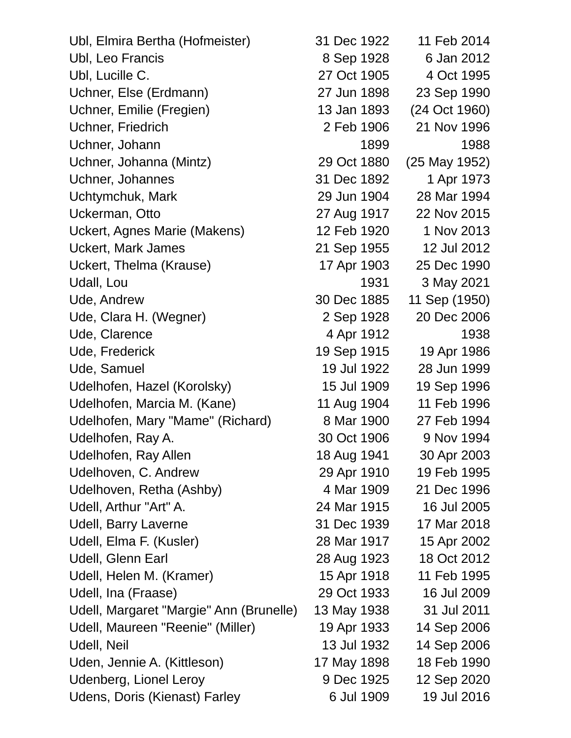| | | |
|---|---|---|
| Ubl, Elmira Bertha (Hofmeister) | 31 Dec 1922 | 11 Feb 2014 |
| Ubl, Leo Francis | 8 Sep 1928 | 6 Jan 2012 |
| Ubl, Lucille C. | 27 Oct 1905 | 4 Oct 1995 |
| Uchner, Else (Erdmann) | 27 Jun 1898 | 23 Sep 1990 |
| Uchner, Emilie (Fregien) | 13 Jan 1893 | (24 Oct 1960) |
| Uchner, Friedrich | 2 Feb 1906 | 21 Nov 1996 |
| Uchner, Johann | 1899 | 1988 |
| Uchner, Johanna (Mintz) | 29 Oct 1880 | (25 May 1952) |
| Uchner, Johannes | 31 Dec 1892 | 1 Apr 1973 |
| Uchtymchuk, Mark | 29 Jun 1904 | 28 Mar 1994 |
| Uckerman, Otto | 27 Aug 1917 | 22 Nov 2015 |
| Uckert, Agnes Marie (Makens) | 12 Feb 1920 | 1 Nov 2013 |
| Uckert, Mark James | 21 Sep 1955 | 12 Jul 2012 |
| Uckert, Thelma (Krause) | 17 Apr 1903 | 25 Dec 1990 |
| Udall, Lou | 1931 | 3 May 2021 |
| Ude, Andrew | 30 Dec 1885 | 11 Sep (1950) |
| Ude, Clara H. (Wegner) | 2 Sep 1928 | 20 Dec 2006 |
| Ude, Clarence | 4 Apr 1912 | 1938 |
| Ude, Frederick | 19 Sep 1915 | 19 Apr 1986 |
| Ude, Samuel | 19 Jul 1922 | 28 Jun 1999 |
| Udelhofen, Hazel (Korolsky) | 15 Jul 1909 | 19 Sep 1996 |
| Udelhofen, Marcia M. (Kane) | 11 Aug 1904 | 11 Feb 1996 |
| Udelhofen, Mary "Mame" (Richard) | 8 Mar 1900 | 27 Feb 1994 |
| Udelhofen, Ray A. | 30 Oct 1906 | 9 Nov 1994 |
| Udelhofen, Ray Allen | 18 Aug 1941 | 30 Apr 2003 |
| Udelhoven, C. Andrew | 29 Apr 1910 | 19 Feb 1995 |
| Udelhoven, Retha (Ashby) | 4 Mar 1909 | 21 Dec 1996 |
| Udell, Arthur "Art" A. | 24 Mar 1915 | 16 Jul 2005 |
| Udell, Barry Laverne | 31 Dec 1939 | 17 Mar 2018 |
| Udell, Elma F. (Kusler) | 28 Mar 1917 | 15 Apr 2002 |
| Udell, Glenn Earl | 28 Aug 1923 | 18 Oct 2012 |
| Udell, Helen M. (Kramer) | 15 Apr 1918 | 11 Feb 1995 |
| Udell, Ina (Fraase) | 29 Oct 1933 | 16 Jul 2009 |
| Udell, Margaret "Margie" Ann (Brunelle) | 13 May 1938 | 31 Jul 2011 |
| Udell, Maureen "Reenie" (Miller) | 19 Apr 1933 | 14 Sep 2006 |
| Udell, Neil | 13 Jul 1932 | 14 Sep 2006 |
| Uden, Jennie A. (Kittleson) | 17 May 1898 | 18 Feb 1990 |
| Udenberg, Lionel Leroy | 9 Dec 1925 | 12 Sep 2020 |
| Udens, Doris (Kienast) Farley | 6 Jul 1909 | 19 Jul 2016 |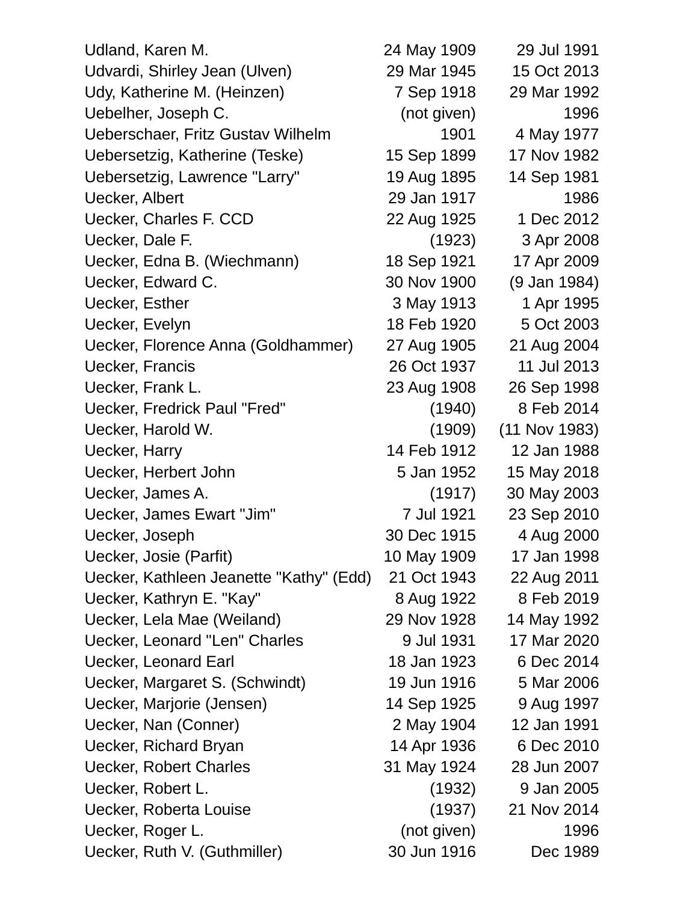| Name | Birth | Death |
|---|---|---|
| Udland, Karen M. | 24 May 1909 | 29 Jul 1991 |
| Udvardi, Shirley Jean (Ulven) | 29 Mar 1945 | 15 Oct 2013 |
| Udy, Katherine M. (Heinzen) | 7 Sep 1918 | 29 Mar 1992 |
| Uebelher, Joseph C. | (not given) | 1996 |
| Ueberschaer, Fritz Gustav Wilhelm | 1901 | 4 May 1977 |
| Uebersetzig, Katherine (Teske) | 15 Sep 1899 | 17 Nov 1982 |
| Uebersetzig, Lawrence "Larry" | 19 Aug 1895 | 14 Sep 1981 |
| Uecker, Albert | 29 Jan 1917 | 1986 |
| Uecker, Charles F. CCD | 22 Aug 1925 | 1 Dec 2012 |
| Uecker, Dale F. | (1923) | 3 Apr 2008 |
| Uecker, Edna B. (Wiechmann) | 18 Sep 1921 | 17 Apr 2009 |
| Uecker, Edward C. | 30 Nov 1900 | (9 Jan 1984) |
| Uecker, Esther | 3 May 1913 | 1 Apr 1995 |
| Uecker, Evelyn | 18 Feb 1920 | 5 Oct 2003 |
| Uecker, Florence Anna (Goldhammer) | 27 Aug 1905 | 21 Aug 2004 |
| Uecker, Francis | 26 Oct 1937 | 11 Jul 2013 |
| Uecker, Frank L. | 23 Aug 1908 | 26 Sep 1998 |
| Uecker, Fredrick Paul "Fred" | (1940) | 8 Feb 2014 |
| Uecker, Harold W. | (1909) | (11 Nov 1983) |
| Uecker, Harry | 14 Feb 1912 | 12 Jan 1988 |
| Uecker, Herbert John | 5 Jan 1952 | 15 May 2018 |
| Uecker, James A. | (1917) | 30 May 2003 |
| Uecker, James Ewart "Jim" | 7 Jul 1921 | 23 Sep 2010 |
| Uecker, Joseph | 30 Dec 1915 | 4 Aug 2000 |
| Uecker, Josie (Parfit) | 10 May 1909 | 17 Jan 1998 |
| Uecker, Kathleen Jeanette "Kathy" (Edd) | 21 Oct 1943 | 22 Aug 2011 |
| Uecker, Kathryn E. "Kay" | 8 Aug 1922 | 8 Feb 2019 |
| Uecker, Lela Mae (Weiland) | 29 Nov 1928 | 14 May 1992 |
| Uecker, Leonard "Len" Charles | 9 Jul 1931 | 17 Mar 2020 |
| Uecker, Leonard Earl | 18 Jan 1923 | 6 Dec 2014 |
| Uecker, Margaret S. (Schwindt) | 19 Jun 1916 | 5 Mar 2006 |
| Uecker, Marjorie (Jensen) | 14 Sep 1925 | 9 Aug 1997 |
| Uecker, Nan (Conner) | 2 May 1904 | 12 Jan 1991 |
| Uecker, Richard Bryan | 14 Apr 1936 | 6 Dec 2010 |
| Uecker, Robert Charles | 31 May 1924 | 28 Jun 2007 |
| Uecker, Robert L. | (1932) | 9 Jan 2005 |
| Uecker, Roberta Louise | (1937) | 21 Nov 2014 |
| Uecker, Roger L. | (not given) | 1996 |
| Uecker, Ruth V. (Guthmiller) | 30 Jun 1916 | Dec 1989 |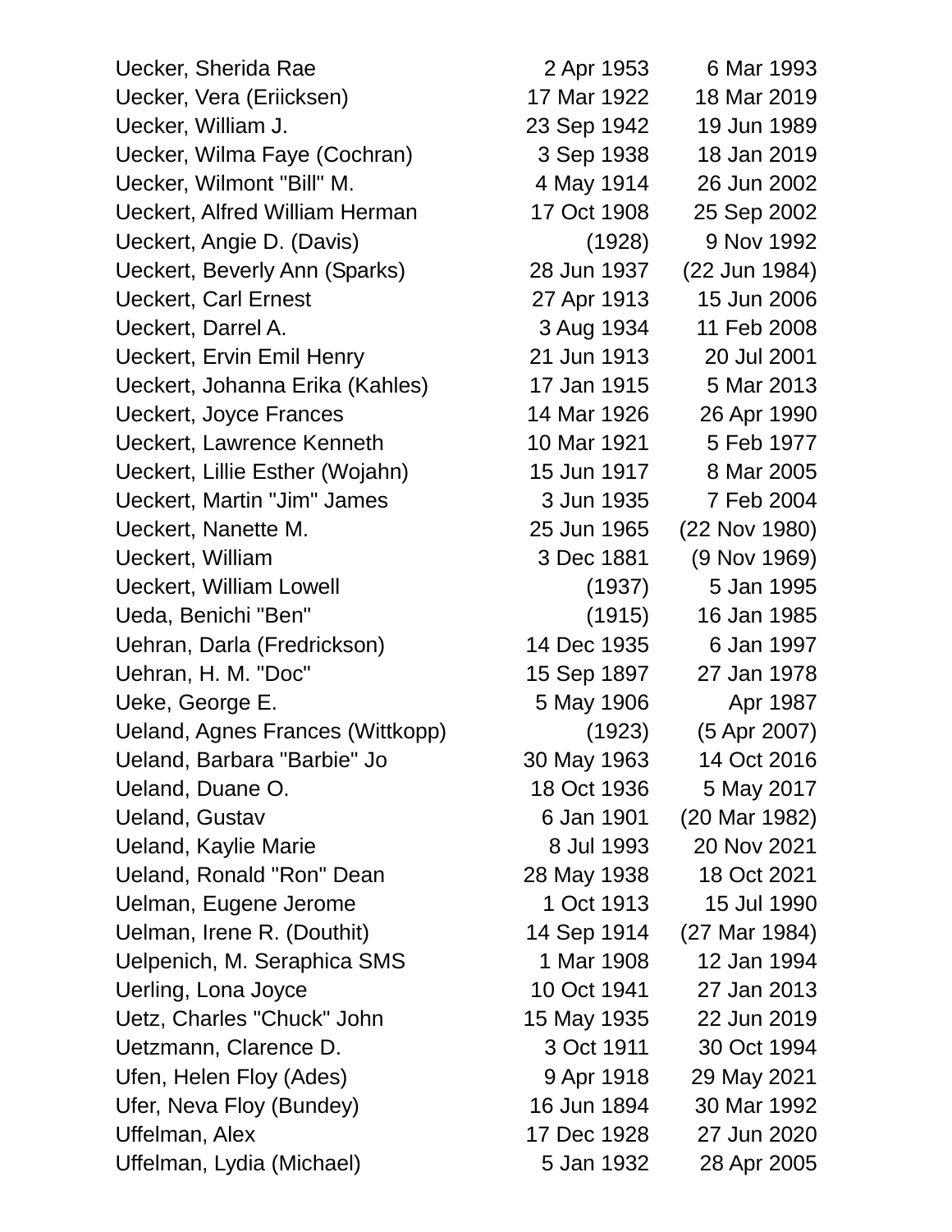| Name | Born | Died |
|---|---|---|
| Uecker, Sherida Rae | 2 Apr 1953 | 6 Mar 1993 |
| Uecker, Vera (Eriicksen) | 17 Mar 1922 | 18 Mar 2019 |
| Uecker, William J. | 23 Sep 1942 | 19 Jun 1989 |
| Uecker, Wilma Faye (Cochran) | 3 Sep 1938 | 18 Jan 2019 |
| Uecker, Wilmont "Bill" M. | 4 May 1914 | 26 Jun 2002 |
| Ueckert, Alfred William Herman | 17 Oct 1908 | 25 Sep 2002 |
| Ueckert, Angie D. (Davis) | (1928) | 9 Nov 1992 |
| Ueckert, Beverly Ann (Sparks) | 28 Jun 1937 | (22 Jun 1984) |
| Ueckert, Carl Ernest | 27 Apr 1913 | 15 Jun 2006 |
| Ueckert, Darrel A. | 3 Aug 1934 | 11 Feb 2008 |
| Ueckert, Ervin Emil Henry | 21 Jun 1913 | 20 Jul 2001 |
| Ueckert, Johanna Erika (Kahles) | 17 Jan 1915 | 5 Mar 2013 |
| Ueckert, Joyce Frances | 14 Mar 1926 | 26 Apr 1990 |
| Ueckert, Lawrence Kenneth | 10 Mar 1921 | 5 Feb 1977 |
| Ueckert, Lillie Esther (Wojahn) | 15 Jun 1917 | 8 Mar 2005 |
| Ueckert, Martin "Jim" James | 3 Jun 1935 | 7 Feb 2004 |
| Ueckert, Nanette M. | 25 Jun 1965 | (22 Nov 1980) |
| Ueckert, William | 3 Dec 1881 | (9 Nov 1969) |
| Ueckert, William Lowell | (1937) | 5 Jan 1995 |
| Ueda, Benichi "Ben" | (1915) | 16 Jan 1985 |
| Uehran, Darla (Fredrickson) | 14 Dec 1935 | 6 Jan 1997 |
| Uehran, H. M. "Doc" | 15 Sep 1897 | 27 Jan 1978 |
| Ueke, George E. | 5 May 1906 | Apr 1987 |
| Ueland, Agnes Frances (Wittkopp) | (1923) | (5 Apr 2007) |
| Ueland, Barbara "Barbie" Jo | 30 May 1963 | 14 Oct 2016 |
| Ueland, Duane O. | 18 Oct 1936 | 5 May 2017 |
| Ueland, Gustav | 6 Jan 1901 | (20 Mar 1982) |
| Ueland, Kaylie Marie | 8 Jul 1993 | 20 Nov 2021 |
| Ueland, Ronald "Ron" Dean | 28 May 1938 | 18 Oct 2021 |
| Uelman, Eugene Jerome | 1 Oct 1913 | 15 Jul 1990 |
| Uelman, Irene R. (Douthit) | 14 Sep 1914 | (27 Mar 1984) |
| Uelpenich, M. Seraphica SMS | 1 Mar 1908 | 12 Jan 1994 |
| Uerling, Lona Joyce | 10 Oct 1941 | 27 Jan 2013 |
| Uetz, Charles "Chuck" John | 15 May 1935 | 22 Jun 2019 |
| Uetzmann, Clarence D. | 3 Oct 1911 | 30 Oct 1994 |
| Ufen, Helen Floy (Ades) | 9 Apr 1918 | 29 May 2021 |
| Ufer, Neva Floy (Bundey) | 16 Jun 1894 | 30 Mar 1992 |
| Uffelman, Alex | 17 Dec 1928 | 27 Jun 2020 |
| Uffelman, Lydia (Michael) | 5 Jan 1932 | 28 Apr 2005 |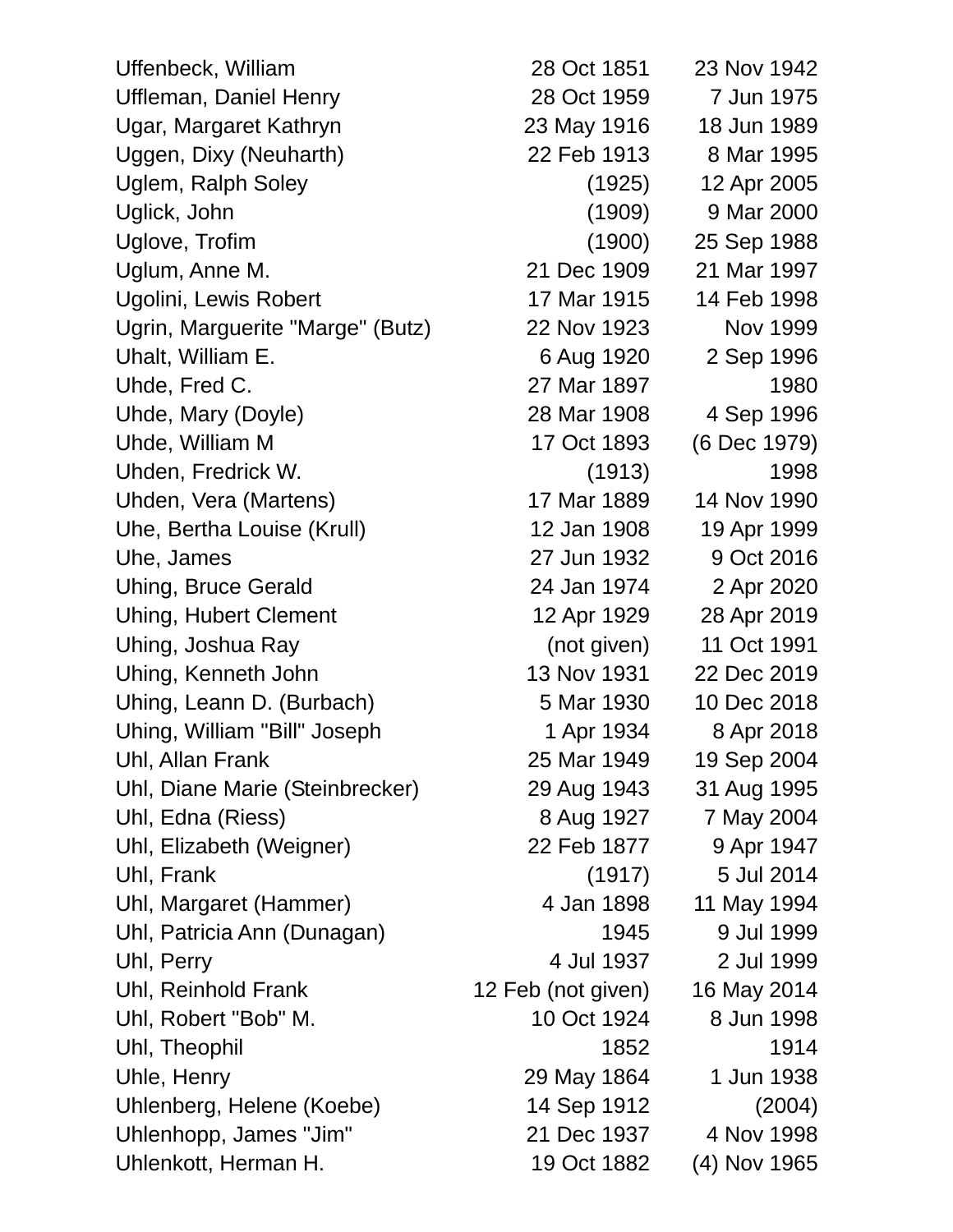| | | |
|---|---|---|
| Uffenbeck, William | 28 Oct 1851 | 23 Nov 1942 |
| Uffleman, Daniel Henry | 28 Oct 1959 | 7 Jun 1975 |
| Ugar, Margaret Kathryn | 23 May 1916 | 18 Jun 1989 |
| Uggen, Dixy (Neuharth) | 22 Feb 1913 | 8 Mar 1995 |
| Uglem, Ralph Soley | (1925) | 12 Apr 2005 |
| Uglick, John | (1909) | 9 Mar 2000 |
| Uglove, Trofim | (1900) | 25 Sep 1988 |
| Uglum, Anne M. | 21 Dec 1909 | 21 Mar 1997 |
| Ugolini, Lewis Robert | 17 Mar 1915 | 14 Feb 1998 |
| Ugrin, Marguerite "Marge" (Butz) | 22 Nov 1923 | Nov 1999 |
| Uhalt, William E. | 6 Aug 1920 | 2 Sep 1996 |
| Uhde, Fred C. | 27 Mar 1897 | 1980 |
| Uhde, Mary (Doyle) | 28 Mar 1908 | 4 Sep 1996 |
| Uhde, William M | 17 Oct 1893 | (6 Dec 1979) |
| Uhden, Fredrick W. | (1913) | 1998 |
| Uhden, Vera (Martens) | 17 Mar 1889 | 14 Nov 1990 |
| Uhe, Bertha Louise (Krull) | 12 Jan 1908 | 19 Apr 1999 |
| Uhe, James | 27 Jun 1932 | 9 Oct 2016 |
| Uhing, Bruce Gerald | 24 Jan 1974 | 2 Apr 2020 |
| Uhing, Hubert Clement | 12 Apr 1929 | 28 Apr 2019 |
| Uhing, Joshua Ray | (not given) | 11 Oct 1991 |
| Uhing, Kenneth John | 13 Nov 1931 | 22 Dec 2019 |
| Uhing, Leann D. (Burbach) | 5 Mar 1930 | 10 Dec 2018 |
| Uhing, William "Bill" Joseph | 1 Apr 1934 | 8 Apr 2018 |
| Uhl, Allan Frank | 25 Mar 1949 | 19 Sep 2004 |
| Uhl, Diane Marie (Steinbrecker) | 29 Aug 1943 | 31 Aug 1995 |
| Uhl, Edna (Riess) | 8 Aug 1927 | 7 May 2004 |
| Uhl, Elizabeth (Weigner) | 22 Feb 1877 | 9 Apr 1947 |
| Uhl, Frank | (1917) | 5 Jul 2014 |
| Uhl, Margaret (Hammer) | 4 Jan 1898 | 11 May 1994 |
| Uhl, Patricia Ann (Dunagan) | 1945 | 9 Jul 1999 |
| Uhl, Perry | 4 Jul 1937 | 2 Jul 1999 |
| Uhl, Reinhold Frank | 12 Feb (not given) | 16 May 2014 |
| Uhl, Robert "Bob" M. | 10 Oct 1924 | 8 Jun 1998 |
| Uhl, Theophil | 1852 | 1914 |
| Uhle, Henry | 29 May 1864 | 1 Jun 1938 |
| Uhlenberg, Helene (Koebe) | 14 Sep 1912 | (2004) |
| Uhlenhopp, James "Jim" | 21 Dec 1937 | 4 Nov 1998 |
| Uhlenkott, Herman H. | 19 Oct 1882 | (4) Nov 1965 |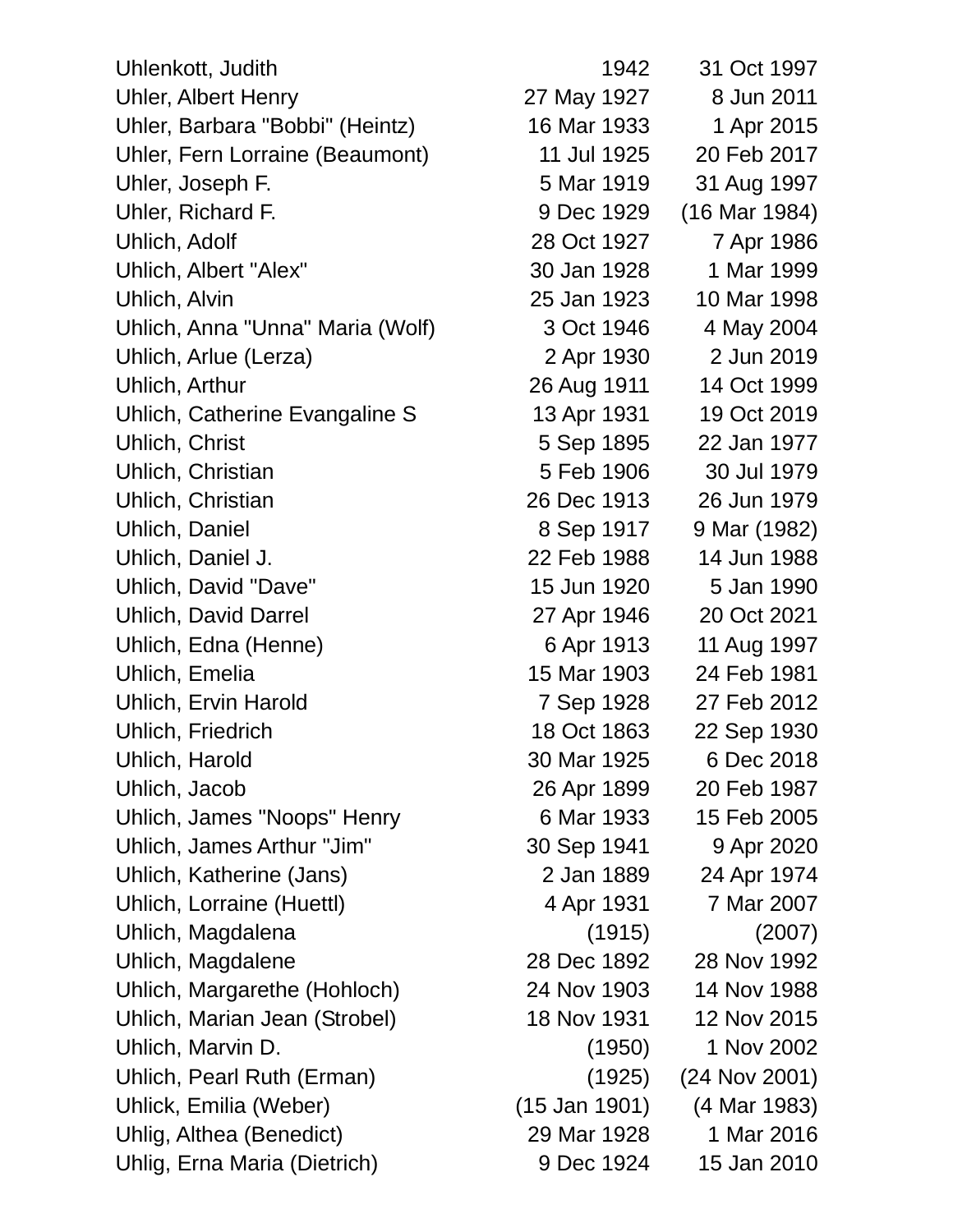| | | |
|---|---|---|
| Uhlenkott, Judith | 1942 | 31 Oct 1997 |
| Uhler, Albert Henry | 27 May 1927 | 8 Jun 2011 |
| Uhler, Barbara "Bobbi" (Heintz) | 16 Mar 1933 | 1 Apr 2015 |
| Uhler, Fern Lorraine (Beaumont) | 11 Jul 1925 | 20 Feb 2017 |
| Uhler, Joseph F. | 5 Mar 1919 | 31 Aug 1997 |
| Uhler, Richard F. | 9 Dec 1929 | (16 Mar 1984) |
| Uhlich, Adolf | 28 Oct 1927 | 7 Apr 1986 |
| Uhlich, Albert "Alex" | 30 Jan 1928 | 1 Mar 1999 |
| Uhlich, Alvin | 25 Jan 1923 | 10 Mar 1998 |
| Uhlich, Anna "Unna" Maria (Wolf) | 3 Oct 1946 | 4 May 2004 |
| Uhlich, Arlue (Lerza) | 2 Apr 1930 | 2 Jun 2019 |
| Uhlich, Arthur | 26 Aug 1911 | 14 Oct 1999 |
| Uhlich, Catherine Evangaline S | 13 Apr 1931 | 19 Oct 2019 |
| Uhlich, Christ | 5 Sep 1895 | 22 Jan 1977 |
| Uhlich, Christian | 5 Feb 1906 | 30 Jul 1979 |
| Uhlich, Christian | 26 Dec 1913 | 26 Jun 1979 |
| Uhlich, Daniel | 8 Sep 1917 | 9 Mar (1982) |
| Uhlich, Daniel J. | 22 Feb 1988 | 14 Jun 1988 |
| Uhlich, David "Dave" | 15 Jun 1920 | 5 Jan 1990 |
| Uhlich, David Darrel | 27 Apr 1946 | 20 Oct 2021 |
| Uhlich, Edna (Henne) | 6 Apr 1913 | 11 Aug 1997 |
| Uhlich, Emelia | 15 Mar 1903 | 24 Feb 1981 |
| Uhlich, Ervin Harold | 7 Sep 1928 | 27 Feb 2012 |
| Uhlich, Friedrich | 18 Oct 1863 | 22 Sep 1930 |
| Uhlich, Harold | 30 Mar 1925 | 6 Dec 2018 |
| Uhlich, Jacob | 26 Apr 1899 | 20 Feb 1987 |
| Uhlich, James "Noops" Henry | 6 Mar 1933 | 15 Feb 2005 |
| Uhlich, James Arthur "Jim" | 30 Sep 1941 | 9 Apr 2020 |
| Uhlich, Katherine (Jans) | 2 Jan 1889 | 24 Apr 1974 |
| Uhlich, Lorraine (Huettl) | 4 Apr 1931 | 7 Mar 2007 |
| Uhlich, Magdalena | (1915) | (2007) |
| Uhlich, Magdalene | 28 Dec 1892 | 28 Nov 1992 |
| Uhlich, Margarethe (Hohloch) | 24 Nov 1903 | 14 Nov 1988 |
| Uhlich, Marian Jean (Strobel) | 18 Nov 1931 | 12 Nov 2015 |
| Uhlich, Marvin D. | (1950) | 1 Nov 2002 |
| Uhlich, Pearl Ruth (Erman) | (1925) | (24 Nov 2001) |
| Uhlick, Emilia (Weber) | (15 Jan 1901) | (4 Mar 1983) |
| Uhlig, Althea (Benedict) | 29 Mar 1928 | 1 Mar 2016 |
| Uhlig, Erna Maria (Dietrich) | 9 Dec 1924 | 15 Jan 2010 |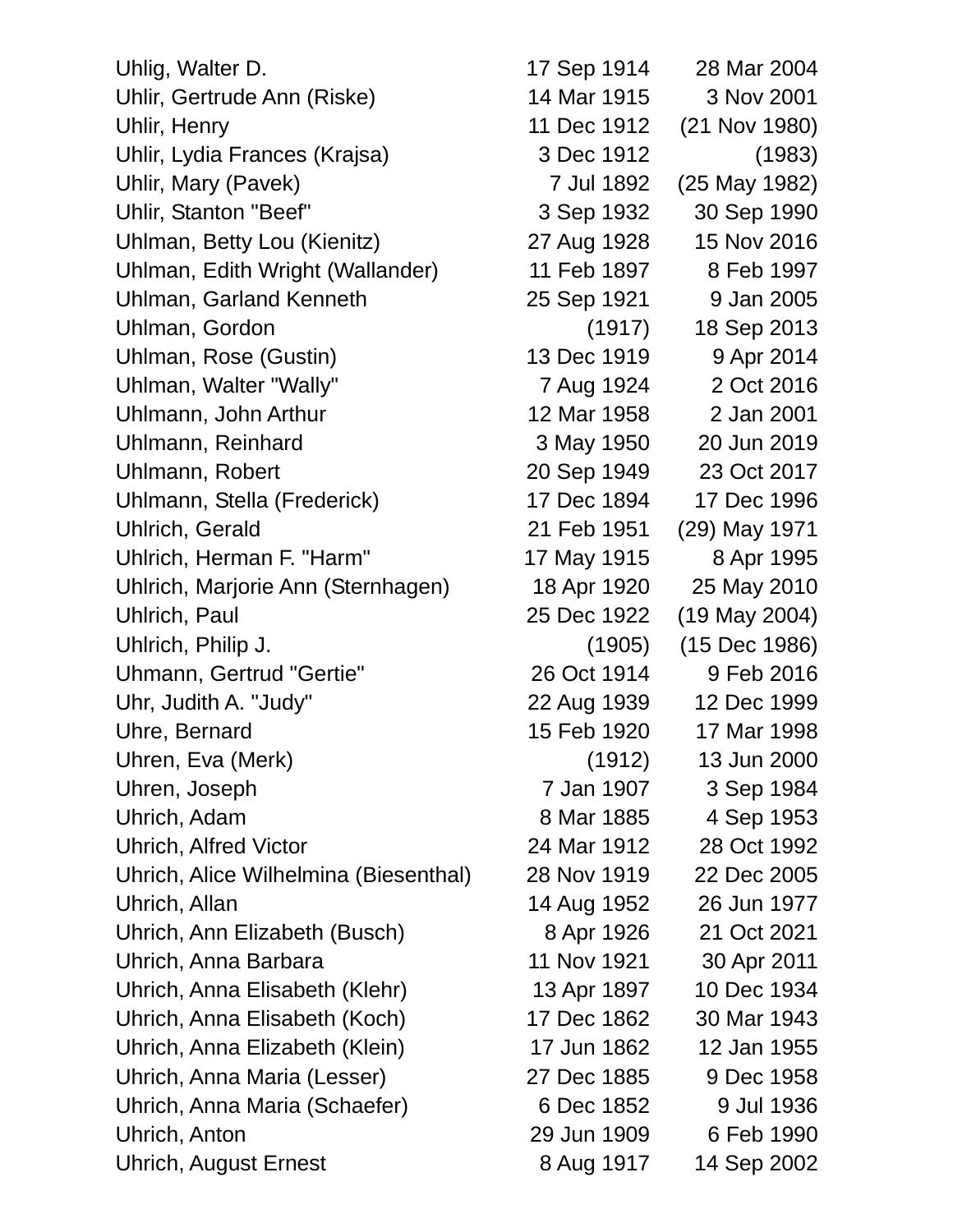| | | |
|---|---|---|
| Uhlig, Walter D. | 17 Sep 1914 | 28 Mar 2004 |
| Uhlir, Gertrude Ann (Riske) | 14 Mar 1915 | 3 Nov 2001 |
| Uhlir, Henry | 11 Dec 1912 | (21 Nov 1980) |
| Uhlir, Lydia Frances (Krajsa) | 3 Dec 1912 | (1983) |
| Uhlir, Mary (Pavek) | 7 Jul 1892 | (25 May 1982) |
| Uhlir, Stanton "Beef" | 3 Sep 1932 | 30 Sep 1990 |
| Uhlman, Betty Lou (Kienitz) | 27 Aug 1928 | 15 Nov 2016 |
| Uhlman, Edith Wright (Wallander) | 11 Feb 1897 | 8 Feb 1997 |
| Uhlman, Garland Kenneth | 25 Sep 1921 | 9 Jan 2005 |
| Uhlman, Gordon | (1917) | 18 Sep 2013 |
| Uhlman, Rose (Gustin) | 13 Dec 1919 | 9 Apr 2014 |
| Uhlman, Walter "Wally" | 7 Aug 1924 | 2 Oct 2016 |
| Uhlmann, John Arthur | 12 Mar 1958 | 2 Jan 2001 |
| Uhlmann, Reinhard | 3 May 1950 | 20 Jun 2019 |
| Uhlmann, Robert | 20 Sep 1949 | 23 Oct 2017 |
| Uhlmann, Stella (Frederick) | 17 Dec 1894 | 17 Dec 1996 |
| Uhlrich, Gerald | 21 Feb 1951 | (29) May 1971 |
| Uhlrich, Herman F. "Harm" | 17 May 1915 | 8 Apr 1995 |
| Uhlrich, Marjorie Ann (Sternhagen) | 18 Apr 1920 | 25 May 2010 |
| Uhlrich, Paul | 25 Dec 1922 | (19 May 2004) |
| Uhlrich, Philip J. | (1905) | (15 Dec 1986) |
| Uhmann, Gertrud "Gertie" | 26 Oct 1914 | 9 Feb 2016 |
| Uhr, Judith A. "Judy" | 22 Aug 1939 | 12 Dec 1999 |
| Uhre, Bernard | 15 Feb 1920 | 17 Mar 1998 |
| Uhren, Eva (Merk) | (1912) | 13 Jun 2000 |
| Uhren, Joseph | 7 Jan 1907 | 3 Sep 1984 |
| Uhrich, Adam | 8 Mar 1885 | 4 Sep 1953 |
| Uhrich, Alfred Victor | 24 Mar 1912 | 28 Oct 1992 |
| Uhrich, Alice Wilhelmina (Biesenthal) | 28 Nov 1919 | 22 Dec 2005 |
| Uhrich, Allan | 14 Aug 1952 | 26 Jun 1977 |
| Uhrich, Ann Elizabeth (Busch) | 8 Apr 1926 | 21 Oct 2021 |
| Uhrich, Anna Barbara | 11 Nov 1921 | 30 Apr 2011 |
| Uhrich, Anna Elisabeth (Klehr) | 13 Apr 1897 | 10 Dec 1934 |
| Uhrich, Anna Elisabeth (Koch) | 17 Dec 1862 | 30 Mar 1943 |
| Uhrich, Anna Elizabeth (Klein) | 17 Jun 1862 | 12 Jan 1955 |
| Uhrich, Anna Maria (Lesser) | 27 Dec 1885 | 9 Dec 1958 |
| Uhrich, Anna Maria (Schaefer) | 6 Dec 1852 | 9 Jul 1936 |
| Uhrich, Anton | 29 Jun 1909 | 6 Feb 1990 |
| Uhrich, August Ernest | 8 Aug 1917 | 14 Sep 2002 |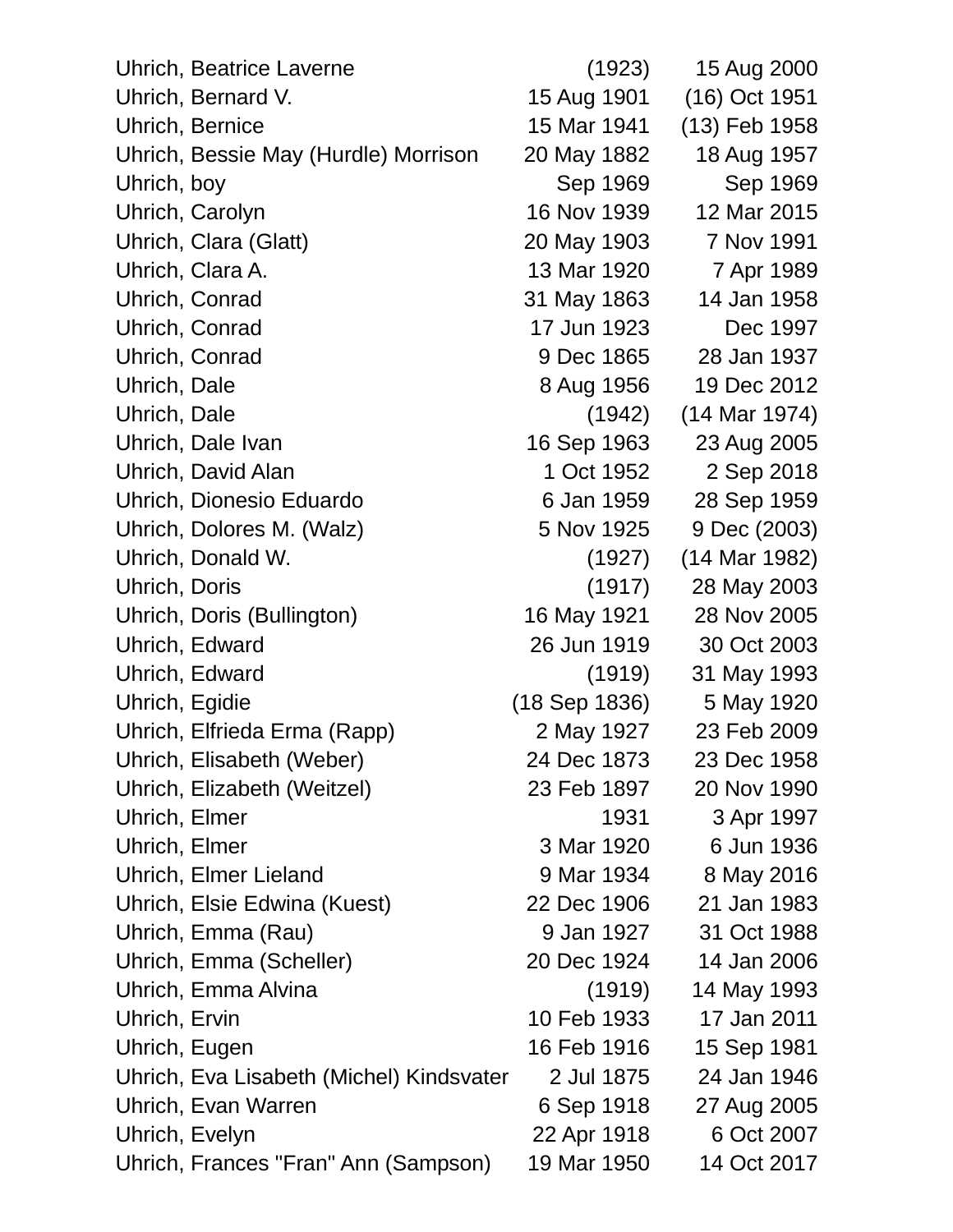| Name | Birth | Death |
|---|---|---|
| Uhrich, Beatrice Laverne | (1923) | 15 Aug 2000 |
| Uhrich, Bernard V. | 15 Aug 1901 | (16) Oct 1951 |
| Uhrich, Bernice | 15 Mar 1941 | (13) Feb 1958 |
| Uhrich, Bessie May (Hurdle) Morrison | 20 May 1882 | 18 Aug 1957 |
| Uhrich, boy | Sep 1969 | Sep 1969 |
| Uhrich, Carolyn | 16 Nov 1939 | 12 Mar 2015 |
| Uhrich, Clara (Glatt) | 20 May 1903 | 7 Nov 1991 |
| Uhrich, Clara A. | 13 Mar 1920 | 7 Apr 1989 |
| Uhrich, Conrad | 31 May 1863 | 14 Jan 1958 |
| Uhrich, Conrad | 17 Jun 1923 | Dec 1997 |
| Uhrich, Conrad | 9 Dec 1865 | 28 Jan 1937 |
| Uhrich, Dale | 8 Aug 1956 | 19 Dec 2012 |
| Uhrich, Dale | (1942) | (14 Mar 1974) |
| Uhrich, Dale Ivan | 16 Sep 1963 | 23 Aug 2005 |
| Uhrich, David Alan | 1 Oct 1952 | 2 Sep 2018 |
| Uhrich, Dionesio Eduardo | 6 Jan 1959 | 28 Sep 1959 |
| Uhrich, Dolores M. (Walz) | 5 Nov 1925 | 9 Dec (2003) |
| Uhrich, Donald W. | (1927) | (14 Mar 1982) |
| Uhrich, Doris | (1917) | 28 May 2003 |
| Uhrich, Doris (Bullington) | 16 May 1921 | 28 Nov 2005 |
| Uhrich, Edward | 26 Jun 1919 | 30 Oct 2003 |
| Uhrich, Edward | (1919) | 31 May 1993 |
| Uhrich, Egidie | (18 Sep 1836) | 5 May 1920 |
| Uhrich, Elfrieda Erma (Rapp) | 2 May 1927 | 23 Feb 2009 |
| Uhrich, Elisabeth (Weber) | 24 Dec 1873 | 23 Dec 1958 |
| Uhrich, Elizabeth (Weitzel) | 23 Feb 1897 | 20 Nov 1990 |
| Uhrich, Elmer | 1931 | 3 Apr 1997 |
| Uhrich, Elmer | 3 Mar 1920 | 6 Jun 1936 |
| Uhrich, Elmer Lieland | 9 Mar 1934 | 8 May 2016 |
| Uhrich, Elsie Edwina (Kuest) | 22 Dec 1906 | 21 Jan 1983 |
| Uhrich, Emma (Rau) | 9 Jan 1927 | 31 Oct 1988 |
| Uhrich, Emma (Scheller) | 20 Dec 1924 | 14 Jan 2006 |
| Uhrich, Emma Alvina | (1919) | 14 May 1993 |
| Uhrich, Ervin | 10 Feb 1933 | 17 Jan 2011 |
| Uhrich, Eugen | 16 Feb 1916 | 15 Sep 1981 |
| Uhrich, Eva Lisabeth (Michel) Kindsvater | 2 Jul 1875 | 24 Jan 1946 |
| Uhrich, Evan Warren | 6 Sep 1918 | 27 Aug 2005 |
| Uhrich, Evelyn | 22 Apr 1918 | 6 Oct 2007 |
| Uhrich, Frances "Fran" Ann (Sampson) | 19 Mar 1950 | 14 Oct 2017 |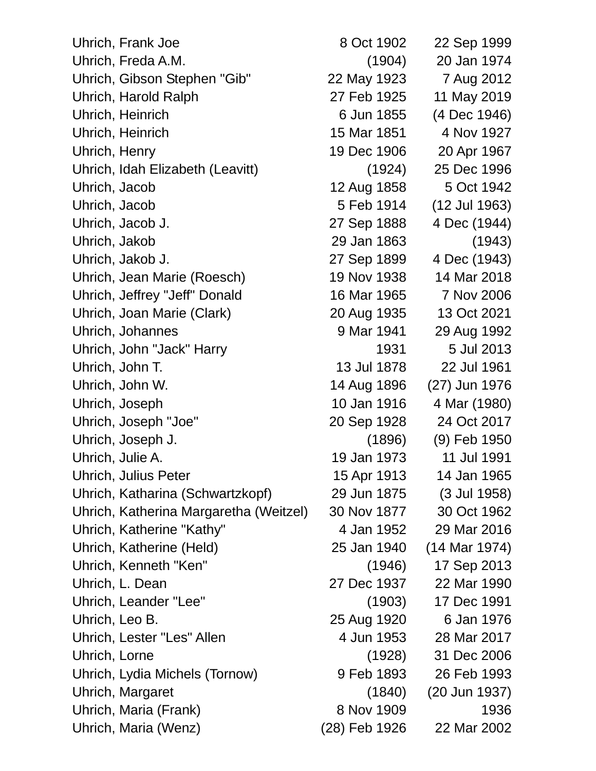| | | |
|---|---|---|
| Uhrich, Frank Joe | 8 Oct 1902 | 22 Sep 1999 |
| Uhrich, Freda A.M. | (1904) | 20 Jan 1974 |
| Uhrich, Gibson Stephen "Gib" | 22 May 1923 | 7 Aug 2012 |
| Uhrich, Harold Ralph | 27 Feb 1925 | 11 May 2019 |
| Uhrich, Heinrich | 6 Jun 1855 | (4 Dec 1946) |
| Uhrich, Heinrich | 15 Mar 1851 | 4 Nov 1927 |
| Uhrich, Henry | 19 Dec 1906 | 20 Apr 1967 |
| Uhrich, Idah Elizabeth (Leavitt) | (1924) | 25 Dec 1996 |
| Uhrich, Jacob | 12 Aug 1858 | 5 Oct 1942 |
| Uhrich, Jacob | 5 Feb 1914 | (12 Jul 1963) |
| Uhrich, Jacob J. | 27 Sep 1888 | 4 Dec (1944) |
| Uhrich, Jakob | 29 Jan 1863 | (1943) |
| Uhrich, Jakob J. | 27 Sep 1899 | 4 Dec (1943) |
| Uhrich, Jean Marie (Roesch) | 19 Nov 1938 | 14 Mar 2018 |
| Uhrich, Jeffrey "Jeff" Donald | 16 Mar 1965 | 7 Nov 2006 |
| Uhrich, Joan Marie (Clark) | 20 Aug 1935 | 13 Oct 2021 |
| Uhrich, Johannes | 9 Mar 1941 | 29 Aug 1992 |
| Uhrich, John "Jack" Harry | 1931 | 5 Jul 2013 |
| Uhrich, John T. | 13 Jul 1878 | 22 Jul 1961 |
| Uhrich, John W. | 14 Aug 1896 | (27) Jun 1976 |
| Uhrich, Joseph | 10 Jan 1916 | 4 Mar (1980) |
| Uhrich, Joseph "Joe" | 20 Sep 1928 | 24 Oct 2017 |
| Uhrich, Joseph J. | (1896) | (9) Feb 1950 |
| Uhrich, Julie A. | 19 Jan 1973 | 11 Jul 1991 |
| Uhrich, Julius Peter | 15 Apr 1913 | 14 Jan 1965 |
| Uhrich, Katharina (Schwartzkopf) | 29 Jun 1875 | (3 Jul 1958) |
| Uhrich, Katherina Margaretha (Weitzel) | 30 Nov 1877 | 30 Oct 1962 |
| Uhrich, Katherine "Kathy" | 4 Jan 1952 | 29 Mar 2016 |
| Uhrich, Katherine (Held) | 25 Jan 1940 | (14 Mar 1974) |
| Uhrich, Kenneth "Ken" | (1946) | 17 Sep 2013 |
| Uhrich, L. Dean | 27 Dec 1937 | 22 Mar 1990 |
| Uhrich, Leander "Lee" | (1903) | 17 Dec 1991 |
| Uhrich, Leo B. | 25 Aug 1920 | 6 Jan 1976 |
| Uhrich, Lester "Les" Allen | 4 Jun 1953 | 28 Mar 2017 |
| Uhrich, Lorne | (1928) | 31 Dec 2006 |
| Uhrich, Lydia Michels (Tornow) | 9 Feb 1893 | 26 Feb 1993 |
| Uhrich, Margaret | (1840) | (20 Jun 1937) |
| Uhrich, Maria (Frank) | 8 Nov 1909 | 1936 |
| Uhrich, Maria (Wenz) | (28) Feb 1926 | 22 Mar 2002 |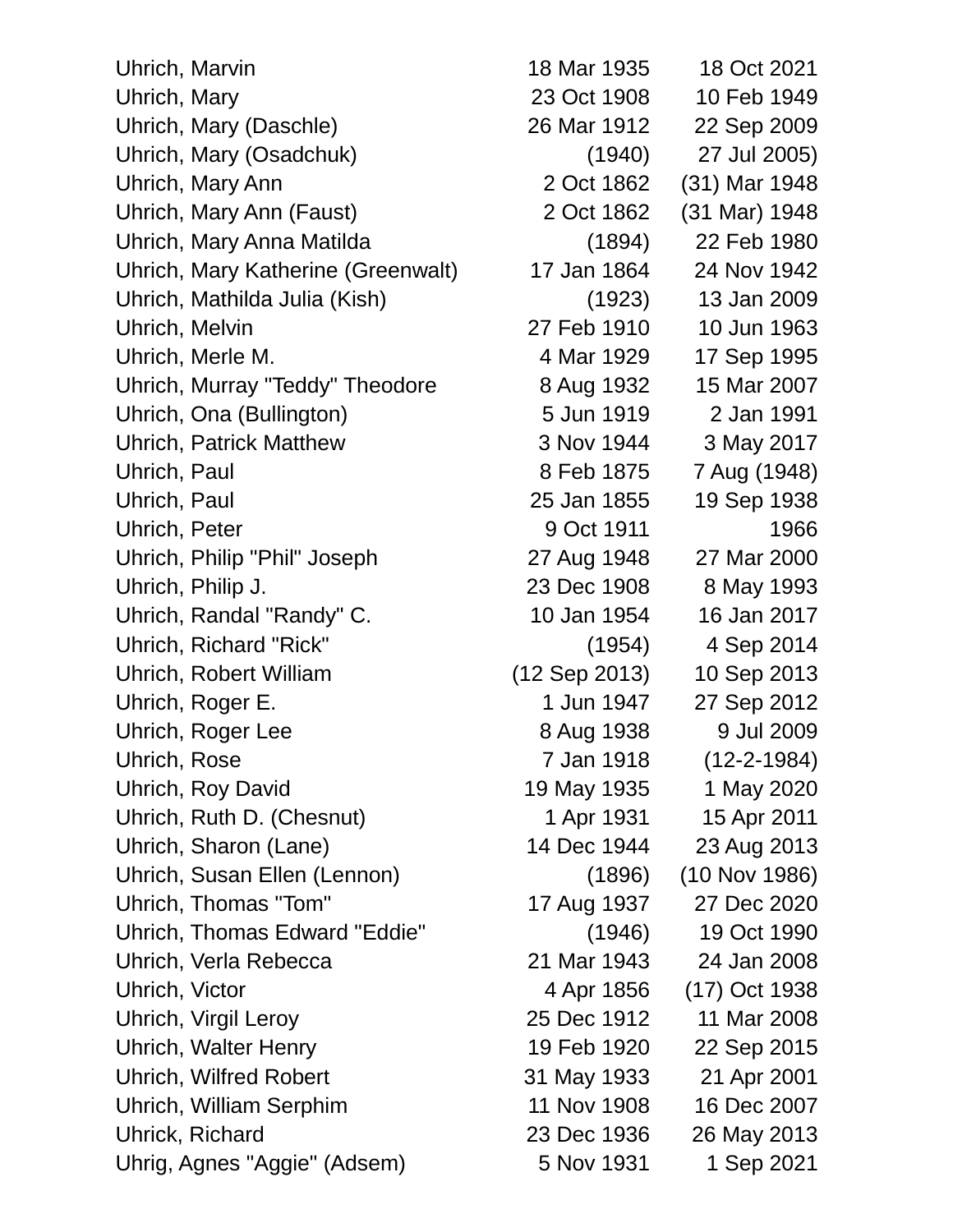| | | |
|---|---|---|
| Uhrich, Marvin | 18 Mar 1935 | 18 Oct 2021 |
| Uhrich, Mary | 23 Oct 1908 | 10 Feb 1949 |
| Uhrich, Mary (Daschle) | 26 Mar 1912 | 22 Sep 2009 |
| Uhrich, Mary (Osadchuk) | (1940) | 27 Jul 2005) |
| Uhrich, Mary Ann | 2 Oct 1862 | (31) Mar 1948 |
| Uhrich, Mary Ann (Faust) | 2 Oct 1862 | (31 Mar) 1948 |
| Uhrich, Mary Anna Matilda | (1894) | 22 Feb 1980 |
| Uhrich, Mary Katherine (Greenwalt) | 17 Jan 1864 | 24 Nov 1942 |
| Uhrich, Mathilda Julia (Kish) | (1923) | 13 Jan 2009 |
| Uhrich, Melvin | 27 Feb 1910 | 10 Jun 1963 |
| Uhrich, Merle M. | 4 Mar 1929 | 17 Sep 1995 |
| Uhrich, Murray "Teddy" Theodore | 8 Aug 1932 | 15 Mar 2007 |
| Uhrich, Ona (Bullington) | 5 Jun 1919 | 2 Jan 1991 |
| Uhrich, Patrick Matthew | 3 Nov 1944 | 3 May 2017 |
| Uhrich, Paul | 8 Feb 1875 | 7 Aug (1948) |
| Uhrich, Paul | 25 Jan 1855 | 19 Sep 1938 |
| Uhrich, Peter | 9 Oct 1911 | 1966 |
| Uhrich, Philip "Phil" Joseph | 27 Aug 1948 | 27 Mar 2000 |
| Uhrich, Philip J. | 23 Dec 1908 | 8 May 1993 |
| Uhrich, Randal "Randy" C. | 10 Jan 1954 | 16 Jan 2017 |
| Uhrich, Richard "Rick" | (1954) | 4 Sep 2014 |
| Uhrich, Robert William | (12 Sep 2013) | 10 Sep 2013 |
| Uhrich, Roger E. | 1 Jun 1947 | 27 Sep 2012 |
| Uhrich, Roger Lee | 8 Aug 1938 | 9 Jul 2009 |
| Uhrich, Rose | 7 Jan 1918 | (12-2-1984) |
| Uhrich, Roy David | 19 May 1935 | 1 May 2020 |
| Uhrich, Ruth D. (Chesnut) | 1 Apr 1931 | 15 Apr 2011 |
| Uhrich, Sharon (Lane) | 14 Dec 1944 | 23 Aug 2013 |
| Uhrich, Susan Ellen (Lennon) | (1896) | (10 Nov 1986) |
| Uhrich, Thomas "Tom" | 17 Aug 1937 | 27 Dec 2020 |
| Uhrich, Thomas Edward "Eddie" | (1946) | 19 Oct 1990 |
| Uhrich, Verla Rebecca | 21 Mar 1943 | 24 Jan 2008 |
| Uhrich, Victor | 4 Apr 1856 | (17) Oct 1938 |
| Uhrich, Virgil Leroy | 25 Dec 1912 | 11 Mar 2008 |
| Uhrich, Walter Henry | 19 Feb 1920 | 22 Sep 2015 |
| Uhrich, Wilfred Robert | 31 May 1933 | 21 Apr 2001 |
| Uhrich, William Serphim | 11 Nov 1908 | 16 Dec 2007 |
| Uhrick, Richard | 23 Dec 1936 | 26 May 2013 |
| Uhrig, Agnes "Aggie" (Adsem) | 5 Nov 1931 | 1 Sep 2021 |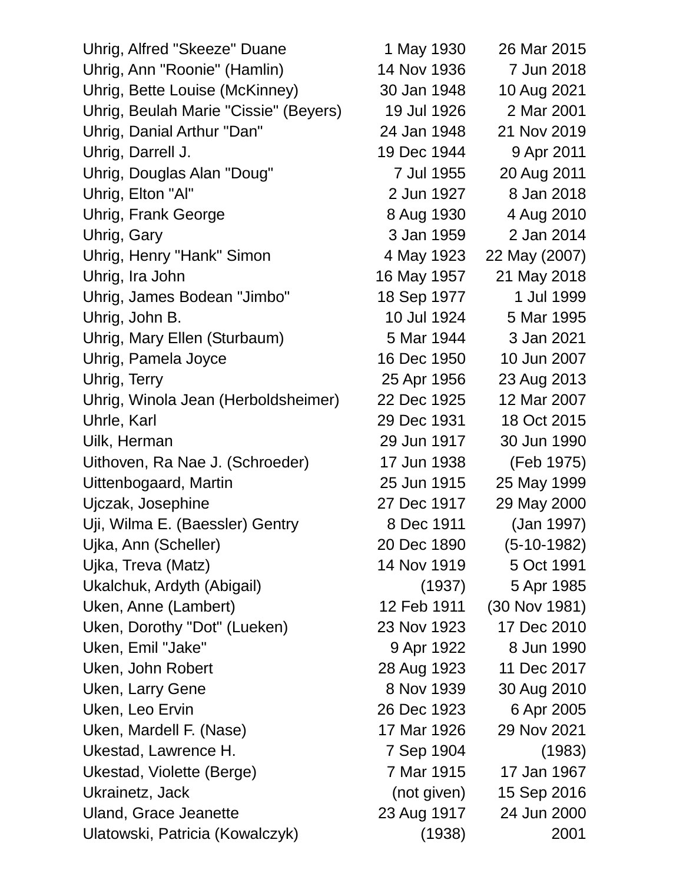| | | |
|---|---|---|
| Uhrig, Alfred "Skeeze" Duane | 1 May 1930 | 26 Mar 2015 |
| Uhrig, Ann "Roonie" (Hamlin) | 14 Nov 1936 | 7 Jun 2018 |
| Uhrig, Bette Louise (McKinney) | 30 Jan 1948 | 10 Aug 2021 |
| Uhrig, Beulah Marie "Cissie" (Beyers) | 19 Jul 1926 | 2 Mar 2001 |
| Uhrig, Danial Arthur "Dan" | 24 Jan 1948 | 21 Nov 2019 |
| Uhrig, Darrell J. | 19 Dec 1944 | 9 Apr 2011 |
| Uhrig, Douglas Alan "Doug" | 7 Jul 1955 | 20 Aug 2011 |
| Uhrig, Elton "Al" | 2 Jun 1927 | 8 Jan 2018 |
| Uhrig, Frank George | 8 Aug 1930 | 4 Aug 2010 |
| Uhrig, Gary | 3 Jan 1959 | 2 Jan 2014 |
| Uhrig, Henry "Hank" Simon | 4 May 1923 | 22 May (2007) |
| Uhrig, Ira John | 16 May 1957 | 21 May 2018 |
| Uhrig, James Bodean "Jimbo" | 18 Sep 1977 | 1 Jul 1999 |
| Uhrig, John B. | 10 Jul 1924 | 5 Mar 1995 |
| Uhrig, Mary Ellen (Sturbaum) | 5 Mar 1944 | 3 Jan 2021 |
| Uhrig, Pamela Joyce | 16 Dec 1950 | 10 Jun 2007 |
| Uhrig, Terry | 25 Apr 1956 | 23 Aug 2013 |
| Uhrig, Winola Jean (Herboldsheimer) | 22 Dec 1925 | 12 Mar 2007 |
| Uhrle, Karl | 29 Dec 1931 | 18 Oct 2015 |
| Uilk, Herman | 29 Jun 1917 | 30 Jun 1990 |
| Uithoven, Ra Nae J. (Schroeder) | 17 Jun 1938 | (Feb 1975) |
| Uittenbogaard, Martin | 25 Jun 1915 | 25 May 1999 |
| Ujczak, Josephine | 27 Dec 1917 | 29 May 2000 |
| Uji, Wilma E. (Baessler) Gentry | 8 Dec 1911 | (Jan 1997) |
| Ujka, Ann (Scheller) | 20 Dec 1890 | (5-10-1982) |
| Ujka, Treva (Matz) | 14 Nov 1919 | 5 Oct 1991 |
| Ukalchuk, Ardyth (Abigail) | (1937) | 5 Apr 1985 |
| Uken, Anne (Lambert) | 12 Feb 1911 | (30 Nov 1981) |
| Uken, Dorothy "Dot" (Lueken) | 23 Nov 1923 | 17 Dec 2010 |
| Uken, Emil "Jake" | 9 Apr 1922 | 8 Jun 1990 |
| Uken, John Robert | 28 Aug 1923 | 11 Dec 2017 |
| Uken, Larry Gene | 8 Nov 1939 | 30 Aug 2010 |
| Uken, Leo Ervin | 26 Dec 1923 | 6 Apr 2005 |
| Uken, Mardell F. (Nase) | 17 Mar 1926 | 29 Nov 2021 |
| Ukestad, Lawrence H. | 7 Sep 1904 | (1983) |
| Ukestad, Violette (Berge) | 7 Mar 1915 | 17 Jan 1967 |
| Ukrainetz, Jack | (not given) | 15 Sep 2016 |
| Uland, Grace Jeanette | 23 Aug 1917 | 24 Jun 2000 |
| Ulatowski, Patricia (Kowalczyk) | (1938) | 2001 |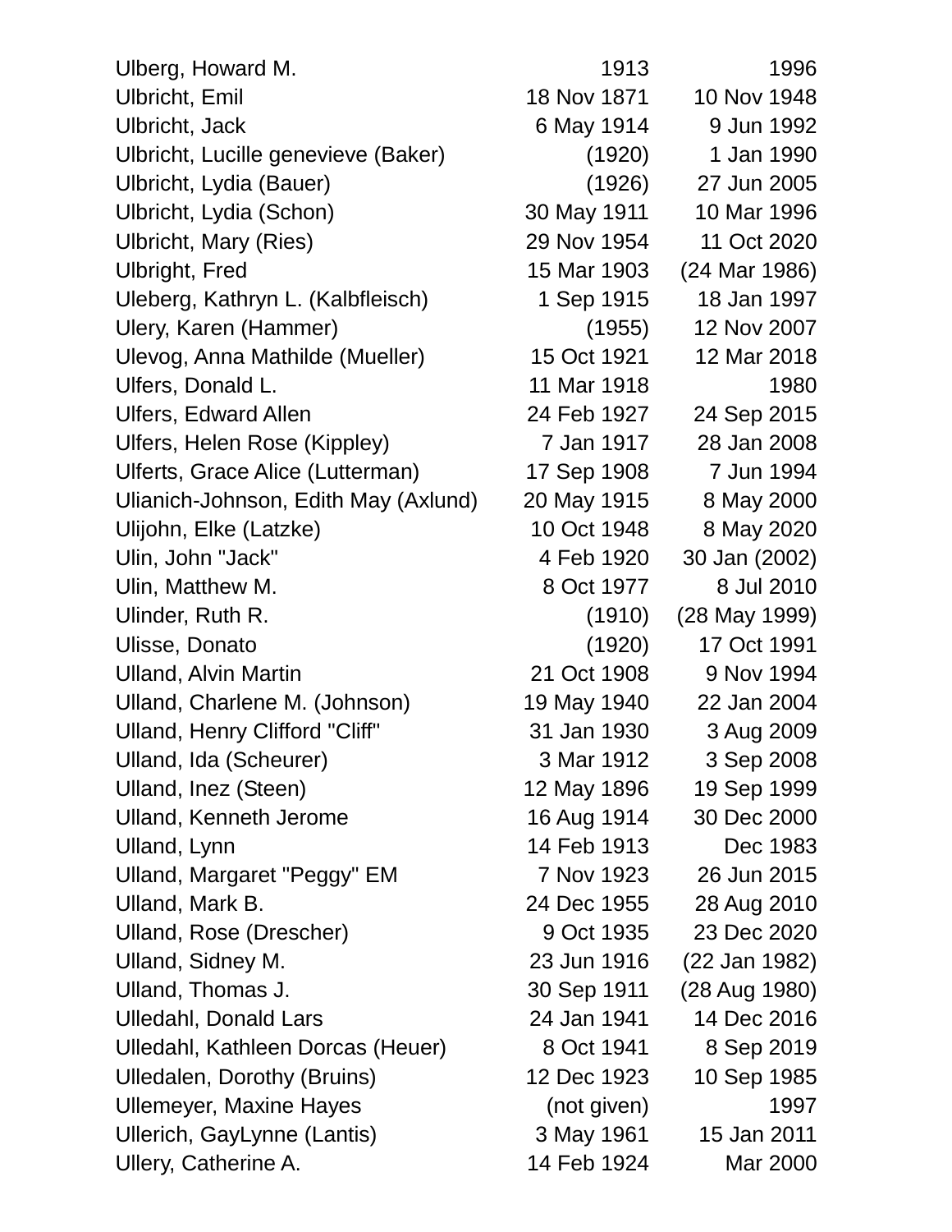| | | |
|---|---|---|
| Ulberg, Howard M. | 1913 | 1996 |
| Ulbricht, Emil | 18 Nov 1871 | 10 Nov 1948 |
| Ulbricht, Jack | 6 May 1914 | 9 Jun 1992 |
| Ulbricht, Lucille genevieve (Baker) | (1920) | 1 Jan 1990 |
| Ulbricht, Lydia (Bauer) | (1926) | 27 Jun 2005 |
| Ulbricht, Lydia (Schon) | 30 May 1911 | 10 Mar 1996 |
| Ulbricht, Mary (Ries) | 29 Nov 1954 | 11 Oct 2020 |
| Ulbright, Fred | 15 Mar 1903 | (24 Mar 1986) |
| Uleberg, Kathryn L. (Kalbfleisch) | 1 Sep 1915 | 18 Jan 1997 |
| Ulery, Karen (Hammer) | (1955) | 12 Nov 2007 |
| Ulevog, Anna Mathilde (Mueller) | 15 Oct 1921 | 12 Mar 2018 |
| Ulfers, Donald L. | 11 Mar 1918 | 1980 |
| Ulfers, Edward Allen | 24 Feb 1927 | 24 Sep 2015 |
| Ulfers, Helen Rose (Kippley) | 7 Jan 1917 | 28 Jan 2008 |
| Ulferts, Grace Alice (Lutterman) | 17 Sep 1908 | 7 Jun 1994 |
| Ulianich-Johnson, Edith May (Axlund) | 20 May 1915 | 8 May 2000 |
| Ulijohn, Elke (Latzke) | 10 Oct 1948 | 8 May 2020 |
| Ulin, John "Jack" | 4 Feb 1920 | 30 Jan (2002) |
| Ulin, Matthew M. | 8 Oct 1977 | 8 Jul 2010 |
| Ulinder, Ruth R. | (1910) | (28 May 1999) |
| Ulisse, Donato | (1920) | 17 Oct 1991 |
| Ulland, Alvin Martin | 21 Oct 1908 | 9 Nov 1994 |
| Ulland, Charlene M. (Johnson) | 19 May 1940 | 22 Jan 2004 |
| Ulland, Henry Clifford "Cliff" | 31 Jan 1930 | 3 Aug 2009 |
| Ulland, Ida (Scheurer) | 3 Mar 1912 | 3 Sep 2008 |
| Ulland, Inez (Steen) | 12 May 1896 | 19 Sep 1999 |
| Ulland, Kenneth Jerome | 16 Aug 1914 | 30 Dec 2000 |
| Ulland, Lynn | 14 Feb 1913 | Dec 1983 |
| Ulland, Margaret "Peggy" EM | 7 Nov 1923 | 26 Jun 2015 |
| Ulland, Mark B. | 24 Dec 1955 | 28 Aug 2010 |
| Ulland, Rose (Drescher) | 9 Oct 1935 | 23 Dec 2020 |
| Ulland, Sidney M. | 23 Jun 1916 | (22 Jan 1982) |
| Ulland, Thomas J. | 30 Sep 1911 | (28 Aug 1980) |
| Ulledahl, Donald Lars | 24 Jan 1941 | 14 Dec 2016 |
| Ulledahl, Kathleen Dorcas (Heuer) | 8 Oct 1941 | 8 Sep 2019 |
| Ulledalen, Dorothy (Bruins) | 12 Dec 1923 | 10 Sep 1985 |
| Ullemeyer, Maxine Hayes | (not given) | 1997 |
| Ullerich, GayLynne (Lantis) | 3 May 1961 | 15 Jan 2011 |
| Ullery, Catherine A. | 14 Feb 1924 | Mar 2000 |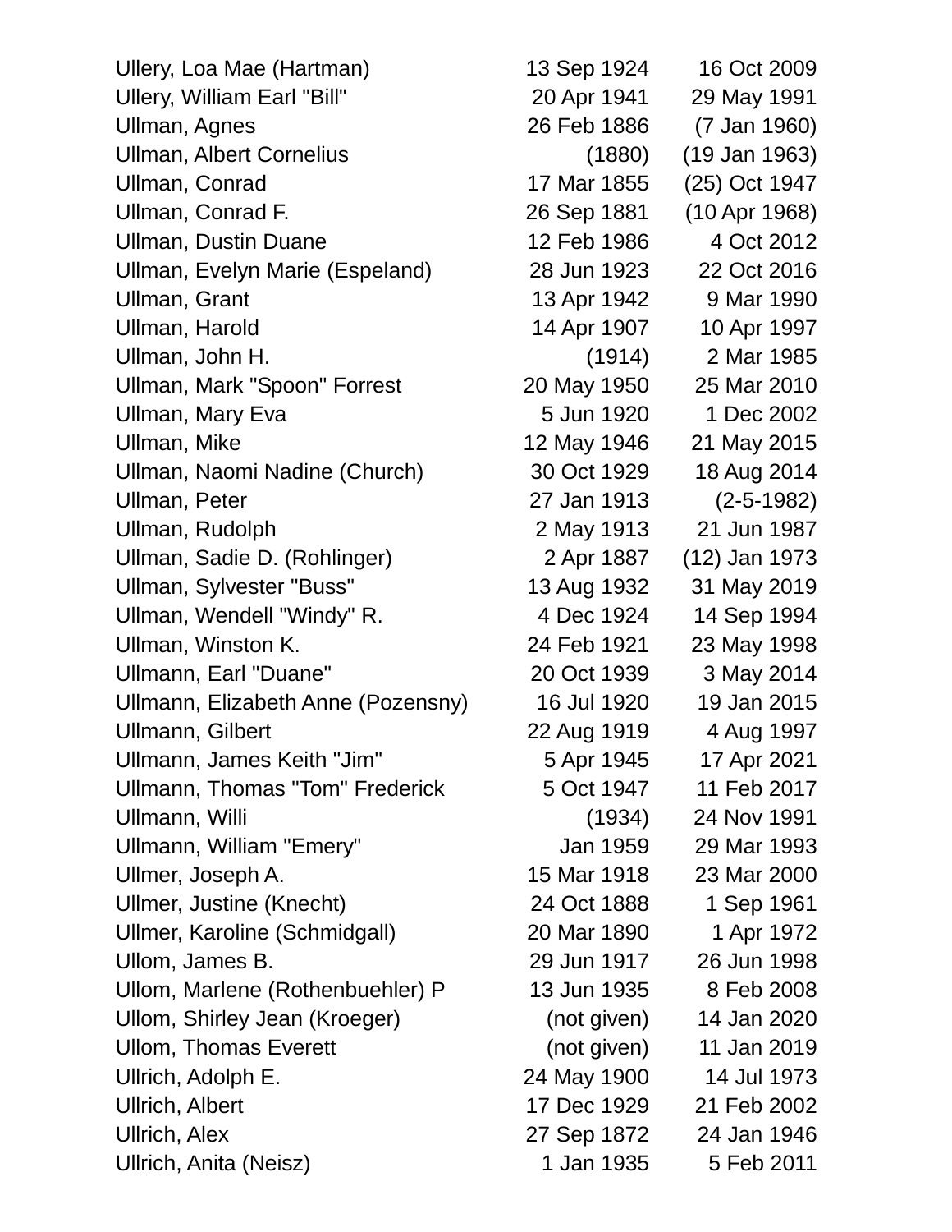| | | |
|---|---|---|
| Ullery, Loa Mae (Hartman) | 13 Sep 1924 | 16 Oct 2009 |
| Ullery, William Earl "Bill" | 20 Apr 1941 | 29 May 1991 |
| Ullman, Agnes | 26 Feb 1886 | (7 Jan 1960) |
| Ullman, Albert Cornelius | (1880) | (19 Jan 1963) |
| Ullman, Conrad | 17 Mar 1855 | (25) Oct 1947 |
| Ullman, Conrad F. | 26 Sep 1881 | (10 Apr 1968) |
| Ullman, Dustin Duane | 12 Feb 1986 | 4 Oct 2012 |
| Ullman, Evelyn Marie (Espeland) | 28 Jun 1923 | 22 Oct 2016 |
| Ullman, Grant | 13 Apr 1942 | 9 Mar 1990 |
| Ullman, Harold | 14 Apr 1907 | 10 Apr 1997 |
| Ullman, John H. | (1914) | 2 Mar 1985 |
| Ullman, Mark "Spoon" Forrest | 20 May 1950 | 25 Mar 2010 |
| Ullman, Mary Eva | 5 Jun 1920 | 1 Dec 2002 |
| Ullman, Mike | 12 May 1946 | 21 May 2015 |
| Ullman, Naomi Nadine (Church) | 30 Oct 1929 | 18 Aug 2014 |
| Ullman, Peter | 27 Jan 1913 | (2-5-1982) |
| Ullman, Rudolph | 2 May 1913 | 21 Jun 1987 |
| Ullman, Sadie D. (Rohlinger) | 2 Apr 1887 | (12) Jan 1973 |
| Ullman, Sylvester "Buss" | 13 Aug 1932 | 31 May 2019 |
| Ullman, Wendell "Windy" R. | 4 Dec 1924 | 14 Sep 1994 |
| Ullman, Winston K. | 24 Feb 1921 | 23 May 1998 |
| Ullmann, Earl "Duane" | 20 Oct 1939 | 3 May 2014 |
| Ullmann, Elizabeth Anne (Pozensny) | 16 Jul 1920 | 19 Jan 2015 |
| Ullmann, Gilbert | 22 Aug 1919 | 4 Aug 1997 |
| Ullmann, James Keith "Jim" | 5 Apr 1945 | 17 Apr 2021 |
| Ullmann, Thomas "Tom" Frederick | 5 Oct 1947 | 11 Feb 2017 |
| Ullmann, Willi | (1934) | 24 Nov 1991 |
| Ullmann, William "Emery" | Jan 1959 | 29 Mar 1993 |
| Ullmer, Joseph A. | 15 Mar 1918 | 23 Mar 2000 |
| Ullmer, Justine (Knecht) | 24 Oct 1888 | 1 Sep 1961 |
| Ullmer, Karoline (Schmidgall) | 20 Mar 1890 | 1 Apr 1972 |
| Ullom, James B. | 29 Jun 1917 | 26 Jun 1998 |
| Ullom, Marlene (Rothenbuehler) P | 13 Jun 1935 | 8 Feb 2008 |
| Ullom, Shirley Jean (Kroeger) | (not given) | 14 Jan 2020 |
| Ullom, Thomas Everett | (not given) | 11 Jan 2019 |
| Ullrich, Adolph E. | 24 May 1900 | 14 Jul 1973 |
| Ullrich, Albert | 17 Dec 1929 | 21 Feb 2002 |
| Ullrich, Alex | 27 Sep 1872 | 24 Jan 1946 |
| Ullrich, Anita (Neisz) | 1 Jan 1935 | 5 Feb 2011 |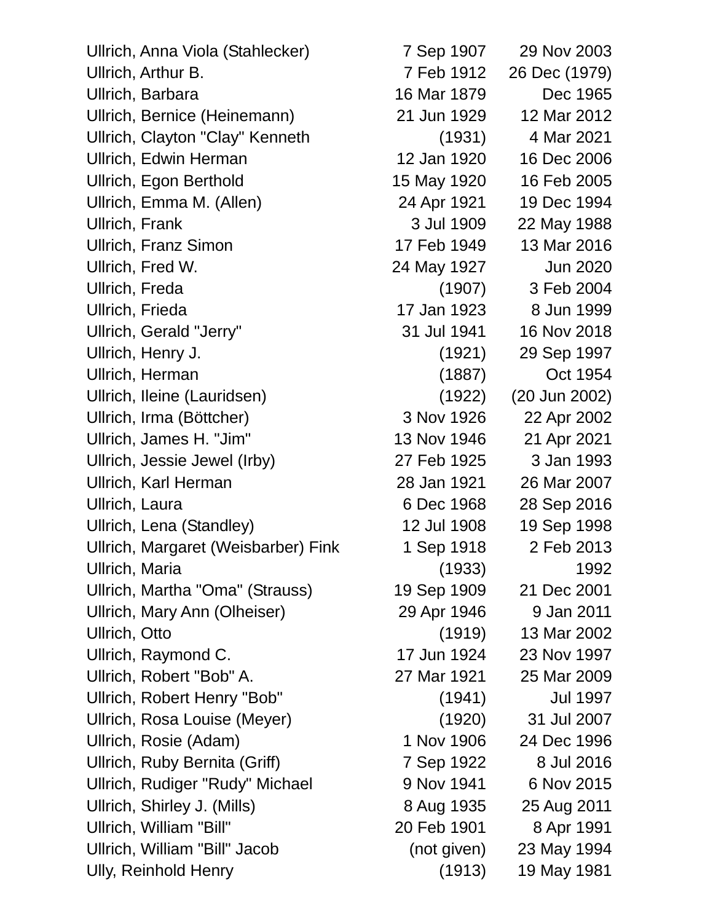| | | |
|---|---|---|
| Ullrich, Anna Viola (Stahlecker) | 7 Sep 1907 | 29 Nov 2003 |
| Ullrich, Arthur B. | 7 Feb 1912 | 26 Dec (1979) |
| Ullrich, Barbara | 16 Mar 1879 | Dec 1965 |
| Ullrich, Bernice (Heinemann) | 21 Jun 1929 | 12 Mar 2012 |
| Ullrich, Clayton "Clay" Kenneth | (1931) | 4 Mar 2021 |
| Ullrich, Edwin Herman | 12 Jan 1920 | 16 Dec 2006 |
| Ullrich, Egon Berthold | 15 May 1920 | 16 Feb 2005 |
| Ullrich, Emma M. (Allen) | 24 Apr 1921 | 19 Dec 1994 |
| Ullrich, Frank | 3 Jul 1909 | 22 May 1988 |
| Ullrich, Franz Simon | 17 Feb 1949 | 13 Mar 2016 |
| Ullrich, Fred W. | 24 May 1927 | Jun 2020 |
| Ullrich, Freda | (1907) | 3 Feb 2004 |
| Ullrich, Frieda | 17 Jan 1923 | 8 Jun 1999 |
| Ullrich, Gerald "Jerry" | 31 Jul 1941 | 16 Nov 2018 |
| Ullrich, Henry J. | (1921) | 29 Sep 1997 |
| Ullrich, Herman | (1887) | Oct 1954 |
| Ullrich, Ileine (Lauridsen) | (1922) | (20 Jun 2002) |
| Ullrich, Irma (Böttcher) | 3 Nov 1926 | 22 Apr 2002 |
| Ullrich, James H. "Jim" | 13 Nov 1946 | 21 Apr 2021 |
| Ullrich, Jessie Jewel (Irby) | 27 Feb 1925 | 3 Jan 1993 |
| Ullrich, Karl Herman | 28 Jan 1921 | 26 Mar 2007 |
| Ullrich, Laura | 6 Dec 1968 | 28 Sep 2016 |
| Ullrich, Lena (Standley) | 12 Jul 1908 | 19 Sep 1998 |
| Ullrich, Margaret (Weisbarber) Fink | 1 Sep 1918 | 2 Feb 2013 |
| Ullrich, Maria | (1933) | 1992 |
| Ullrich, Martha "Oma" (Strauss) | 19 Sep 1909 | 21 Dec 2001 |
| Ullrich, Mary Ann (Olheiser) | 29 Apr 1946 | 9 Jan 2011 |
| Ullrich, Otto | (1919) | 13 Mar 2002 |
| Ullrich, Raymond C. | 17 Jun 1924 | 23 Nov 1997 |
| Ullrich, Robert "Bob" A. | 27 Mar 1921 | 25 Mar 2009 |
| Ullrich, Robert Henry "Bob" | (1941) | Jul 1997 |
| Ullrich, Rosa Louise (Meyer) | (1920) | 31 Jul 2007 |
| Ullrich, Rosie (Adam) | 1 Nov 1906 | 24 Dec 1996 |
| Ullrich, Ruby Bernita (Griff) | 7 Sep 1922 | 8 Jul 2016 |
| Ullrich, Rudiger "Rudy" Michael | 9 Nov 1941 | 6 Nov 2015 |
| Ullrich, Shirley J. (Mills) | 8 Aug 1935 | 25 Aug 2011 |
| Ullrich, William "Bill" | 20 Feb 1901 | 8 Apr 1991 |
| Ullrich, William "Bill" Jacob | (not given) | 23 May 1994 |
| Ully, Reinhold Henry | (1913) | 19 May 1981 |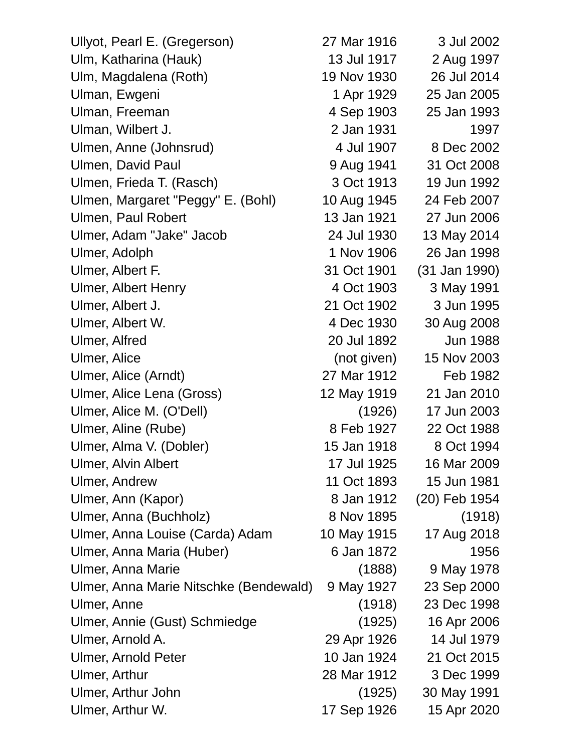| | | |
|---|---|---|
| Ullyot, Pearl E. (Gregerson) | 27 Mar 1916 | 3 Jul 2002 |
| Ulm, Katharina (Hauk) | 13 Jul 1917 | 2 Aug 1997 |
| Ulm, Magdalena (Roth) | 19 Nov 1930 | 26 Jul 2014 |
| Ulman, Ewgeni | 1 Apr 1929 | 25 Jan 2005 |
| Ulman, Freeman | 4 Sep 1903 | 25 Jan 1993 |
| Ulman, Wilbert J. | 2 Jan 1931 | 1997 |
| Ulmen, Anne (Johnsrud) | 4 Jul 1907 | 8 Dec 2002 |
| Ulmen, David Paul | 9 Aug 1941 | 31 Oct 2008 |
| Ulmen, Frieda T. (Rasch) | 3 Oct 1913 | 19 Jun 1992 |
| Ulmen, Margaret "Peggy" E. (Bohl) | 10 Aug 1945 | 24 Feb 2007 |
| Ulmen, Paul Robert | 13 Jan 1921 | 27 Jun 2006 |
| Ulmer, Adam "Jake" Jacob | 24 Jul 1930 | 13 May 2014 |
| Ulmer, Adolph | 1 Nov 1906 | 26 Jan 1998 |
| Ulmer, Albert F. | 31 Oct 1901 | (31 Jan 1990) |
| Ulmer, Albert Henry | 4 Oct 1903 | 3 May 1991 |
| Ulmer, Albert J. | 21 Oct 1902 | 3 Jun 1995 |
| Ulmer, Albert W. | 4 Dec 1930 | 30 Aug 2008 |
| Ulmer, Alfred | 20 Jul 1892 | Jun 1988 |
| Ulmer, Alice | (not given) | 15 Nov 2003 |
| Ulmer, Alice (Arndt) | 27 Mar 1912 | Feb 1982 |
| Ulmer, Alice Lena (Gross) | 12 May 1919 | 21 Jan 2010 |
| Ulmer, Alice M. (O'Dell) | (1926) | 17 Jun 2003 |
| Ulmer, Aline (Rube) | 8 Feb 1927 | 22 Oct 1988 |
| Ulmer, Alma V. (Dobler) | 15 Jan 1918 | 8 Oct 1994 |
| Ulmer, Alvin Albert | 17 Jul 1925 | 16 Mar 2009 |
| Ulmer, Andrew | 11 Oct 1893 | 15 Jun 1981 |
| Ulmer, Ann (Kapor) | 8 Jan 1912 | (20) Feb 1954 |
| Ulmer, Anna (Buchholz) | 8 Nov 1895 | (1918) |
| Ulmer, Anna Louise (Carda) Adam | 10 May 1915 | 17 Aug 2018 |
| Ulmer, Anna Maria (Huber) | 6 Jan 1872 | 1956 |
| Ulmer, Anna Marie | (1888) | 9 May 1978 |
| Ulmer, Anna Marie Nitschke (Bendewald) | 9 May 1927 | 23 Sep 2000 |
| Ulmer, Anne | (1918) | 23 Dec 1998 |
| Ulmer, Annie (Gust) Schmiedge | (1925) | 16 Apr 2006 |
| Ulmer, Arnold A. | 29 Apr 1926 | 14 Jul 1979 |
| Ulmer, Arnold Peter | 10 Jan 1924 | 21 Oct 2015 |
| Ulmer, Arthur | 28 Mar 1912 | 3 Dec 1999 |
| Ulmer, Arthur John | (1925) | 30 May 1991 |
| Ulmer, Arthur W. | 17 Sep 1926 | 15 Apr 2020 |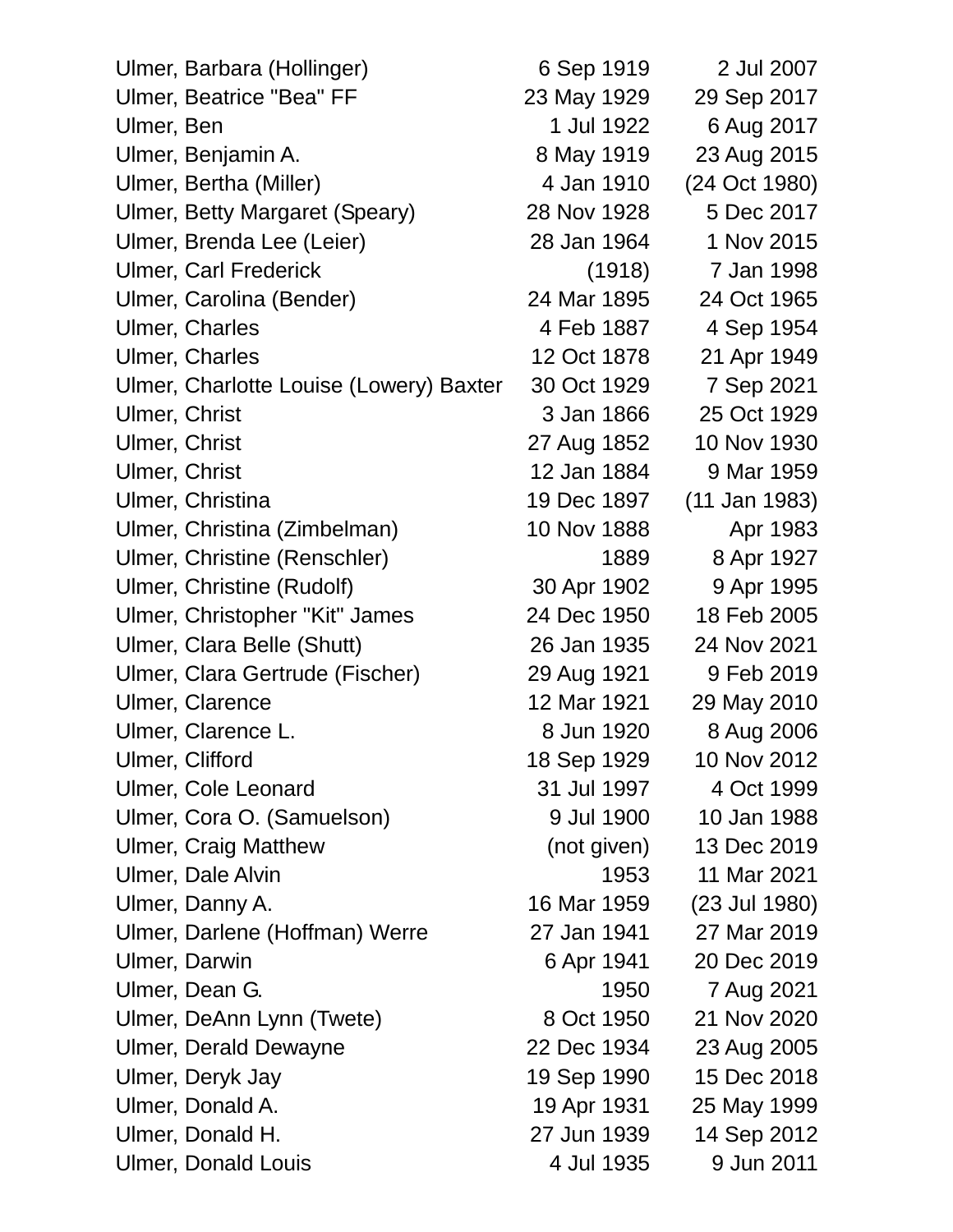| | | |
|---|---|---|
| Ulmer, Barbara (Hollinger) | 6 Sep 1919 | 2 Jul 2007 |
| Ulmer, Beatrice "Bea" FF | 23 May 1929 | 29 Sep 2017 |
| Ulmer, Ben | 1 Jul 1922 | 6 Aug 2017 |
| Ulmer, Benjamin A. | 8 May 1919 | 23 Aug 2015 |
| Ulmer, Bertha (Miller) | 4 Jan 1910 | (24 Oct 1980) |
| Ulmer, Betty Margaret (Speary) | 28 Nov 1928 | 5 Dec 2017 |
| Ulmer, Brenda Lee (Leier) | 28 Jan 1964 | 1 Nov 2015 |
| Ulmer, Carl Frederick | (1918) | 7 Jan 1998 |
| Ulmer, Carolina (Bender) | 24 Mar 1895 | 24 Oct 1965 |
| Ulmer, Charles | 4 Feb 1887 | 4 Sep 1954 |
| Ulmer, Charles | 12 Oct 1878 | 21 Apr 1949 |
| Ulmer, Charlotte Louise (Lowery) Baxter | 30 Oct 1929 | 7 Sep 2021 |
| Ulmer, Christ | 3 Jan 1866 | 25 Oct 1929 |
| Ulmer, Christ | 27 Aug 1852 | 10 Nov 1930 |
| Ulmer, Christ | 12 Jan 1884 | 9 Mar 1959 |
| Ulmer, Christina | 19 Dec 1897 | (11 Jan 1983) |
| Ulmer, Christina (Zimbelman) | 10 Nov 1888 | Apr 1983 |
| Ulmer, Christine (Renschler) | 1889 | 8 Apr 1927 |
| Ulmer, Christine (Rudolf) | 30 Apr 1902 | 9 Apr 1995 |
| Ulmer, Christopher "Kit" James | 24 Dec 1950 | 18 Feb 2005 |
| Ulmer, Clara Belle (Shutt) | 26 Jan 1935 | 24 Nov 2021 |
| Ulmer, Clara Gertrude (Fischer) | 29 Aug 1921 | 9 Feb 2019 |
| Ulmer, Clarence | 12 Mar 1921 | 29 May 2010 |
| Ulmer, Clarence L. | 8 Jun 1920 | 8 Aug 2006 |
| Ulmer, Clifford | 18 Sep 1929 | 10 Nov 2012 |
| Ulmer, Cole Leonard | 31 Jul 1997 | 4 Oct 1999 |
| Ulmer, Cora O. (Samuelson) | 9 Jul 1900 | 10 Jan 1988 |
| Ulmer, Craig Matthew | (not given) | 13 Dec 2019 |
| Ulmer, Dale Alvin | 1953 | 11 Mar 2021 |
| Ulmer, Danny A. | 16 Mar 1959 | (23 Jul 1980) |
| Ulmer, Darlene (Hoffman) Werre | 27 Jan 1941 | 27 Mar 2019 |
| Ulmer, Darwin | 6 Apr 1941 | 20 Dec 2019 |
| Ulmer, Dean G. | 1950 | 7 Aug 2021 |
| Ulmer, DeAnn Lynn (Twete) | 8 Oct 1950 | 21 Nov 2020 |
| Ulmer, Derald Dewayne | 22 Dec 1934 | 23 Aug 2005 |
| Ulmer, Deryk Jay | 19 Sep 1990 | 15 Dec 2018 |
| Ulmer, Donald A. | 19 Apr 1931 | 25 May 1999 |
| Ulmer, Donald H. | 27 Jun 1939 | 14 Sep 2012 |
| Ulmer, Donald Louis | 4 Jul 1935 | 9 Jun 2011 |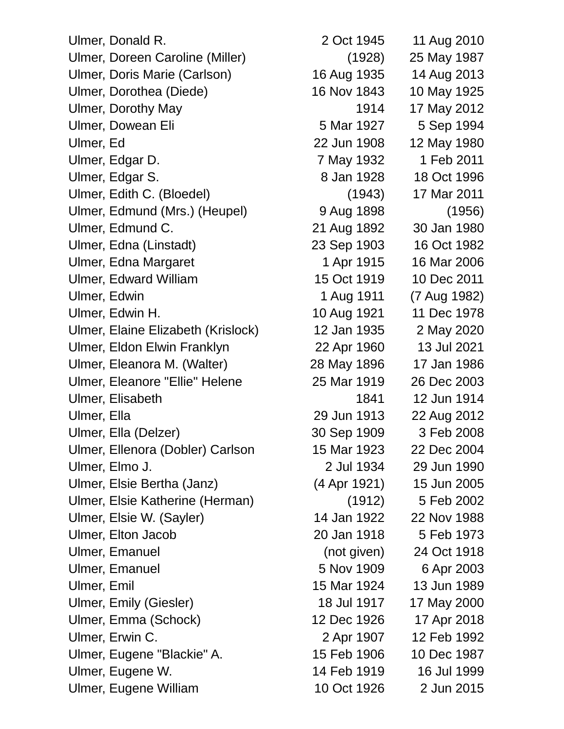| | | |
|---|---|---|
| Ulmer, Donald R. | 2 Oct 1945 | 11 Aug 2010 |
| Ulmer, Doreen Caroline (Miller) | (1928) | 25 May 1987 |
| Ulmer, Doris Marie (Carlson) | 16 Aug 1935 | 14 Aug 2013 |
| Ulmer, Dorothea (Diede) | 16 Nov 1843 | 10 May 1925 |
| Ulmer, Dorothy May | 1914 | 17 May 2012 |
| Ulmer, Dowean Eli | 5 Mar 1927 | 5 Sep 1994 |
| Ulmer, Ed | 22 Jun 1908 | 12 May 1980 |
| Ulmer, Edgar D. | 7 May 1932 | 1 Feb 2011 |
| Ulmer, Edgar S. | 8 Jan 1928 | 18 Oct 1996 |
| Ulmer, Edith C. (Bloedel) | (1943) | 17 Mar 2011 |
| Ulmer, Edmund (Mrs.) (Heupel) | 9 Aug 1898 | (1956) |
| Ulmer, Edmund C. | 21 Aug 1892 | 30 Jan 1980 |
| Ulmer, Edna (Linstadt) | 23 Sep 1903 | 16 Oct 1982 |
| Ulmer, Edna Margaret | 1 Apr 1915 | 16 Mar 2006 |
| Ulmer, Edward William | 15 Oct 1919 | 10 Dec 2011 |
| Ulmer, Edwin | 1 Aug 1911 | (7 Aug 1982) |
| Ulmer, Edwin H. | 10 Aug 1921 | 11 Dec 1978 |
| Ulmer, Elaine Elizabeth (Krislock) | 12 Jan 1935 | 2 May 2020 |
| Ulmer, Eldon Elwin Franklyn | 22 Apr 1960 | 13 Jul 2021 |
| Ulmer, Eleanora M. (Walter) | 28 May 1896 | 17 Jan 1986 |
| Ulmer, Eleanore "Ellie" Helene | 25 Mar 1919 | 26 Dec 2003 |
| Ulmer, Elisabeth | 1841 | 12 Jun 1914 |
| Ulmer, Ella | 29 Jun 1913 | 22 Aug 2012 |
| Ulmer, Ella (Delzer) | 30 Sep 1909 | 3 Feb 2008 |
| Ulmer, Ellenora (Dobler) Carlson | 15 Mar 1923 | 22 Dec 2004 |
| Ulmer, Elmo J. | 2 Jul 1934 | 29 Jun 1990 |
| Ulmer, Elsie Bertha (Janz) | (4 Apr 1921) | 15 Jun 2005 |
| Ulmer, Elsie Katherine (Herman) | (1912) | 5 Feb 2002 |
| Ulmer, Elsie W. (Sayler) | 14 Jan 1922 | 22 Nov 1988 |
| Ulmer, Elton Jacob | 20 Jan 1918 | 5 Feb 1973 |
| Ulmer, Emanuel | (not given) | 24 Oct 1918 |
| Ulmer, Emanuel | 5 Nov 1909 | 6 Apr 2003 |
| Ulmer, Emil | 15 Mar 1924 | 13 Jun 1989 |
| Ulmer, Emily (Giesler) | 18 Jul 1917 | 17 May 2000 |
| Ulmer, Emma (Schock) | 12 Dec 1926 | 17 Apr 2018 |
| Ulmer, Erwin C. | 2 Apr 1907 | 12 Feb 1992 |
| Ulmer, Eugene "Blackie" A. | 15 Feb 1906 | 10 Dec 1987 |
| Ulmer, Eugene W. | 14 Feb 1919 | 16 Jul 1999 |
| Ulmer, Eugene William | 10 Oct 1926 | 2 Jun 2015 |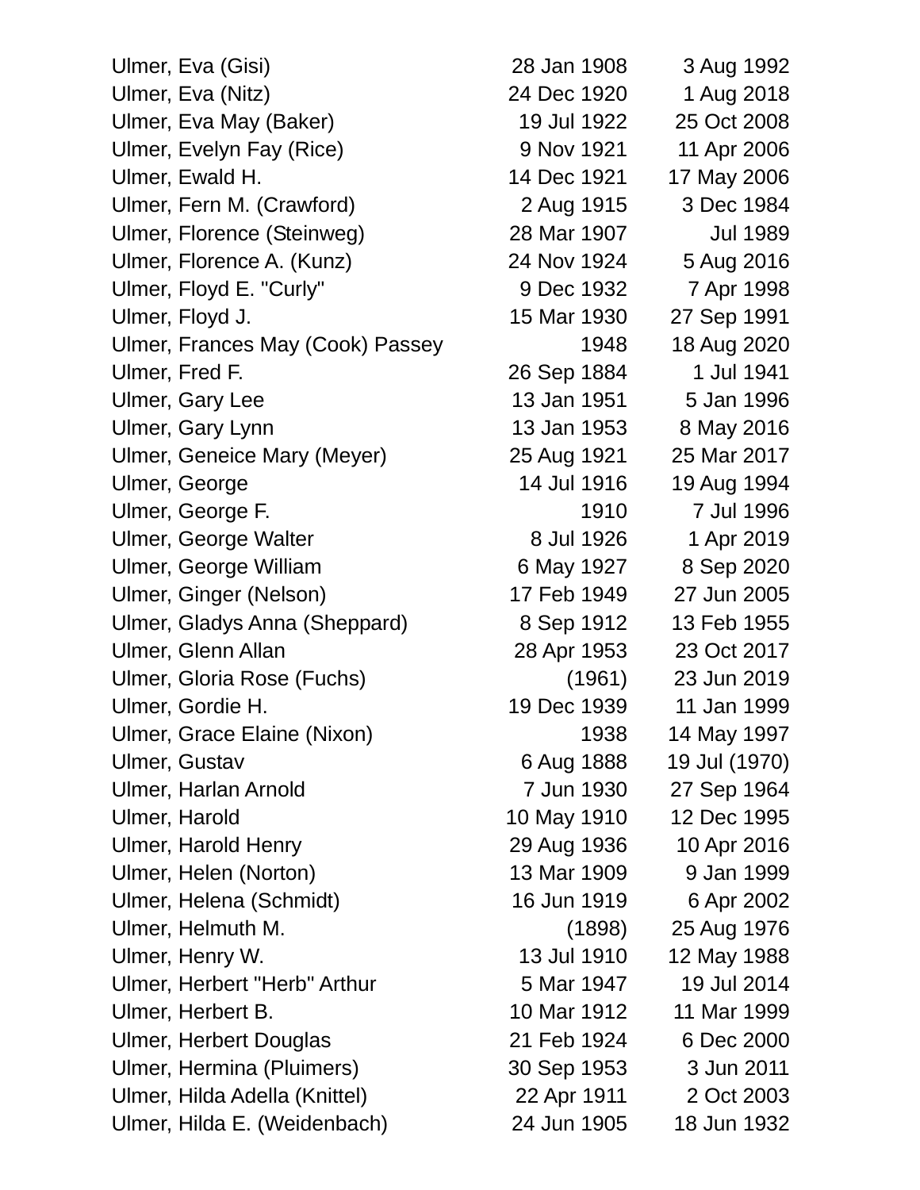| | | |
|---|---|---|
| Ulmer, Eva (Gisi) | 28 Jan 1908 | 3 Aug 1992 |
| Ulmer, Eva (Nitz) | 24 Dec 1920 | 1 Aug 2018 |
| Ulmer, Eva May (Baker) | 19 Jul 1922 | 25 Oct 2008 |
| Ulmer, Evelyn Fay (Rice) | 9 Nov 1921 | 11 Apr 2006 |
| Ulmer, Ewald H. | 14 Dec 1921 | 17 May 2006 |
| Ulmer, Fern M. (Crawford) | 2 Aug 1915 | 3 Dec 1984 |
| Ulmer, Florence (Steinweg) | 28 Mar 1907 | Jul 1989 |
| Ulmer, Florence A. (Kunz) | 24 Nov 1924 | 5 Aug 2016 |
| Ulmer, Floyd E. "Curly" | 9 Dec 1932 | 7 Apr 1998 |
| Ulmer, Floyd J. | 15 Mar 1930 | 27 Sep 1991 |
| Ulmer, Frances May (Cook) Passey | 1948 | 18 Aug 2020 |
| Ulmer, Fred F. | 26 Sep 1884 | 1 Jul 1941 |
| Ulmer, Gary Lee | 13 Jan 1951 | 5 Jan 1996 |
| Ulmer, Gary Lynn | 13 Jan 1953 | 8 May 2016 |
| Ulmer, Geneice Mary (Meyer) | 25 Aug 1921 | 25 Mar 2017 |
| Ulmer, George | 14 Jul 1916 | 19 Aug 1994 |
| Ulmer, George F. | 1910 | 7 Jul 1996 |
| Ulmer, George Walter | 8 Jul 1926 | 1 Apr 2019 |
| Ulmer, George William | 6 May 1927 | 8 Sep 2020 |
| Ulmer, Ginger (Nelson) | 17 Feb 1949 | 27 Jun 2005 |
| Ulmer, Gladys Anna (Sheppard) | 8 Sep 1912 | 13 Feb 1955 |
| Ulmer, Glenn Allan | 28 Apr 1953 | 23 Oct 2017 |
| Ulmer, Gloria Rose (Fuchs) | (1961) | 23 Jun 2019 |
| Ulmer, Gordie H. | 19 Dec 1939 | 11 Jan 1999 |
| Ulmer, Grace Elaine (Nixon) | 1938 | 14 May 1997 |
| Ulmer, Gustav | 6 Aug 1888 | 19 Jul (1970) |
| Ulmer, Harlan Arnold | 7 Jun 1930 | 27 Sep 1964 |
| Ulmer, Harold | 10 May 1910 | 12 Dec 1995 |
| Ulmer, Harold Henry | 29 Aug 1936 | 10 Apr 2016 |
| Ulmer, Helen (Norton) | 13 Mar 1909 | 9 Jan 1999 |
| Ulmer, Helena (Schmidt) | 16 Jun 1919 | 6 Apr 2002 |
| Ulmer, Helmuth M. | (1898) | 25 Aug 1976 |
| Ulmer, Henry W. | 13 Jul 1910 | 12 May 1988 |
| Ulmer, Herbert "Herb" Arthur | 5 Mar 1947 | 19 Jul 2014 |
| Ulmer, Herbert B. | 10 Mar 1912 | 11 Mar 1999 |
| Ulmer, Herbert Douglas | 21 Feb 1924 | 6 Dec 2000 |
| Ulmer, Hermina (Pluimers) | 30 Sep 1953 | 3 Jun 2011 |
| Ulmer, Hilda Adella (Knittel) | 22 Apr 1911 | 2 Oct 2003 |
| Ulmer, Hilda E. (Weidenbach) | 24 Jun 1905 | 18 Jun 1932 |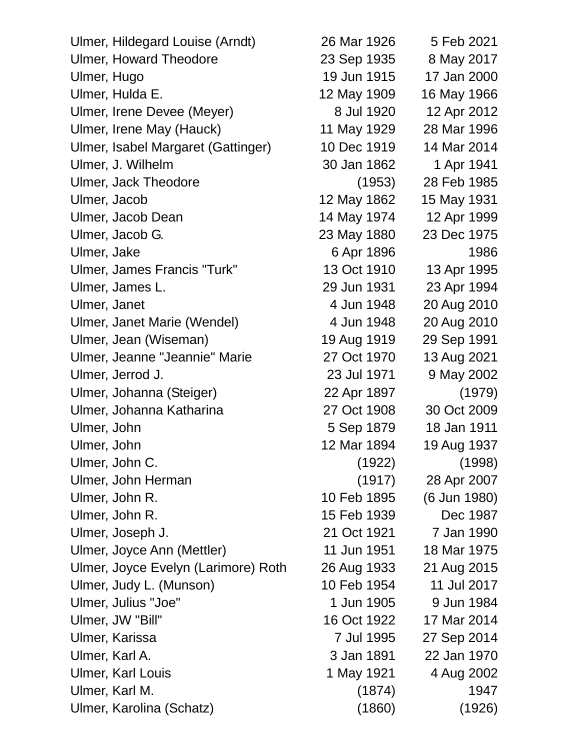| | | |
|---|---|---|
| Ulmer, Hildegard Louise (Arndt) | 26 Mar 1926 | 5 Feb 2021 |
| Ulmer, Howard Theodore | 23 Sep 1935 | 8 May 2017 |
| Ulmer, Hugo | 19 Jun 1915 | 17 Jan 2000 |
| Ulmer, Hulda E. | 12 May 1909 | 16 May 1966 |
| Ulmer, Irene Devee (Meyer) | 8 Jul 1920 | 12 Apr 2012 |
| Ulmer, Irene May (Hauck) | 11 May 1929 | 28 Mar 1996 |
| Ulmer, Isabel Margaret (Gattinger) | 10 Dec 1919 | 14 Mar 2014 |
| Ulmer, J. Wilhelm | 30 Jan 1862 | 1 Apr 1941 |
| Ulmer, Jack Theodore | (1953) | 28 Feb 1985 |
| Ulmer, Jacob | 12 May 1862 | 15 May 1931 |
| Ulmer, Jacob Dean | 14 May 1974 | 12 Apr 1999 |
| Ulmer, Jacob G. | 23 May 1880 | 23 Dec 1975 |
| Ulmer, Jake | 6 Apr 1896 | 1986 |
| Ulmer, James Francis "Turk" | 13 Oct 1910 | 13 Apr 1995 |
| Ulmer, James L. | 29 Jun 1931 | 23 Apr 1994 |
| Ulmer, Janet | 4 Jun 1948 | 20 Aug 2010 |
| Ulmer, Janet Marie (Wendel) | 4 Jun 1948 | 20 Aug 2010 |
| Ulmer, Jean (Wiseman) | 19 Aug 1919 | 29 Sep 1991 |
| Ulmer, Jeanne "Jeannie" Marie | 27 Oct 1970 | 13 Aug 2021 |
| Ulmer, Jerrod J. | 23 Jul 1971 | 9 May 2002 |
| Ulmer, Johanna (Steiger) | 22 Apr 1897 | (1979) |
| Ulmer, Johanna Katharina | 27 Oct 1908 | 30 Oct 2009 |
| Ulmer, John | 5 Sep 1879 | 18 Jan 1911 |
| Ulmer, John | 12 Mar 1894 | 19 Aug 1937 |
| Ulmer, John C. | (1922) | (1998) |
| Ulmer, John Herman | (1917) | 28 Apr 2007 |
| Ulmer, John R. | 10 Feb 1895 | (6 Jun 1980) |
| Ulmer, John R. | 15 Feb 1939 | Dec 1987 |
| Ulmer, Joseph J. | 21 Oct 1921 | 7 Jan 1990 |
| Ulmer, Joyce Ann (Mettler) | 11 Jun 1951 | 18 Mar 1975 |
| Ulmer, Joyce Evelyn (Larimore) Roth | 26 Aug 1933 | 21 Aug 2015 |
| Ulmer, Judy L. (Munson) | 10 Feb 1954 | 11 Jul 2017 |
| Ulmer, Julius "Joe" | 1 Jun 1905 | 9 Jun 1984 |
| Ulmer, JW "Bill" | 16 Oct 1922 | 17 Mar 2014 |
| Ulmer, Karissa | 7 Jul 1995 | 27 Sep 2014 |
| Ulmer, Karl A. | 3 Jan 1891 | 22 Jan 1970 |
| Ulmer, Karl Louis | 1 May 1921 | 4 Aug 2002 |
| Ulmer, Karl M. | (1874) | 1947 |
| Ulmer, Karolina (Schatz) | (1860) | (1926) |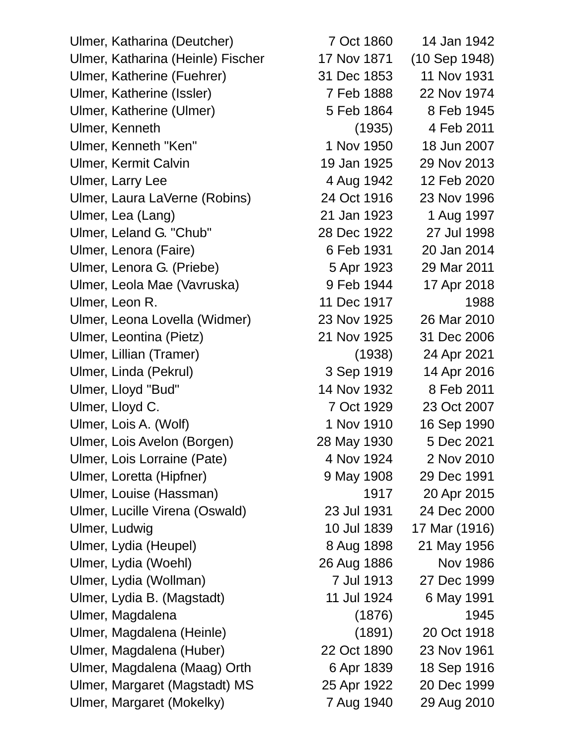| | | |
|---|---|---|
| Ulmer, Katharina (Deutcher) | 7 Oct 1860 | 14 Jan 1942 |
| Ulmer, Katharina (Heinle) Fischer | 17 Nov 1871 | (10 Sep 1948) |
| Ulmer, Katherine (Fuehrer) | 31 Dec 1853 | 11 Nov 1931 |
| Ulmer, Katherine (Issler) | 7 Feb 1888 | 22 Nov 1974 |
| Ulmer, Katherine (Ulmer) | 5 Feb 1864 | 8 Feb 1945 |
| Ulmer, Kenneth | (1935) | 4 Feb 2011 |
| Ulmer, Kenneth "Ken" | 1 Nov 1950 | 18 Jun 2007 |
| Ulmer, Kermit Calvin | 19 Jan 1925 | 29 Nov 2013 |
| Ulmer, Larry Lee | 4 Aug 1942 | 12 Feb 2020 |
| Ulmer, Laura LaVerne (Robins) | 24 Oct 1916 | 23 Nov 1996 |
| Ulmer, Lea (Lang) | 21 Jan 1923 | 1 Aug 1997 |
| Ulmer, Leland G. "Chub" | 28 Dec 1922 | 27 Jul 1998 |
| Ulmer, Lenora (Faire) | 6 Feb 1931 | 20 Jan 2014 |
| Ulmer, Lenora G. (Priebe) | 5 Apr 1923 | 29 Mar 2011 |
| Ulmer, Leola Mae (Vavruska) | 9 Feb 1944 | 17 Apr 2018 |
| Ulmer, Leon R. | 11 Dec 1917 | 1988 |
| Ulmer, Leona Lovella (Widmer) | 23 Nov 1925 | 26 Mar 2010 |
| Ulmer, Leontina (Pietz) | 21 Nov 1925 | 31 Dec 2006 |
| Ulmer, Lillian (Tramer) | (1938) | 24 Apr 2021 |
| Ulmer, Linda (Pekrul) | 3 Sep 1919 | 14 Apr 2016 |
| Ulmer, Lloyd "Bud" | 14 Nov 1932 | 8 Feb 2011 |
| Ulmer, Lloyd C. | 7 Oct 1929 | 23 Oct 2007 |
| Ulmer, Lois A. (Wolf) | 1 Nov 1910 | 16 Sep 1990 |
| Ulmer, Lois Avelon (Borgen) | 28 May 1930 | 5 Dec 2021 |
| Ulmer, Lois Lorraine (Pate) | 4 Nov 1924 | 2 Nov 2010 |
| Ulmer, Loretta (Hipfner) | 9 May 1908 | 29 Dec 1991 |
| Ulmer, Louise (Hassman) | 1917 | 20 Apr 2015 |
| Ulmer, Lucille Virena (Oswald) | 23 Jul 1931 | 24 Dec 2000 |
| Ulmer, Ludwig | 10 Jul 1839 | 17 Mar (1916) |
| Ulmer, Lydia (Heupel) | 8 Aug 1898 | 21 May 1956 |
| Ulmer, Lydia (Woehl) | 26 Aug 1886 | Nov 1986 |
| Ulmer, Lydia (Wollman) | 7 Jul 1913 | 27 Dec 1999 |
| Ulmer, Lydia B. (Magstadt) | 11 Jul 1924 | 6 May 1991 |
| Ulmer, Magdalena | (1876) | 1945 |
| Ulmer, Magdalena (Heinle) | (1891) | 20 Oct 1918 |
| Ulmer, Magdalena (Huber) | 22 Oct 1890 | 23 Nov 1961 |
| Ulmer, Magdalena (Maag) Orth | 6 Apr 1839 | 18 Sep 1916 |
| Ulmer, Margaret (Magstadt) MS | 25 Apr 1922 | 20 Dec 1999 |
| Ulmer, Margaret (Mokelky) | 7 Aug 1940 | 29 Aug 2010 |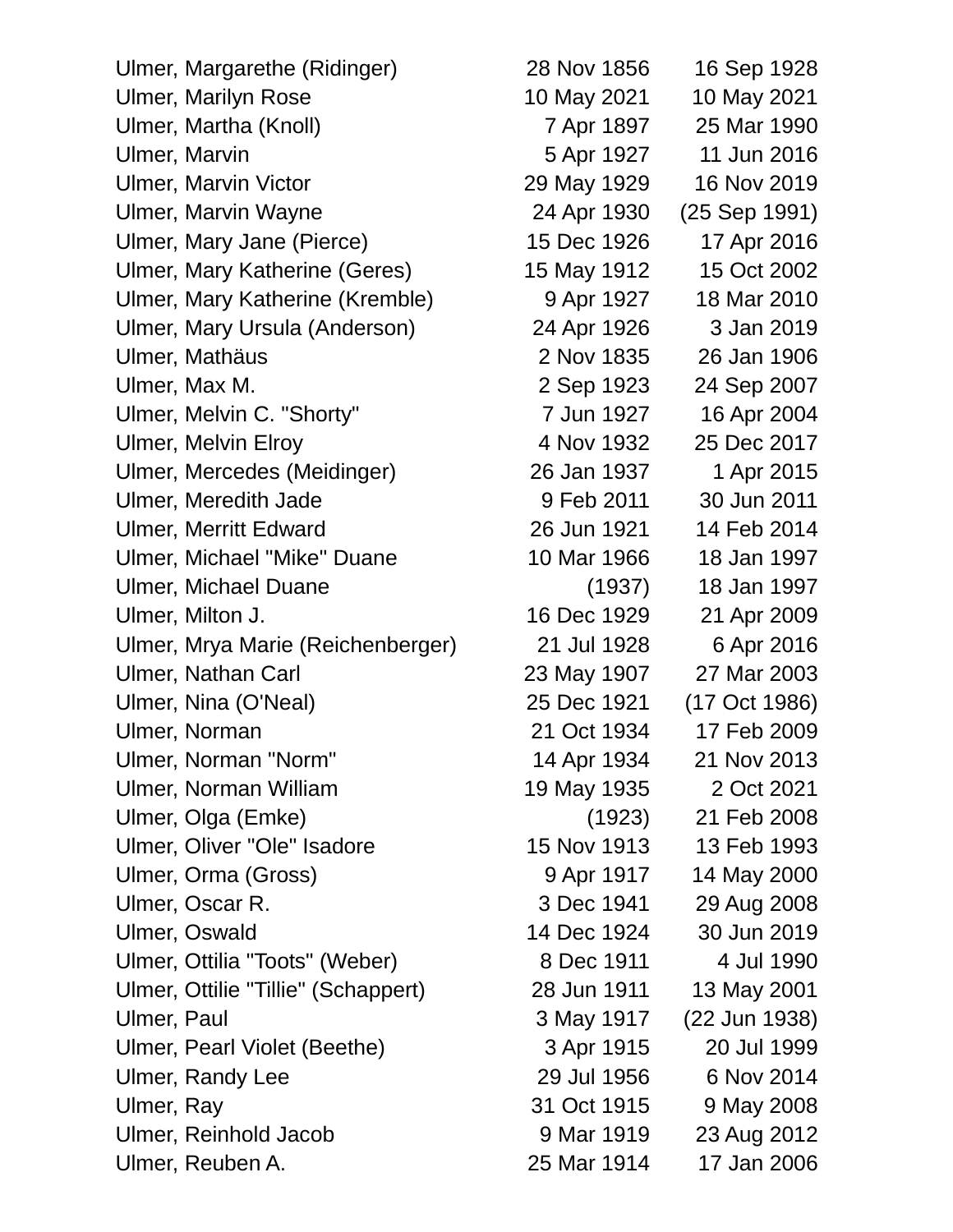| | | |
|---|---|---|
| Ulmer, Margarethe (Ridinger) | 28 Nov 1856 | 16 Sep 1928 |
| Ulmer, Marilyn Rose | 10 May 2021 | 10 May 2021 |
| Ulmer, Martha (Knoll) | 7 Apr 1897 | 25 Mar 1990 |
| Ulmer, Marvin | 5 Apr 1927 | 11 Jun 2016 |
| Ulmer, Marvin Victor | 29 May 1929 | 16 Nov 2019 |
| Ulmer, Marvin Wayne | 24 Apr 1930 | (25 Sep 1991) |
| Ulmer, Mary Jane (Pierce) | 15 Dec 1926 | 17 Apr 2016 |
| Ulmer, Mary Katherine (Geres) | 15 May 1912 | 15 Oct 2002 |
| Ulmer, Mary Katherine (Kremble) | 9 Apr 1927 | 18 Mar 2010 |
| Ulmer, Mary Ursula (Anderson) | 24 Apr 1926 | 3 Jan 2019 |
| Ulmer, Mathäus | 2 Nov 1835 | 26 Jan 1906 |
| Ulmer, Max M. | 2 Sep 1923 | 24 Sep 2007 |
| Ulmer, Melvin C. "Shorty" | 7 Jun 1927 | 16 Apr 2004 |
| Ulmer, Melvin Elroy | 4 Nov 1932 | 25 Dec 2017 |
| Ulmer, Mercedes (Meidinger) | 26 Jan 1937 | 1 Apr 2015 |
| Ulmer, Meredith Jade | 9 Feb 2011 | 30 Jun 2011 |
| Ulmer, Merritt Edward | 26 Jun 1921 | 14 Feb 2014 |
| Ulmer, Michael "Mike" Duane | 10 Mar 1966 | 18 Jan 1997 |
| Ulmer, Michael Duane | (1937) | 18 Jan 1997 |
| Ulmer, Milton J. | 16 Dec 1929 | 21 Apr 2009 |
| Ulmer, Mrya Marie (Reichenberger) | 21 Jul 1928 | 6 Apr 2016 |
| Ulmer, Nathan Carl | 23 May 1907 | 27 Mar 2003 |
| Ulmer, Nina (O'Neal) | 25 Dec 1921 | (17 Oct 1986) |
| Ulmer, Norman | 21 Oct 1934 | 17 Feb 2009 |
| Ulmer, Norman "Norm" | 14 Apr 1934 | 21 Nov 2013 |
| Ulmer, Norman William | 19 May 1935 | 2 Oct 2021 |
| Ulmer, Olga (Emke) | (1923) | 21 Feb 2008 |
| Ulmer, Oliver "Ole" Isadore | 15 Nov 1913 | 13 Feb 1993 |
| Ulmer, Orma (Gross) | 9 Apr 1917 | 14 May 2000 |
| Ulmer, Oscar R. | 3 Dec 1941 | 29 Aug 2008 |
| Ulmer, Oswald | 14 Dec 1924 | 30 Jun 2019 |
| Ulmer, Ottilia "Toots" (Weber) | 8 Dec 1911 | 4 Jul 1990 |
| Ulmer, Ottilie "Tillie" (Schappert) | 28 Jun 1911 | 13 May 2001 |
| Ulmer, Paul | 3 May 1917 | (22 Jun 1938) |
| Ulmer, Pearl Violet (Beethe) | 3 Apr 1915 | 20 Jul 1999 |
| Ulmer, Randy Lee | 29 Jul 1956 | 6 Nov 2014 |
| Ulmer, Ray | 31 Oct 1915 | 9 May 2008 |
| Ulmer, Reinhold Jacob | 9 Mar 1919 | 23 Aug 2012 |
| Ulmer, Reuben A. | 25 Mar 1914 | 17 Jan 2006 |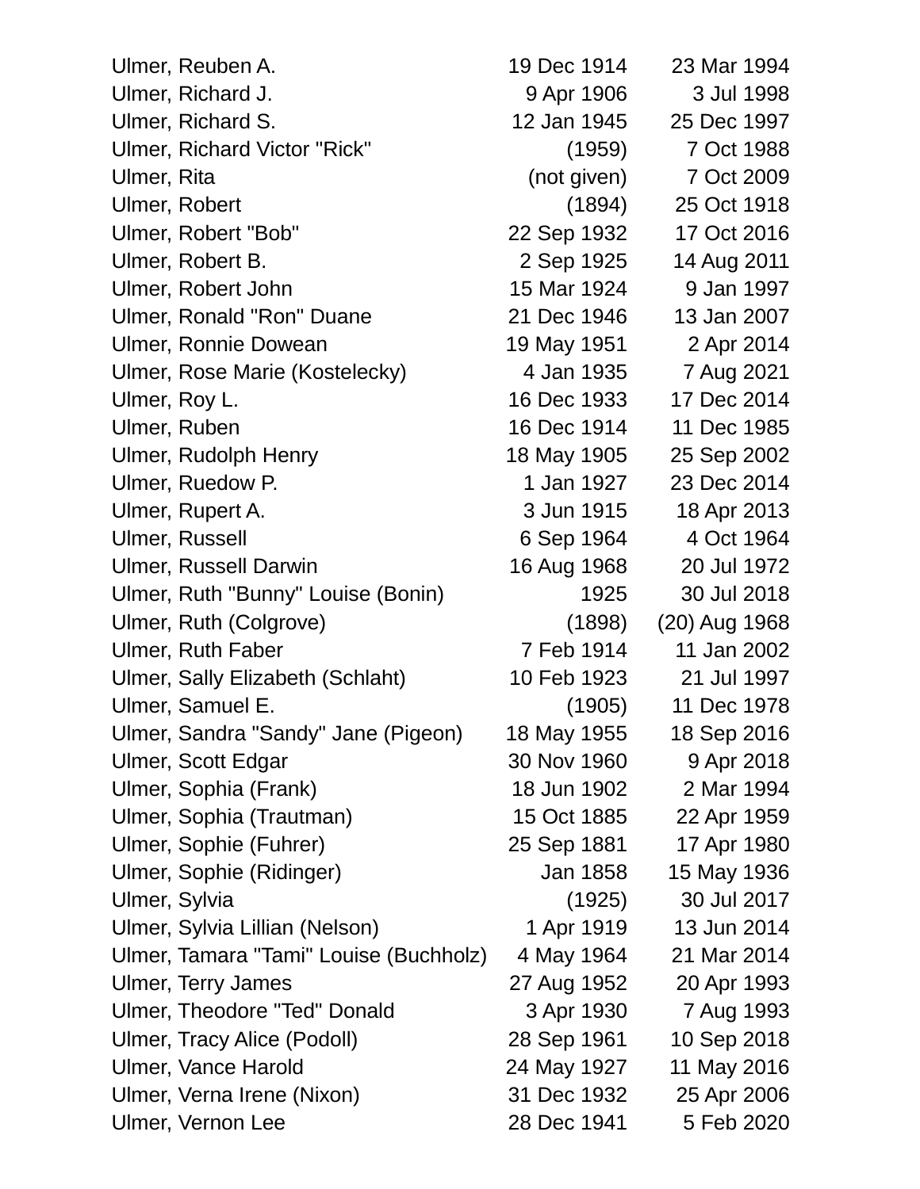| | | |
|---|---|---|
| Ulmer, Reuben A. | 19 Dec 1914 | 23 Mar 1994 |
| Ulmer, Richard J. | 9 Apr 1906 | 3 Jul 1998 |
| Ulmer, Richard S. | 12 Jan 1945 | 25 Dec 1997 |
| Ulmer, Richard Victor "Rick" | (1959) | 7 Oct 1988 |
| Ulmer, Rita | (not given) | 7 Oct 2009 |
| Ulmer, Robert | (1894) | 25 Oct 1918 |
| Ulmer, Robert "Bob" | 22 Sep 1932 | 17 Oct 2016 |
| Ulmer, Robert B. | 2 Sep 1925 | 14 Aug 2011 |
| Ulmer, Robert John | 15 Mar 1924 | 9 Jan 1997 |
| Ulmer, Ronald "Ron" Duane | 21 Dec 1946 | 13 Jan 2007 |
| Ulmer, Ronnie Dowean | 19 May 1951 | 2 Apr 2014 |
| Ulmer, Rose Marie (Kostelecky) | 4 Jan 1935 | 7 Aug 2021 |
| Ulmer, Roy L. | 16 Dec 1933 | 17 Dec 2014 |
| Ulmer, Ruben | 16 Dec 1914 | 11 Dec 1985 |
| Ulmer, Rudolph Henry | 18 May 1905 | 25 Sep 2002 |
| Ulmer, Ruedow P. | 1 Jan 1927 | 23 Dec 2014 |
| Ulmer, Rupert A. | 3 Jun 1915 | 18 Apr 2013 |
| Ulmer, Russell | 6 Sep 1964 | 4 Oct 1964 |
| Ulmer, Russell Darwin | 16 Aug 1968 | 20 Jul 1972 |
| Ulmer, Ruth "Bunny" Louise (Bonin) | 1925 | 30 Jul 2018 |
| Ulmer, Ruth (Colgrove) | (1898) | (20) Aug 1968 |
| Ulmer, Ruth Faber | 7 Feb 1914 | 11 Jan 2002 |
| Ulmer, Sally Elizabeth (Schlaht) | 10 Feb 1923 | 21 Jul 1997 |
| Ulmer, Samuel E. | (1905) | 11 Dec 1978 |
| Ulmer, Sandra "Sandy" Jane (Pigeon) | 18 May 1955 | 18 Sep 2016 |
| Ulmer, Scott Edgar | 30 Nov 1960 | 9 Apr 2018 |
| Ulmer, Sophia (Frank) | 18 Jun 1902 | 2 Mar 1994 |
| Ulmer, Sophia (Trautman) | 15 Oct 1885 | 22 Apr 1959 |
| Ulmer, Sophie (Fuhrer) | 25 Sep 1881 | 17 Apr 1980 |
| Ulmer, Sophie (Ridinger) | Jan 1858 | 15 May 1936 |
| Ulmer, Sylvia | (1925) | 30 Jul 2017 |
| Ulmer, Sylvia Lillian (Nelson) | 1 Apr 1919 | 13 Jun 2014 |
| Ulmer, Tamara "Tami" Louise (Buchholz) | 4 May 1964 | 21 Mar 2014 |
| Ulmer, Terry James | 27 Aug 1952 | 20 Apr 1993 |
| Ulmer, Theodore "Ted" Donald | 3 Apr 1930 | 7 Aug 1993 |
| Ulmer, Tracy Alice (Podoll) | 28 Sep 1961 | 10 Sep 2018 |
| Ulmer, Vance Harold | 24 May 1927 | 11 May 2016 |
| Ulmer, Verna Irene (Nixon) | 31 Dec 1932 | 25 Apr 2006 |
| Ulmer, Vernon Lee | 28 Dec 1941 | 5 Feb 2020 |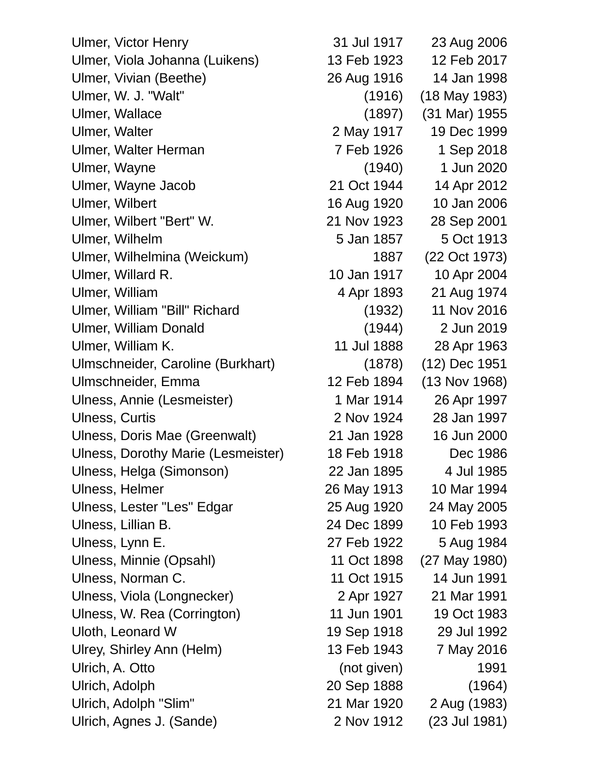| | | |
|---|---|---|
| Ulmer, Victor Henry | 31 Jul 1917 | 23 Aug 2006 |
| Ulmer, Viola Johanna (Luikens) | 13 Feb 1923 | 12 Feb 2017 |
| Ulmer, Vivian (Beethe) | 26 Aug 1916 | 14 Jan 1998 |
| Ulmer, W. J. "Walt" | (1916) | (18 May 1983) |
| Ulmer, Wallace | (1897) | (31 Mar) 1955 |
| Ulmer, Walter | 2 May 1917 | 19 Dec 1999 |
| Ulmer, Walter Herman | 7 Feb 1926 | 1 Sep 2018 |
| Ulmer, Wayne | (1940) | 1 Jun 2020 |
| Ulmer, Wayne Jacob | 21 Oct 1944 | 14 Apr 2012 |
| Ulmer, Wilbert | 16 Aug 1920 | 10 Jan 2006 |
| Ulmer, Wilbert "Bert" W. | 21 Nov 1923 | 28 Sep 2001 |
| Ulmer, Wilhelm | 5 Jan 1857 | 5 Oct 1913 |
| Ulmer, Wilhelmina (Weickum) | 1887 | (22 Oct 1973) |
| Ulmer, Willard R. | 10 Jan 1917 | 10 Apr 2004 |
| Ulmer, William | 4 Apr 1893 | 21 Aug 1974 |
| Ulmer, William "Bill" Richard | (1932) | 11 Nov 2016 |
| Ulmer, William Donald | (1944) | 2 Jun 2019 |
| Ulmer, William K. | 11 Jul 1888 | 28 Apr 1963 |
| Ulmschneider, Caroline (Burkhart) | (1878) | (12) Dec 1951 |
| Ulmschneider, Emma | 12 Feb 1894 | (13 Nov 1968) |
| Ulness, Annie (Lesmeister) | 1 Mar 1914 | 26 Apr 1997 |
| Ulness, Curtis | 2 Nov 1924 | 28 Jan 1997 |
| Ulness, Doris Mae (Greenwalt) | 21 Jan 1928 | 16 Jun 2000 |
| Ulness, Dorothy Marie (Lesmeister) | 18 Feb 1918 | Dec 1986 |
| Ulness, Helga (Simonson) | 22 Jan 1895 | 4 Jul 1985 |
| Ulness, Helmer | 26 May 1913 | 10 Mar 1994 |
| Ulness, Lester "Les" Edgar | 25 Aug 1920 | 24 May 2005 |
| Ulness, Lillian B. | 24 Dec 1899 | 10 Feb 1993 |
| Ulness, Lynn E. | 27 Feb 1922 | 5 Aug 1984 |
| Ulness, Minnie (Opsahl) | 11 Oct 1898 | (27 May 1980) |
| Ulness, Norman C. | 11 Oct 1915 | 14 Jun 1991 |
| Ulness, Viola (Longnecker) | 2 Apr 1927 | 21 Mar 1991 |
| Ulness, W. Rea (Corrington) | 11 Jun 1901 | 19 Oct 1983 |
| Uloth, Leonard W | 19 Sep 1918 | 29 Jul 1992 |
| Ulrey, Shirley Ann (Helm) | 13 Feb 1943 | 7 May 2016 |
| Ulrich, A. Otto | (not given) | 1991 |
| Ulrich, Adolph | 20 Sep 1888 | (1964) |
| Ulrich, Adolph "Slim" | 21 Mar 1920 | 2 Aug (1983) |
| Ulrich, Agnes J. (Sande) | 2 Nov 1912 | (23 Jul 1981) |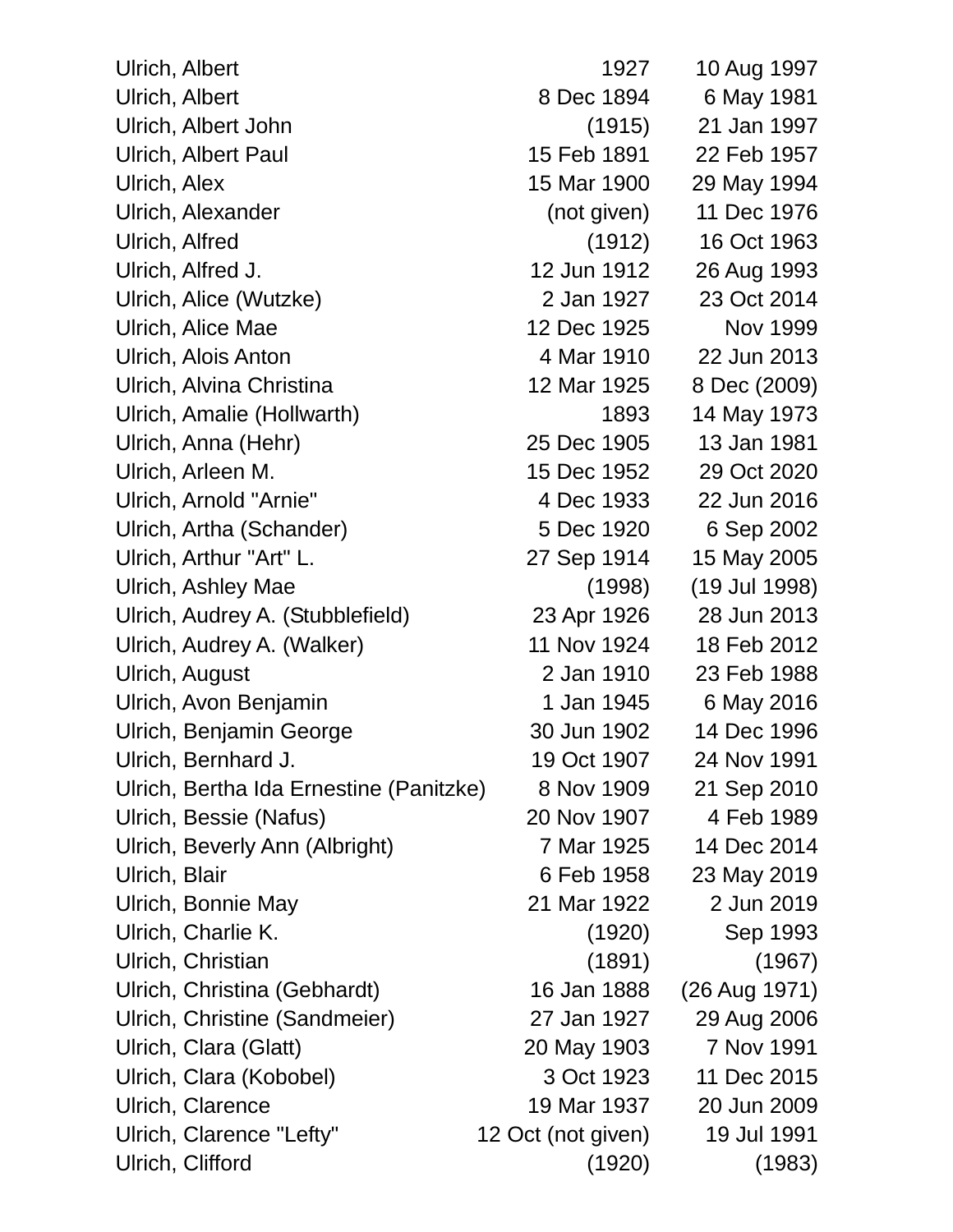| | | |
|---|---|---|
| Ulrich, Albert | 1927 | 10 Aug 1997 |
| Ulrich, Albert | 8 Dec 1894 | 6 May 1981 |
| Ulrich, Albert John | (1915) | 21 Jan 1997 |
| Ulrich, Albert Paul | 15 Feb 1891 | 22 Feb 1957 |
| Ulrich, Alex | 15 Mar 1900 | 29 May 1994 |
| Ulrich, Alexander | (not given) | 11 Dec 1976 |
| Ulrich, Alfred | (1912) | 16 Oct 1963 |
| Ulrich, Alfred J. | 12 Jun 1912 | 26 Aug 1993 |
| Ulrich, Alice (Wutzke) | 2 Jan 1927 | 23 Oct 2014 |
| Ulrich, Alice Mae | 12 Dec 1925 | Nov 1999 |
| Ulrich, Alois Anton | 4 Mar 1910 | 22 Jun 2013 |
| Ulrich, Alvina Christina | 12 Mar 1925 | 8 Dec (2009) |
| Ulrich, Amalie (Hollwarth) | 1893 | 14 May 1973 |
| Ulrich, Anna (Hehr) | 25 Dec 1905 | 13 Jan 1981 |
| Ulrich, Arleen M. | 15 Dec 1952 | 29 Oct 2020 |
| Ulrich, Arnold "Arnie" | 4 Dec 1933 | 22 Jun 2016 |
| Ulrich, Artha (Schander) | 5 Dec 1920 | 6 Sep 2002 |
| Ulrich, Arthur "Art" L. | 27 Sep 1914 | 15 May 2005 |
| Ulrich, Ashley Mae | (1998) | (19 Jul 1998) |
| Ulrich, Audrey A. (Stubblefield) | 23 Apr 1926 | 28 Jun 2013 |
| Ulrich, Audrey A. (Walker) | 11 Nov 1924 | 18 Feb 2012 |
| Ulrich, August | 2 Jan 1910 | 23 Feb 1988 |
| Ulrich, Avon Benjamin | 1 Jan 1945 | 6 May 2016 |
| Ulrich, Benjamin George | 30 Jun 1902 | 14 Dec 1996 |
| Ulrich, Bernhard J. | 19 Oct 1907 | 24 Nov 1991 |
| Ulrich, Bertha Ida Ernestine (Panitzke) | 8 Nov 1909 | 21 Sep 2010 |
| Ulrich, Bessie (Nafus) | 20 Nov 1907 | 4 Feb 1989 |
| Ulrich, Beverly Ann (Albright) | 7 Mar 1925 | 14 Dec 2014 |
| Ulrich, Blair | 6 Feb 1958 | 23 May 2019 |
| Ulrich, Bonnie May | 21 Mar 1922 | 2 Jun 2019 |
| Ulrich, Charlie K. | (1920) | Sep 1993 |
| Ulrich, Christian | (1891) | (1967) |
| Ulrich, Christina (Gebhardt) | 16 Jan 1888 | (26 Aug 1971) |
| Ulrich, Christine (Sandmeier) | 27 Jan 1927 | 29 Aug 2006 |
| Ulrich, Clara (Glatt) | 20 May 1903 | 7 Nov 1991 |
| Ulrich, Clara (Kobobel) | 3 Oct 1923 | 11 Dec 2015 |
| Ulrich, Clarence | 19 Mar 1937 | 20 Jun 2009 |
| Ulrich, Clarence "Lefty" | 12 Oct (not given) | 19 Jul 1991 |
| Ulrich, Clifford | (1920) | (1983) |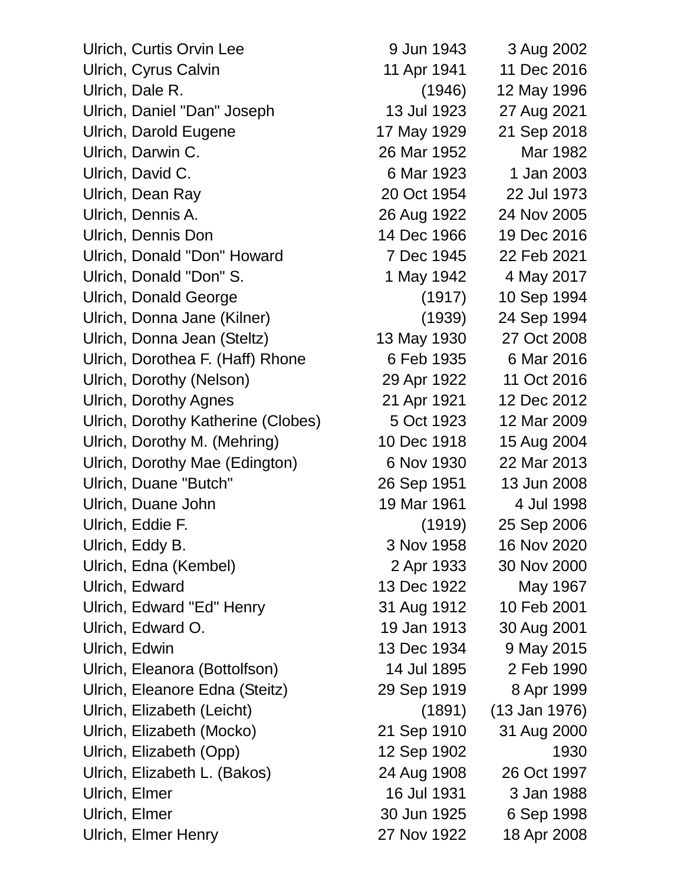| Name | Birth | Death |
|---|---|---|
| Ulrich, Curtis Orvin Lee | 9 Jun 1943 | 3 Aug 2002 |
| Ulrich, Cyrus Calvin | 11 Apr 1941 | 11 Dec 2016 |
| Ulrich, Dale R. | (1946) | 12 May 1996 |
| Ulrich, Daniel "Dan" Joseph | 13 Jul 1923 | 27 Aug 2021 |
| Ulrich, Darold Eugene | 17 May 1929 | 21 Sep 2018 |
| Ulrich, Darwin C. | 26 Mar 1952 | Mar 1982 |
| Ulrich, David C. | 6 Mar 1923 | 1 Jan 2003 |
| Ulrich, Dean Ray | 20 Oct 1954 | 22 Jul 1973 |
| Ulrich, Dennis A. | 26 Aug 1922 | 24 Nov 2005 |
| Ulrich, Dennis Don | 14 Dec 1966 | 19 Dec 2016 |
| Ulrich, Donald "Don" Howard | 7 Dec 1945 | 22 Feb 2021 |
| Ulrich, Donald "Don" S. | 1 May 1942 | 4 May 2017 |
| Ulrich, Donald George | (1917) | 10 Sep 1994 |
| Ulrich, Donna Jane (Kilner) | (1939) | 24 Sep 1994 |
| Ulrich, Donna Jean (Steltz) | 13 May 1930 | 27 Oct 2008 |
| Ulrich, Dorothea F. (Haff) Rhone | 6 Feb 1935 | 6 Mar 2016 |
| Ulrich, Dorothy (Nelson) | 29 Apr 1922 | 11 Oct 2016 |
| Ulrich, Dorothy Agnes | 21 Apr 1921 | 12 Dec 2012 |
| Ulrich, Dorothy Katherine (Clobes) | 5 Oct 1923 | 12 Mar 2009 |
| Ulrich, Dorothy M. (Mehring) | 10 Dec 1918 | 15 Aug 2004 |
| Ulrich, Dorothy Mae (Edington) | 6 Nov 1930 | 22 Mar 2013 |
| Ulrich, Duane "Butch" | 26 Sep 1951 | 13 Jun 2008 |
| Ulrich, Duane John | 19 Mar 1961 | 4 Jul 1998 |
| Ulrich, Eddie F. | (1919) | 25 Sep 2006 |
| Ulrich, Eddy B. | 3 Nov 1958 | 16 Nov 2020 |
| Ulrich, Edna (Kembel) | 2 Apr 1933 | 30 Nov 2000 |
| Ulrich, Edward | 13 Dec 1922 | May 1967 |
| Ulrich, Edward "Ed" Henry | 31 Aug 1912 | 10 Feb 2001 |
| Ulrich, Edward O. | 19 Jan 1913 | 30 Aug 2001 |
| Ulrich, Edwin | 13 Dec 1934 | 9 May 2015 |
| Ulrich, Eleanora (Bottolfson) | 14 Jul 1895 | 2 Feb 1990 |
| Ulrich, Eleanore Edna (Steitz) | 29 Sep 1919 | 8 Apr 1999 |
| Ulrich, Elizabeth (Leicht) | (1891) | (13 Jan 1976) |
| Ulrich, Elizabeth (Mocko) | 21 Sep 1910 | 31 Aug 2000 |
| Ulrich, Elizabeth (Opp) | 12 Sep 1902 | 1930 |
| Ulrich, Elizabeth L. (Bakos) | 24 Aug 1908 | 26 Oct 1997 |
| Ulrich, Elmer | 16 Jul 1931 | 3 Jan 1988 |
| Ulrich, Elmer | 30 Jun 1925 | 6 Sep 1998 |
| Ulrich, Elmer Henry | 27 Nov 1922 | 18 Apr 2008 |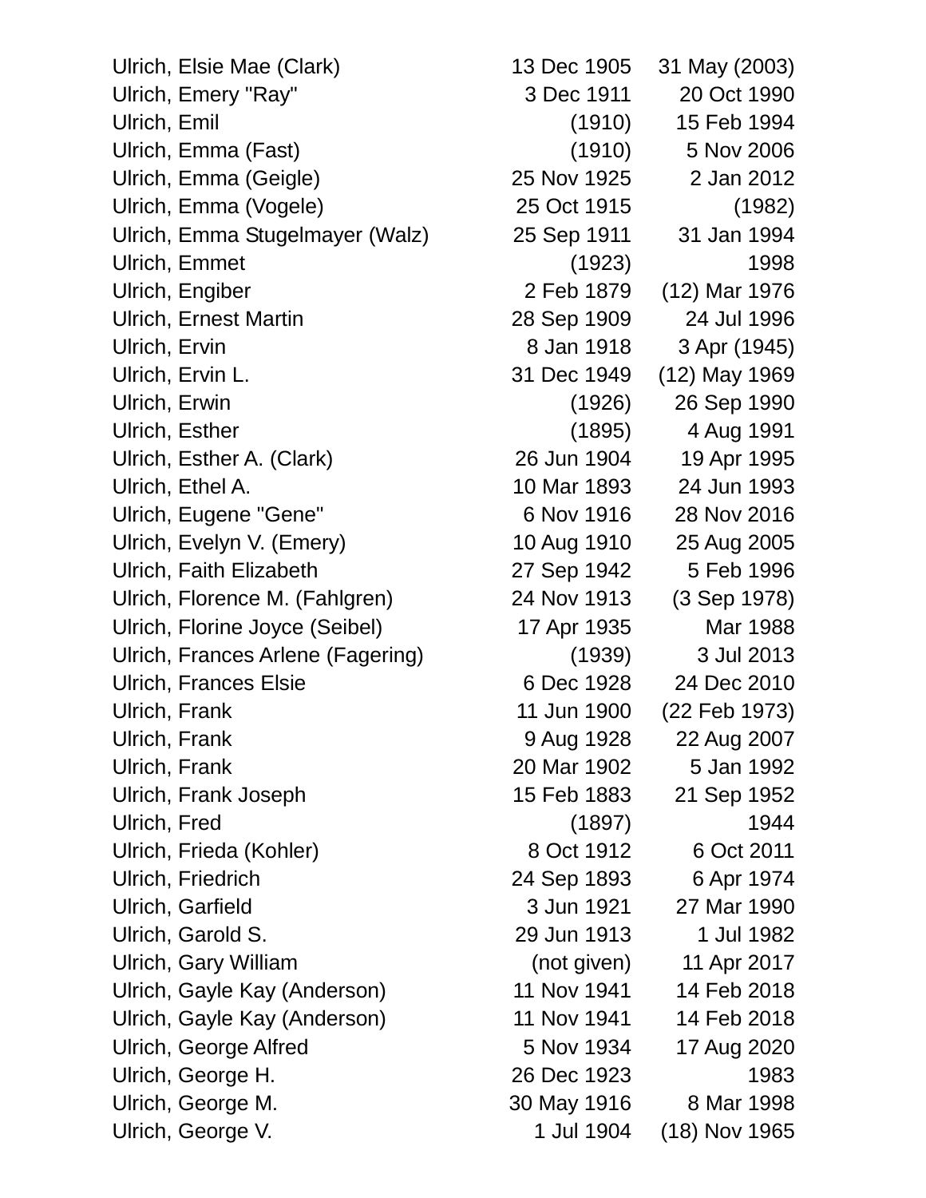| Name | Birth | Death |
|---|---|---|
| Ulrich, Elsie Mae (Clark) | 13 Dec 1905 | 31 May (2003) |
| Ulrich, Emery "Ray" | 3 Dec 1911 | 20 Oct 1990 |
| Ulrich, Emil | (1910) | 15 Feb 1994 |
| Ulrich, Emma (Fast) | (1910) | 5 Nov 2006 |
| Ulrich, Emma (Geigle) | 25 Nov 1925 | 2 Jan 2012 |
| Ulrich, Emma (Vogele) | 25 Oct 1915 | (1982) |
| Ulrich, Emma Stugelmayer (Walz) | 25 Sep 1911 | 31 Jan 1994 |
| Ulrich, Emmet | (1923) | 1998 |
| Ulrich, Engiber | 2 Feb 1879 | (12) Mar 1976 |
| Ulrich, Ernest Martin | 28 Sep 1909 | 24 Jul 1996 |
| Ulrich, Ervin | 8 Jan 1918 | 3 Apr (1945) |
| Ulrich, Ervin L. | 31 Dec 1949 | (12) May 1969 |
| Ulrich, Erwin | (1926) | 26 Sep 1990 |
| Ulrich, Esther | (1895) | 4 Aug 1991 |
| Ulrich, Esther A. (Clark) | 26 Jun 1904 | 19 Apr 1995 |
| Ulrich, Ethel A. | 10 Mar 1893 | 24 Jun 1993 |
| Ulrich, Eugene "Gene" | 6 Nov 1916 | 28 Nov 2016 |
| Ulrich, Evelyn V. (Emery) | 10 Aug 1910 | 25 Aug 2005 |
| Ulrich, Faith Elizabeth | 27 Sep 1942 | 5 Feb 1996 |
| Ulrich, Florence M. (Fahlgren) | 24 Nov 1913 | (3 Sep 1978) |
| Ulrich, Florine Joyce (Seibel) | 17 Apr 1935 | Mar 1988 |
| Ulrich, Frances Arlene (Fagering) | (1939) | 3 Jul 2013 |
| Ulrich, Frances Elsie | 6 Dec 1928 | 24 Dec 2010 |
| Ulrich, Frank | 11 Jun 1900 | (22 Feb 1973) |
| Ulrich, Frank | 9 Aug 1928 | 22 Aug 2007 |
| Ulrich, Frank | 20 Mar 1902 | 5 Jan 1992 |
| Ulrich, Frank Joseph | 15 Feb 1883 | 21 Sep 1952 |
| Ulrich, Fred | (1897) | 1944 |
| Ulrich, Frieda (Kohler) | 8 Oct 1912 | 6 Oct 2011 |
| Ulrich, Friedrich | 24 Sep 1893 | 6 Apr 1974 |
| Ulrich, Garfield | 3 Jun 1921 | 27 Mar 1990 |
| Ulrich, Garold S. | 29 Jun 1913 | 1 Jul 1982 |
| Ulrich, Gary William | (not given) | 11 Apr 2017 |
| Ulrich, Gayle Kay (Anderson) | 11 Nov 1941 | 14 Feb 2018 |
| Ulrich, Gayle Kay (Anderson) | 11 Nov 1941 | 14 Feb 2018 |
| Ulrich, George Alfred | 5 Nov 1934 | 17 Aug 2020 |
| Ulrich, George H. | 26 Dec 1923 | 1983 |
| Ulrich, George M. | 30 May 1916 | 8 Mar 1998 |
| Ulrich, George V. | 1 Jul 1904 | (18) Nov 1965 |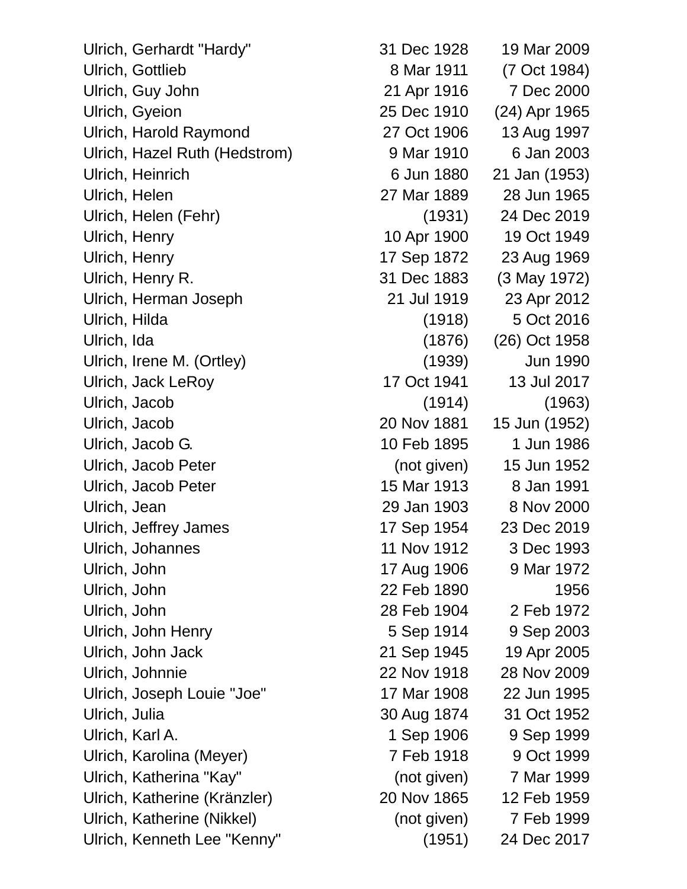| | | |
|---|---|---|
| Ulrich, Gerhardt "Hardy" | 31 Dec 1928 | 19 Mar 2009 |
| Ulrich, Gottlieb | 8 Mar 1911 | (7 Oct 1984) |
| Ulrich, Guy John | 21 Apr 1916 | 7 Dec 2000 |
| Ulrich, Gyeion | 25 Dec 1910 | (24) Apr 1965 |
| Ulrich, Harold Raymond | 27 Oct 1906 | 13 Aug 1997 |
| Ulrich, Hazel Ruth (Hedstrom) | 9 Mar 1910 | 6 Jan 2003 |
| Ulrich, Heinrich | 6 Jun 1880 | 21 Jan (1953) |
| Ulrich, Helen | 27 Mar 1889 | 28 Jun 1965 |
| Ulrich, Helen (Fehr) | (1931) | 24 Dec 2019 |
| Ulrich, Henry | 10 Apr 1900 | 19 Oct 1949 |
| Ulrich, Henry | 17 Sep 1872 | 23 Aug 1969 |
| Ulrich, Henry R. | 31 Dec 1883 | (3 May 1972) |
| Ulrich, Herman Joseph | 21 Jul 1919 | 23 Apr 2012 |
| Ulrich, Hilda | (1918) | 5 Oct 2016 |
| Ulrich, Ida | (1876) | (26) Oct 1958 |
| Ulrich, Irene M. (Ortley) | (1939) | Jun 1990 |
| Ulrich, Jack LeRoy | 17 Oct 1941 | 13 Jul 2017 |
| Ulrich, Jacob | (1914) | (1963) |
| Ulrich, Jacob | 20 Nov 1881 | 15 Jun (1952) |
| Ulrich, Jacob G. | 10 Feb 1895 | 1 Jun 1986 |
| Ulrich, Jacob Peter | (not given) | 15 Jun 1952 |
| Ulrich, Jacob Peter | 15 Mar 1913 | 8 Jan 1991 |
| Ulrich, Jean | 29 Jan 1903 | 8 Nov 2000 |
| Ulrich, Jeffrey James | 17 Sep 1954 | 23 Dec 2019 |
| Ulrich, Johannes | 11 Nov 1912 | 3 Dec 1993 |
| Ulrich, John | 17 Aug 1906 | 9 Mar 1972 |
| Ulrich, John | 22 Feb 1890 | 1956 |
| Ulrich, John | 28 Feb 1904 | 2 Feb 1972 |
| Ulrich, John Henry | 5 Sep 1914 | 9 Sep 2003 |
| Ulrich, John Jack | 21 Sep 1945 | 19 Apr 2005 |
| Ulrich, Johnnie | 22 Nov 1918 | 28 Nov 2009 |
| Ulrich, Joseph Louie "Joe" | 17 Mar 1908 | 22 Jun 1995 |
| Ulrich, Julia | 30 Aug 1874 | 31 Oct 1952 |
| Ulrich, Karl A. | 1 Sep 1906 | 9 Sep 1999 |
| Ulrich, Karolina (Meyer) | 7 Feb 1918 | 9 Oct 1999 |
| Ulrich, Katherina "Kay" | (not given) | 7 Mar 1999 |
| Ulrich, Katherine (Kränzler) | 20 Nov 1865 | 12 Feb 1959 |
| Ulrich, Katherine (Nikkel) | (not given) | 7 Feb 1999 |
| Ulrich, Kenneth Lee "Kenny" | (1951) | 24 Dec 2017 |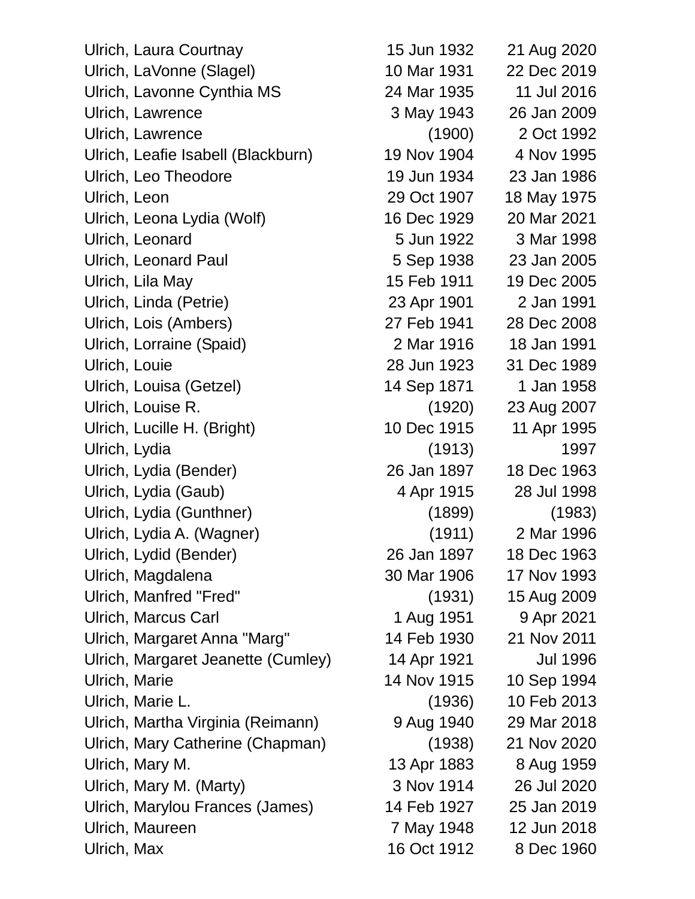| | | |
|---|---|---|
| Ulrich, Laura Courtnay | 15 Jun 1932 | 21 Aug 2020 |
| Ulrich, LaVonne (Slagel) | 10 Mar 1931 | 22 Dec 2019 |
| Ulrich, Lavonne Cynthia MS | 24 Mar 1935 | 11 Jul 2016 |
| Ulrich, Lawrence | 3 May 1943 | 26 Jan 2009 |
| Ulrich, Lawrence | (1900) | 2 Oct 1992 |
| Ulrich, Leafie Isabell (Blackburn) | 19 Nov 1904 | 4 Nov 1995 |
| Ulrich, Leo Theodore | 19 Jun 1934 | 23 Jan 1986 |
| Ulrich, Leon | 29 Oct 1907 | 18 May 1975 |
| Ulrich, Leona Lydia (Wolf) | 16 Dec 1929 | 20 Mar 2021 |
| Ulrich, Leonard | 5 Jun 1922 | 3 Mar 1998 |
| Ulrich, Leonard Paul | 5 Sep 1938 | 23 Jan 2005 |
| Ulrich, Lila May | 15 Feb 1911 | 19 Dec 2005 |
| Ulrich, Linda (Petrie) | 23 Apr 1901 | 2 Jan 1991 |
| Ulrich, Lois (Ambers) | 27 Feb 1941 | 28 Dec 2008 |
| Ulrich, Lorraine (Spaid) | 2 Mar 1916 | 18 Jan 1991 |
| Ulrich, Louie | 28 Jun 1923 | 31 Dec 1989 |
| Ulrich, Louisa (Getzel) | 14 Sep 1871 | 1 Jan 1958 |
| Ulrich, Louise R. | (1920) | 23 Aug 2007 |
| Ulrich, Lucille H. (Bright) | 10 Dec 1915 | 11 Apr 1995 |
| Ulrich, Lydia | (1913) | 1997 |
| Ulrich, Lydia (Bender) | 26 Jan 1897 | 18 Dec 1963 |
| Ulrich, Lydia (Gaub) | 4 Apr 1915 | 28 Jul 1998 |
| Ulrich, Lydia (Gunthner) | (1899) | (1983) |
| Ulrich, Lydia A. (Wagner) | (1911) | 2 Mar 1996 |
| Ulrich, Lydid (Bender) | 26 Jan 1897 | 18 Dec 1963 |
| Ulrich, Magdalena | 30 Mar 1906 | 17 Nov 1993 |
| Ulrich, Manfred "Fred" | (1931) | 15 Aug 2009 |
| Ulrich, Marcus Carl | 1 Aug 1951 | 9 Apr 2021 |
| Ulrich, Margaret Anna "Marg" | 14 Feb 1930 | 21 Nov 2011 |
| Ulrich, Margaret Jeanette (Cumley) | 14 Apr 1921 | Jul 1996 |
| Ulrich, Marie | 14 Nov 1915 | 10 Sep 1994 |
| Ulrich, Marie L. | (1936) | 10 Feb 2013 |
| Ulrich, Martha Virginia (Reimann) | 9 Aug 1940 | 29 Mar 2018 |
| Ulrich, Mary Catherine (Chapman) | (1938) | 21 Nov 2020 |
| Ulrich, Mary M. | 13 Apr 1883 | 8 Aug 1959 |
| Ulrich, Mary M. (Marty) | 3 Nov 1914 | 26 Jul 2020 |
| Ulrich, Marylou Frances (James) | 14 Feb 1927 | 25 Jan 2019 |
| Ulrich, Maureen | 7 May 1948 | 12 Jun 2018 |
| Ulrich, Max | 16 Oct 1912 | 8 Dec 1960 |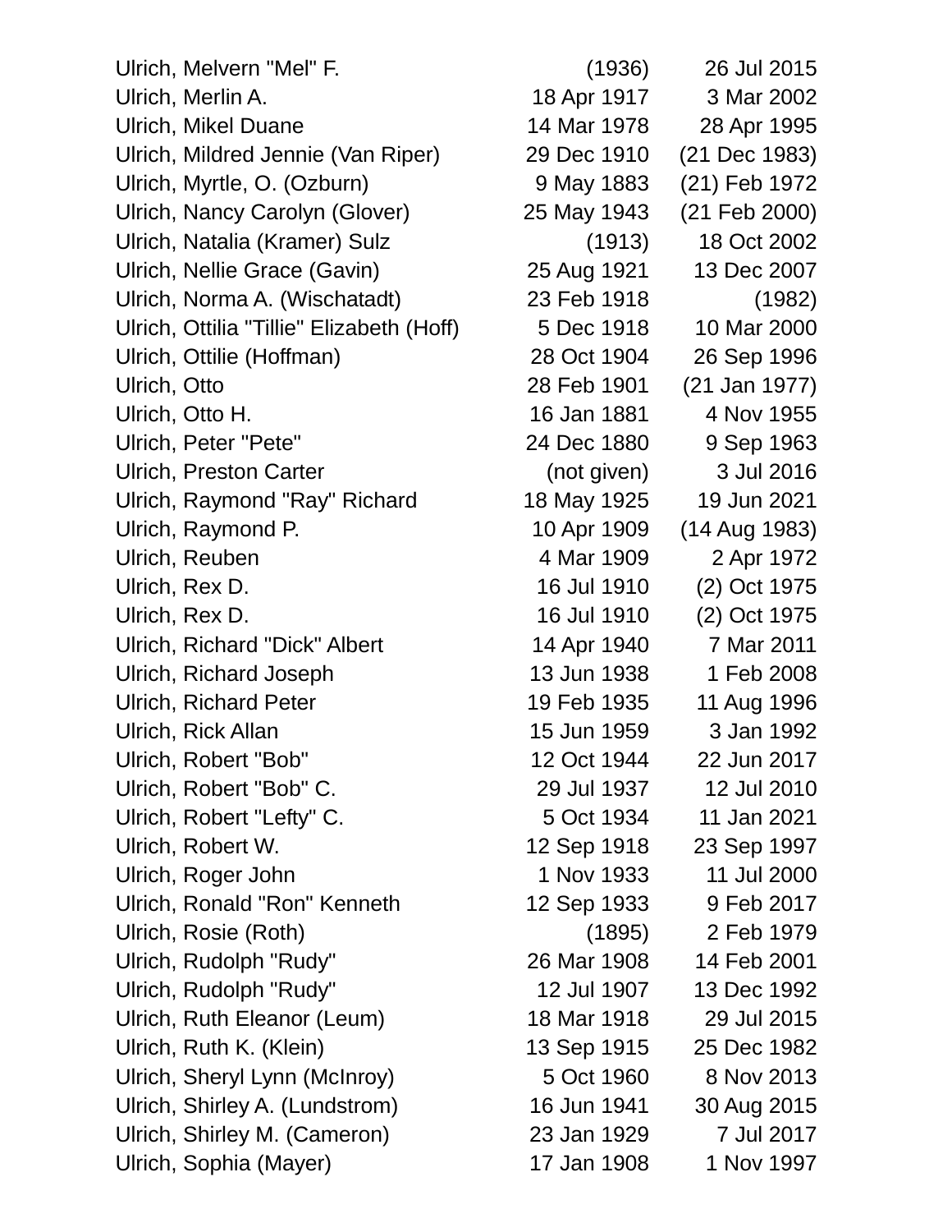| Name | Birth | Death |
|---|---|---|
| Ulrich, Melvern "Mel" F. | (1936) | 26 Jul 2015 |
| Ulrich, Merlin A. | 18 Apr 1917 | 3 Mar 2002 |
| Ulrich, Mikel Duane | 14 Mar 1978 | 28 Apr 1995 |
| Ulrich, Mildred Jennie (Van Riper) | 29 Dec 1910 | (21 Dec 1983) |
| Ulrich, Myrtle, O. (Ozburn) | 9 May 1883 | (21) Feb 1972 |
| Ulrich, Nancy Carolyn (Glover) | 25 May 1943 | (21 Feb 2000) |
| Ulrich, Natalia (Kramer) Sulz | (1913) | 18 Oct 2002 |
| Ulrich, Nellie Grace (Gavin) | 25 Aug 1921 | 13 Dec 2007 |
| Ulrich, Norma A. (Wischatadt) | 23 Feb 1918 | (1982) |
| Ulrich, Ottilia "Tillie" Elizabeth (Hoff) | 5 Dec 1918 | 10 Mar 2000 |
| Ulrich, Ottilie (Hoffman) | 28 Oct 1904 | 26 Sep 1996 |
| Ulrich, Otto | 28 Feb 1901 | (21 Jan 1977) |
| Ulrich, Otto H. | 16 Jan 1881 | 4 Nov 1955 |
| Ulrich, Peter "Pete" | 24 Dec 1880 | 9 Sep 1963 |
| Ulrich, Preston Carter | (not given) | 3 Jul 2016 |
| Ulrich, Raymond "Ray" Richard | 18 May 1925 | 19 Jun 2021 |
| Ulrich, Raymond P. | 10 Apr 1909 | (14 Aug 1983) |
| Ulrich, Reuben | 4 Mar 1909 | 2 Apr 1972 |
| Ulrich, Rex D. | 16 Jul 1910 | (2) Oct 1975 |
| Ulrich, Rex D. | 16 Jul 1910 | (2) Oct 1975 |
| Ulrich, Richard "Dick" Albert | 14 Apr 1940 | 7 Mar 2011 |
| Ulrich, Richard Joseph | 13 Jun 1938 | 1 Feb 2008 |
| Ulrich, Richard Peter | 19 Feb 1935 | 11 Aug 1996 |
| Ulrich, Rick Allan | 15 Jun 1959 | 3 Jan 1992 |
| Ulrich, Robert "Bob" | 12 Oct 1944 | 22 Jun 2017 |
| Ulrich, Robert "Bob" C. | 29 Jul 1937 | 12 Jul 2010 |
| Ulrich, Robert "Lefty" C. | 5 Oct 1934 | 11 Jan 2021 |
| Ulrich, Robert W. | 12 Sep 1918 | 23 Sep 1997 |
| Ulrich, Roger John | 1 Nov 1933 | 11 Jul 2000 |
| Ulrich, Ronald "Ron" Kenneth | 12 Sep 1933 | 9 Feb 2017 |
| Ulrich, Rosie (Roth) | (1895) | 2 Feb 1979 |
| Ulrich, Rudolph "Rudy" | 26 Mar 1908 | 14 Feb 2001 |
| Ulrich, Rudolph "Rudy" | 12 Jul 1907 | 13 Dec 1992 |
| Ulrich, Ruth Eleanor (Leum) | 18 Mar 1918 | 29 Jul 2015 |
| Ulrich, Ruth K. (Klein) | 13 Sep 1915 | 25 Dec 1982 |
| Ulrich, Sheryl Lynn (McInroy) | 5 Oct 1960 | 8 Nov 2013 |
| Ulrich, Shirley A. (Lundstrom) | 16 Jun 1941 | 30 Aug 2015 |
| Ulrich, Shirley M. (Cameron) | 23 Jan 1929 | 7 Jul 2017 |
| Ulrich, Sophia (Mayer) | 17 Jan 1908 | 1 Nov 1997 |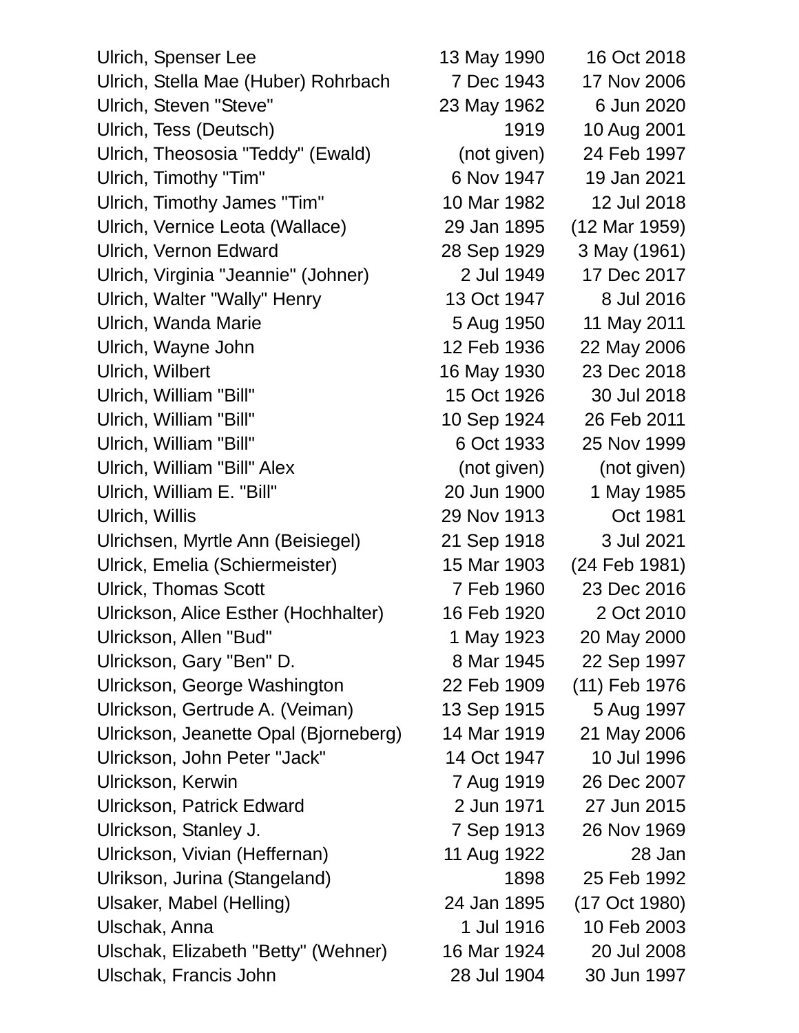| Name | Birth | Death |
|---|---|---|
| Ulrich, Spenser Lee | 13 May 1990 | 16 Oct 2018 |
| Ulrich, Stella Mae (Huber) Rohrbach | 7 Dec 1943 | 17 Nov 2006 |
| Ulrich, Steven "Steve" | 23 May 1962 | 6 Jun 2020 |
| Ulrich, Tess (Deutsch) | 1919 | 10 Aug 2001 |
| Ulrich, Theososia "Teddy" (Ewald) | (not given) | 24 Feb 1997 |
| Ulrich, Timothy "Tim" | 6 Nov 1947 | 19 Jan 2021 |
| Ulrich, Timothy James "Tim" | 10 Mar 1982 | 12 Jul 2018 |
| Ulrich, Vernice Leota (Wallace) | 29 Jan 1895 | (12 Mar 1959) |
| Ulrich, Vernon Edward | 28 Sep 1929 | 3 May (1961) |
| Ulrich, Virginia "Jeannie" (Johner) | 2 Jul 1949 | 17 Dec 2017 |
| Ulrich, Walter "Wally" Henry | 13 Oct 1947 | 8 Jul 2016 |
| Ulrich, Wanda Marie | 5 Aug 1950 | 11 May 2011 |
| Ulrich, Wayne John | 12 Feb 1936 | 22 May 2006 |
| Ulrich, Wilbert | 16 May 1930 | 23 Dec 2018 |
| Ulrich, William "Bill" | 15 Oct 1926 | 30 Jul 2018 |
| Ulrich, William "Bill" | 10 Sep 1924 | 26 Feb 2011 |
| Ulrich, William "Bill" | 6 Oct 1933 | 25 Nov 1999 |
| Ulrich, William "Bill" Alex | (not given) | (not given) |
| Ulrich, William E. "Bill" | 20 Jun 1900 | 1 May 1985 |
| Ulrich, Willis | 29 Nov 1913 | Oct 1981 |
| Ulrichsen, Myrtle Ann (Beisiegel) | 21 Sep 1918 | 3 Jul 2021 |
| Ulrick, Emelia (Schiermeister) | 15 Mar 1903 | (24 Feb 1981) |
| Ulrick, Thomas Scott | 7 Feb 1960 | 23 Dec 2016 |
| Ulrickson, Alice Esther (Hochhalter) | 16 Feb 1920 | 2 Oct 2010 |
| Ulrickson, Allen "Bud" | 1 May 1923 | 20 May 2000 |
| Ulrickson, Gary "Ben" D. | 8 Mar 1945 | 22 Sep 1997 |
| Ulrickson, George Washington | 22 Feb 1909 | (11) Feb 1976 |
| Ulrickson, Gertrude A. (Veiman) | 13 Sep 1915 | 5 Aug 1997 |
| Ulrickson, Jeanette Opal (Bjorneberg) | 14 Mar 1919 | 21 May 2006 |
| Ulrickson, John Peter "Jack" | 14 Oct 1947 | 10 Jul 1996 |
| Ulrickson, Kerwin | 7 Aug 1919 | 26 Dec 2007 |
| Ulrickson, Patrick Edward | 2 Jun 1971 | 27 Jun 2015 |
| Ulrickson, Stanley J. | 7 Sep 1913 | 26 Nov 1969 |
| Ulrickson, Vivian (Heffernan) | 11 Aug 1922 | 28 Jan |
| Ulrikson, Jurina (Stangeland) | 1898 | 25 Feb 1992 |
| Ulsaker, Mabel (Helling) | 24 Jan 1895 | (17 Oct 1980) |
| Ulschak, Anna | 1 Jul 1916 | 10 Feb 2003 |
| Ulschak, Elizabeth "Betty" (Wehner) | 16 Mar 1924 | 20 Jul 2008 |
| Ulschak, Francis John | 28 Jul 1904 | 30 Jun 1997 |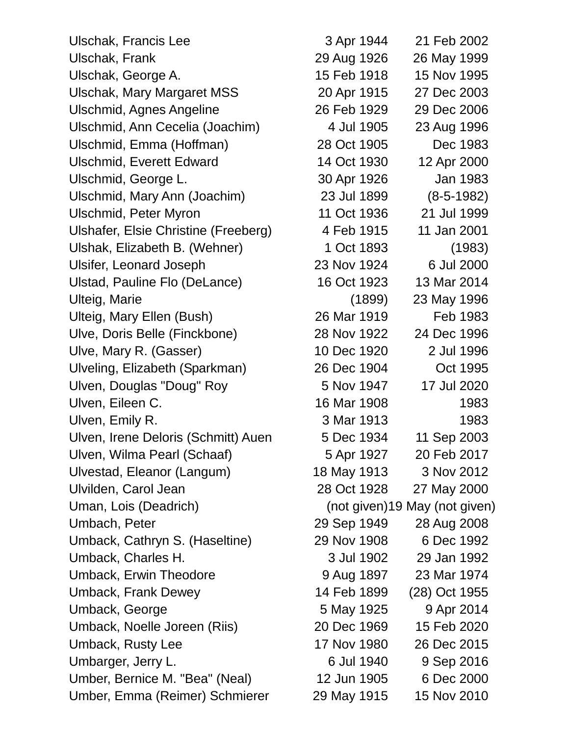| | | |
|---|---|---|
| Ulschak, Francis Lee | 3 Apr 1944 | 21 Feb 2002 |
| Ulschak, Frank | 29 Aug 1926 | 26 May 1999 |
| Ulschak, George A. | 15 Feb 1918 | 15 Nov 1995 |
| Ulschak, Mary Margaret MSS | 20 Apr 1915 | 27 Dec 2003 |
| Ulschmid, Agnes Angeline | 26 Feb 1929 | 29 Dec 2006 |
| Ulschmid, Ann Cecelia (Joachim) | 4 Jul 1905 | 23 Aug 1996 |
| Ulschmid, Emma (Hoffman) | 28 Oct 1905 | Dec 1983 |
| Ulschmid, Everett Edward | 14 Oct 1930 | 12 Apr 2000 |
| Ulschmid, George L. | 30 Apr 1926 | Jan 1983 |
| Ulschmid, Mary Ann (Joachim) | 23 Jul 1899 | (8-5-1982) |
| Ulschmid, Peter Myron | 11 Oct 1936 | 21 Jul 1999 |
| Ulshafer, Elsie Christine (Freeberg) | 4 Feb 1915 | 11 Jan 2001 |
| Ulshak, Elizabeth B. (Wehner) | 1 Oct 1893 | (1983) |
| Ulsifer, Leonard Joseph | 23 Nov 1924 | 6 Jul 2000 |
| Ulstad, Pauline Flo (DeLance) | 16 Oct 1923 | 13 Mar 2014 |
| Ulteig, Marie | (1899) | 23 May 1996 |
| Ulteig, Mary Ellen (Bush) | 26 Mar 1919 | Feb 1983 |
| Ulve, Doris Belle (Finckbone) | 28 Nov 1922 | 24 Dec 1996 |
| Ulve, Mary R. (Gasser) | 10 Dec 1920 | 2 Jul 1996 |
| Ulveling, Elizabeth (Sparkman) | 26 Dec 1904 | Oct 1995 |
| Ulven, Douglas "Doug" Roy | 5 Nov 1947 | 17 Jul 2020 |
| Ulven, Eileen C. | 16 Mar 1908 | 1983 |
| Ulven, Emily R. | 3 Mar 1913 | 1983 |
| Ulven, Irene Deloris (Schmitt) Auen | 5 Dec 1934 | 11 Sep 2003 |
| Ulven, Wilma Pearl (Schaaf) | 5 Apr 1927 | 20 Feb 2017 |
| Ulvestad, Eleanor (Langum) | 18 May 1913 | 3 Nov 2012 |
| Ulvilden, Carol Jean | 28 Oct 1928 | 27 May 2000 |
| Uman, Lois (Deadrich) | (not given) | 19 May (not given) |
| Umbach, Peter | 29 Sep 1949 | 28 Aug 2008 |
| Umback, Cathryn S. (Haseltine) | 29 Nov 1908 | 6 Dec 1992 |
| Umback, Charles H. | 3 Jul 1902 | 29 Jan 1992 |
| Umback, Erwin Theodore | 9 Aug 1897 | 23 Mar 1974 |
| Umback, Frank Dewey | 14 Feb 1899 | (28) Oct 1955 |
| Umback, George | 5 May 1925 | 9 Apr 2014 |
| Umback, Noelle Joreen (Riis) | 20 Dec 1969 | 15 Feb 2020 |
| Umback, Rusty Lee | 17 Nov 1980 | 26 Dec 2015 |
| Umbarger, Jerry L. | 6 Jul 1940 | 9 Sep 2016 |
| Umber, Bernice M. "Bea" (Neal) | 12 Jun 1905 | 6 Dec 2000 |
| Umber, Emma (Reimer) Schmierer | 29 May 1915 | 15 Nov 2010 |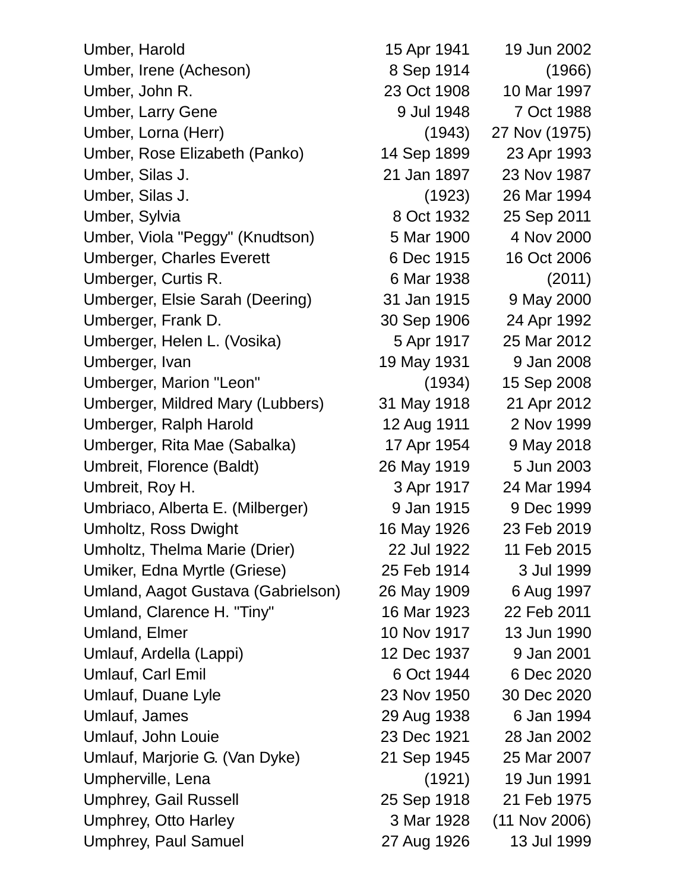| Name | Birth | Death |
|---|---|---|
| Umber, Harold | 15 Apr 1941 | 19 Jun 2002 |
| Umber, Irene (Acheson) | 8 Sep 1914 | (1966) |
| Umber, John R. | 23 Oct 1908 | 10 Mar 1997 |
| Umber, Larry Gene | 9 Jul 1948 | 7 Oct 1988 |
| Umber, Lorna (Herr) | (1943) | 27 Nov (1975) |
| Umber, Rose Elizabeth (Panko) | 14 Sep 1899 | 23 Apr 1993 |
| Umber, Silas J. | 21 Jan 1897 | 23 Nov 1987 |
| Umber, Silas J. | (1923) | 26 Mar 1994 |
| Umber, Sylvia | 8 Oct 1932 | 25 Sep 2011 |
| Umber, Viola "Peggy" (Knudtson) | 5 Mar 1900 | 4 Nov 2000 |
| Umberger, Charles Everett | 6 Dec 1915 | 16 Oct 2006 |
| Umberger, Curtis R. | 6 Mar 1938 | (2011) |
| Umberger, Elsie Sarah (Deering) | 31 Jan 1915 | 9 May 2000 |
| Umberger, Frank D. | 30 Sep 1906 | 24 Apr 1992 |
| Umberger, Helen L. (Vosika) | 5 Apr 1917 | 25 Mar 2012 |
| Umberger, Ivan | 19 May 1931 | 9 Jan 2008 |
| Umberger, Marion "Leon" | (1934) | 15 Sep 2008 |
| Umberger, Mildred Mary (Lubbers) | 31 May 1918 | 21 Apr 2012 |
| Umberger, Ralph Harold | 12 Aug 1911 | 2 Nov 1999 |
| Umberger, Rita Mae (Sabalka) | 17 Apr 1954 | 9 May 2018 |
| Umbreit, Florence (Baldt) | 26 May 1919 | 5 Jun 2003 |
| Umbreit, Roy H. | 3 Apr 1917 | 24 Mar 1994 |
| Umbriaco, Alberta E. (Milberger) | 9 Jan 1915 | 9 Dec 1999 |
| Umholtz, Ross Dwight | 16 May 1926 | 23 Feb 2019 |
| Umholtz, Thelma Marie (Drier) | 22 Jul 1922 | 11 Feb 2015 |
| Umiker, Edna Myrtle (Griese) | 25 Feb 1914 | 3 Jul 1999 |
| Umland, Aagot Gustava (Gabrielson) | 26 May 1909 | 6 Aug 1997 |
| Umland, Clarence H. "Tiny" | 16 Mar 1923 | 22 Feb 2011 |
| Umland, Elmer | 10 Nov 1917 | 13 Jun 1990 |
| Umlauf, Ardella (Lappi) | 12 Dec 1937 | 9 Jan 2001 |
| Umlauf, Carl Emil | 6 Oct 1944 | 6 Dec 2020 |
| Umlauf, Duane Lyle | 23 Nov 1950 | 30 Dec 2020 |
| Umlauf, James | 29 Aug 1938 | 6 Jan 1994 |
| Umlauf, John Louie | 23 Dec 1921 | 28 Jan 2002 |
| Umlauf, Marjorie G. (Van Dyke) | 21 Sep 1945 | 25 Mar 2007 |
| Umpherville, Lena | (1921) | 19 Jun 1991 |
| Umphrey, Gail Russell | 25 Sep 1918 | 21 Feb 1975 |
| Umphrey, Otto Harley | 3 Mar 1928 | (11 Nov 2006) |
| Umphrey, Paul Samuel | 27 Aug 1926 | 13 Jul 1999 |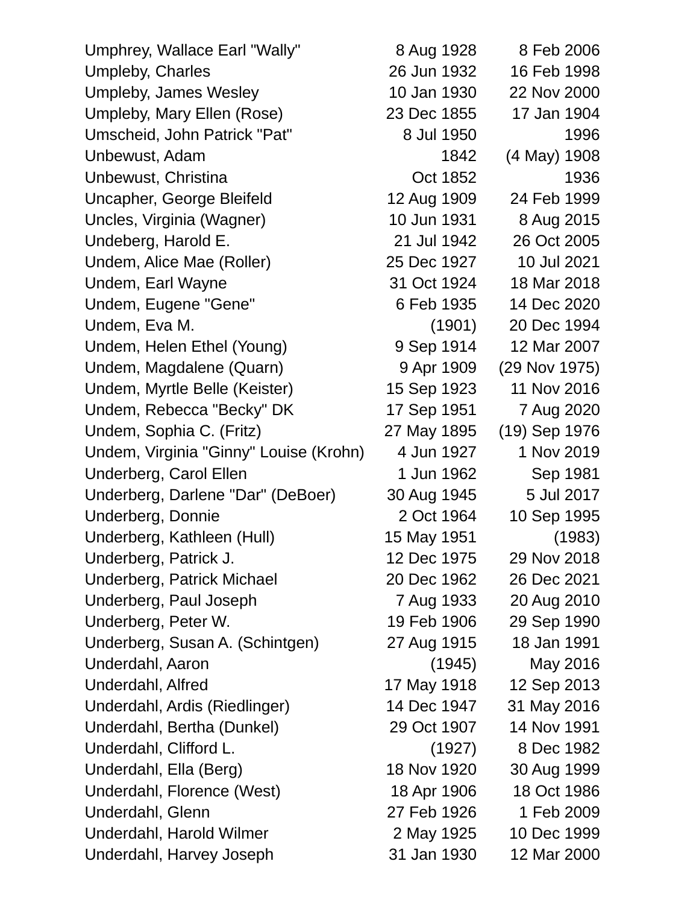| Name | Birth | Death |
|---|---|---|
| Umphrey, Wallace Earl "Wally" | 8 Aug 1928 | 8 Feb 2006 |
| Umpleby, Charles | 26 Jun 1932 | 16 Feb 1998 |
| Umpleby, James Wesley | 10 Jan 1930 | 22 Nov 2000 |
| Umpleby, Mary Ellen (Rose) | 23 Dec 1855 | 17 Jan 1904 |
| Umscheid, John Patrick "Pat" | 8 Jul 1950 | 1996 |
| Unbewust, Adam | 1842 | (4 May) 1908 |
| Unbewust, Christina | Oct 1852 | 1936 |
| Uncapher, George Bleifeld | 12 Aug 1909 | 24 Feb 1999 |
| Uncles, Virginia (Wagner) | 10 Jun 1931 | 8 Aug 2015 |
| Undeberg, Harold E. | 21 Jul 1942 | 26 Oct 2005 |
| Undem, Alice Mae (Roller) | 25 Dec 1927 | 10 Jul 2021 |
| Undem, Earl Wayne | 31 Oct 1924 | 18 Mar 2018 |
| Undem, Eugene "Gene" | 6 Feb 1935 | 14 Dec 2020 |
| Undem, Eva M. | (1901) | 20 Dec 1994 |
| Undem, Helen Ethel (Young) | 9 Sep 1914 | 12 Mar 2007 |
| Undem, Magdalene (Quarn) | 9 Apr 1909 | (29 Nov 1975) |
| Undem, Myrtle Belle (Keister) | 15 Sep 1923 | 11 Nov 2016 |
| Undem, Rebecca "Becky" DK | 17 Sep 1951 | 7 Aug 2020 |
| Undem, Sophia C. (Fritz) | 27 May 1895 | (19) Sep 1976 |
| Undem, Virginia "Ginny" Louise (Krohn) | 4 Jun 1927 | 1 Nov 2019 |
| Underberg, Carol Ellen | 1 Jun 1962 | Sep 1981 |
| Underberg, Darlene "Dar" (DeBoer) | 30 Aug 1945 | 5 Jul 2017 |
| Underberg, Donnie | 2 Oct 1964 | 10 Sep 1995 |
| Underberg, Kathleen (Hull) | 15 May 1951 | (1983) |
| Underberg, Patrick J. | 12 Dec 1975 | 29 Nov 2018 |
| Underberg, Patrick Michael | 20 Dec 1962 | 26 Dec 2021 |
| Underberg, Paul Joseph | 7 Aug 1933 | 20 Aug 2010 |
| Underberg, Peter W. | 19 Feb 1906 | 29 Sep 1990 |
| Underberg, Susan A. (Schintgen) | 27 Aug 1915 | 18 Jan 1991 |
| Underdahl, Aaron | (1945) | May 2016 |
| Underdahl, Alfred | 17 May 1918 | 12 Sep 2013 |
| Underdahl, Ardis (Riedlinger) | 14 Dec 1947 | 31 May 2016 |
| Underdahl, Bertha (Dunkel) | 29 Oct 1907 | 14 Nov 1991 |
| Underdahl, Clifford L. | (1927) | 8 Dec 1982 |
| Underdahl, Ella (Berg) | 18 Nov 1920 | 30 Aug 1999 |
| Underdahl, Florence (West) | 18 Apr 1906 | 18 Oct 1986 |
| Underdahl, Glenn | 27 Feb 1926 | 1 Feb 2009 |
| Underdahl, Harold Wilmer | 2 May 1925 | 10 Dec 1999 |
| Underdahl, Harvey Joseph | 31 Jan 1930 | 12 Mar 2000 |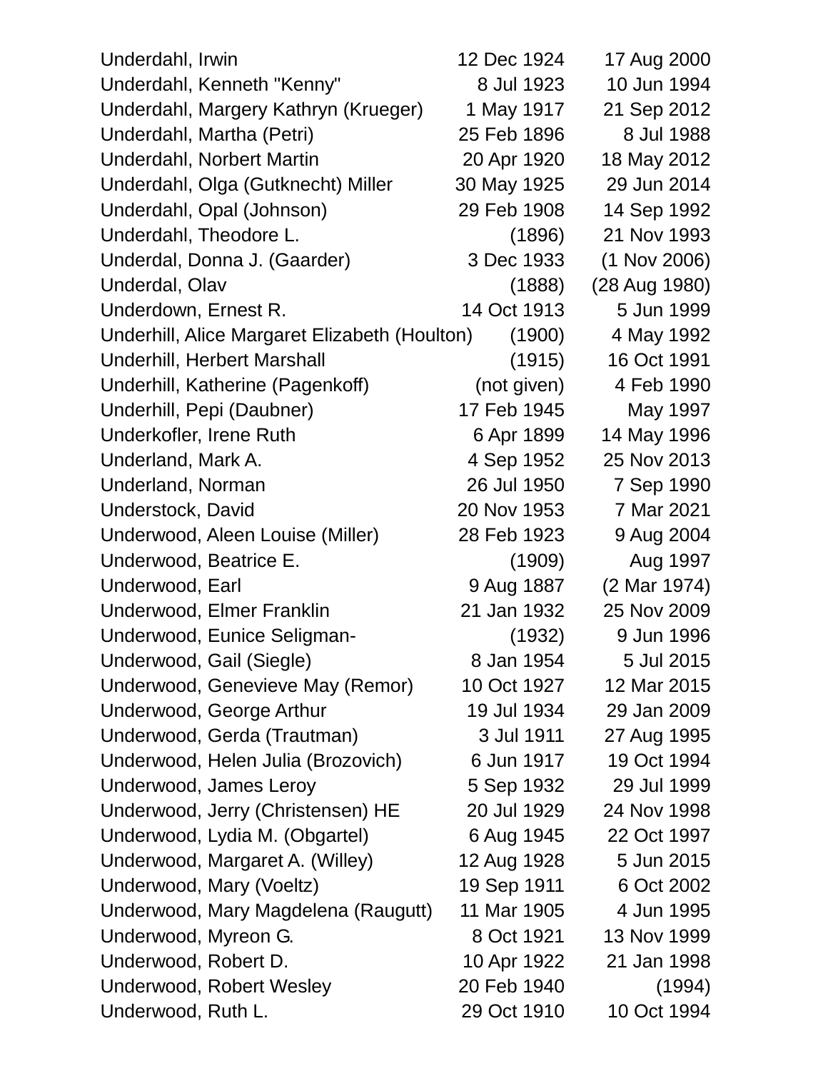| | | |
|---|---|---|
| Underdahl, Irwin | 12 Dec 1924 | 17 Aug 2000 |
| Underdahl, Kenneth "Kenny" | 8 Jul 1923 | 10 Jun 1994 |
| Underdahl, Margery Kathryn (Krueger) | 1 May 1917 | 21 Sep 2012 |
| Underdahl, Martha (Petri) | 25 Feb 1896 | 8 Jul 1988 |
| Underdahl, Norbert Martin | 20 Apr 1920 | 18 May 2012 |
| Underdahl, Olga (Gutknecht) Miller | 30 May 1925 | 29 Jun 2014 |
| Underdahl, Opal (Johnson) | 29 Feb 1908 | 14 Sep 1992 |
| Underdahl, Theodore L. | (1896) | 21 Nov 1993 |
| Underdal, Donna J. (Gaarder) | 3 Dec 1933 | (1 Nov 2006) |
| Underdal, Olav | (1888) | (28 Aug 1980) |
| Underdown, Ernest R. | 14 Oct 1913 | 5 Jun 1999 |
| Underhill, Alice Margaret Elizabeth (Houlton) | (1900) | 4 May 1992 |
| Underhill, Herbert Marshall | (1915) | 16 Oct 1991 |
| Underhill, Katherine (Pagenkoff) | (not given) | 4 Feb 1990 |
| Underhill, Pepi (Daubner) | 17 Feb 1945 | May 1997 |
| Underkofler, Irene Ruth | 6 Apr 1899 | 14 May 1996 |
| Underland, Mark A. | 4 Sep 1952 | 25 Nov 2013 |
| Underland, Norman | 26 Jul 1950 | 7 Sep 1990 |
| Understock, David | 20 Nov 1953 | 7 Mar 2021 |
| Underwood, Aleen Louise (Miller) | 28 Feb 1923 | 9 Aug 2004 |
| Underwood, Beatrice E. | (1909) | Aug 1997 |
| Underwood, Earl | 9 Aug 1887 | (2 Mar 1974) |
| Underwood, Elmer Franklin | 21 Jan 1932 | 25 Nov 2009 |
| Underwood, Eunice Seligman- | (1932) | 9 Jun 1996 |
| Underwood, Gail (Siegle) | 8 Jan 1954 | 5 Jul 2015 |
| Underwood, Genevieve May (Remor) | 10 Oct 1927 | 12 Mar 2015 |
| Underwood, George Arthur | 19 Jul 1934 | 29 Jan 2009 |
| Underwood, Gerda (Trautman) | 3 Jul 1911 | 27 Aug 1995 |
| Underwood, Helen Julia (Brozovich) | 6 Jun 1917 | 19 Oct 1994 |
| Underwood, James Leroy | 5 Sep 1932 | 29 Jul 1999 |
| Underwood, Jerry (Christensen) HE | 20 Jul 1929 | 24 Nov 1998 |
| Underwood, Lydia M. (Obgartel) | 6 Aug 1945 | 22 Oct 1997 |
| Underwood, Margaret A. (Willey) | 12 Aug 1928 | 5 Jun 2015 |
| Underwood, Mary (Voeltz) | 19 Sep 1911 | 6 Oct 2002 |
| Underwood, Mary Magdelena (Raugutt) | 11 Mar 1905 | 4 Jun 1995 |
| Underwood, Myreon G. | 8 Oct 1921 | 13 Nov 1999 |
| Underwood, Robert D. | 10 Apr 1922 | 21 Jan 1998 |
| Underwood, Robert Wesley | 20 Feb 1940 | (1994) |
| Underwood, Ruth L. | 29 Oct 1910 | 10 Oct 1994 |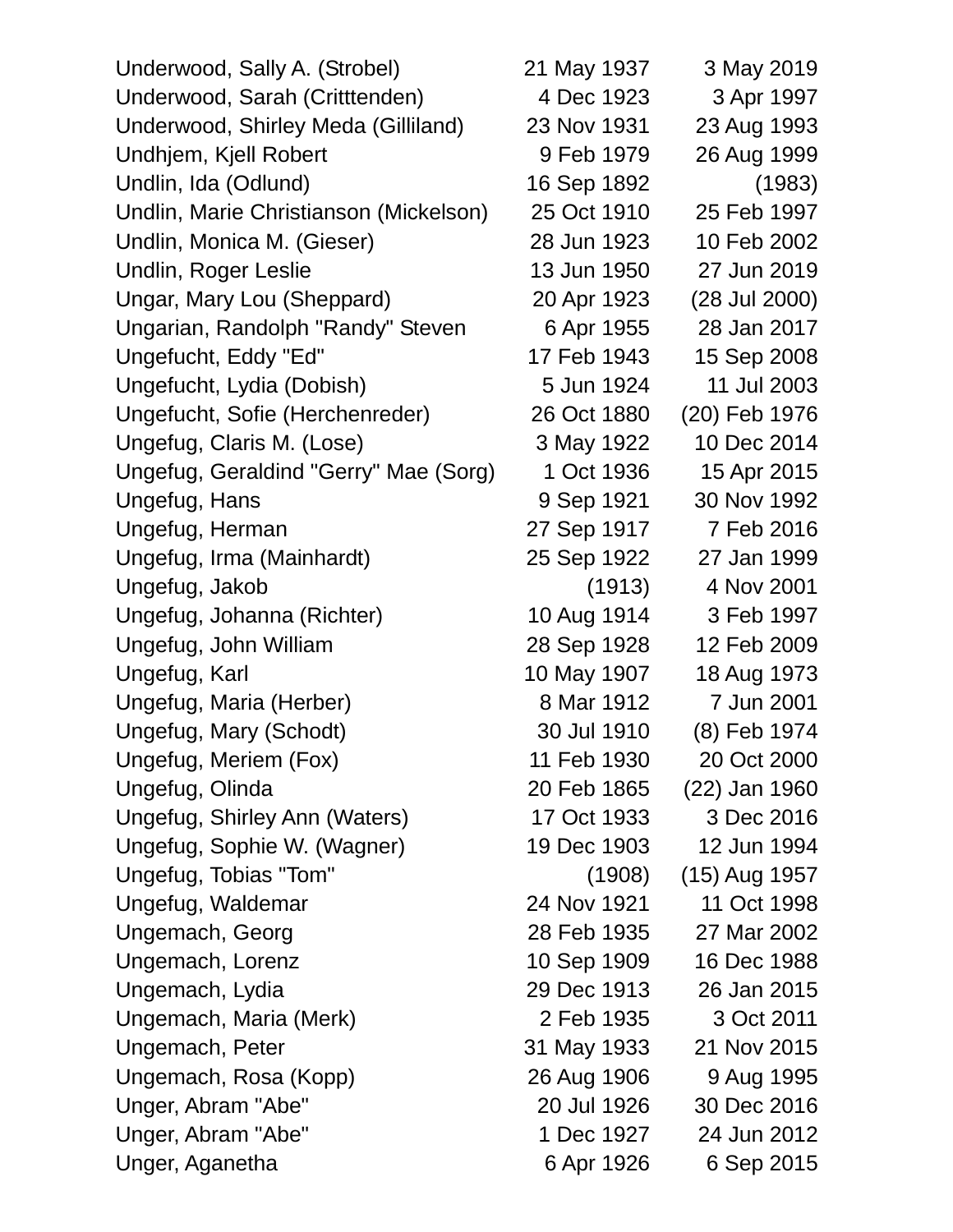| | | |
|---|---|---|
| Underwood, Sally A. (Strobel) | 21 May 1937 | 3 May 2019 |
| Underwood, Sarah (Critttenden) | 4 Dec 1923 | 3 Apr 1997 |
| Underwood, Shirley Meda (Gilliland) | 23 Nov 1931 | 23 Aug 1993 |
| Undhjem, Kjell Robert | 9 Feb 1979 | 26 Aug 1999 |
| Undlin, Ida (Odlund) | 16 Sep 1892 | (1983) |
| Undlin, Marie Christianson (Mickelson) | 25 Oct 1910 | 25 Feb 1997 |
| Undlin, Monica M. (Gieser) | 28 Jun 1923 | 10 Feb 2002 |
| Undlin, Roger Leslie | 13 Jun 1950 | 27 Jun 2019 |
| Ungar, Mary Lou (Sheppard) | 20 Apr 1923 | (28 Jul 2000) |
| Ungarian, Randolph "Randy" Steven | 6 Apr 1955 | 28 Jan 2017 |
| Ungefucht, Eddy "Ed" | 17 Feb 1943 | 15 Sep 2008 |
| Ungefucht, Lydia (Dobish) | 5 Jun 1924 | 11 Jul 2003 |
| Ungefucht, Sofie (Herchenreder) | 26 Oct 1880 | (20) Feb 1976 |
| Ungefug, Claris M. (Lose) | 3 May 1922 | 10 Dec 2014 |
| Ungefug, Geraldind "Gerry" Mae (Sorg) | 1 Oct 1936 | 15 Apr 2015 |
| Ungefug, Hans | 9 Sep 1921 | 30 Nov 1992 |
| Ungefug, Herman | 27 Sep 1917 | 7 Feb 2016 |
| Ungefug, Irma (Mainhardt) | 25 Sep 1922 | 27 Jan 1999 |
| Ungefug, Jakob | (1913) | 4 Nov 2001 |
| Ungefug, Johanna (Richter) | 10 Aug 1914 | 3 Feb 1997 |
| Ungefug, John William | 28 Sep 1928 | 12 Feb 2009 |
| Ungefug, Karl | 10 May 1907 | 18 Aug 1973 |
| Ungefug, Maria (Herber) | 8 Mar 1912 | 7 Jun 2001 |
| Ungefug, Mary (Schodt) | 30 Jul 1910 | (8) Feb 1974 |
| Ungefug, Meriem (Fox) | 11 Feb 1930 | 20 Oct 2000 |
| Ungefug, Olinda | 20 Feb 1865 | (22) Jan 1960 |
| Ungefug, Shirley Ann (Waters) | 17 Oct 1933 | 3 Dec 2016 |
| Ungefug, Sophie W. (Wagner) | 19 Dec 1903 | 12 Jun 1994 |
| Ungefug, Tobias "Tom" | (1908) | (15) Aug 1957 |
| Ungefug, Waldemar | 24 Nov 1921 | 11 Oct 1998 |
| Ungemach, Georg | 28 Feb 1935 | 27 Mar 2002 |
| Ungemach, Lorenz | 10 Sep 1909 | 16 Dec 1988 |
| Ungemach, Lydia | 29 Dec 1913 | 26 Jan 2015 |
| Ungemach, Maria (Merk) | 2 Feb 1935 | 3 Oct 2011 |
| Ungemach, Peter | 31 May 1933 | 21 Nov 2015 |
| Ungemach, Rosa (Kopp) | 26 Aug 1906 | 9 Aug 1995 |
| Unger, Abram "Abe" | 20 Jul 1926 | 30 Dec 2016 |
| Unger, Abram "Abe" | 1 Dec 1927 | 24 Jun 2012 |
| Unger, Aganetha | 6 Apr 1926 | 6 Sep 2015 |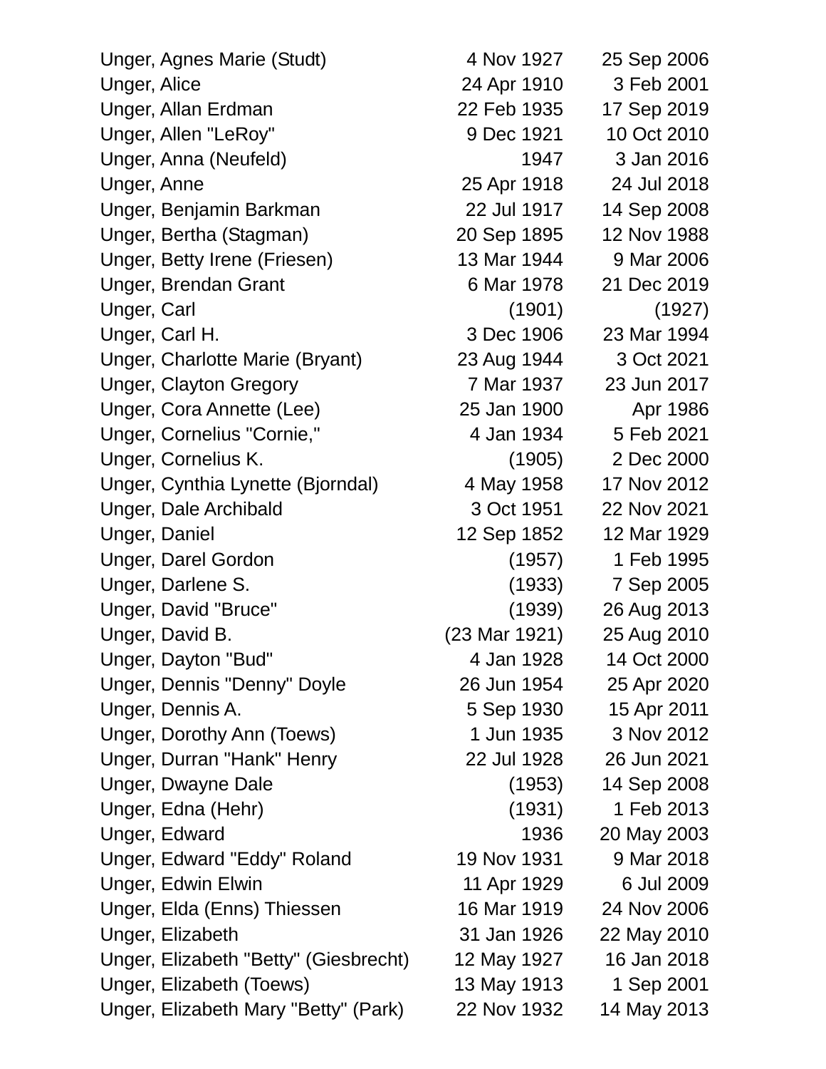| | | |
|---|---|---|
| Unger, Agnes Marie (Studt) | 4 Nov 1927 | 25 Sep 2006 |
| Unger, Alice | 24 Apr 1910 | 3 Feb 2001 |
| Unger, Allan Erdman | 22 Feb 1935 | 17 Sep 2019 |
| Unger, Allen "LeRoy" | 9 Dec 1921 | 10 Oct 2010 |
| Unger, Anna (Neufeld) | 1947 | 3 Jan 2016 |
| Unger, Anne | 25 Apr 1918 | 24 Jul 2018 |
| Unger, Benjamin Barkman | 22 Jul 1917 | 14 Sep 2008 |
| Unger, Bertha (Stagman) | 20 Sep 1895 | 12 Nov 1988 |
| Unger, Betty Irene (Friesen) | 13 Mar 1944 | 9 Mar 2006 |
| Unger, Brendan Grant | 6 Mar 1978 | 21 Dec 2019 |
| Unger, Carl | (1901) | (1927) |
| Unger, Carl H. | 3 Dec 1906 | 23 Mar 1994 |
| Unger, Charlotte Marie (Bryant) | 23 Aug 1944 | 3 Oct 2021 |
| Unger, Clayton Gregory | 7 Mar 1937 | 23 Jun 2017 |
| Unger, Cora Annette (Lee) | 25 Jan 1900 | Apr 1986 |
| Unger, Cornelius "Cornie," | 4 Jan 1934 | 5 Feb 2021 |
| Unger, Cornelius K. | (1905) | 2 Dec 2000 |
| Unger, Cynthia Lynette (Bjorndal) | 4 May 1958 | 17 Nov 2012 |
| Unger, Dale Archibald | 3 Oct 1951 | 22 Nov 2021 |
| Unger, Daniel | 12 Sep 1852 | 12 Mar 1929 |
| Unger, Darel Gordon | (1957) | 1 Feb 1995 |
| Unger, Darlene S. | (1933) | 7 Sep 2005 |
| Unger, David "Bruce" | (1939) | 26 Aug 2013 |
| Unger, David B. | (23 Mar 1921) | 25 Aug 2010 |
| Unger, Dayton "Bud" | 4 Jan 1928 | 14 Oct 2000 |
| Unger, Dennis "Denny" Doyle | 26 Jun 1954 | 25 Apr 2020 |
| Unger, Dennis A. | 5 Sep 1930 | 15 Apr 2011 |
| Unger, Dorothy Ann (Toews) | 1 Jun 1935 | 3 Nov 2012 |
| Unger, Durran "Hank" Henry | 22 Jul 1928 | 26 Jun 2021 |
| Unger, Dwayne Dale | (1953) | 14 Sep 2008 |
| Unger, Edna (Hehr) | (1931) | 1 Feb 2013 |
| Unger, Edward | 1936 | 20 May 2003 |
| Unger, Edward "Eddy" Roland | 19 Nov 1931 | 9 Mar 2018 |
| Unger, Edwin Elwin | 11 Apr 1929 | 6 Jul 2009 |
| Unger, Elda (Enns) Thiessen | 16 Mar 1919 | 24 Nov 2006 |
| Unger, Elizabeth | 31 Jan 1926 | 22 May 2010 |
| Unger, Elizabeth "Betty" (Giesbrecht) | 12 May 1927 | 16 Jan 2018 |
| Unger, Elizabeth (Toews) | 13 May 1913 | 1 Sep 2001 |
| Unger, Elizabeth Mary "Betty" (Park) | 22 Nov 1932 | 14 May 2013 |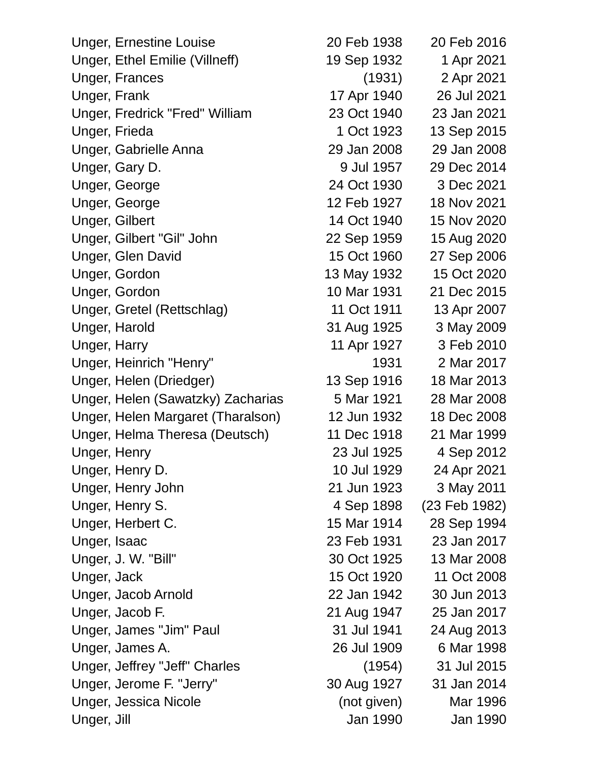| | | |
|---|---|---|
| Unger, Ernestine Louise | 20 Feb 1938 | 20 Feb 2016 |
| Unger, Ethel Emilie (Villneff) | 19 Sep 1932 | 1 Apr 2021 |
| Unger, Frances | (1931) | 2 Apr 2021 |
| Unger, Frank | 17 Apr 1940 | 26 Jul 2021 |
| Unger, Fredrick "Fred" William | 23 Oct 1940 | 23 Jan 2021 |
| Unger, Frieda | 1 Oct 1923 | 13 Sep 2015 |
| Unger, Gabrielle Anna | 29 Jan 2008 | 29 Jan 2008 |
| Unger, Gary D. | 9 Jul 1957 | 29 Dec 2014 |
| Unger, George | 24 Oct 1930 | 3 Dec 2021 |
| Unger, George | 12 Feb 1927 | 18 Nov 2021 |
| Unger, Gilbert | 14 Oct 1940 | 15 Nov 2020 |
| Unger, Gilbert "Gil" John | 22 Sep 1959 | 15 Aug 2020 |
| Unger, Glen David | 15 Oct 1960 | 27 Sep 2006 |
| Unger, Gordon | 13 May 1932 | 15 Oct 2020 |
| Unger, Gordon | 10 Mar 1931 | 21 Dec 2015 |
| Unger, Gretel (Rettschlag) | 11 Oct 1911 | 13 Apr 2007 |
| Unger, Harold | 31 Aug 1925 | 3 May 2009 |
| Unger, Harry | 11 Apr 1927 | 3 Feb 2010 |
| Unger, Heinrich "Henry" | 1931 | 2 Mar 2017 |
| Unger, Helen (Driedger) | 13 Sep 1916 | 18 Mar 2013 |
| Unger, Helen (Sawatzky) Zacharias | 5 Mar 1921 | 28 Mar 2008 |
| Unger, Helen Margaret (Tharalson) | 12 Jun 1932 | 18 Dec 2008 |
| Unger, Helma Theresa (Deutsch) | 11 Dec 1918 | 21 Mar 1999 |
| Unger, Henry | 23 Jul 1925 | 4 Sep 2012 |
| Unger, Henry D. | 10 Jul 1929 | 24 Apr 2021 |
| Unger, Henry John | 21 Jun 1923 | 3 May 2011 |
| Unger, Henry S. | 4 Sep 1898 | (23 Feb 1982) |
| Unger, Herbert C. | 15 Mar 1914 | 28 Sep 1994 |
| Unger, Isaac | 23 Feb 1931 | 23 Jan 2017 |
| Unger, J. W. "Bill" | 30 Oct 1925 | 13 Mar 2008 |
| Unger, Jack | 15 Oct 1920 | 11 Oct 2008 |
| Unger, Jacob Arnold | 22 Jan 1942 | 30 Jun 2013 |
| Unger, Jacob F. | 21 Aug 1947 | 25 Jan 2017 |
| Unger, James "Jim" Paul | 31 Jul 1941 | 24 Aug 2013 |
| Unger, James A. | 26 Jul 1909 | 6 Mar 1998 |
| Unger, Jeffrey "Jeff" Charles | (1954) | 31 Jul 2015 |
| Unger, Jerome F. "Jerry" | 30 Aug 1927 | 31 Jan 2014 |
| Unger, Jessica Nicole | (not given) | Mar 1996 |
| Unger, Jill | Jan 1990 | Jan 1990 |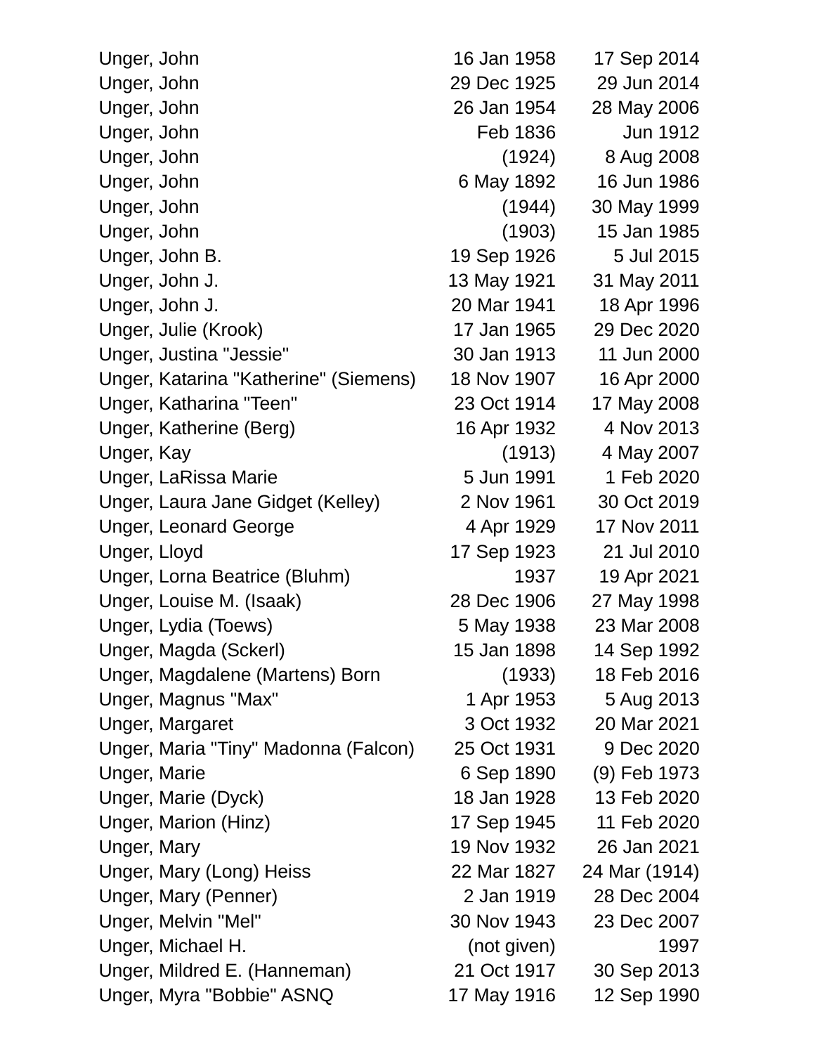| | | |
|---|---|---|
| Unger, John | 16 Jan 1958 | 17 Sep 2014 |
| Unger, John | 29 Dec 1925 | 29 Jun 2014 |
| Unger, John | 26 Jan 1954 | 28 May 2006 |
| Unger, John | Feb 1836 | Jun 1912 |
| Unger, John | (1924) | 8 Aug 2008 |
| Unger, John | 6 May 1892 | 16 Jun 1986 |
| Unger, John | (1944) | 30 May 1999 |
| Unger, John | (1903) | 15 Jan 1985 |
| Unger, John B. | 19 Sep 1926 | 5 Jul 2015 |
| Unger, John J. | 13 May 1921 | 31 May 2011 |
| Unger, John J. | 20 Mar 1941 | 18 Apr 1996 |
| Unger, Julie (Krook) | 17 Jan 1965 | 29 Dec 2020 |
| Unger, Justina "Jessie" | 30 Jan 1913 | 11 Jun 2000 |
| Unger, Katarina "Katherine" (Siemens) | 18 Nov 1907 | 16 Apr 2000 |
| Unger, Katharina "Teen" | 23 Oct 1914 | 17 May 2008 |
| Unger, Katherine (Berg) | 16 Apr 1932 | 4 Nov 2013 |
| Unger, Kay | (1913) | 4 May 2007 |
| Unger, LaRissa Marie | 5 Jun 1991 | 1 Feb 2020 |
| Unger, Laura Jane Gidget (Kelley) | 2 Nov 1961 | 30 Oct 2019 |
| Unger, Leonard George | 4 Apr 1929 | 17 Nov 2011 |
| Unger, Lloyd | 17 Sep 1923 | 21 Jul 2010 |
| Unger, Lorna Beatrice (Bluhm) | 1937 | 19 Apr 2021 |
| Unger, Louise M. (Isaak) | 28 Dec 1906 | 27 May 1998 |
| Unger, Lydia (Toews) | 5 May 1938 | 23 Mar 2008 |
| Unger, Magda (Sckerl) | 15 Jan 1898 | 14 Sep 1992 |
| Unger, Magdalene (Martens) Born | (1933) | 18 Feb 2016 |
| Unger, Magnus "Max" | 1 Apr 1953 | 5 Aug 2013 |
| Unger, Margaret | 3 Oct 1932 | 20 Mar 2021 |
| Unger, Maria "Tiny" Madonna (Falcon) | 25 Oct 1931 | 9 Dec 2020 |
| Unger, Marie | 6 Sep 1890 | (9) Feb 1973 |
| Unger, Marie (Dyck) | 18 Jan 1928 | 13 Feb 2020 |
| Unger, Marion (Hinz) | 17 Sep 1945 | 11 Feb 2020 |
| Unger, Mary | 19 Nov 1932 | 26 Jan 2021 |
| Unger, Mary (Long) Heiss | 22 Mar 1827 | 24 Mar (1914) |
| Unger, Mary (Penner) | 2 Jan 1919 | 28 Dec 2004 |
| Unger, Melvin "Mel" | 30 Nov 1943 | 23 Dec 2007 |
| Unger, Michael H. | (not given) | 1997 |
| Unger, Mildred E. (Hanneman) | 21 Oct 1917 | 30 Sep 2013 |
| Unger, Myra "Bobbie" ASNQ | 17 May 1916 | 12 Sep 1990 |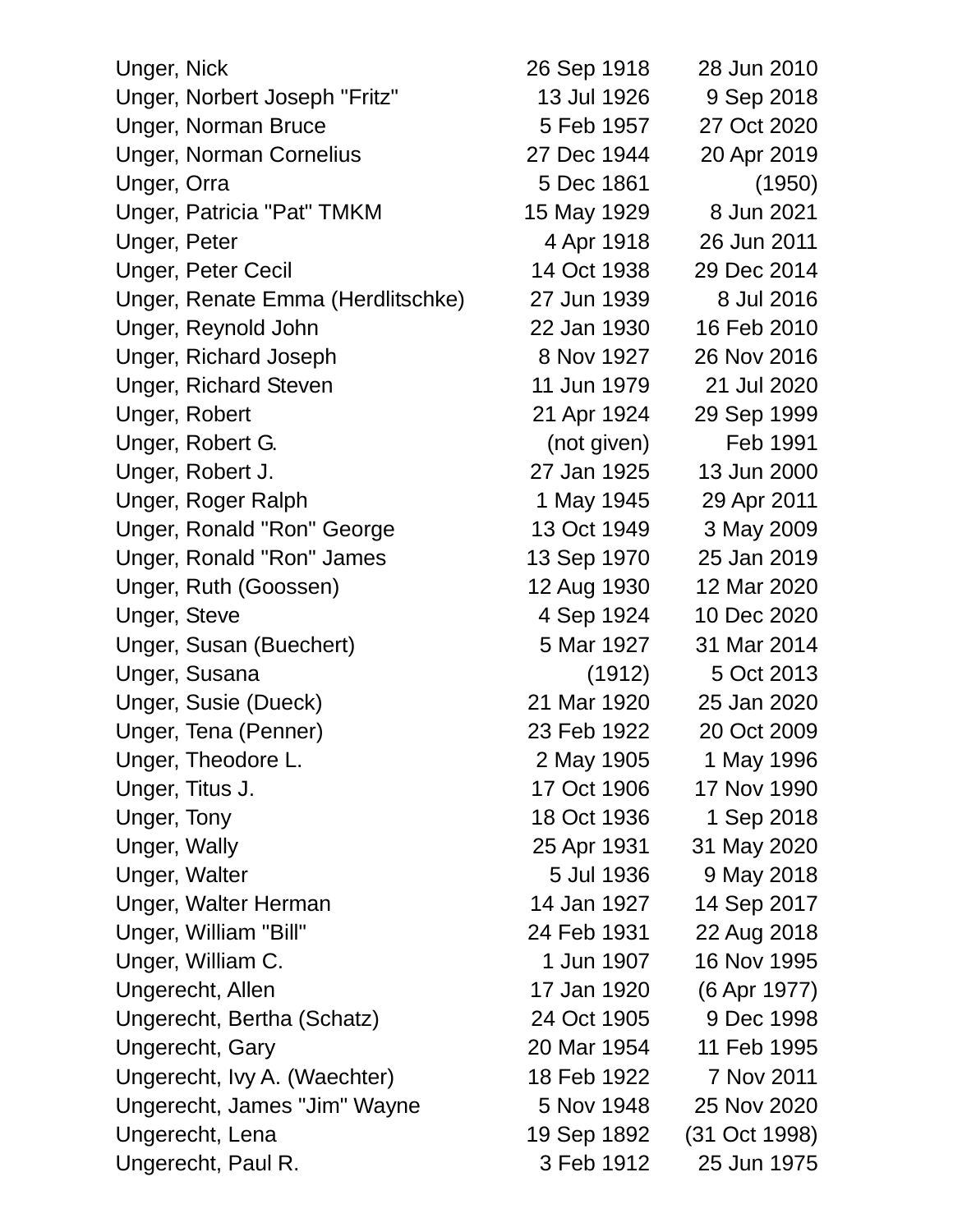| | | |
|---|---|---|
| Unger, Nick | 26 Sep 1918 | 28 Jun 2010 |
| Unger, Norbert Joseph "Fritz" | 13 Jul 1926 | 9 Sep 2018 |
| Unger, Norman Bruce | 5 Feb 1957 | 27 Oct 2020 |
| Unger, Norman Cornelius | 27 Dec 1944 | 20 Apr 2019 |
| Unger, Orra | 5 Dec 1861 | (1950) |
| Unger, Patricia "Pat" TMKM | 15 May 1929 | 8 Jun 2021 |
| Unger, Peter | 4 Apr 1918 | 26 Jun 2011 |
| Unger, Peter Cecil | 14 Oct 1938 | 29 Dec 2014 |
| Unger, Renate Emma (Herdlitschke) | 27 Jun 1939 | 8 Jul 2016 |
| Unger, Reynold John | 22 Jan 1930 | 16 Feb 2010 |
| Unger, Richard Joseph | 8 Nov 1927 | 26 Nov 2016 |
| Unger, Richard Steven | 11 Jun 1979 | 21 Jul 2020 |
| Unger, Robert | 21 Apr 1924 | 29 Sep 1999 |
| Unger, Robert G. | (not given) | Feb 1991 |
| Unger, Robert J. | 27 Jan 1925 | 13 Jun 2000 |
| Unger, Roger Ralph | 1 May 1945 | 29 Apr 2011 |
| Unger, Ronald "Ron" George | 13 Oct 1949 | 3 May 2009 |
| Unger, Ronald "Ron" James | 13 Sep 1970 | 25 Jan 2019 |
| Unger, Ruth (Goossen) | 12 Aug 1930 | 12 Mar 2020 |
| Unger, Steve | 4 Sep 1924 | 10 Dec 2020 |
| Unger, Susan (Buechert) | 5 Mar 1927 | 31 Mar 2014 |
| Unger, Susana | (1912) | 5 Oct 2013 |
| Unger, Susie (Dueck) | 21 Mar 1920 | 25 Jan 2020 |
| Unger, Tena (Penner) | 23 Feb 1922 | 20 Oct 2009 |
| Unger, Theodore L. | 2 May 1905 | 1 May 1996 |
| Unger, Titus J. | 17 Oct 1906 | 17 Nov 1990 |
| Unger, Tony | 18 Oct 1936 | 1 Sep 2018 |
| Unger, Wally | 25 Apr 1931 | 31 May 2020 |
| Unger, Walter | 5 Jul 1936 | 9 May 2018 |
| Unger, Walter Herman | 14 Jan 1927 | 14 Sep 2017 |
| Unger, William "Bill" | 24 Feb 1931 | 22 Aug 2018 |
| Unger, William C. | 1 Jun 1907 | 16 Nov 1995 |
| Ungerecht, Allen | 17 Jan 1920 | (6 Apr 1977) |
| Ungerecht, Bertha (Schatz) | 24 Oct 1905 | 9 Dec 1998 |
| Ungerecht, Gary | 20 Mar 1954 | 11 Feb 1995 |
| Ungerecht, Ivy A. (Waechter) | 18 Feb 1922 | 7 Nov 2011 |
| Ungerecht, James "Jim" Wayne | 5 Nov 1948 | 25 Nov 2020 |
| Ungerecht, Lena | 19 Sep 1892 | (31 Oct 1998) |
| Ungerecht, Paul R. | 3 Feb 1912 | 25 Jun 1975 |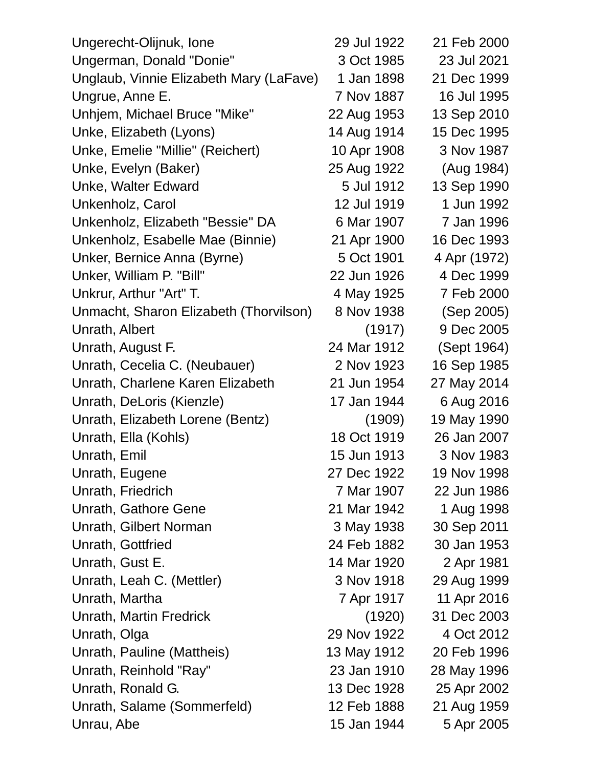| | | |
|---|---|---|
| Ungerecht-Olijnuk, Ione | 29 Jul 1922 | 21 Feb 2000 |
| Ungerman, Donald "Donie" | 3 Oct 1985 | 23 Jul 2021 |
| Unglaub, Vinnie Elizabeth Mary (LaFave) | 1 Jan 1898 | 21 Dec 1999 |
| Ungrue, Anne E. | 7 Nov 1887 | 16 Jul 1995 |
| Unhjem, Michael Bruce "Mike" | 22 Aug 1953 | 13 Sep 2010 |
| Unke, Elizabeth (Lyons) | 14 Aug 1914 | 15 Dec 1995 |
| Unke, Emelie "Millie" (Reichert) | 10 Apr 1908 | 3 Nov 1987 |
| Unke, Evelyn (Baker) | 25 Aug 1922 | (Aug 1984) |
| Unke, Walter Edward | 5 Jul 1912 | 13 Sep 1990 |
| Unkenholz, Carol | 12 Jul 1919 | 1 Jun 1992 |
| Unkenholz, Elizabeth "Bessie" DA | 6 Mar 1907 | 7 Jan 1996 |
| Unkenholz, Esabelle Mae (Binnie) | 21 Apr 1900 | 16 Dec 1993 |
| Unker, Bernice Anna (Byrne) | 5 Oct 1901 | 4 Apr (1972) |
| Unker, William P. "Bill" | 22 Jun 1926 | 4 Dec 1999 |
| Unkrur, Arthur "Art" T. | 4 May 1925 | 7 Feb 2000 |
| Unmacht, Sharon Elizabeth (Thorvilson) | 8 Nov 1938 | (Sep 2005) |
| Unrath, Albert | (1917) | 9 Dec 2005 |
| Unrath, August F. | 24 Mar 1912 | (Sept 1964) |
| Unrath, Cecelia C. (Neubauer) | 2 Nov 1923 | 16 Sep 1985 |
| Unrath, Charlene Karen Elizabeth | 21 Jun 1954 | 27 May 2014 |
| Unrath, DeLoris (Kienzle) | 17 Jan 1944 | 6 Aug 2016 |
| Unrath, Elizabeth Lorene (Bentz) | (1909) | 19 May 1990 |
| Unrath, Ella (Kohls) | 18 Oct 1919 | 26 Jan 2007 |
| Unrath, Emil | 15 Jun 1913 | 3 Nov 1983 |
| Unrath, Eugene | 27 Dec 1922 | 19 Nov 1998 |
| Unrath, Friedrich | 7 Mar 1907 | 22 Jun 1986 |
| Unrath, Gathore Gene | 21 Mar 1942 | 1 Aug 1998 |
| Unrath, Gilbert Norman | 3 May 1938 | 30 Sep 2011 |
| Unrath, Gottfried | 24 Feb 1882 | 30 Jan 1953 |
| Unrath, Gust E. | 14 Mar 1920 | 2 Apr 1981 |
| Unrath, Leah C. (Mettler) | 3 Nov 1918 | 29 Aug 1999 |
| Unrath, Martha | 7 Apr 1917 | 11 Apr 2016 |
| Unrath, Martin Fredrick | (1920) | 31 Dec 2003 |
| Unrath, Olga | 29 Nov 1922 | 4 Oct 2012 |
| Unrath, Pauline (Mattheis) | 13 May 1912 | 20 Feb 1996 |
| Unrath, Reinhold "Ray" | 23 Jan 1910 | 28 May 1996 |
| Unrath, Ronald G. | 13 Dec 1928 | 25 Apr 2002 |
| Unrath, Salame (Sommerfeld) | 12 Feb 1888 | 21 Aug 1959 |
| Unrau, Abe | 15 Jan 1944 | 5 Apr 2005 |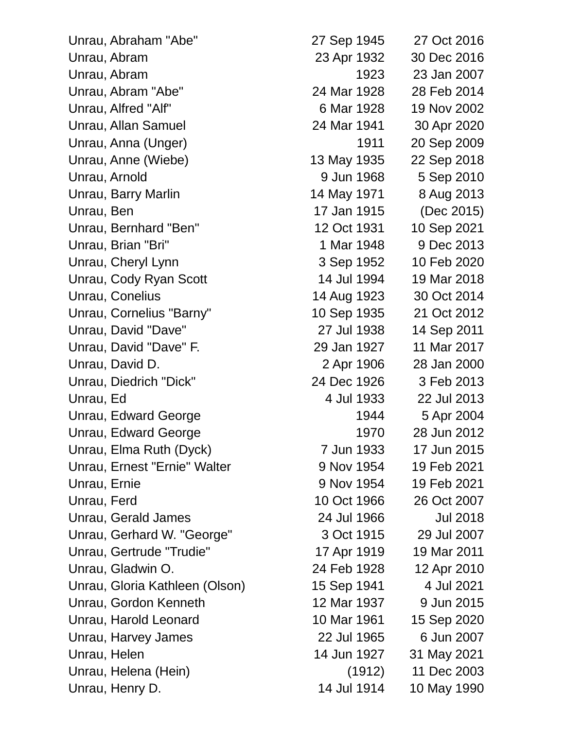| Name | Born | Died |
|---|---|---|
| Unrau, Abraham "Abe" | 27 Sep 1945 | 27 Oct 2016 |
| Unrau, Abram | 23 Apr 1932 | 30 Dec 2016 |
| Unrau, Abram | 1923 | 23 Jan 2007 |
| Unrau, Abram "Abe" | 24 Mar 1928 | 28 Feb 2014 |
| Unrau, Alfred "Alf" | 6 Mar 1928 | 19 Nov 2002 |
| Unrau, Allan Samuel | 24 Mar 1941 | 30 Apr 2020 |
| Unrau, Anna (Unger) | 1911 | 20 Sep 2009 |
| Unrau, Anne (Wiebe) | 13 May 1935 | 22 Sep 2018 |
| Unrau, Arnold | 9 Jun 1968 | 5 Sep 2010 |
| Unrau, Barry Marlin | 14 May 1971 | 8 Aug 2013 |
| Unrau, Ben | 17 Jan 1915 | (Dec 2015) |
| Unrau, Bernhard "Ben" | 12 Oct 1931 | 10 Sep 2021 |
| Unrau, Brian "Bri" | 1 Mar 1948 | 9 Dec 2013 |
| Unrau, Cheryl Lynn | 3 Sep 1952 | 10 Feb 2020 |
| Unrau, Cody Ryan Scott | 14 Jul 1994 | 19 Mar 2018 |
| Unrau, Conelius | 14 Aug 1923 | 30 Oct 2014 |
| Unrau, Cornelius "Barny" | 10 Sep 1935 | 21 Oct 2012 |
| Unrau, David "Dave" | 27 Jul 1938 | 14 Sep 2011 |
| Unrau, David "Dave" F. | 29 Jan 1927 | 11 Mar 2017 |
| Unrau, David D. | 2 Apr 1906 | 28 Jan 2000 |
| Unrau, Diedrich "Dick" | 24 Dec 1926 | 3 Feb 2013 |
| Unrau, Ed | 4 Jul 1933 | 22 Jul 2013 |
| Unrau, Edward George | 1944 | 5 Apr 2004 |
| Unrau, Edward George | 1970 | 28 Jun 2012 |
| Unrau, Elma Ruth (Dyck) | 7 Jun 1933 | 17 Jun 2015 |
| Unrau, Ernest "Ernie" Walter | 9 Nov 1954 | 19 Feb 2021 |
| Unrau, Ernie | 9 Nov 1954 | 19 Feb 2021 |
| Unrau, Ferd | 10 Oct 1966 | 26 Oct 2007 |
| Unrau, Gerald James | 24 Jul 1966 | Jul 2018 |
| Unrau, Gerhard W. "George" | 3 Oct 1915 | 29 Jul 2007 |
| Unrau, Gertrude "Trudie" | 17 Apr 1919 | 19 Mar 2011 |
| Unrau, Gladwin O. | 24 Feb 1928 | 12 Apr 2010 |
| Unrau, Gloria Kathleen (Olson) | 15 Sep 1941 | 4 Jul 2021 |
| Unrau, Gordon Kenneth | 12 Mar 1937 | 9 Jun 2015 |
| Unrau, Harold Leonard | 10 Mar 1961 | 15 Sep 2020 |
| Unrau, Harvey James | 22 Jul 1965 | 6 Jun 2007 |
| Unrau, Helen | 14 Jun 1927 | 31 May 2021 |
| Unrau, Helena (Hein) | (1912) | 11 Dec 2003 |
| Unrau, Henry D. | 14 Jul 1914 | 10 May 1990 |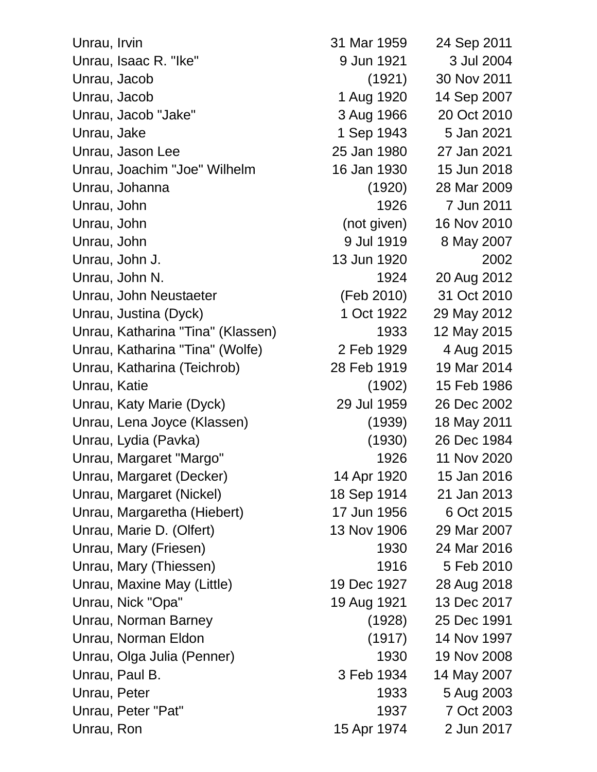| Name | Born | Died |
|---|---|---|
| Unrau, Irvin | 31 Mar 1959 | 24 Sep 2011 |
| Unrau, Isaac R. "Ike" | 9 Jun 1921 | 3 Jul 2004 |
| Unrau, Jacob | (1921) | 30 Nov 2011 |
| Unrau, Jacob | 1 Aug 1920 | 14 Sep 2007 |
| Unrau, Jacob "Jake" | 3 Aug 1966 | 20 Oct 2010 |
| Unrau, Jake | 1 Sep 1943 | 5 Jan 2021 |
| Unrau, Jason Lee | 25 Jan 1980 | 27 Jan 2021 |
| Unrau, Joachim "Joe" Wilhelm | 16 Jan 1930 | 15 Jun 2018 |
| Unrau, Johanna | (1920) | 28 Mar 2009 |
| Unrau, John | 1926 | 7 Jun 2011 |
| Unrau, John | (not given) | 16 Nov 2010 |
| Unrau, John | 9 Jul 1919 | 8 May 2007 |
| Unrau, John J. | 13 Jun 1920 | 2002 |
| Unrau, John N. | 1924 | 20 Aug 2012 |
| Unrau, John Neustaeter | (Feb 2010) | 31 Oct 2010 |
| Unrau, Justina (Dyck) | 1 Oct 1922 | 29 May 2012 |
| Unrau, Katharina "Tina" (Klassen) | 1933 | 12 May 2015 |
| Unrau, Katharina "Tina" (Wolfe) | 2 Feb 1929 | 4 Aug 2015 |
| Unrau, Katharina (Teichrob) | 28 Feb 1919 | 19 Mar 2014 |
| Unrau, Katie | (1902) | 15 Feb 1986 |
| Unrau, Katy Marie (Dyck) | 29 Jul 1959 | 26 Dec 2002 |
| Unrau, Lena Joyce (Klassen) | (1939) | 18 May 2011 |
| Unrau, Lydia (Pavka) | (1930) | 26 Dec 1984 |
| Unrau, Margaret "Margo" | 1926 | 11 Nov 2020 |
| Unrau, Margaret (Decker) | 14 Apr 1920 | 15 Jan 2016 |
| Unrau, Margaret (Nickel) | 18 Sep 1914 | 21 Jan 2013 |
| Unrau, Margaretha (Hiebert) | 17 Jun 1956 | 6 Oct 2015 |
| Unrau, Marie D. (Olfert) | 13 Nov 1906 | 29 Mar 2007 |
| Unrau, Mary (Friesen) | 1930 | 24 Mar 2016 |
| Unrau, Mary (Thiessen) | 1916 | 5 Feb 2010 |
| Unrau, Maxine May (Little) | 19 Dec 1927 | 28 Aug 2018 |
| Unrau, Nick "Opa" | 19 Aug 1921 | 13 Dec 2017 |
| Unrau, Norman Barney | (1928) | 25 Dec 1991 |
| Unrau, Norman Eldon | (1917) | 14 Nov 1997 |
| Unrau, Olga Julia (Penner) | 1930 | 19 Nov 2008 |
| Unrau, Paul B. | 3 Feb 1934 | 14 May 2007 |
| Unrau, Peter | 1933 | 5 Aug 2003 |
| Unrau, Peter "Pat" | 1937 | 7 Oct 2003 |
| Unrau, Ron | 15 Apr 1974 | 2 Jun 2017 |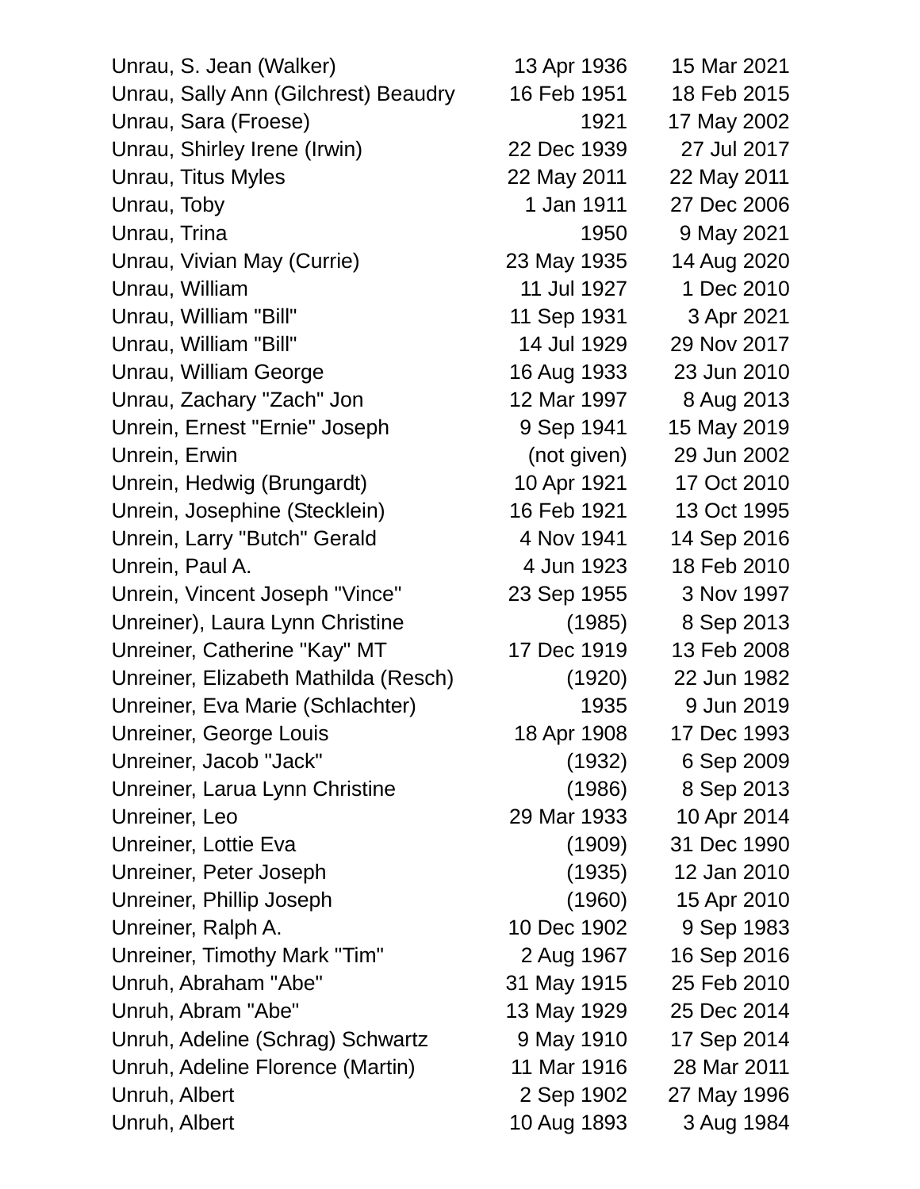| Name | Birth | Death |
|---|---|---|
| Unrau, S. Jean (Walker) | 13 Apr 1936 | 15 Mar 2021 |
| Unrau, Sally Ann (Gilchrest) Beaudry | 16 Feb 1951 | 18 Feb 2015 |
| Unrau, Sara (Froese) | 1921 | 17 May 2002 |
| Unrau, Shirley Irene (Irwin) | 22 Dec 1939 | 27 Jul 2017 |
| Unrau, Titus Myles | 22 May 2011 | 22 May 2011 |
| Unrau, Toby | 1 Jan 1911 | 27 Dec 2006 |
| Unrau, Trina | 1950 | 9 May 2021 |
| Unrau, Vivian May (Currie) | 23 May 1935 | 14 Aug 2020 |
| Unrau, William | 11 Jul 1927 | 1 Dec 2010 |
| Unrau, William "Bill" | 11 Sep 1931 | 3 Apr 2021 |
| Unrau, William "Bill" | 14 Jul 1929 | 29 Nov 2017 |
| Unrau, William George | 16 Aug 1933 | 23 Jun 2010 |
| Unrau, Zachary "Zach" Jon | 12 Mar 1997 | 8 Aug 2013 |
| Unrein, Ernest "Ernie" Joseph | 9 Sep 1941 | 15 May 2019 |
| Unrein, Erwin | (not given) | 29 Jun 2002 |
| Unrein, Hedwig (Brungardt) | 10 Apr 1921 | 17 Oct 2010 |
| Unrein, Josephine (Stecklein) | 16 Feb 1921 | 13 Oct 1995 |
| Unrein, Larry "Butch" Gerald | 4 Nov 1941 | 14 Sep 2016 |
| Unrein, Paul A. | 4 Jun 1923 | 18 Feb 2010 |
| Unrein, Vincent Joseph "Vince" | 23 Sep 1955 | 3 Nov 1997 |
| Unreiner), Laura Lynn Christine | (1985) | 8 Sep 2013 |
| Unreiner, Catherine "Kay" MT | 17 Dec 1919 | 13 Feb 2008 |
| Unreiner, Elizabeth Mathilda (Resch) | (1920) | 22 Jun 1982 |
| Unreiner, Eva Marie (Schlachter) | 1935 | 9 Jun 2019 |
| Unreiner, George Louis | 18 Apr 1908 | 17 Dec 1993 |
| Unreiner, Jacob "Jack" | (1932) | 6 Sep 2009 |
| Unreiner, Larua Lynn Christine | (1986) | 8 Sep 2013 |
| Unreiner, Leo | 29 Mar 1933 | 10 Apr 2014 |
| Unreiner, Lottie Eva | (1909) | 31 Dec 1990 |
| Unreiner, Peter Joseph | (1935) | 12 Jan 2010 |
| Unreiner, Phillip Joseph | (1960) | 15 Apr 2010 |
| Unreiner, Ralph A. | 10 Dec 1902 | 9 Sep 1983 |
| Unreiner, Timothy Mark "Tim" | 2 Aug 1967 | 16 Sep 2016 |
| Unruh, Abraham "Abe" | 31 May 1915 | 25 Feb 2010 |
| Unruh, Abram "Abe" | 13 May 1929 | 25 Dec 2014 |
| Unruh, Adeline (Schrag) Schwartz | 9 May 1910 | 17 Sep 2014 |
| Unruh, Adeline Florence (Martin) | 11 Mar 1916 | 28 Mar 2011 |
| Unruh, Albert | 2 Sep 1902 | 27 May 1996 |
| Unruh, Albert | 10 Aug 1893 | 3 Aug 1984 |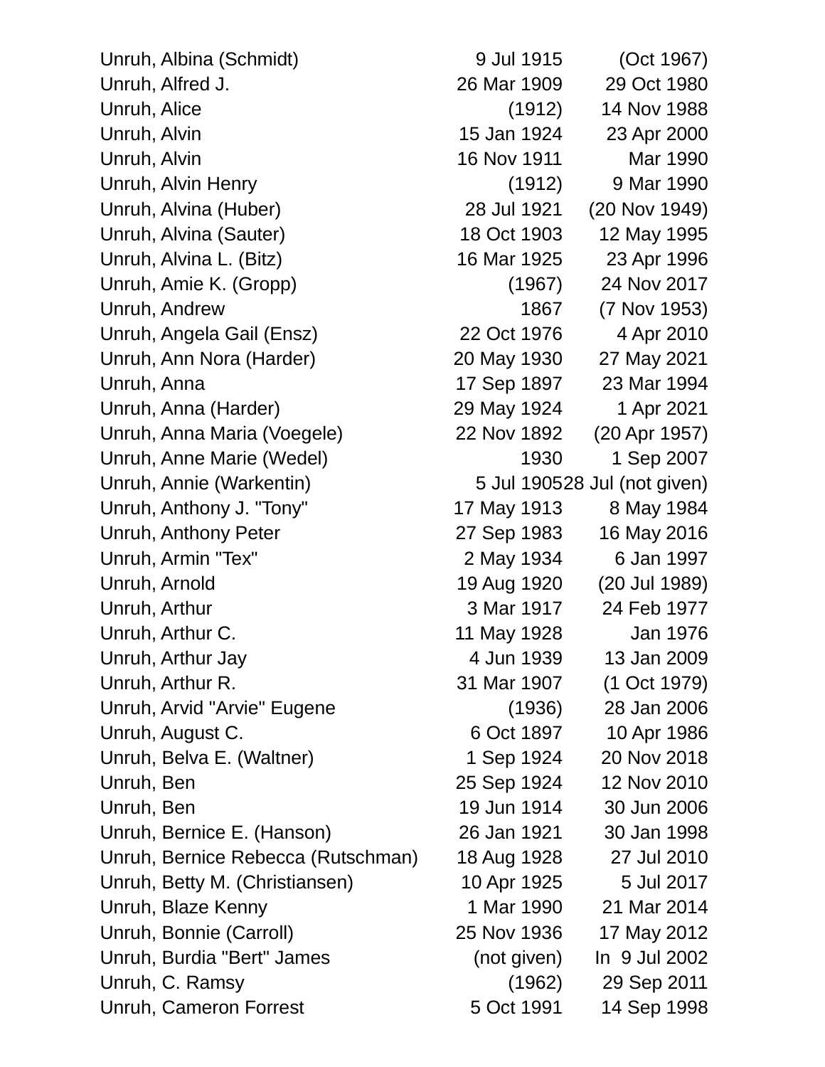| | | |
|---|---|---|
| Unruh, Albina (Schmidt) | 9 Jul 1915 | (Oct 1967) |
| Unruh, Alfred J. | 26 Mar 1909 | 29 Oct 1980 |
| Unruh, Alice | (1912) | 14 Nov 1988 |
| Unruh, Alvin | 15 Jan 1924 | 23 Apr 2000 |
| Unruh, Alvin | 16 Nov 1911 | Mar 1990 |
| Unruh, Alvin Henry | (1912) | 9 Mar 1990 |
| Unruh, Alvina (Huber) | 28 Jul 1921 | (20 Nov 1949) |
| Unruh, Alvina (Sauter) | 18 Oct 1903 | 12 May 1995 |
| Unruh, Alvina L. (Bitz) | 16 Mar 1925 | 23 Apr 1996 |
| Unruh, Amie K. (Gropp) | (1967) | 24 Nov 2017 |
| Unruh, Andrew | 1867 | (7 Nov 1953) |
| Unruh, Angela Gail (Ensz) | 22 Oct 1976 | 4 Apr 2010 |
| Unruh, Ann Nora (Harder) | 20 May 1930 | 27 May 2021 |
| Unruh, Anna | 17 Sep 1897 | 23 Mar 1994 |
| Unruh, Anna (Harder) | 29 May 1924 | 1 Apr 2021 |
| Unruh, Anna Maria (Voegele) | 22 Nov 1892 | (20 Apr 1957) |
| Unruh, Anne Marie (Wedel) | 1930 | 1 Sep 2007 |
| Unruh, Annie (Warkentin) | 5 Jul 1905 | 28 Jul (not given) |
| Unruh, Anthony J. "Tony" | 17 May 1913 | 8 May 1984 |
| Unruh, Anthony Peter | 27 Sep 1983 | 16 May 2016 |
| Unruh, Armin "Tex" | 2 May 1934 | 6 Jan 1997 |
| Unruh, Arnold | 19 Aug 1920 | (20 Jul 1989) |
| Unruh, Arthur | 3 Mar 1917 | 24 Feb 1977 |
| Unruh, Arthur C. | 11 May 1928 | Jan 1976 |
| Unruh, Arthur Jay | 4 Jun 1939 | 13 Jan 2009 |
| Unruh, Arthur R. | 31 Mar 1907 | (1 Oct 1979) |
| Unruh, Arvid "Arvie" Eugene | (1936) | 28 Jan 2006 |
| Unruh, August C. | 6 Oct 1897 | 10 Apr 1986 |
| Unruh, Belva E. (Waltner) | 1 Sep 1924 | 20 Nov 2018 |
| Unruh, Ben | 25 Sep 1924 | 12 Nov 2010 |
| Unruh, Ben | 19 Jun 1914 | 30 Jun 2006 |
| Unruh, Bernice E. (Hanson) | 26 Jan 1921 | 30 Jan 1998 |
| Unruh, Bernice Rebecca (Rutschman) | 18 Aug 1928 | 27 Jul 2010 |
| Unruh, Betty M. (Christiansen) | 10 Apr 1925 | 5 Jul 2017 |
| Unruh, Blaze Kenny | 1 Mar 1990 | 21 Mar 2014 |
| Unruh, Bonnie (Carroll) | 25 Nov 1936 | 17 May 2012 |
| Unruh, Burdia "Bert" James | (not given) | In 9 Jul 2002 |
| Unruh, C. Ramsy | (1962) | 29 Sep 2011 |
| Unruh, Cameron Forrest | 5 Oct 1991 | 14 Sep 1998 |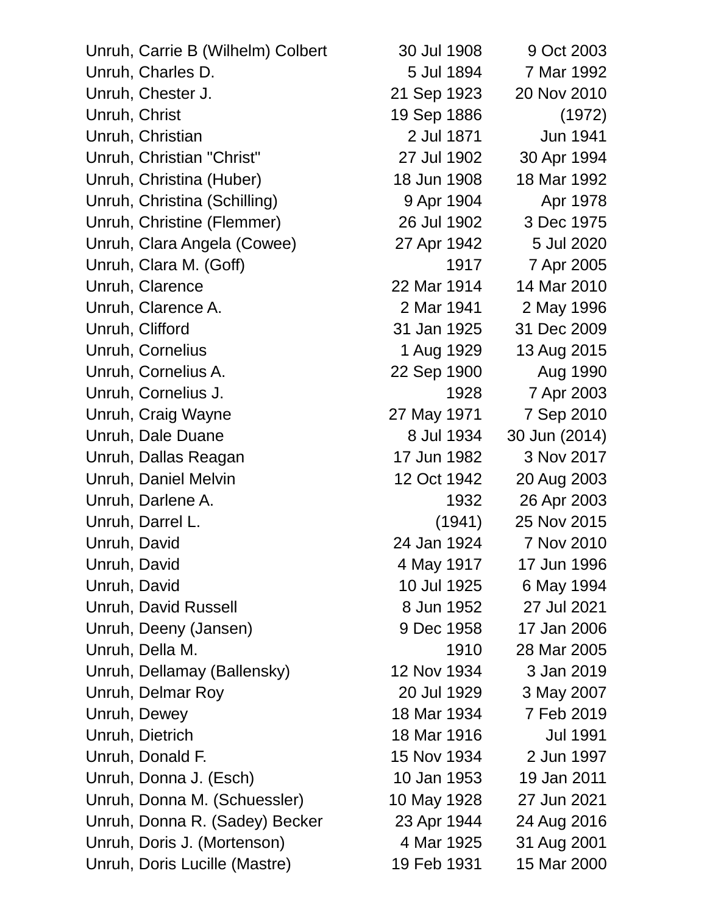| | | |
|---|---|---|
| Unruh, Carrie B (Wilhelm) Colbert | 30 Jul 1908 | 9 Oct 2003 |
| Unruh, Charles D. | 5 Jul 1894 | 7 Mar 1992 |
| Unruh, Chester J. | 21 Sep 1923 | 20 Nov 2010 |
| Unruh, Christ | 19 Sep 1886 | (1972) |
| Unruh, Christian | 2 Jul 1871 | Jun 1941 |
| Unruh, Christian "Christ" | 27 Jul 1902 | 30 Apr 1994 |
| Unruh, Christina (Huber) | 18 Jun 1908 | 18 Mar 1992 |
| Unruh, Christina (Schilling) | 9 Apr 1904 | Apr 1978 |
| Unruh, Christine (Flemmer) | 26 Jul 1902 | 3 Dec 1975 |
| Unruh, Clara Angela (Cowee) | 27 Apr 1942 | 5 Jul 2020 |
| Unruh, Clara M. (Goff) | 1917 | 7 Apr 2005 |
| Unruh, Clarence | 22 Mar 1914 | 14 Mar 2010 |
| Unruh, Clarence A. | 2 Mar 1941 | 2 May 1996 |
| Unruh, Clifford | 31 Jan 1925 | 31 Dec 2009 |
| Unruh, Cornelius | 1 Aug 1929 | 13 Aug 2015 |
| Unruh, Cornelius A. | 22 Sep 1900 | Aug 1990 |
| Unruh, Cornelius J. | 1928 | 7 Apr 2003 |
| Unruh, Craig Wayne | 27 May 1971 | 7 Sep 2010 |
| Unruh, Dale Duane | 8 Jul 1934 | 30 Jun (2014) |
| Unruh, Dallas Reagan | 17 Jun 1982 | 3 Nov 2017 |
| Unruh, Daniel Melvin | 12 Oct 1942 | 20 Aug 2003 |
| Unruh, Darlene A. | 1932 | 26 Apr 2003 |
| Unruh, Darrel L. | (1941) | 25 Nov 2015 |
| Unruh, David | 24 Jan 1924 | 7 Nov 2010 |
| Unruh, David | 4 May 1917 | 17 Jun 1996 |
| Unruh, David | 10 Jul 1925 | 6 May 1994 |
| Unruh, David Russell | 8 Jun 1952 | 27 Jul 2021 |
| Unruh, Deeny (Jansen) | 9 Dec 1958 | 17 Jan 2006 |
| Unruh, Della M. | 1910 | 28 Mar 2005 |
| Unruh, Dellamay (Ballensky) | 12 Nov 1934 | 3 Jan 2019 |
| Unruh, Delmar Roy | 20 Jul 1929 | 3 May 2007 |
| Unruh, Dewey | 18 Mar 1934 | 7 Feb 2019 |
| Unruh, Dietrich | 18 Mar 1916 | Jul 1991 |
| Unruh, Donald F. | 15 Nov 1934 | 2 Jun 1997 |
| Unruh, Donna J. (Esch) | 10 Jan 1953 | 19 Jan 2011 |
| Unruh, Donna M. (Schuessler) | 10 May 1928 | 27 Jun 2021 |
| Unruh, Donna R. (Sadey) Becker | 23 Apr 1944 | 24 Aug 2016 |
| Unruh, Doris J. (Mortenson) | 4 Mar 1925 | 31 Aug 2001 |
| Unruh, Doris Lucille (Mastre) | 19 Feb 1931 | 15 Mar 2000 |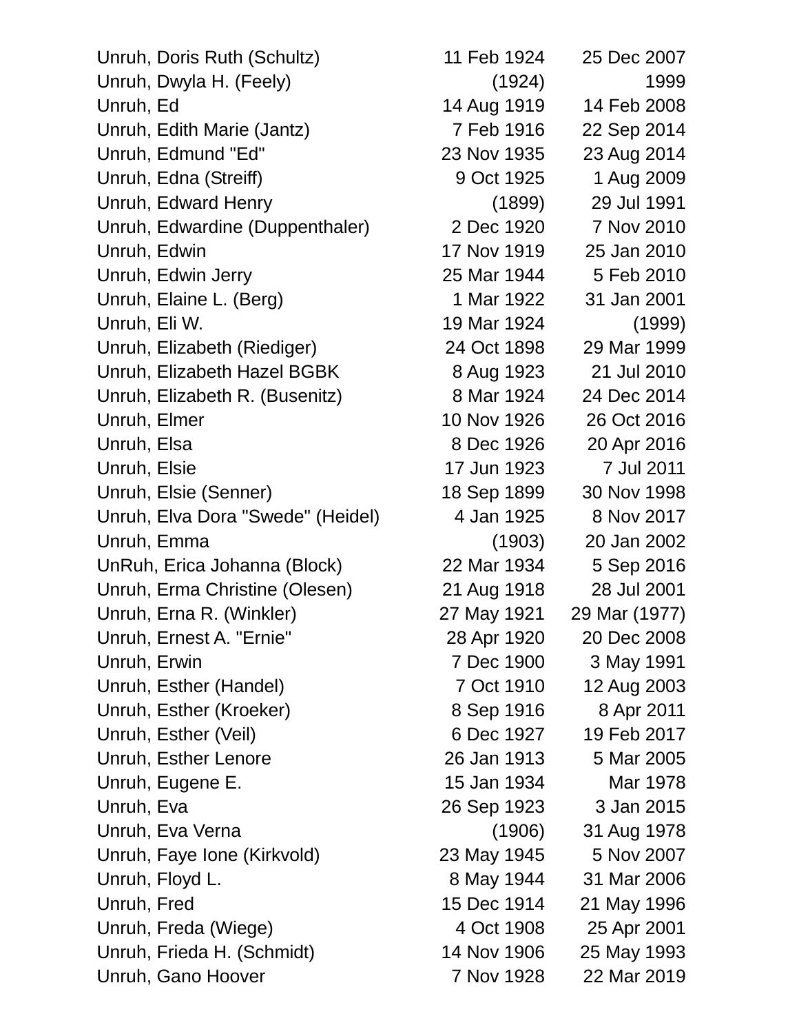| | | |
|---|---|---|
| Unruh, Doris Ruth (Schultz) | 11 Feb 1924 | 25 Dec 2007 |
| Unruh, Dwyla H. (Feely) | (1924) | 1999 |
| Unruh, Ed | 14 Aug 1919 | 14 Feb 2008 |
| Unruh, Edith Marie (Jantz) | 7 Feb 1916 | 22 Sep 2014 |
| Unruh, Edmund "Ed" | 23 Nov 1935 | 23 Aug 2014 |
| Unruh, Edna (Streiff) | 9 Oct 1925 | 1 Aug 2009 |
| Unruh, Edward Henry | (1899) | 29 Jul 1991 |
| Unruh, Edwardine (Duppenthaler) | 2 Dec 1920 | 7 Nov 2010 |
| Unruh, Edwin | 17 Nov 1919 | 25 Jan 2010 |
| Unruh, Edwin Jerry | 25 Mar 1944 | 5 Feb 2010 |
| Unruh, Elaine L. (Berg) | 1 Mar 1922 | 31 Jan 2001 |
| Unruh, Eli W. | 19 Mar 1924 | (1999) |
| Unruh, Elizabeth (Riediger) | 24 Oct 1898 | 29 Mar 1999 |
| Unruh, Elizabeth Hazel BGBK | 8 Aug 1923 | 21 Jul 2010 |
| Unruh, Elizabeth R. (Busenitz) | 8 Mar 1924 | 24 Dec 2014 |
| Unruh, Elmer | 10 Nov 1926 | 26 Oct 2016 |
| Unruh, Elsa | 8 Dec 1926 | 20 Apr 2016 |
| Unruh, Elsie | 17 Jun 1923 | 7 Jul 2011 |
| Unruh, Elsie (Senner) | 18 Sep 1899 | 30 Nov 1998 |
| Unruh, Elva Dora "Swede" (Heidel) | 4 Jan 1925 | 8 Nov 2017 |
| Unruh, Emma | (1903) | 20 Jan 2002 |
| UnRuh, Erica Johanna (Block) | 22 Mar 1934 | 5 Sep 2016 |
| Unruh, Erma Christine (Olesen) | 21 Aug 1918 | 28 Jul 2001 |
| Unruh, Erna R. (Winkler) | 27 May 1921 | 29 Mar (1977) |
| Unruh, Ernest A. "Ernie" | 28 Apr 1920 | 20 Dec 2008 |
| Unruh, Erwin | 7 Dec 1900 | 3 May 1991 |
| Unruh, Esther (Handel) | 7 Oct 1910 | 12 Aug 2003 |
| Unruh, Esther (Kroeker) | 8 Sep 1916 | 8 Apr 2011 |
| Unruh, Esther (Veil) | 6 Dec 1927 | 19 Feb 2017 |
| Unruh, Esther Lenore | 26 Jan 1913 | 5 Mar 2005 |
| Unruh, Eugene E. | 15 Jan 1934 | Mar 1978 |
| Unruh, Eva | 26 Sep 1923 | 3 Jan 2015 |
| Unruh, Eva Verna | (1906) | 31 Aug 1978 |
| Unruh, Faye Ione (Kirkvold) | 23 May 1945 | 5 Nov 2007 |
| Unruh, Floyd L. | 8 May 1944 | 31 Mar 2006 |
| Unruh, Fred | 15 Dec 1914 | 21 May 1996 |
| Unruh, Freda (Wiege) | 4 Oct 1908 | 25 Apr 2001 |
| Unruh, Frieda H. (Schmidt) | 14 Nov 1906 | 25 May 1993 |
| Unruh, Gano Hoover | 7 Nov 1928 | 22 Mar 2019 |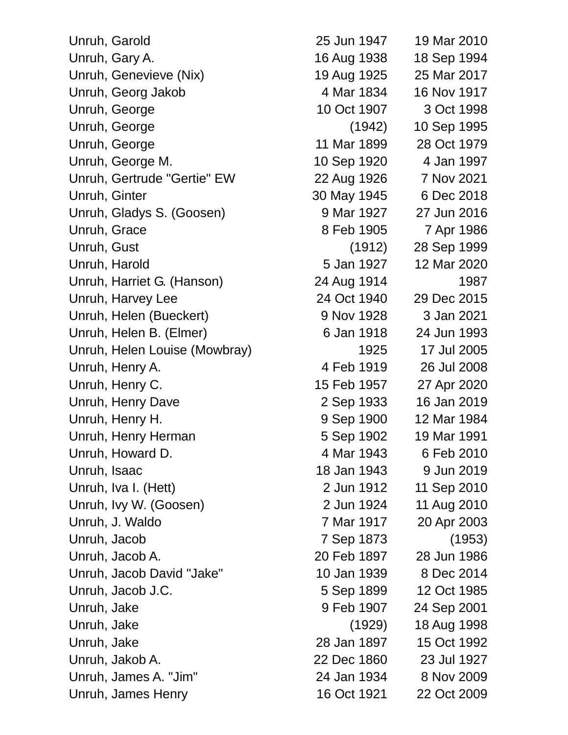| | | |
|---|---|---|
| Unruh, Garold | 25 Jun 1947 | 19 Mar 2010 |
| Unruh, Gary A. | 16 Aug 1938 | 18 Sep 1994 |
| Unruh, Genevieve (Nix) | 19 Aug 1925 | 25 Mar 2017 |
| Unruh, Georg Jakob | 4 Mar 1834 | 16 Nov 1917 |
| Unruh, George | 10 Oct 1907 | 3 Oct 1998 |
| Unruh, George | (1942) | 10 Sep 1995 |
| Unruh, George | 11 Mar 1899 | 28 Oct 1979 |
| Unruh, George M. | 10 Sep 1920 | 4 Jan 1997 |
| Unruh, Gertrude "Gertie" EW | 22 Aug 1926 | 7 Nov 2021 |
| Unruh, Ginter | 30 May 1945 | 6 Dec 2018 |
| Unruh, Gladys S. (Goosen) | 9 Mar 1927 | 27 Jun 2016 |
| Unruh, Grace | 8 Feb 1905 | 7 Apr 1986 |
| Unruh, Gust | (1912) | 28 Sep 1999 |
| Unruh, Harold | 5 Jan 1927 | 12 Mar 2020 |
| Unruh, Harriet G. (Hanson) | 24 Aug 1914 | 1987 |
| Unruh, Harvey Lee | 24 Oct 1940 | 29 Dec 2015 |
| Unruh, Helen (Bueckert) | 9 Nov 1928 | 3 Jan 2021 |
| Unruh, Helen B. (Elmer) | 6 Jan 1918 | 24 Jun 1993 |
| Unruh, Helen Louise (Mowbray) | 1925 | 17 Jul 2005 |
| Unruh, Henry A. | 4 Feb 1919 | 26 Jul 2008 |
| Unruh, Henry C. | 15 Feb 1957 | 27 Apr 2020 |
| Unruh, Henry Dave | 2 Sep 1933 | 16 Jan 2019 |
| Unruh, Henry H. | 9 Sep 1900 | 12 Mar 1984 |
| Unruh, Henry Herman | 5 Sep 1902 | 19 Mar 1991 |
| Unruh, Howard D. | 4 Mar 1943 | 6 Feb 2010 |
| Unruh, Isaac | 18 Jan 1943 | 9 Jun 2019 |
| Unruh, Iva I. (Hett) | 2 Jun 1912 | 11 Sep 2010 |
| Unruh, Ivy W. (Goosen) | 2 Jun 1924 | 11 Aug 2010 |
| Unruh, J. Waldo | 7 Mar 1917 | 20 Apr 2003 |
| Unruh, Jacob | 7 Sep 1873 | (1953) |
| Unruh, Jacob A. | 20 Feb 1897 | 28 Jun 1986 |
| Unruh, Jacob David "Jake" | 10 Jan 1939 | 8 Dec 2014 |
| Unruh, Jacob J.C. | 5 Sep 1899 | 12 Oct 1985 |
| Unruh, Jake | 9 Feb 1907 | 24 Sep 2001 |
| Unruh, Jake | (1929) | 18 Aug 1998 |
| Unruh, Jake | 28 Jan 1897 | 15 Oct 1992 |
| Unruh, Jakob A. | 22 Dec 1860 | 23 Jul 1927 |
| Unruh, James A. "Jim" | 24 Jan 1934 | 8 Nov 2009 |
| Unruh, James Henry | 16 Oct 1921 | 22 Oct 2009 |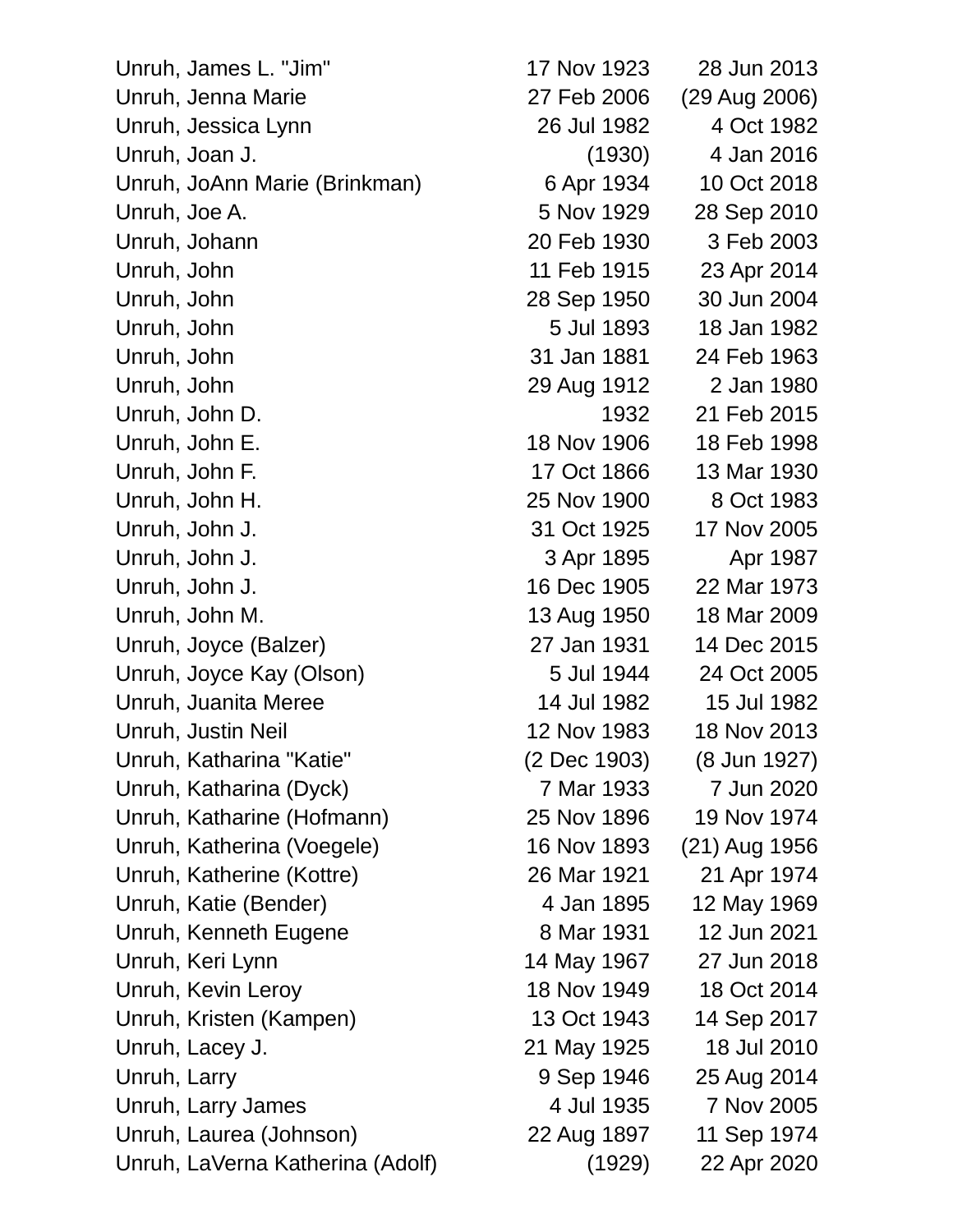| | | |
|---|---|---|
| Unruh, James L. "Jim" | 17 Nov 1923 | 28 Jun 2013 |
| Unruh, Jenna Marie | 27 Feb 2006 | (29 Aug 2006) |
| Unruh, Jessica Lynn | 26 Jul 1982 | 4 Oct 1982 |
| Unruh, Joan J. | (1930) | 4 Jan 2016 |
| Unruh, JoAnn Marie (Brinkman) | 6 Apr 1934 | 10 Oct 2018 |
| Unruh, Joe A. | 5 Nov 1929 | 28 Sep 2010 |
| Unruh, Johann | 20 Feb 1930 | 3 Feb 2003 |
| Unruh, John | 11 Feb 1915 | 23 Apr 2014 |
| Unruh, John | 28 Sep 1950 | 30 Jun 2004 |
| Unruh, John | 5 Jul 1893 | 18 Jan 1982 |
| Unruh, John | 31 Jan 1881 | 24 Feb 1963 |
| Unruh, John | 29 Aug 1912 | 2 Jan 1980 |
| Unruh, John D. | 1932 | 21 Feb 2015 |
| Unruh, John E. | 18 Nov 1906 | 18 Feb 1998 |
| Unruh, John F. | 17 Oct 1866 | 13 Mar 1930 |
| Unruh, John H. | 25 Nov 1900 | 8 Oct 1983 |
| Unruh, John J. | 31 Oct 1925 | 17 Nov 2005 |
| Unruh, John J. | 3 Apr 1895 | Apr 1987 |
| Unruh, John J. | 16 Dec 1905 | 22 Mar 1973 |
| Unruh, John M. | 13 Aug 1950 | 18 Mar 2009 |
| Unruh, Joyce (Balzer) | 27 Jan 1931 | 14 Dec 2015 |
| Unruh, Joyce Kay (Olson) | 5 Jul 1944 | 24 Oct 2005 |
| Unruh, Juanita Meree | 14 Jul 1982 | 15 Jul 1982 |
| Unruh, Justin Neil | 12 Nov 1983 | 18 Nov 2013 |
| Unruh, Katharina "Katie" | (2 Dec 1903) | (8 Jun 1927) |
| Unruh, Katharina (Dyck) | 7 Mar 1933 | 7 Jun 2020 |
| Unruh, Katharine (Hofmann) | 25 Nov 1896 | 19 Nov 1974 |
| Unruh, Katherina (Voegele) | 16 Nov 1893 | (21) Aug 1956 |
| Unruh, Katherine (Kottre) | 26 Mar 1921 | 21 Apr 1974 |
| Unruh, Katie (Bender) | 4 Jan 1895 | 12 May 1969 |
| Unruh, Kenneth Eugene | 8 Mar 1931 | 12 Jun 2021 |
| Unruh, Keri Lynn | 14 May 1967 | 27 Jun 2018 |
| Unruh, Kevin Leroy | 18 Nov 1949 | 18 Oct 2014 |
| Unruh, Kristen (Kampen) | 13 Oct 1943 | 14 Sep 2017 |
| Unruh, Lacey J. | 21 May 1925 | 18 Jul 2010 |
| Unruh, Larry | 9 Sep 1946 | 25 Aug 2014 |
| Unruh, Larry James | 4 Jul 1935 | 7 Nov 2005 |
| Unruh, Laurea (Johnson) | 22 Aug 1897 | 11 Sep 1974 |
| Unruh, LaVerna Katherina (Adolf) | (1929) | 22 Apr 2020 |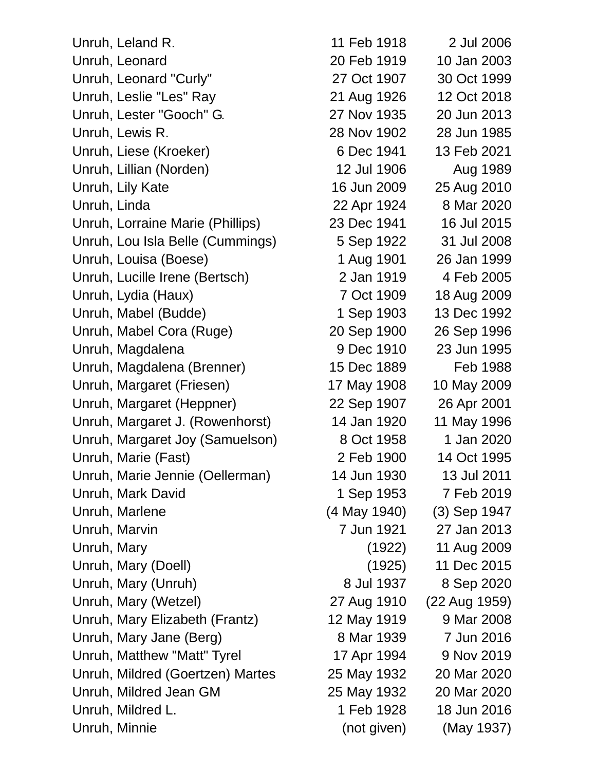| | | |
|---|---|---|
| Unruh, Leland R. | 11 Feb 1918 | 2 Jul 2006 |
| Unruh, Leonard | 20 Feb 1919 | 10 Jan 2003 |
| Unruh, Leonard "Curly" | 27 Oct 1907 | 30 Oct 1999 |
| Unruh, Leslie "Les" Ray | 21 Aug 1926 | 12 Oct 2018 |
| Unruh, Lester "Gooch" G. | 27 Nov 1935 | 20 Jun 2013 |
| Unruh, Lewis R. | 28 Nov 1902 | 28 Jun 1985 |
| Unruh, Liese (Kroeker) | 6 Dec 1941 | 13 Feb 2021 |
| Unruh, Lillian (Norden) | 12 Jul 1906 | Aug 1989 |
| Unruh, Lily Kate | 16 Jun 2009 | 25 Aug 2010 |
| Unruh, Linda | 22 Apr 1924 | 8 Mar 2020 |
| Unruh, Lorraine Marie (Phillips) | 23 Dec 1941 | 16 Jul 2015 |
| Unruh, Lou Isla Belle (Cummings) | 5 Sep 1922 | 31 Jul 2008 |
| Unruh, Louisa (Boese) | 1 Aug 1901 | 26 Jan 1999 |
| Unruh, Lucille Irene (Bertsch) | 2 Jan 1919 | 4 Feb 2005 |
| Unruh, Lydia (Haux) | 7 Oct 1909 | 18 Aug 2009 |
| Unruh, Mabel (Budde) | 1 Sep 1903 | 13 Dec 1992 |
| Unruh, Mabel Cora (Ruge) | 20 Sep 1900 | 26 Sep 1996 |
| Unruh, Magdalena | 9 Dec 1910 | 23 Jun 1995 |
| Unruh, Magdalena (Brenner) | 15 Dec 1889 | Feb 1988 |
| Unruh, Margaret (Friesen) | 17 May 1908 | 10 May 2009 |
| Unruh, Margaret (Heppner) | 22 Sep 1907 | 26 Apr 2001 |
| Unruh, Margaret J. (Rowenhorst) | 14 Jan 1920 | 11 May 1996 |
| Unruh, Margaret Joy (Samuelson) | 8 Oct 1958 | 1 Jan 2020 |
| Unruh, Marie (Fast) | 2 Feb 1900 | 14 Oct 1995 |
| Unruh, Marie Jennie (Oellerman) | 14 Jun 1930 | 13 Jul 2011 |
| Unruh, Mark David | 1 Sep 1953 | 7 Feb 2019 |
| Unruh, Marlene | (4 May 1940) | (3) Sep 1947 |
| Unruh, Marvin | 7 Jun 1921 | 27 Jan 2013 |
| Unruh, Mary | (1922) | 11 Aug 2009 |
| Unruh, Mary (Doell) | (1925) | 11 Dec 2015 |
| Unruh, Mary (Unruh) | 8 Jul 1937 | 8 Sep 2020 |
| Unruh, Mary (Wetzel) | 27 Aug 1910 | (22 Aug 1959) |
| Unruh, Mary Elizabeth (Frantz) | 12 May 1919 | 9 Mar 2008 |
| Unruh, Mary Jane (Berg) | 8 Mar 1939 | 7 Jun 2016 |
| Unruh, Matthew "Matt" Tyrel | 17 Apr 1994 | 9 Nov 2019 |
| Unruh, Mildred (Goertzen) Martes | 25 May 1932 | 20 Mar 2020 |
| Unruh, Mildred Jean GM | 25 May 1932 | 20 Mar 2020 |
| Unruh, Mildred L. | 1 Feb 1928 | 18 Jun 2016 |
| Unruh, Minnie | (not given) | (May 1937) |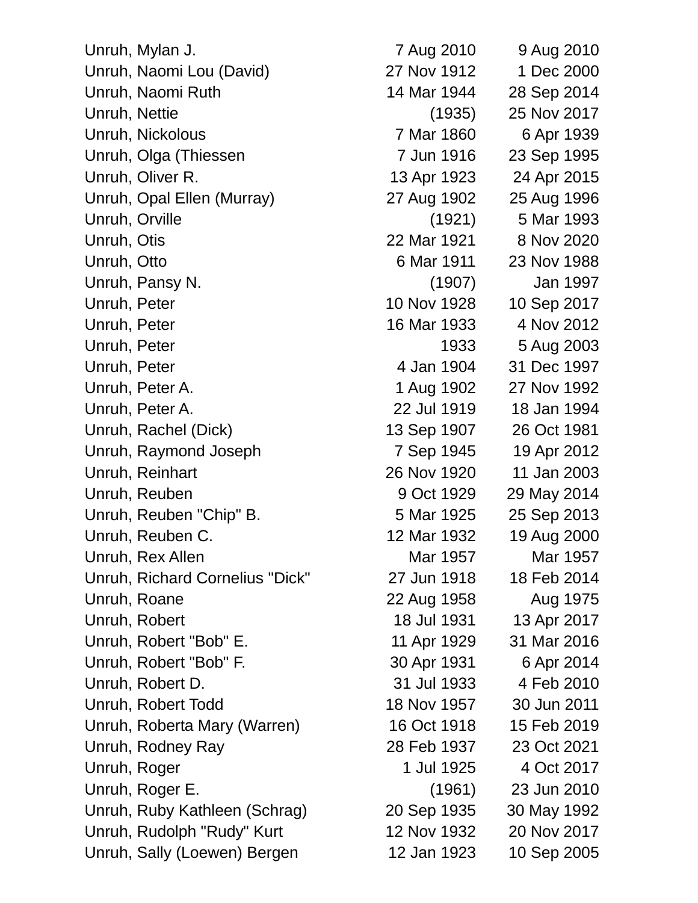| | | |
|---|---|---|
| Unruh, Mylan J. | 7 Aug 2010 | 9 Aug 2010 |
| Unruh, Naomi Lou (David) | 27 Nov 1912 | 1 Dec 2000 |
| Unruh, Naomi Ruth | 14 Mar 1944 | 28 Sep 2014 |
| Unruh, Nettie | (1935) | 25 Nov 2017 |
| Unruh, Nickolous | 7 Mar 1860 | 6 Apr 1939 |
| Unruh, Olga (Thiessen | 7 Jun 1916 | 23 Sep 1995 |
| Unruh, Oliver R. | 13 Apr 1923 | 24 Apr 2015 |
| Unruh, Opal Ellen (Murray) | 27 Aug 1902 | 25 Aug 1996 |
| Unruh, Orville | (1921) | 5 Mar 1993 |
| Unruh, Otis | 22 Mar 1921 | 8 Nov 2020 |
| Unruh, Otto | 6 Mar 1911 | 23 Nov 1988 |
| Unruh, Pansy N. | (1907) | Jan 1997 |
| Unruh, Peter | 10 Nov 1928 | 10 Sep 2017 |
| Unruh, Peter | 16 Mar 1933 | 4 Nov 2012 |
| Unruh, Peter | 1933 | 5 Aug 2003 |
| Unruh, Peter | 4 Jan 1904 | 31 Dec 1997 |
| Unruh, Peter A. | 1 Aug 1902 | 27 Nov 1992 |
| Unruh, Peter A. | 22 Jul 1919 | 18 Jan 1994 |
| Unruh, Rachel (Dick) | 13 Sep 1907 | 26 Oct 1981 |
| Unruh, Raymond Joseph | 7 Sep 1945 | 19 Apr 2012 |
| Unruh, Reinhart | 26 Nov 1920 | 11 Jan 2003 |
| Unruh, Reuben | 9 Oct 1929 | 29 May 2014 |
| Unruh, Reuben "Chip" B. | 5 Mar 1925 | 25 Sep 2013 |
| Unruh, Reuben C. | 12 Mar 1932 | 19 Aug 2000 |
| Unruh, Rex Allen | Mar 1957 | Mar 1957 |
| Unruh, Richard Cornelius "Dick" | 27 Jun 1918 | 18 Feb 2014 |
| Unruh, Roane | 22 Aug 1958 | Aug 1975 |
| Unruh, Robert | 18 Jul 1931 | 13 Apr 2017 |
| Unruh, Robert "Bob" E. | 11 Apr 1929 | 31 Mar 2016 |
| Unruh, Robert "Bob" F. | 30 Apr 1931 | 6 Apr 2014 |
| Unruh, Robert D. | 31 Jul 1933 | 4 Feb 2010 |
| Unruh, Robert Todd | 18 Nov 1957 | 30 Jun 2011 |
| Unruh, Roberta Mary (Warren) | 16 Oct 1918 | 15 Feb 2019 |
| Unruh, Rodney Ray | 28 Feb 1937 | 23 Oct 2021 |
| Unruh, Roger | 1 Jul 1925 | 4 Oct 2017 |
| Unruh, Roger E. | (1961) | 23 Jun 2010 |
| Unruh, Ruby Kathleen (Schrag) | 20 Sep 1935 | 30 May 1992 |
| Unruh, Rudolph "Rudy" Kurt | 12 Nov 1932 | 20 Nov 2017 |
| Unruh, Sally (Loewen) Bergen | 12 Jan 1923 | 10 Sep 2005 |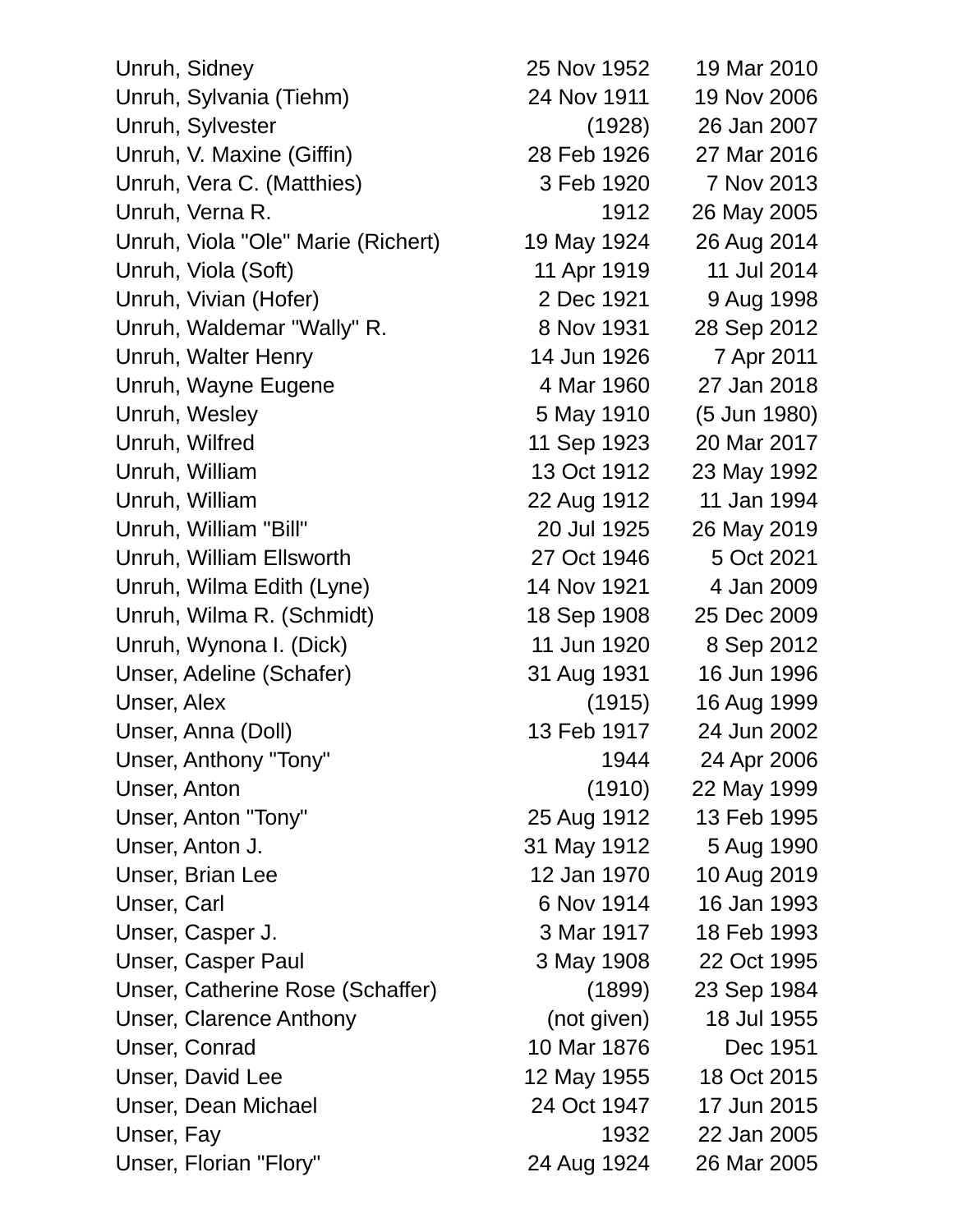| | | |
|---|---|---|
| Unruh, Sidney | 25 Nov 1952 | 19 Mar 2010 |
| Unruh, Sylvania (Tiehm) | 24 Nov 1911 | 19 Nov 2006 |
| Unruh, Sylvester | (1928) | 26 Jan 2007 |
| Unruh, V. Maxine (Giffin) | 28 Feb 1926 | 27 Mar 2016 |
| Unruh, Vera C. (Matthies) | 3 Feb 1920 | 7 Nov 2013 |
| Unruh, Verna R. | 1912 | 26 May 2005 |
| Unruh, Viola "Ole" Marie (Richert) | 19 May 1924 | 26 Aug 2014 |
| Unruh, Viola (Soft) | 11 Apr 1919 | 11 Jul 2014 |
| Unruh, Vivian (Hofer) | 2 Dec 1921 | 9 Aug 1998 |
| Unruh, Waldemar "Wally" R. | 8 Nov 1931 | 28 Sep 2012 |
| Unruh, Walter Henry | 14 Jun 1926 | 7 Apr 2011 |
| Unruh, Wayne Eugene | 4 Mar 1960 | 27 Jan 2018 |
| Unruh, Wesley | 5 May 1910 | (5 Jun 1980) |
| Unruh, Wilfred | 11 Sep 1923 | 20 Mar 2017 |
| Unruh, William | 13 Oct 1912 | 23 May 1992 |
| Unruh, William | 22 Aug 1912 | 11 Jan 1994 |
| Unruh, William "Bill" | 20 Jul 1925 | 26 May 2019 |
| Unruh, William Ellsworth | 27 Oct 1946 | 5 Oct 2021 |
| Unruh, Wilma Edith (Lyne) | 14 Nov 1921 | 4 Jan 2009 |
| Unruh, Wilma R. (Schmidt) | 18 Sep 1908 | 25 Dec 2009 |
| Unruh, Wynona I. (Dick) | 11 Jun 1920 | 8 Sep 2012 |
| Unser, Adeline (Schafer) | 31 Aug 1931 | 16 Jun 1996 |
| Unser, Alex | (1915) | 16 Aug 1999 |
| Unser, Anna (Doll) | 13 Feb 1917 | 24 Jun 2002 |
| Unser, Anthony "Tony" | 1944 | 24 Apr 2006 |
| Unser, Anton | (1910) | 22 May 1999 |
| Unser, Anton "Tony" | 25 Aug 1912 | 13 Feb 1995 |
| Unser, Anton J. | 31 May 1912 | 5 Aug 1990 |
| Unser, Brian Lee | 12 Jan 1970 | 10 Aug 2019 |
| Unser, Carl | 6 Nov 1914 | 16 Jan 1993 |
| Unser, Casper J. | 3 Mar 1917 | 18 Feb 1993 |
| Unser, Casper Paul | 3 May 1908 | 22 Oct 1995 |
| Unser, Catherine Rose (Schaffer) | (1899) | 23 Sep 1984 |
| Unser, Clarence Anthony | (not given) | 18 Jul 1955 |
| Unser, Conrad | 10 Mar 1876 | Dec 1951 |
| Unser, David Lee | 12 May 1955 | 18 Oct 2015 |
| Unser, Dean Michael | 24 Oct 1947 | 17 Jun 2015 |
| Unser, Fay | 1932 | 22 Jan 2005 |
| Unser, Florian "Flory" | 24 Aug 1924 | 26 Mar 2005 |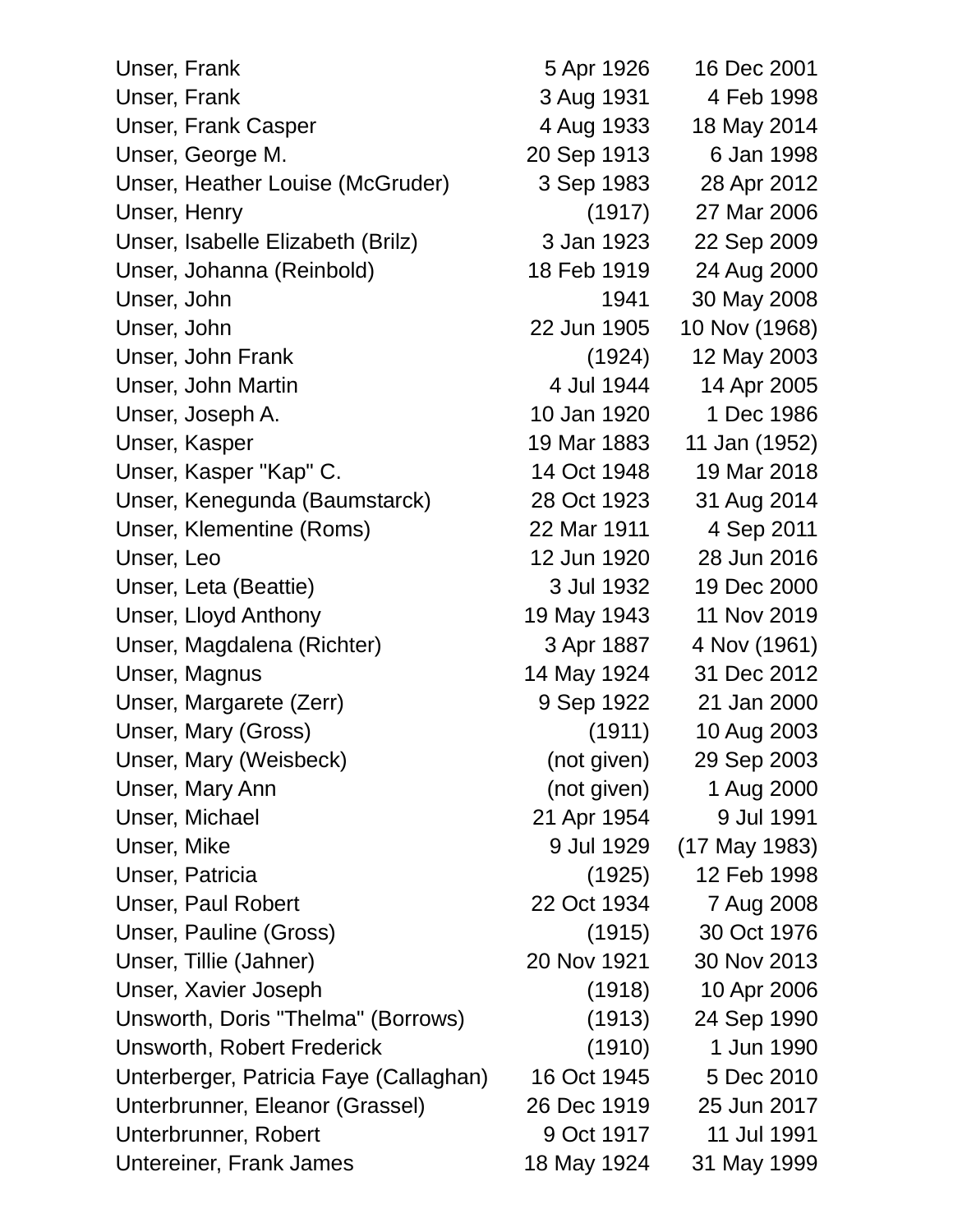| | | |
|---|---|---|
| Unser, Frank | 5 Apr 1926 | 16 Dec 2001 |
| Unser, Frank | 3 Aug 1931 | 4 Feb 1998 |
| Unser, Frank Casper | 4 Aug 1933 | 18 May 2014 |
| Unser, George M. | 20 Sep 1913 | 6 Jan 1998 |
| Unser, Heather Louise (McGruder) | 3 Sep 1983 | 28 Apr 2012 |
| Unser, Henry | (1917) | 27 Mar 2006 |
| Unser, Isabelle Elizabeth (Brilz) | 3 Jan 1923 | 22 Sep 2009 |
| Unser, Johanna (Reinbold) | 18 Feb 1919 | 24 Aug 2000 |
| Unser, John | 1941 | 30 May 2008 |
| Unser, John | 22 Jun 1905 | 10 Nov (1968) |
| Unser, John Frank | (1924) | 12 May 2003 |
| Unser, John Martin | 4 Jul 1944 | 14 Apr 2005 |
| Unser, Joseph A. | 10 Jan 1920 | 1 Dec 1986 |
| Unser, Kasper | 19 Mar 1883 | 11 Jan (1952) |
| Unser, Kasper "Kap" C. | 14 Oct 1948 | 19 Mar 2018 |
| Unser, Kenegunda (Baumstarck) | 28 Oct 1923 | 31 Aug 2014 |
| Unser, Klementine (Roms) | 22 Mar 1911 | 4 Sep 2011 |
| Unser, Leo | 12 Jun 1920 | 28 Jun 2016 |
| Unser, Leta (Beattie) | 3 Jul 1932 | 19 Dec 2000 |
| Unser, Lloyd Anthony | 19 May 1943 | 11 Nov 2019 |
| Unser, Magdalena (Richter) | 3 Apr 1887 | 4 Nov (1961) |
| Unser, Magnus | 14 May 1924 | 31 Dec 2012 |
| Unser, Margarete (Zerr) | 9 Sep 1922 | 21 Jan 2000 |
| Unser, Mary (Gross) | (1911) | 10 Aug 2003 |
| Unser, Mary (Weisbeck) | (not given) | 29 Sep 2003 |
| Unser, Mary Ann | (not given) | 1 Aug 2000 |
| Unser, Michael | 21 Apr 1954 | 9 Jul 1991 |
| Unser, Mike | 9 Jul 1929 | (17 May 1983) |
| Unser, Patricia | (1925) | 12 Feb 1998 |
| Unser, Paul Robert | 22 Oct 1934 | 7 Aug 2008 |
| Unser, Pauline (Gross) | (1915) | 30 Oct 1976 |
| Unser, Tillie (Jahner) | 20 Nov 1921 | 30 Nov 2013 |
| Unser, Xavier Joseph | (1918) | 10 Apr 2006 |
| Unsworth, Doris "Thelma" (Borrows) | (1913) | 24 Sep 1990 |
| Unsworth, Robert Frederick | (1910) | 1 Jun 1990 |
| Unterberger, Patricia Faye (Callaghan) | 16 Oct 1945 | 5 Dec 2010 |
| Unterbrunner, Eleanor (Grassel) | 26 Dec 1919 | 25 Jun 2017 |
| Unterbrunner, Robert | 9 Oct 1917 | 11 Jul 1991 |
| Untereiner, Frank James | 18 May 1924 | 31 May 1999 |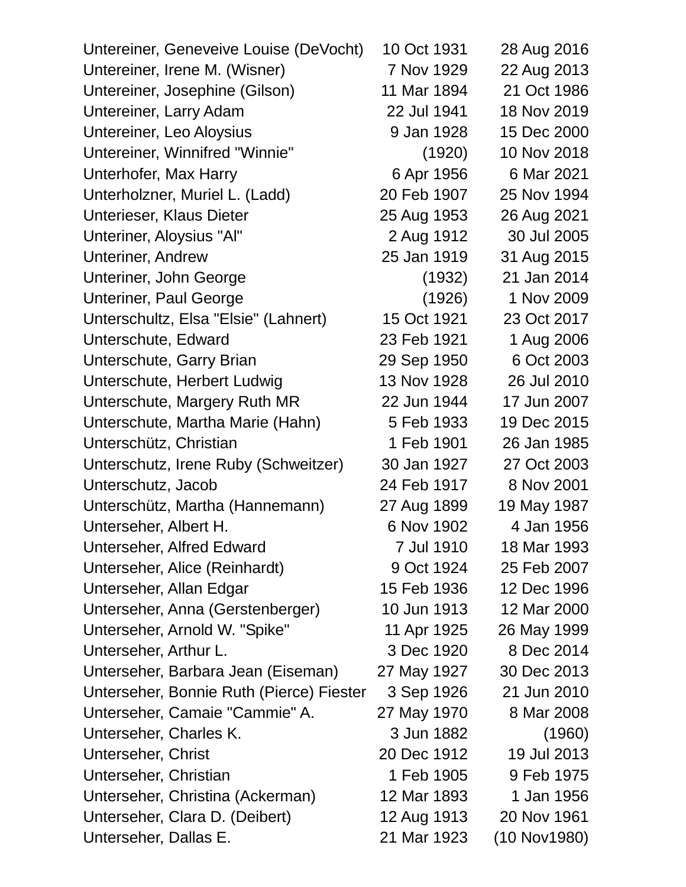| | | |
|---|---|---|
| Untereiner, Geneveive Louise (DeVocht) | 10 Oct 1931 | 28 Aug 2016 |
| Untereiner, Irene M. (Wisner) | 7 Nov 1929 | 22 Aug 2013 |
| Untereiner, Josephine (Gilson) | 11 Mar 1894 | 21 Oct 1986 |
| Untereiner, Larry Adam | 22 Jul 1941 | 18 Nov 2019 |
| Untereiner, Leo Aloysius | 9 Jan 1928 | 15 Dec 2000 |
| Untereiner, Winnifred "Winnie" | (1920) | 10 Nov 2018 |
| Unterhofer, Max Harry | 6 Apr 1956 | 6 Mar 2021 |
| Unterholzner, Muriel L. (Ladd) | 20 Feb 1907 | 25 Nov 1994 |
| Unterieser, Klaus Dieter | 25 Aug 1953 | 26 Aug 2021 |
| Unteriner, Aloysius "Al" | 2 Aug 1912 | 30 Jul 2005 |
| Unteriner, Andrew | 25 Jan 1919 | 31 Aug 2015 |
| Unteriner, John George | (1932) | 21 Jan 2014 |
| Unteriner, Paul George | (1926) | 1 Nov 2009 |
| Unterschultz, Elsa "Elsie" (Lahnert) | 15 Oct 1921 | 23 Oct 2017 |
| Unterschute, Edward | 23 Feb 1921 | 1 Aug 2006 |
| Unterschute, Garry Brian | 29 Sep 1950 | 6 Oct 2003 |
| Unterschute, Herbert Ludwig | 13 Nov 1928 | 26 Jul 2010 |
| Unterschute, Margery Ruth MR | 22 Jun 1944 | 17 Jun 2007 |
| Unterschute, Martha Marie (Hahn) | 5 Feb 1933 | 19 Dec 2015 |
| Unterschütz, Christian | 1 Feb 1901 | 26 Jan 1985 |
| Unterschutz, Irene Ruby (Schweitzer) | 30 Jan 1927 | 27 Oct 2003 |
| Unterschutz, Jacob | 24 Feb 1917 | 8 Nov 2001 |
| Unterschütz, Martha (Hannemann) | 27 Aug 1899 | 19 May 1987 |
| Unterseher, Albert H. | 6 Nov 1902 | 4 Jan 1956 |
| Unterseher, Alfred Edward | 7 Jul 1910 | 18 Mar 1993 |
| Unterseher, Alice (Reinhardt) | 9 Oct 1924 | 25 Feb 2007 |
| Unterseher, Allan Edgar | 15 Feb 1936 | 12 Dec 1996 |
| Unterseher, Anna (Gerstenberger) | 10 Jun 1913 | 12 Mar 2000 |
| Unterseher, Arnold W. "Spike" | 11 Apr 1925 | 26 May 1999 |
| Unterseher, Arthur L. | 3 Dec 1920 | 8 Dec 2014 |
| Unterseher, Barbara Jean (Eiseman) | 27 May 1927 | 30 Dec 2013 |
| Unterseher, Bonnie Ruth (Pierce) Fiester | 3 Sep 1926 | 21 Jun 2010 |
| Unterseher, Camaie "Cammie" A. | 27 May 1970 | 8 Mar 2008 |
| Unterseher, Charles K. | 3 Jun 1882 | (1960) |
| Unterseher, Christ | 20 Dec 1912 | 19 Jul 2013 |
| Unterseher, Christian | 1 Feb 1905 | 9 Feb 1975 |
| Unterseher, Christina (Ackerman) | 12 Mar 1893 | 1 Jan 1956 |
| Unterseher, Clara D. (Deibert) | 12 Aug 1913 | 20 Nov 1961 |
| Unterseher, Dallas E. | 21 Mar 1923 | (10 Nov1980) |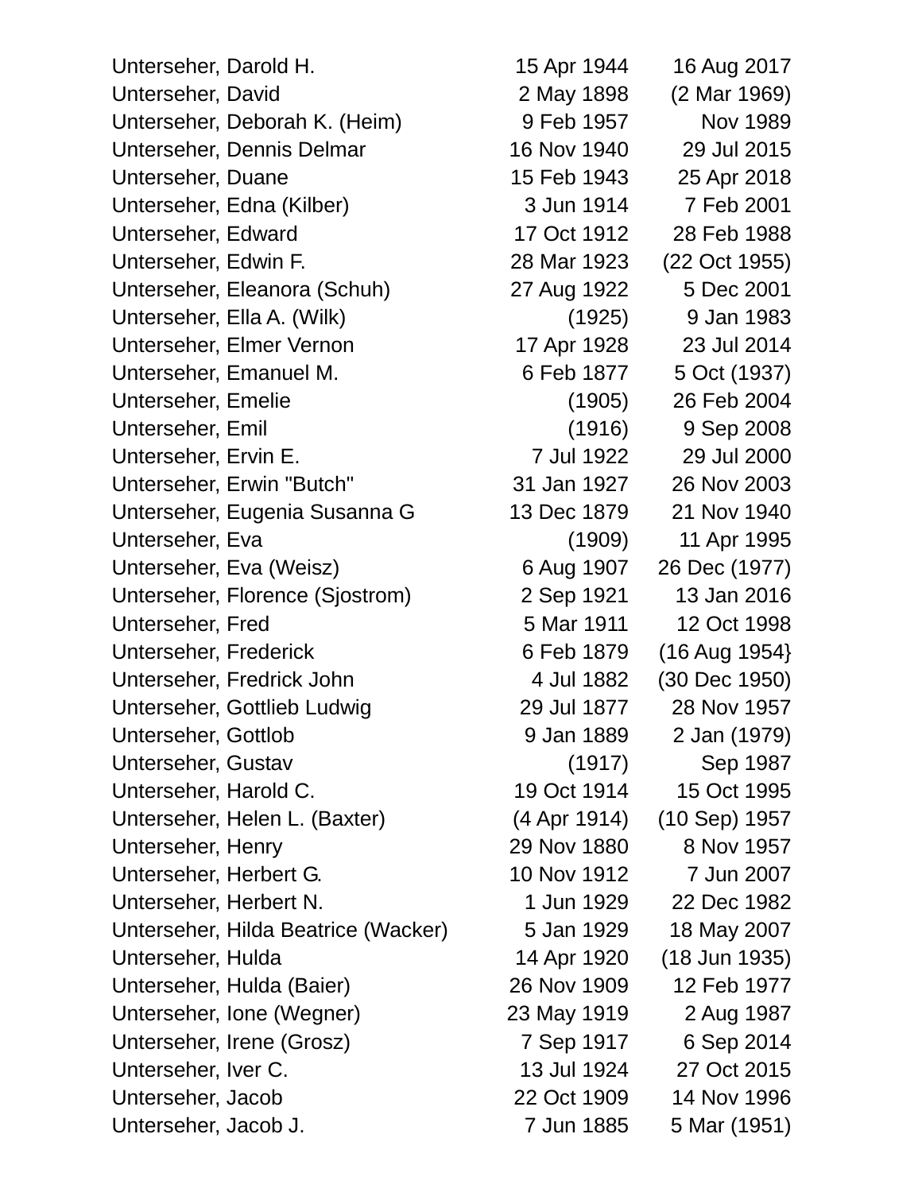| | | |
|---|---|---|
| Unterseher, Darold H. | 15 Apr 1944 | 16 Aug 2017 |
| Unterseher, David | 2 May 1898 | (2 Mar 1969) |
| Unterseher, Deborah K. (Heim) | 9 Feb 1957 | Nov 1989 |
| Unterseher, Dennis Delmar | 16 Nov 1940 | 29 Jul 2015 |
| Unterseher, Duane | 15 Feb 1943 | 25 Apr 2018 |
| Unterseher, Edna (Kilber) | 3 Jun 1914 | 7 Feb 2001 |
| Unterseher, Edward | 17 Oct 1912 | 28 Feb 1988 |
| Unterseher, Edwin F. | 28 Mar 1923 | (22 Oct 1955) |
| Unterseher, Eleanora (Schuh) | 27 Aug 1922 | 5 Dec 2001 |
| Unterseher, Ella A. (Wilk) | (1925) | 9 Jan 1983 |
| Unterseher, Elmer Vernon | 17 Apr 1928 | 23 Jul 2014 |
| Unterseher, Emanuel M. | 6 Feb 1877 | 5 Oct (1937) |
| Unterseher, Emelie | (1905) | 26 Feb 2004 |
| Unterseher, Emil | (1916) | 9 Sep 2008 |
| Unterseher, Ervin E. | 7 Jul 1922 | 29 Jul 2000 |
| Unterseher, Erwin "Butch" | 31 Jan 1927 | 26 Nov 2003 |
| Unterseher, Eugenia Susanna G | 13 Dec 1879 | 21 Nov 1940 |
| Unterseher, Eva | (1909) | 11 Apr 1995 |
| Unterseher, Eva (Weisz) | 6 Aug 1907 | 26 Dec (1977) |
| Unterseher, Florence (Sjostrom) | 2 Sep 1921 | 13 Jan 2016 |
| Unterseher, Fred | 5 Mar 1911 | 12 Oct 1998 |
| Unterseher, Frederick | 6 Feb 1879 | (16 Aug 1954} |
| Unterseher, Fredrick John | 4 Jul 1882 | (30 Dec 1950) |
| Unterseher, Gottlieb Ludwig | 29 Jul 1877 | 28 Nov 1957 |
| Unterseher, Gottlob | 9 Jan 1889 | 2 Jan (1979) |
| Unterseher, Gustav | (1917) | Sep 1987 |
| Unterseher, Harold C. | 19 Oct 1914 | 15 Oct 1995 |
| Unterseher, Helen L. (Baxter) | (4 Apr 1914) | (10 Sep) 1957 |
| Unterseher, Henry | 29 Nov 1880 | 8 Nov 1957 |
| Unterseher, Herbert G. | 10 Nov 1912 | 7 Jun 2007 |
| Unterseher, Herbert N. | 1 Jun 1929 | 22 Dec 1982 |
| Unterseher, Hilda Beatrice (Wacker) | 5 Jan 1929 | 18 May 2007 |
| Unterseher, Hulda | 14 Apr 1920 | (18 Jun 1935) |
| Unterseher, Hulda (Baier) | 26 Nov 1909 | 12 Feb 1977 |
| Unterseher, Ione (Wegner) | 23 May 1919 | 2 Aug 1987 |
| Unterseher, Irene (Grosz) | 7 Sep 1917 | 6 Sep 2014 |
| Unterseher, Iver C. | 13 Jul 1924 | 27 Oct 2015 |
| Unterseher, Jacob | 22 Oct 1909 | 14 Nov 1996 |
| Unterseher, Jacob J. | 7 Jun 1885 | 5 Mar (1951) |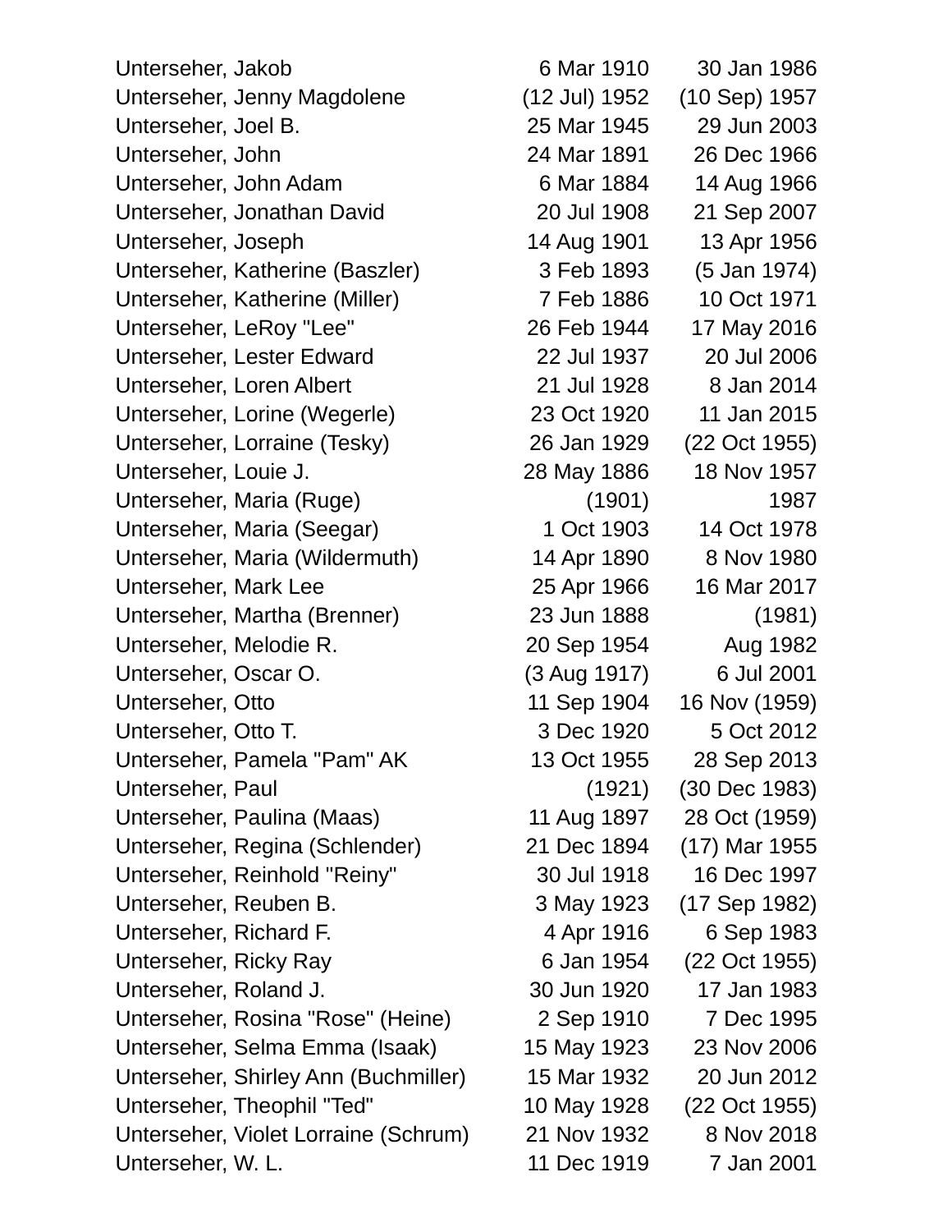| | | |
|---|---|---|
| Unterseher, Jakob | 6 Mar 1910 | 30 Jan 1986 |
| Unterseher, Jenny Magdolene | (12 Jul) 1952 | (10 Sep) 1957 |
| Unterseher, Joel B. | 25 Mar 1945 | 29 Jun 2003 |
| Unterseher, John | 24 Mar 1891 | 26 Dec 1966 |
| Unterseher, John Adam | 6 Mar 1884 | 14 Aug 1966 |
| Unterseher, Jonathan David | 20 Jul 1908 | 21 Sep 2007 |
| Unterseher, Joseph | 14 Aug 1901 | 13 Apr 1956 |
| Unterseher, Katherine (Baszler) | 3 Feb 1893 | (5 Jan 1974) |
| Unterseher, Katherine (Miller) | 7 Feb 1886 | 10 Oct 1971 |
| Unterseher, LeRoy "Lee" | 26 Feb 1944 | 17 May 2016 |
| Unterseher, Lester Edward | 22 Jul 1937 | 20 Jul 2006 |
| Unterseher, Loren Albert | 21 Jul 1928 | 8 Jan 2014 |
| Unterseher, Lorine (Wegerle) | 23 Oct 1920 | 11 Jan 2015 |
| Unterseher, Lorraine (Tesky) | 26 Jan 1929 | (22 Oct 1955) |
| Unterseher, Louie J. | 28 May 1886 | 18 Nov 1957 |
| Unterseher, Maria (Ruge) | (1901) | 1987 |
| Unterseher, Maria (Seegar) | 1 Oct 1903 | 14 Oct 1978 |
| Unterseher, Maria (Wildermuth) | 14 Apr 1890 | 8 Nov 1980 |
| Unterseher, Mark Lee | 25 Apr 1966 | 16 Mar 2017 |
| Unterseher, Martha (Brenner) | 23 Jun 1888 | (1981) |
| Unterseher, Melodie R. | 20 Sep 1954 | Aug 1982 |
| Unterseher, Oscar O. | (3 Aug 1917) | 6 Jul 2001 |
| Unterseher, Otto | 11 Sep 1904 | 16 Nov (1959) |
| Unterseher, Otto T. | 3 Dec 1920 | 5 Oct 2012 |
| Unterseher, Pamela "Pam" AK | 13 Oct 1955 | 28 Sep 2013 |
| Unterseher, Paul | (1921) | (30 Dec 1983) |
| Unterseher, Paulina (Maas) | 11 Aug 1897 | 28 Oct (1959) |
| Unterseher, Regina (Schlender) | 21 Dec 1894 | (17) Mar 1955 |
| Unterseher, Reinhold "Reiny" | 30 Jul 1918 | 16 Dec 1997 |
| Unterseher, Reuben B. | 3 May 1923 | (17 Sep 1982) |
| Unterseher, Richard F. | 4 Apr 1916 | 6 Sep 1983 |
| Unterseher, Ricky Ray | 6 Jan 1954 | (22 Oct 1955) |
| Unterseher, Roland J. | 30 Jun 1920 | 17 Jan 1983 |
| Unterseher, Rosina "Rose" (Heine) | 2 Sep 1910 | 7 Dec 1995 |
| Unterseher, Selma Emma (Isaak) | 15 May 1923 | 23 Nov 2006 |
| Unterseher, Shirley Ann (Buchmiller) | 15 Mar 1932 | 20 Jun 2012 |
| Unterseher, Theophil "Ted" | 10 May 1928 | (22 Oct 1955) |
| Unterseher, Violet Lorraine (Schrum) | 21 Nov 1932 | 8 Nov 2018 |
| Unterseher, W. L. | 11 Dec 1919 | 7 Jan 2001 |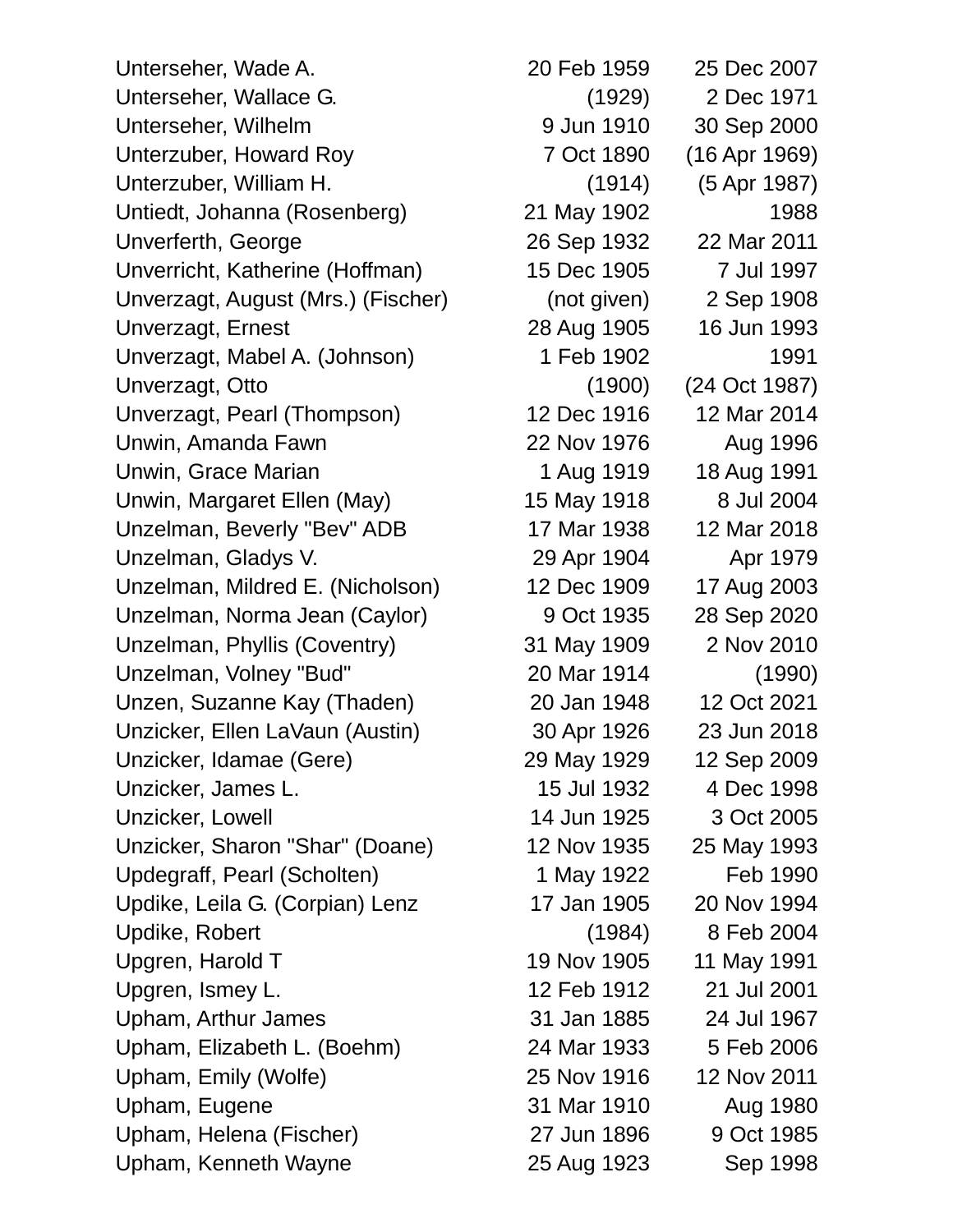| | | |
|---|---|---|
| Unterseher, Wade A. | 20 Feb 1959 | 25 Dec 2007 |
| Unterseher, Wallace G. | (1929) | 2 Dec 1971 |
| Unterseher, Wilhelm | 9 Jun 1910 | 30 Sep 2000 |
| Unterzuber, Howard Roy | 7 Oct 1890 | (16 Apr 1969) |
| Unterzuber, William H. | (1914) | (5 Apr 1987) |
| Untiedt, Johanna (Rosenberg) | 21 May 1902 | 1988 |
| Unverferth, George | 26 Sep 1932 | 22 Mar 2011 |
| Unverricht, Katherine (Hoffman) | 15 Dec 1905 | 7 Jul 1997 |
| Unverzagt, August (Mrs.) (Fischer) | (not given) | 2 Sep 1908 |
| Unverzagt, Ernest | 28 Aug 1905 | 16 Jun 1993 |
| Unverzagt, Mabel A. (Johnson) | 1 Feb 1902 | 1991 |
| Unverzagt, Otto | (1900) | (24 Oct 1987) |
| Unverzagt, Pearl (Thompson) | 12 Dec 1916 | 12 Mar 2014 |
| Unwin, Amanda Fawn | 22 Nov 1976 | Aug 1996 |
| Unwin, Grace Marian | 1 Aug 1919 | 18 Aug 1991 |
| Unwin, Margaret Ellen (May) | 15 May 1918 | 8 Jul 2004 |
| Unzelman, Beverly "Bev" ADB | 17 Mar 1938 | 12 Mar 2018 |
| Unzelman, Gladys V. | 29 Apr 1904 | Apr 1979 |
| Unzelman, Mildred E. (Nicholson) | 12 Dec 1909 | 17 Aug 2003 |
| Unzelman, Norma Jean (Caylor) | 9 Oct 1935 | 28 Sep 2020 |
| Unzelman, Phyllis (Coventry) | 31 May 1909 | 2 Nov 2010 |
| Unzelman, Volney "Bud" | 20 Mar 1914 | (1990) |
| Unzen, Suzanne Kay (Thaden) | 20 Jan 1948 | 12 Oct 2021 |
| Unzicker, Ellen LaVaun (Austin) | 30 Apr 1926 | 23 Jun 2018 |
| Unzicker, Idamae (Gere) | 29 May 1929 | 12 Sep 2009 |
| Unzicker, James L. | 15 Jul 1932 | 4 Dec 1998 |
| Unzicker, Lowell | 14 Jun 1925 | 3 Oct 2005 |
| Unzicker, Sharon "Shar" (Doane) | 12 Nov 1935 | 25 May 1993 |
| Updegraff, Pearl (Scholten) | 1 May 1922 | Feb 1990 |
| Updike, Leila G. (Corpian) Lenz | 17 Jan 1905 | 20 Nov 1994 |
| Updike, Robert | (1984) | 8 Feb 2004 |
| Upgren, Harold T | 19 Nov 1905 | 11 May 1991 |
| Upgren, Ismey L. | 12 Feb 1912 | 21 Jul 2001 |
| Upham, Arthur James | 31 Jan 1885 | 24 Jul 1967 |
| Upham, Elizabeth L. (Boehm) | 24 Mar 1933 | 5 Feb 2006 |
| Upham, Emily (Wolfe) | 25 Nov 1916 | 12 Nov 2011 |
| Upham, Eugene | 31 Mar 1910 | Aug 1980 |
| Upham, Helena (Fischer) | 27 Jun 1896 | 9 Oct 1985 |
| Upham, Kenneth Wayne | 25 Aug 1923 | Sep 1998 |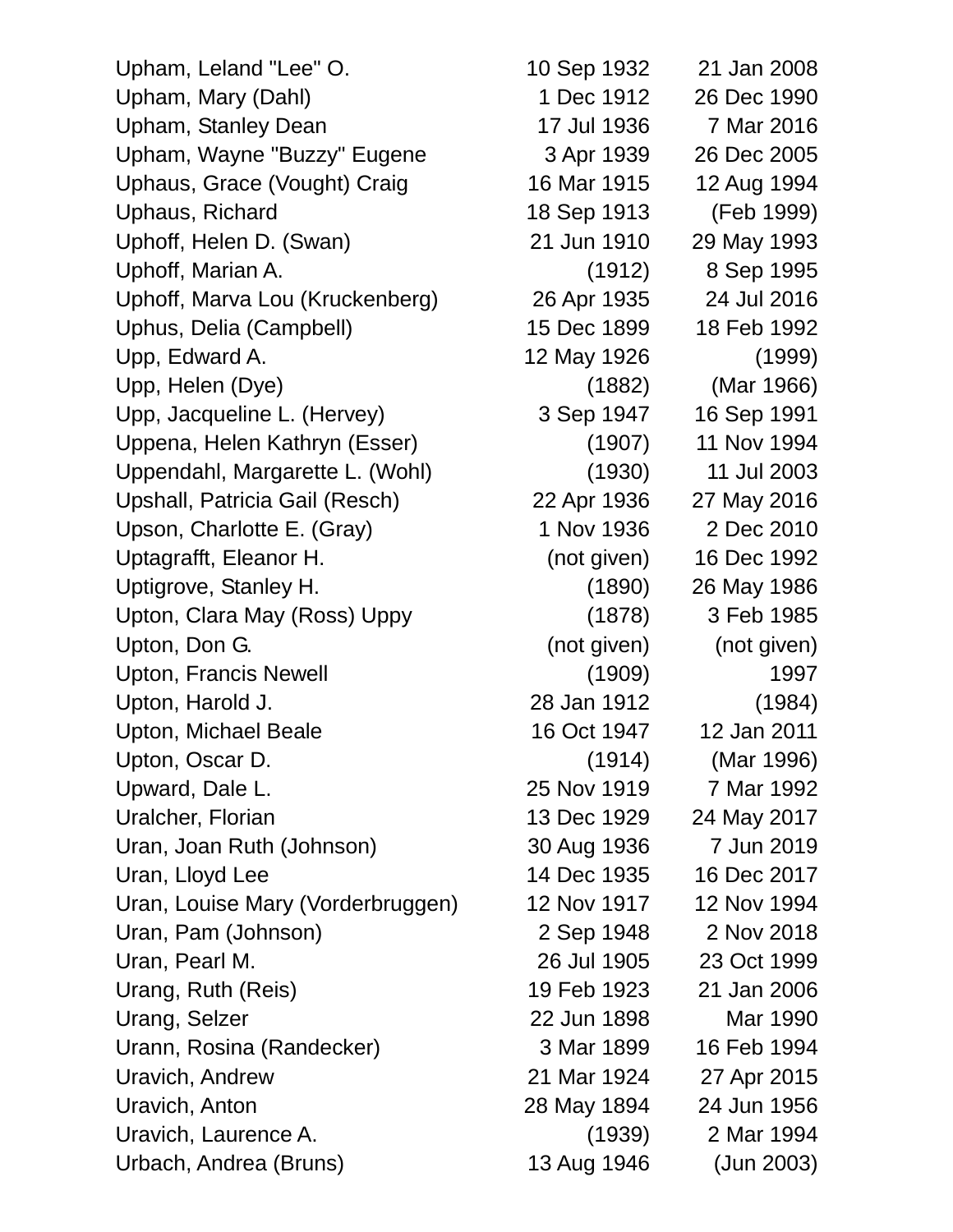| | | |
|---|---|---|
| Upham, Leland "Lee" O. | 10 Sep 1932 | 21 Jan 2008 |
| Upham, Mary (Dahl) | 1 Dec 1912 | 26 Dec 1990 |
| Upham, Stanley Dean | 17 Jul 1936 | 7 Mar 2016 |
| Upham, Wayne "Buzzy" Eugene | 3 Apr 1939 | 26 Dec 2005 |
| Uphaus, Grace (Vought) Craig | 16 Mar 1915 | 12 Aug 1994 |
| Uphaus, Richard | 18 Sep 1913 | (Feb 1999) |
| Uphoff, Helen D. (Swan) | 21 Jun 1910 | 29 May 1993 |
| Uphoff, Marian A. | (1912) | 8 Sep 1995 |
| Uphoff, Marva Lou (Kruckenberg) | 26 Apr 1935 | 24 Jul 2016 |
| Uphus, Delia (Campbell) | 15 Dec 1899 | 18 Feb 1992 |
| Upp, Edward A. | 12 May 1926 | (1999) |
| Upp, Helen (Dye) | (1882) | (Mar 1966) |
| Upp, Jacqueline L. (Hervey) | 3 Sep 1947 | 16 Sep 1991 |
| Uppena, Helen Kathryn (Esser) | (1907) | 11 Nov 1994 |
| Uppendahl, Margarette L. (Wohl) | (1930) | 11 Jul 2003 |
| Upshall, Patricia Gail (Resch) | 22 Apr 1936 | 27 May 2016 |
| Upson, Charlotte E. (Gray) | 1 Nov 1936 | 2 Dec 2010 |
| Uptagrafft, Eleanor H. | (not given) | 16 Dec 1992 |
| Uptigrove, Stanley H. | (1890) | 26 May 1986 |
| Upton, Clara May (Ross) Uppy | (1878) | 3 Feb 1985 |
| Upton, Don G. | (not given) | (not given) |
| Upton, Francis Newell | (1909) | 1997 |
| Upton, Harold J. | 28 Jan 1912 | (1984) |
| Upton, Michael Beale | 16 Oct 1947 | 12 Jan 2011 |
| Upton, Oscar D. | (1914) | (Mar 1996) |
| Upward, Dale L. | 25 Nov 1919 | 7 Mar 1992 |
| Uralcher, Florian | 13 Dec 1929 | 24 May 2017 |
| Uran, Joan Ruth (Johnson) | 30 Aug 1936 | 7 Jun 2019 |
| Uran, Lloyd Lee | 14 Dec 1935 | 16 Dec 2017 |
| Uran, Louise Mary (Vorderbruggen) | 12 Nov 1917 | 12 Nov 1994 |
| Uran, Pam (Johnson) | 2 Sep 1948 | 2 Nov 2018 |
| Uran, Pearl M. | 26 Jul 1905 | 23 Oct 1999 |
| Urang, Ruth (Reis) | 19 Feb 1923 | 21 Jan 2006 |
| Urang, Selzer | 22 Jun 1898 | Mar 1990 |
| Urann, Rosina (Randecker) | 3 Mar 1899 | 16 Feb 1994 |
| Uravich, Andrew | 21 Mar 1924 | 27 Apr 2015 |
| Uravich, Anton | 28 May 1894 | 24 Jun 1956 |
| Uravich, Laurence A. | (1939) | 2 Mar 1994 |
| Urbach, Andrea (Bruns) | 13 Aug 1946 | (Jun 2003) |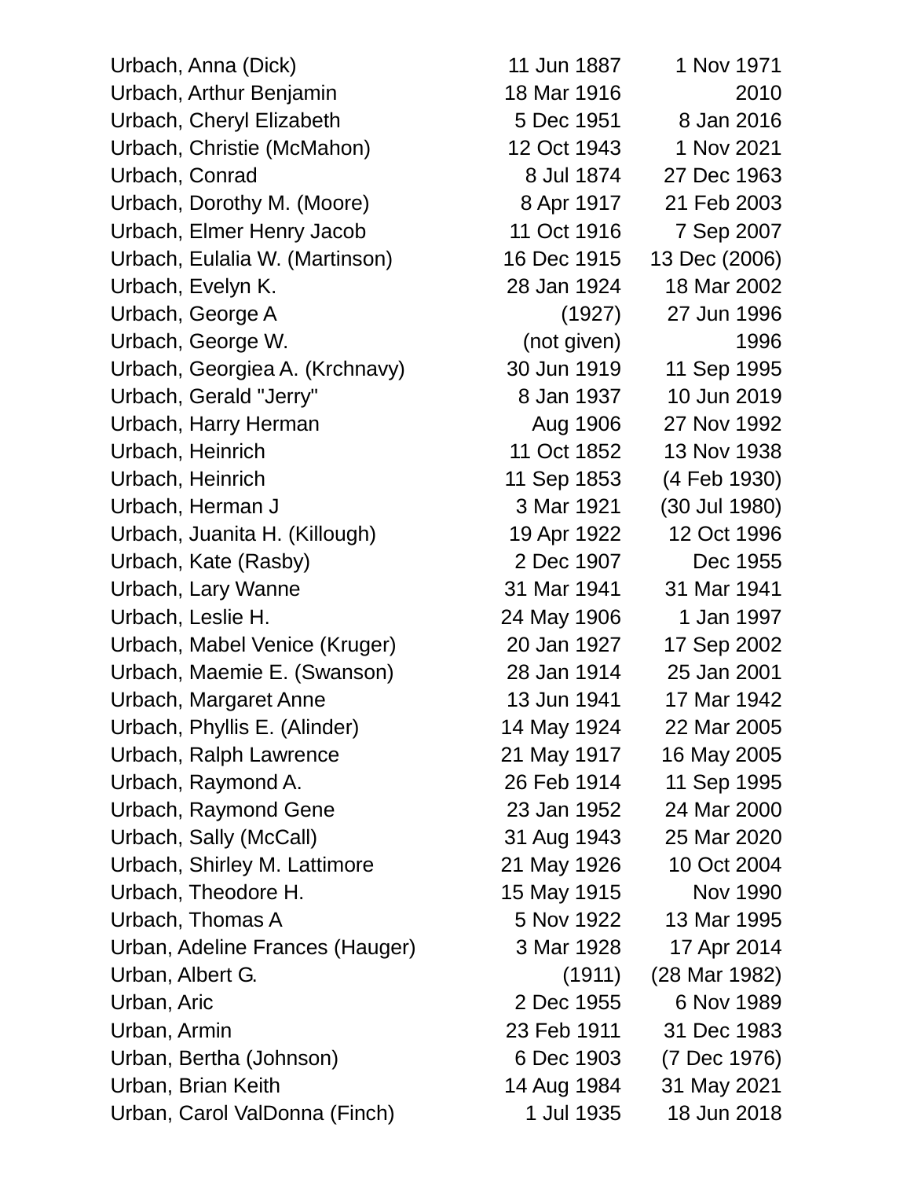| Name | Birth | Death |
|---|---|---|
| Urbach, Anna (Dick) | 11 Jun 1887 | 1 Nov 1971 |
| Urbach, Arthur Benjamin | 18 Mar 1916 | 2010 |
| Urbach, Cheryl Elizabeth | 5 Dec 1951 | 8 Jan 2016 |
| Urbach, Christie (McMahon) | 12 Oct 1943 | 1 Nov 2021 |
| Urbach, Conrad | 8 Jul 1874 | 27 Dec 1963 |
| Urbach, Dorothy M. (Moore) | 8 Apr 1917 | 21 Feb 2003 |
| Urbach, Elmer Henry Jacob | 11 Oct 1916 | 7 Sep 2007 |
| Urbach, Eulalia W. (Martinson) | 16 Dec 1915 | 13 Dec (2006) |
| Urbach, Evelyn K. | 28 Jan 1924 | 18 Mar 2002 |
| Urbach, George A | (1927) | 27 Jun 1996 |
| Urbach, George W. | (not given) | 1996 |
| Urbach, Georgiea A. (Krchnavy) | 30 Jun 1919 | 11 Sep 1995 |
| Urbach, Gerald "Jerry" | 8 Jan 1937 | 10 Jun 2019 |
| Urbach, Harry Herman | Aug 1906 | 27 Nov 1992 |
| Urbach, Heinrich | 11 Oct 1852 | 13 Nov 1938 |
| Urbach, Heinrich | 11 Sep 1853 | (4 Feb 1930) |
| Urbach, Herman J | 3 Mar 1921 | (30 Jul 1980) |
| Urbach, Juanita H. (Killough) | 19 Apr 1922 | 12 Oct 1996 |
| Urbach, Kate (Rasby) | 2 Dec 1907 | Dec 1955 |
| Urbach, Lary Wanne | 31 Mar 1941 | 31 Mar 1941 |
| Urbach, Leslie H. | 24 May 1906 | 1 Jan 1997 |
| Urbach, Mabel Venice (Kruger) | 20 Jan 1927 | 17 Sep 2002 |
| Urbach, Maemie E. (Swanson) | 28 Jan 1914 | 25 Jan 2001 |
| Urbach, Margaret Anne | 13 Jun 1941 | 17 Mar 1942 |
| Urbach, Phyllis E. (Alinder) | 14 May 1924 | 22 Mar 2005 |
| Urbach, Ralph Lawrence | 21 May 1917 | 16 May 2005 |
| Urbach, Raymond A. | 26 Feb 1914 | 11 Sep 1995 |
| Urbach, Raymond Gene | 23 Jan 1952 | 24 Mar 2000 |
| Urbach, Sally (McCall) | 31 Aug 1943 | 25 Mar 2020 |
| Urbach, Shirley M. Lattimore | 21 May 1926 | 10 Oct 2004 |
| Urbach, Theodore H. | 15 May 1915 | Nov 1990 |
| Urbach, Thomas A | 5 Nov 1922 | 13 Mar 1995 |
| Urban, Adeline Frances (Hauger) | 3 Mar 1928 | 17 Apr 2014 |
| Urban, Albert G. | (1911) | (28 Mar 1982) |
| Urban, Aric | 2 Dec 1955 | 6 Nov 1989 |
| Urban, Armin | 23 Feb 1911 | 31 Dec 1983 |
| Urban, Bertha (Johnson) | 6 Dec 1903 | (7 Dec 1976) |
| Urban, Brian Keith | 14 Aug 1984 | 31 May 2021 |
| Urban, Carol ValDonna (Finch) | 1 Jul 1935 | 18 Jun 2018 |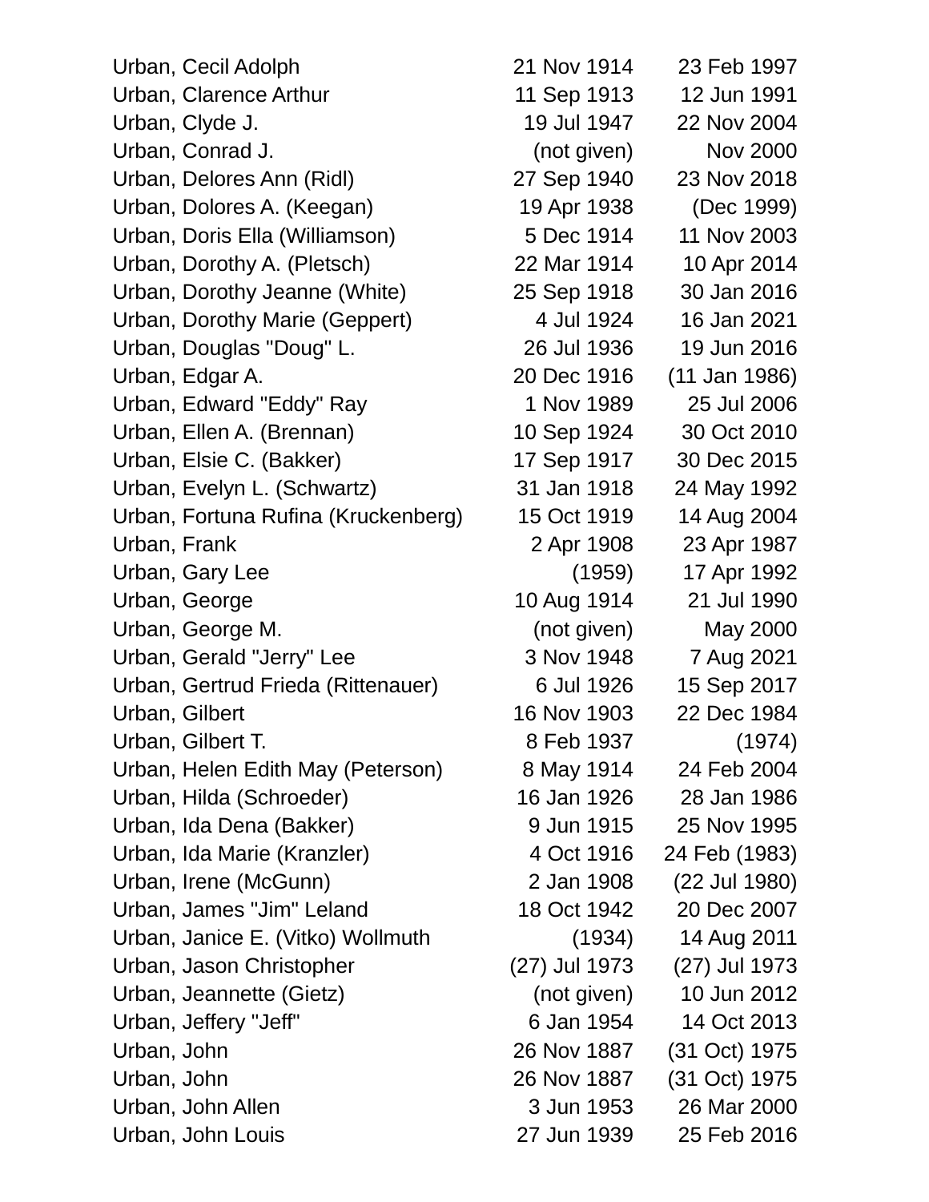| | | |
|---|---|---|
| Urban, Cecil Adolph | 21 Nov 1914 | 23 Feb 1997 |
| Urban, Clarence Arthur | 11 Sep 1913 | 12 Jun 1991 |
| Urban, Clyde J. | 19 Jul 1947 | 22 Nov 2004 |
| Urban, Conrad J. | (not given) | Nov 2000 |
| Urban, Delores Ann (Ridl) | 27 Sep 1940 | 23 Nov 2018 |
| Urban, Dolores A. (Keegan) | 19 Apr 1938 | (Dec 1999) |
| Urban, Doris Ella (Williamson) | 5 Dec 1914 | 11 Nov 2003 |
| Urban, Dorothy A. (Pletsch) | 22 Mar 1914 | 10 Apr 2014 |
| Urban, Dorothy Jeanne (White) | 25 Sep 1918 | 30 Jan 2016 |
| Urban, Dorothy Marie (Geppert) | 4 Jul 1924 | 16 Jan 2021 |
| Urban, Douglas "Doug" L. | 26 Jul 1936 | 19 Jun 2016 |
| Urban, Edgar A. | 20 Dec 1916 | (11 Jan 1986) |
| Urban, Edward "Eddy" Ray | 1 Nov 1989 | 25 Jul 2006 |
| Urban, Ellen A. (Brennan) | 10 Sep 1924 | 30 Oct 2010 |
| Urban, Elsie C. (Bakker) | 17 Sep 1917 | 30 Dec 2015 |
| Urban, Evelyn L. (Schwartz) | 31 Jan 1918 | 24 May 1992 |
| Urban, Fortuna Rufina (Kruckenberg) | 15 Oct 1919 | 14 Aug 2004 |
| Urban, Frank | 2 Apr 1908 | 23 Apr 1987 |
| Urban, Gary Lee | (1959) | 17 Apr 1992 |
| Urban, George | 10 Aug 1914 | 21 Jul 1990 |
| Urban, George M. | (not given) | May 2000 |
| Urban, Gerald "Jerry" Lee | 3 Nov 1948 | 7 Aug 2021 |
| Urban, Gertrud Frieda (Rittenauer) | 6 Jul 1926 | 15 Sep 2017 |
| Urban, Gilbert | 16 Nov 1903 | 22 Dec 1984 |
| Urban, Gilbert T. | 8 Feb 1937 | (1974) |
| Urban, Helen Edith May (Peterson) | 8 May 1914 | 24 Feb 2004 |
| Urban, Hilda (Schroeder) | 16 Jan 1926 | 28 Jan 1986 |
| Urban, Ida Dena (Bakker) | 9 Jun 1915 | 25 Nov 1995 |
| Urban, Ida Marie (Kranzler) | 4 Oct 1916 | 24 Feb (1983) |
| Urban, Irene (McGunn) | 2 Jan 1908 | (22 Jul 1980) |
| Urban, James "Jim" Leland | 18 Oct 1942 | 20 Dec 2007 |
| Urban, Janice E. (Vitko) Wollmuth | (1934) | 14 Aug 2011 |
| Urban, Jason Christopher | (27) Jul 1973 | (27) Jul 1973 |
| Urban, Jeannette (Gietz) | (not given) | 10 Jun 2012 |
| Urban, Jeffery "Jeff" | 6 Jan 1954 | 14 Oct 2013 |
| Urban, John | 26 Nov 1887 | (31 Oct) 1975 |
| Urban, John | 26 Nov 1887 | (31 Oct) 1975 |
| Urban, John Allen | 3 Jun 1953 | 26 Mar 2000 |
| Urban, John Louis | 27 Jun 1939 | 25 Feb 2016 |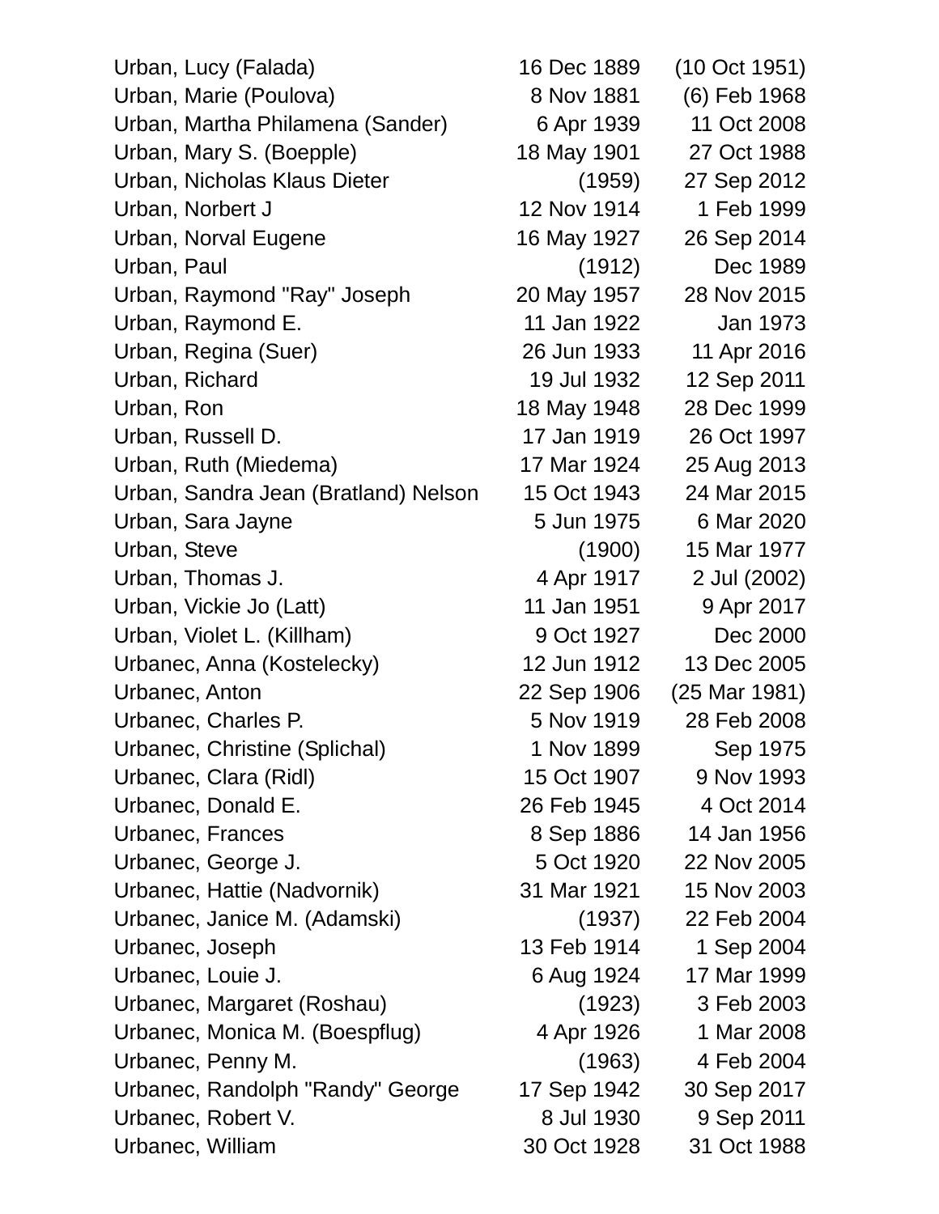| | | |
|---|---|---|
| Urban, Lucy (Falada) | 16 Dec 1889 | (10 Oct 1951) |
| Urban, Marie (Poulova) | 8 Nov 1881 | (6) Feb 1968 |
| Urban, Martha Philamena (Sander) | 6 Apr 1939 | 11 Oct 2008 |
| Urban, Mary S. (Boepple) | 18 May 1901 | 27 Oct 1988 |
| Urban, Nicholas Klaus Dieter | (1959) | 27 Sep 2012 |
| Urban, Norbert J | 12 Nov 1914 | 1 Feb 1999 |
| Urban, Norval Eugene | 16 May 1927 | 26 Sep 2014 |
| Urban, Paul | (1912) | Dec 1989 |
| Urban, Raymond "Ray" Joseph | 20 May 1957 | 28 Nov 2015 |
| Urban, Raymond E. | 11 Jan 1922 | Jan 1973 |
| Urban, Regina (Suer) | 26 Jun 1933 | 11 Apr 2016 |
| Urban, Richard | 19 Jul 1932 | 12 Sep 2011 |
| Urban, Ron | 18 May 1948 | 28 Dec 1999 |
| Urban, Russell D. | 17 Jan 1919 | 26 Oct 1997 |
| Urban, Ruth (Miedema) | 17 Mar 1924 | 25 Aug 2013 |
| Urban, Sandra Jean (Bratland) Nelson | 15 Oct 1943 | 24 Mar 2015 |
| Urban, Sara Jayne | 5 Jun 1975 | 6 Mar 2020 |
| Urban, Steve | (1900) | 15 Mar 1977 |
| Urban, Thomas J. | 4 Apr 1917 | 2 Jul (2002) |
| Urban, Vickie Jo (Latt) | 11 Jan 1951 | 9 Apr 2017 |
| Urban, Violet L. (Killham) | 9 Oct 1927 | Dec 2000 |
| Urbanec, Anna (Kostelecky) | 12 Jun 1912 | 13 Dec 2005 |
| Urbanec, Anton | 22 Sep 1906 | (25 Mar 1981) |
| Urbanec, Charles P. | 5 Nov 1919 | 28 Feb 2008 |
| Urbanec, Christine (Splichal) | 1 Nov 1899 | Sep 1975 |
| Urbanec, Clara (Ridl) | 15 Oct 1907 | 9 Nov 1993 |
| Urbanec, Donald E. | 26 Feb 1945 | 4 Oct 2014 |
| Urbanec, Frances | 8 Sep 1886 | 14 Jan 1956 |
| Urbanec, George J. | 5 Oct 1920 | 22 Nov 2005 |
| Urbanec, Hattie (Nadvornik) | 31 Mar 1921 | 15 Nov 2003 |
| Urbanec, Janice M. (Adamski) | (1937) | 22 Feb 2004 |
| Urbanec, Joseph | 13 Feb 1914 | 1 Sep 2004 |
| Urbanec, Louie J. | 6 Aug 1924 | 17 Mar 1999 |
| Urbanec, Margaret (Roshau) | (1923) | 3 Feb 2003 |
| Urbanec, Monica M. (Boespflug) | 4 Apr 1926 | 1 Mar 2008 |
| Urbanec, Penny M. | (1963) | 4 Feb 2004 |
| Urbanec, Randolph "Randy" George | 17 Sep 1942 | 30 Sep 2017 |
| Urbanec, Robert V. | 8 Jul 1930 | 9 Sep 2011 |
| Urbanec, William | 30 Oct 1928 | 31 Oct 1988 |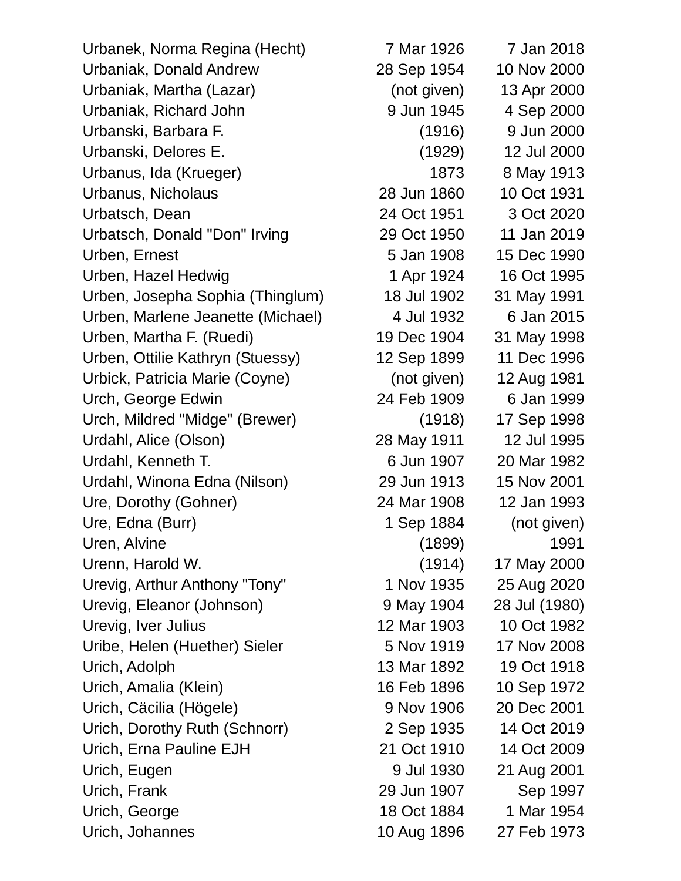| | | |
|---|---|---|
| Urbanek, Norma Regina (Hecht) | 7 Mar 1926 | 7 Jan 2018 |
| Urbaniak, Donald Andrew | 28 Sep 1954 | 10 Nov 2000 |
| Urbaniak, Martha (Lazar) | (not given) | 13 Apr 2000 |
| Urbaniak, Richard John | 9 Jun 1945 | 4 Sep 2000 |
| Urbanski, Barbara F. | (1916) | 9 Jun 2000 |
| Urbanski, Delores E. | (1929) | 12 Jul 2000 |
| Urbanus, Ida (Krueger) | 1873 | 8 May 1913 |
| Urbanus, Nicholaus | 28 Jun 1860 | 10 Oct 1931 |
| Urbatsch, Dean | 24 Oct 1951 | 3 Oct 2020 |
| Urbatsch, Donald "Don" Irving | 29 Oct 1950 | 11 Jan 2019 |
| Urben, Ernest | 5 Jan 1908 | 15 Dec 1990 |
| Urben, Hazel Hedwig | 1 Apr 1924 | 16 Oct 1995 |
| Urben, Josepha Sophia (Thinglum) | 18 Jul 1902 | 31 May 1991 |
| Urben, Marlene Jeanette (Michael) | 4 Jul 1932 | 6 Jan 2015 |
| Urben, Martha F. (Ruedi) | 19 Dec 1904 | 31 May 1998 |
| Urben, Ottilie Kathryn (Stuessy) | 12 Sep 1899 | 11 Dec 1996 |
| Urbick, Patricia Marie (Coyne) | (not given) | 12 Aug 1981 |
| Urch, George Edwin | 24 Feb 1909 | 6 Jan 1999 |
| Urch, Mildred "Midge" (Brewer) | (1918) | 17 Sep 1998 |
| Urdahl, Alice (Olson) | 28 May 1911 | 12 Jul 1995 |
| Urdahl, Kenneth T. | 6 Jun 1907 | 20 Mar 1982 |
| Urdahl, Winona Edna (Nilson) | 29 Jun 1913 | 15 Nov 2001 |
| Ure, Dorothy (Gohner) | 24 Mar 1908 | 12 Jan 1993 |
| Ure, Edna (Burr) | 1 Sep 1884 | (not given) |
| Uren, Alvine | (1899) | 1991 |
| Urenn, Harold W. | (1914) | 17 May 2000 |
| Urevig, Arthur Anthony "Tony" | 1 Nov 1935 | 25 Aug 2020 |
| Urevig, Eleanor (Johnson) | 9 May 1904 | 28 Jul (1980) |
| Urevig, Iver Julius | 12 Mar 1903 | 10 Oct 1982 |
| Uribe, Helen (Huether) Sieler | 5 Nov 1919 | 17 Nov 2008 |
| Urich, Adolph | 13 Mar 1892 | 19 Oct 1918 |
| Urich, Amalia (Klein) | 16 Feb 1896 | 10 Sep 1972 |
| Urich, Cäcilia (Högele) | 9 Nov 1906 | 20 Dec 2001 |
| Urich, Dorothy Ruth (Schnorr) | 2 Sep 1935 | 14 Oct 2019 |
| Urich, Erna Pauline EJH | 21 Oct 1910 | 14 Oct 2009 |
| Urich, Eugen | 9 Jul 1930 | 21 Aug 2001 |
| Urich, Frank | 29 Jun 1907 | Sep 1997 |
| Urich, George | 18 Oct 1884 | 1 Mar 1954 |
| Urich, Johannes | 10 Aug 1896 | 27 Feb 1973 |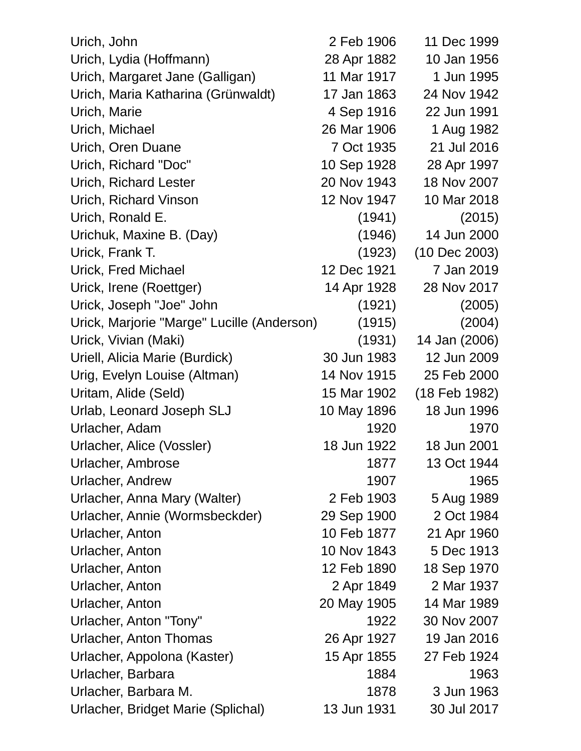| | | |
|---|---|---|
| Urich, John | 2 Feb 1906 | 11 Dec 1999 |
| Urich, Lydia (Hoffmann) | 28 Apr 1882 | 10 Jan 1956 |
| Urich, Margaret Jane (Galligan) | 11 Mar 1917 | 1 Jun 1995 |
| Urich, Maria Katharina (Grünwaldt) | 17 Jan 1863 | 24 Nov 1942 |
| Urich, Marie | 4 Sep 1916 | 22 Jun 1991 |
| Urich, Michael | 26 Mar 1906 | 1 Aug 1982 |
| Urich, Oren Duane | 7 Oct 1935 | 21 Jul 2016 |
| Urich, Richard "Doc" | 10 Sep 1928 | 28 Apr 1997 |
| Urich, Richard Lester | 20 Nov 1943 | 18 Nov 2007 |
| Urich, Richard Vinson | 12 Nov 1947 | 10 Mar 2018 |
| Urich, Ronald E. | (1941) | (2015) |
| Urichuk, Maxine B. (Day) | (1946) | 14 Jun 2000 |
| Urick, Frank T. | (1923) | (10 Dec 2003) |
| Urick, Fred Michael | 12 Dec 1921 | 7 Jan 2019 |
| Urick, Irene (Roettger) | 14 Apr 1928 | 28 Nov 2017 |
| Urick, Joseph "Joe" John | (1921) | (2005) |
| Urick, Marjorie "Marge" Lucille (Anderson) | (1915) | (2004) |
| Urick, Vivian (Maki) | (1931) | 14 Jan (2006) |
| Uriell, Alicia Marie (Burdick) | 30 Jun 1983 | 12 Jun 2009 |
| Urig, Evelyn Louise (Altman) | 14 Nov 1915 | 25 Feb 2000 |
| Uritam, Alide (Seld) | 15 Mar 1902 | (18 Feb 1982) |
| Urlab, Leonard Joseph SLJ | 10 May 1896 | 18 Jun 1996 |
| Urlacher, Adam | 1920 | 1970 |
| Urlacher, Alice (Vossler) | 18 Jun 1922 | 18 Jun 2001 |
| Urlacher, Ambrose | 1877 | 13 Oct 1944 |
| Urlacher, Andrew | 1907 | 1965 |
| Urlacher, Anna Mary (Walter) | 2 Feb 1903 | 5 Aug 1989 |
| Urlacher, Annie (Wormsbeckder) | 29 Sep 1900 | 2 Oct 1984 |
| Urlacher, Anton | 10 Feb 1877 | 21 Apr 1960 |
| Urlacher, Anton | 10 Nov 1843 | 5 Dec 1913 |
| Urlacher, Anton | 12 Feb 1890 | 18 Sep 1970 |
| Urlacher, Anton | 2 Apr 1849 | 2 Mar 1937 |
| Urlacher, Anton | 20 May 1905 | 14 Mar 1989 |
| Urlacher, Anton "Tony" | 1922 | 30 Nov 2007 |
| Urlacher, Anton Thomas | 26 Apr 1927 | 19 Jan 2016 |
| Urlacher, Appolona (Kaster) | 15 Apr 1855 | 27 Feb 1924 |
| Urlacher, Barbara | 1884 | 1963 |
| Urlacher, Barbara M. | 1878 | 3 Jun 1963 |
| Urlacher, Bridget Marie (Splichal) | 13 Jun 1931 | 30 Jul 2017 |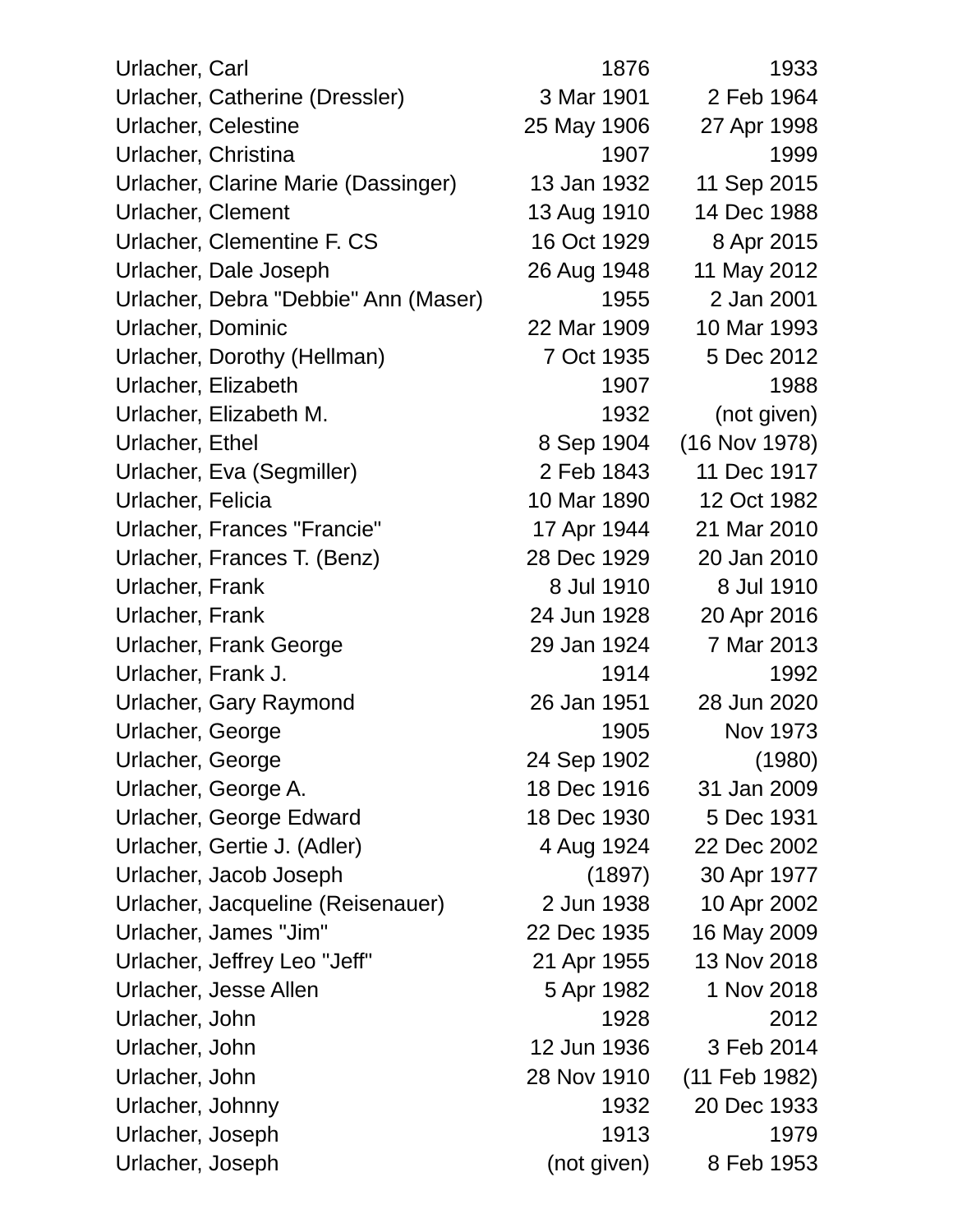| | | |
|---|---|---|
| Urlacher, Carl | 1876 | 1933 |
| Urlacher, Catherine (Dressler) | 3 Mar 1901 | 2 Feb 1964 |
| Urlacher, Celestine | 25 May 1906 | 27 Apr 1998 |
| Urlacher, Christina | 1907 | 1999 |
| Urlacher, Clarine Marie (Dassinger) | 13 Jan 1932 | 11 Sep 2015 |
| Urlacher, Clement | 13 Aug 1910 | 14 Dec 1988 |
| Urlacher, Clementine F. CS | 16 Oct 1929 | 8 Apr 2015 |
| Urlacher, Dale Joseph | 26 Aug 1948 | 11 May 2012 |
| Urlacher, Debra "Debbie" Ann (Maser) | 1955 | 2 Jan 2001 |
| Urlacher, Dominic | 22 Mar 1909 | 10 Mar 1993 |
| Urlacher, Dorothy (Hellman) | 7 Oct 1935 | 5 Dec 2012 |
| Urlacher, Elizabeth | 1907 | 1988 |
| Urlacher, Elizabeth M. | 1932 | (not given) |
| Urlacher, Ethel | 8 Sep 1904 | (16 Nov 1978) |
| Urlacher, Eva (Segmiller) | 2 Feb 1843 | 11 Dec 1917 |
| Urlacher, Felicia | 10 Mar 1890 | 12 Oct 1982 |
| Urlacher, Frances "Francie" | 17 Apr 1944 | 21 Mar 2010 |
| Urlacher, Frances T. (Benz) | 28 Dec 1929 | 20 Jan 2010 |
| Urlacher, Frank | 8 Jul 1910 | 8 Jul 1910 |
| Urlacher, Frank | 24 Jun 1928 | 20 Apr 2016 |
| Urlacher, Frank George | 29 Jan 1924 | 7 Mar 2013 |
| Urlacher, Frank J. | 1914 | 1992 |
| Urlacher, Gary Raymond | 26 Jan 1951 | 28 Jun 2020 |
| Urlacher, George | 1905 | Nov 1973 |
| Urlacher, George | 24 Sep 1902 | (1980) |
| Urlacher, George A. | 18 Dec 1916 | 31 Jan 2009 |
| Urlacher, George Edward | 18 Dec 1930 | 5 Dec 1931 |
| Urlacher, Gertie J. (Adler) | 4 Aug 1924 | 22 Dec 2002 |
| Urlacher, Jacob Joseph | (1897) | 30 Apr 1977 |
| Urlacher, Jacqueline (Reisenauer) | 2 Jun 1938 | 10 Apr 2002 |
| Urlacher, James "Jim" | 22 Dec 1935 | 16 May 2009 |
| Urlacher, Jeffrey Leo "Jeff" | 21 Apr 1955 | 13 Nov 2018 |
| Urlacher, Jesse Allen | 5 Apr 1982 | 1 Nov 2018 |
| Urlacher, John | 1928 | 2012 |
| Urlacher, John | 12 Jun 1936 | 3 Feb 2014 |
| Urlacher, John | 28 Nov 1910 | (11 Feb 1982) |
| Urlacher, Johnny | 1932 | 20 Dec 1933 |
| Urlacher, Joseph | 1913 | 1979 |
| Urlacher, Joseph | (not given) | 8 Feb 1953 |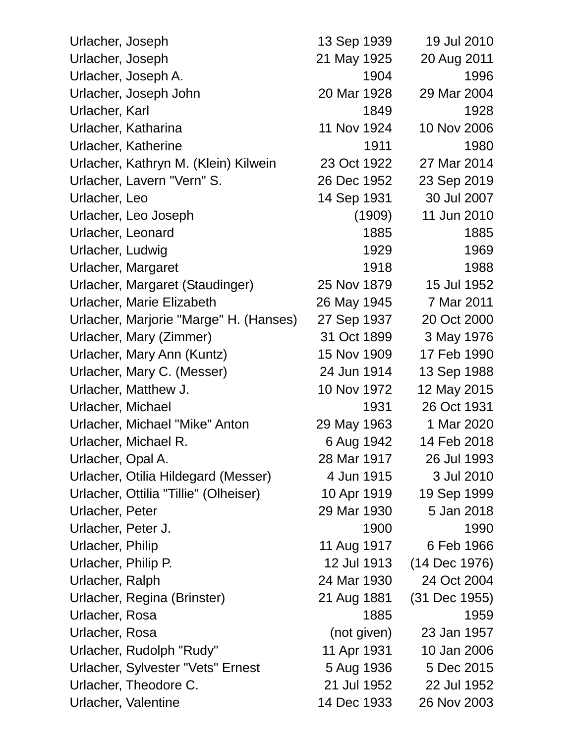| Name | Birth | Death |
|---|---|---|
| Urlacher, Joseph | 13 Sep 1939 | 19 Jul 2010 |
| Urlacher, Joseph | 21 May 1925 | 20 Aug 2011 |
| Urlacher, Joseph A. | 1904 | 1996 |
| Urlacher, Joseph John | 20 Mar 1928 | 29 Mar 2004 |
| Urlacher, Karl | 1849 | 1928 |
| Urlacher, Katharina | 11 Nov 1924 | 10 Nov 2006 |
| Urlacher, Katherine | 1911 | 1980 |
| Urlacher, Kathryn M. (Klein) Kilwein | 23 Oct 1922 | 27 Mar 2014 |
| Urlacher, Lavern "Vern" S. | 26 Dec 1952 | 23 Sep 2019 |
| Urlacher, Leo | 14 Sep 1931 | 30 Jul 2007 |
| Urlacher, Leo Joseph | (1909) | 11 Jun 2010 |
| Urlacher, Leonard | 1885 | 1885 |
| Urlacher, Ludwig | 1929 | 1969 |
| Urlacher, Margaret | 1918 | 1988 |
| Urlacher, Margaret (Staudinger) | 25 Nov 1879 | 15 Jul 1952 |
| Urlacher, Marie Elizabeth | 26 May 1945 | 7 Mar 2011 |
| Urlacher, Marjorie "Marge" H. (Hanses) | 27 Sep 1937 | 20 Oct 2000 |
| Urlacher, Mary (Zimmer) | 31 Oct 1899 | 3 May 1976 |
| Urlacher, Mary Ann (Kuntz) | 15 Nov 1909 | 17 Feb 1990 |
| Urlacher, Mary C. (Messer) | 24 Jun 1914 | 13 Sep 1988 |
| Urlacher, Matthew J. | 10 Nov 1972 | 12 May 2015 |
| Urlacher, Michael | 1931 | 26 Oct 1931 |
| Urlacher, Michael "Mike" Anton | 29 May 1963 | 1 Mar 2020 |
| Urlacher, Michael R. | 6 Aug 1942 | 14 Feb 2018 |
| Urlacher, Opal A. | 28 Mar 1917 | 26 Jul 1993 |
| Urlacher, Otilia Hildegard (Messer) | 4 Jun 1915 | 3 Jul 2010 |
| Urlacher, Ottilia "Tillie" (Olheiser) | 10 Apr 1919 | 19 Sep 1999 |
| Urlacher, Peter | 29 Mar 1930 | 5 Jan 2018 |
| Urlacher, Peter J. | 1900 | 1990 |
| Urlacher, Philip | 11 Aug 1917 | 6 Feb 1966 |
| Urlacher, Philip P. | 12 Jul 1913 | (14 Dec 1976) |
| Urlacher, Ralph | 24 Mar 1930 | 24 Oct 2004 |
| Urlacher, Regina (Brinster) | 21 Aug 1881 | (31 Dec 1955) |
| Urlacher, Rosa | 1885 | 1959 |
| Urlacher, Rosa | (not given) | 23 Jan 1957 |
| Urlacher, Rudolph "Rudy" | 11 Apr 1931 | 10 Jan 2006 |
| Urlacher, Sylvester "Vets" Ernest | 5 Aug 1936 | 5 Dec 2015 |
| Urlacher, Theodore C. | 21 Jul 1952 | 22 Jul 1952 |
| Urlacher, Valentine | 14 Dec 1933 | 26 Nov 2003 |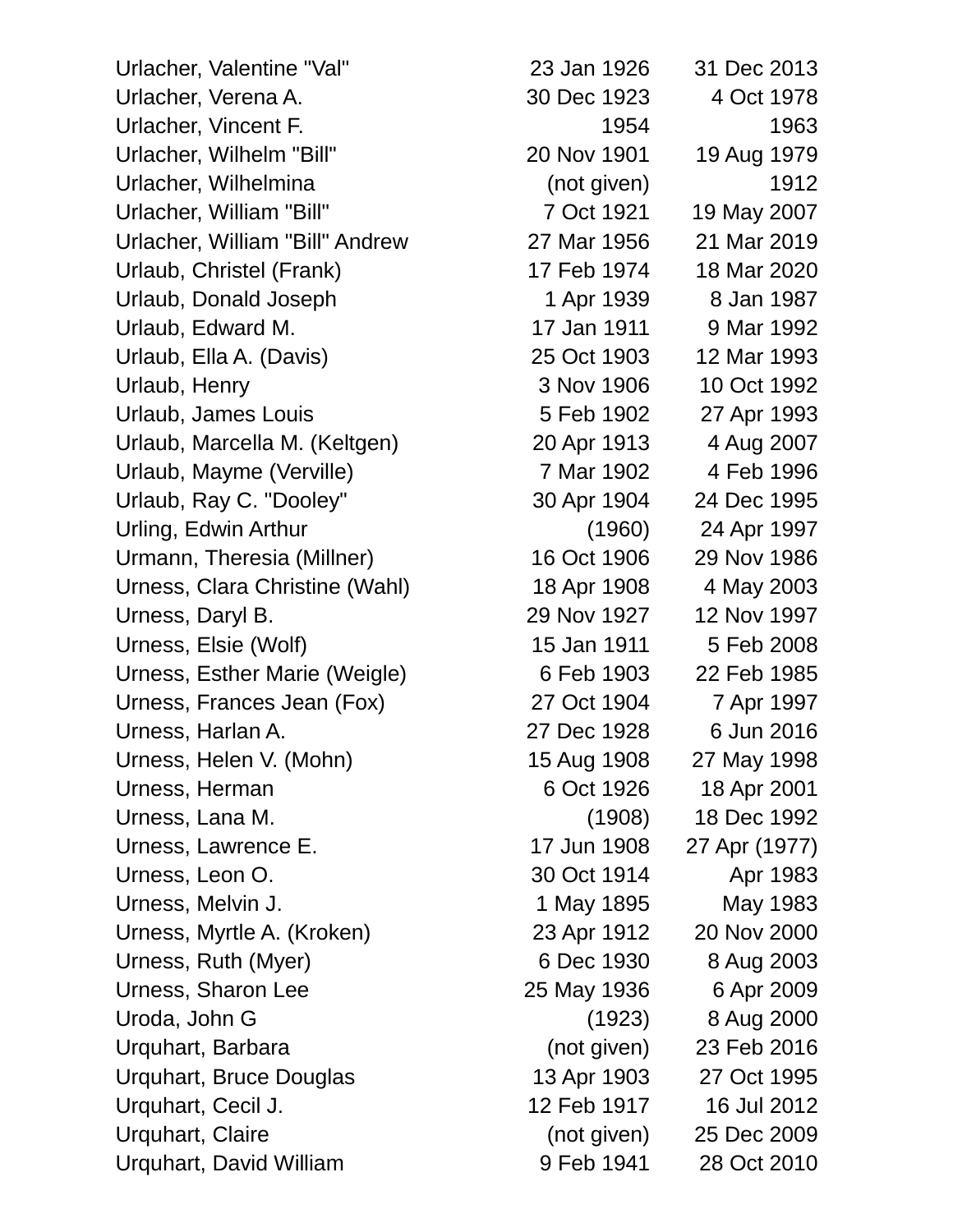| | | |
|---|---|---|
| Urlacher, Valentine "Val" | 23 Jan 1926 | 31 Dec 2013 |
| Urlacher, Verena A. | 30 Dec 1923 | 4 Oct 1978 |
| Urlacher, Vincent F. | 1954 | 1963 |
| Urlacher, Wilhelm "Bill" | 20 Nov 1901 | 19 Aug 1979 |
| Urlacher, Wilhelmina | (not given) | 1912 |
| Urlacher, William "Bill" | 7 Oct 1921 | 19 May 2007 |
| Urlacher, William "Bill" Andrew | 27 Mar 1956 | 21 Mar 2019 |
| Urlaub, Christel (Frank) | 17 Feb 1974 | 18 Mar 2020 |
| Urlaub, Donald Joseph | 1 Apr 1939 | 8 Jan 1987 |
| Urlaub, Edward M. | 17 Jan 1911 | 9 Mar 1992 |
| Urlaub, Ella A. (Davis) | 25 Oct 1903 | 12 Mar 1993 |
| Urlaub, Henry | 3 Nov 1906 | 10 Oct 1992 |
| Urlaub, James Louis | 5 Feb 1902 | 27 Apr 1993 |
| Urlaub, Marcella M. (Keltgen) | 20 Apr 1913 | 4 Aug 2007 |
| Urlaub, Mayme (Verville) | 7 Mar 1902 | 4 Feb 1996 |
| Urlaub, Ray C. "Dooley" | 30 Apr 1904 | 24 Dec 1995 |
| Urling, Edwin Arthur | (1960) | 24 Apr 1997 |
| Urmann, Theresia (Millner) | 16 Oct 1906 | 29 Nov 1986 |
| Urness, Clara Christine (Wahl) | 18 Apr 1908 | 4 May 2003 |
| Urness, Daryl B. | 29 Nov 1927 | 12 Nov 1997 |
| Urness, Elsie (Wolf) | 15 Jan 1911 | 5 Feb 2008 |
| Urness, Esther Marie (Weigle) | 6 Feb 1903 | 22 Feb 1985 |
| Urness, Frances Jean (Fox) | 27 Oct 1904 | 7 Apr 1997 |
| Urness, Harlan A. | 27 Dec 1928 | 6 Jun 2016 |
| Urness, Helen V. (Mohn) | 15 Aug 1908 | 27 May 1998 |
| Urness, Herman | 6 Oct 1926 | 18 Apr 2001 |
| Urness, Lana M. | (1908) | 18 Dec 1992 |
| Urness, Lawrence E. | 17 Jun 1908 | 27 Apr (1977) |
| Urness, Leon O. | 30 Oct 1914 | Apr 1983 |
| Urness, Melvin J. | 1 May 1895 | May 1983 |
| Urness, Myrtle A. (Kroken) | 23 Apr 1912 | 20 Nov 2000 |
| Urness, Ruth (Myer) | 6 Dec 1930 | 8 Aug 2003 |
| Urness, Sharon Lee | 25 May 1936 | 6 Apr 2009 |
| Uroda, John G | (1923) | 8 Aug 2000 |
| Urquhart, Barbara | (not given) | 23 Feb 2016 |
| Urquhart, Bruce Douglas | 13 Apr 1903 | 27 Oct 1995 |
| Urquhart, Cecil J. | 12 Feb 1917 | 16 Jul 2012 |
| Urquhart, Claire | (not given) | 25 Dec 2009 |
| Urquhart, David William | 9 Feb 1941 | 28 Oct 2010 |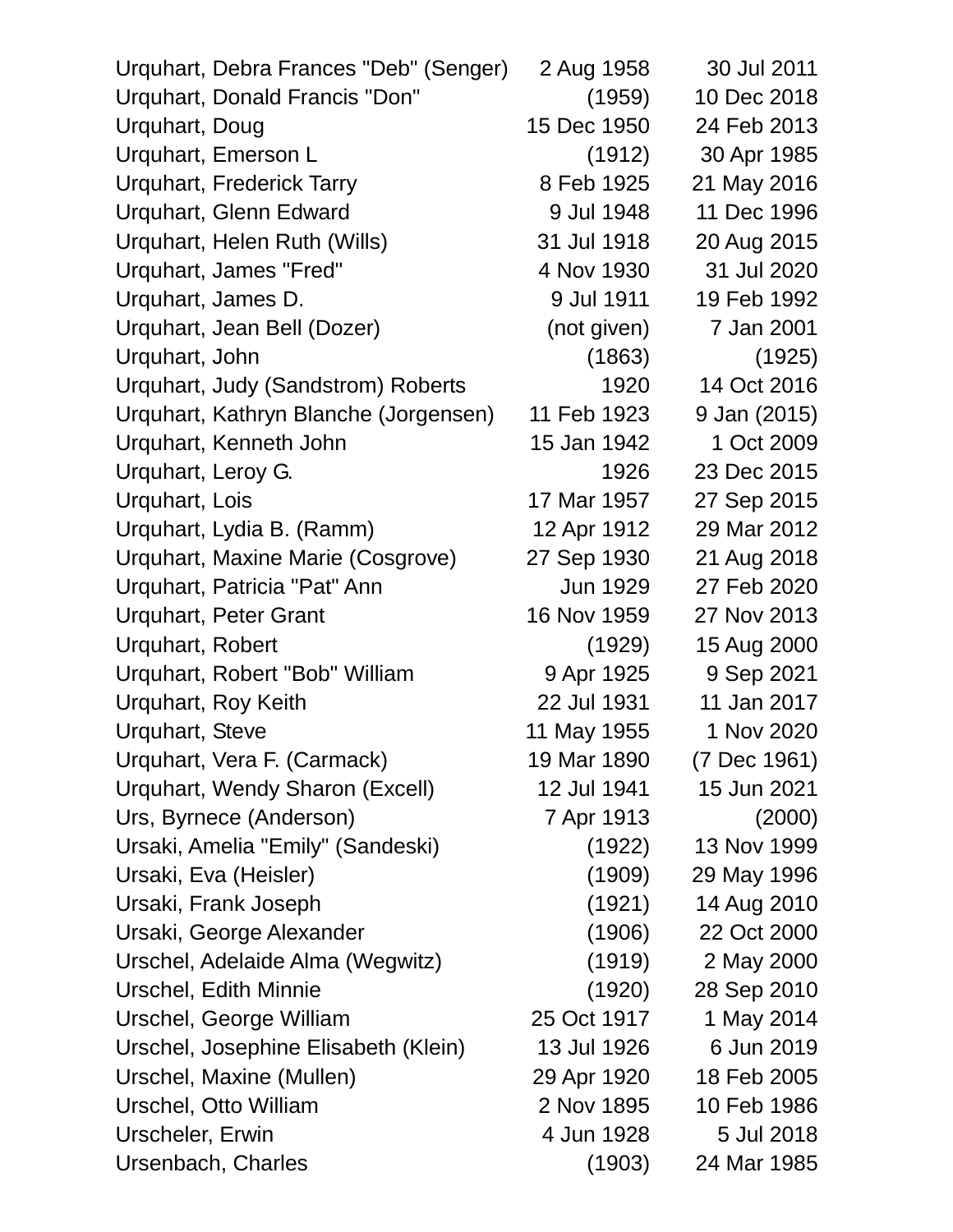| | | |
|---|---|---|
| Urquhart, Debra Frances "Deb" (Senger) | 2 Aug 1958 | 30 Jul 2011 |
| Urquhart, Donald Francis "Don" | (1959) | 10 Dec 2018 |
| Urquhart, Doug | 15 Dec 1950 | 24 Feb 2013 |
| Urquhart, Emerson L | (1912) | 30 Apr 1985 |
| Urquhart, Frederick Tarry | 8 Feb 1925 | 21 May 2016 |
| Urquhart, Glenn Edward | 9 Jul 1948 | 11 Dec 1996 |
| Urquhart, Helen Ruth (Wills) | 31 Jul 1918 | 20 Aug 2015 |
| Urquhart, James "Fred" | 4 Nov 1930 | 31 Jul 2020 |
| Urquhart, James D. | 9 Jul 1911 | 19 Feb 1992 |
| Urquhart, Jean Bell (Dozer) | (not given) | 7 Jan 2001 |
| Urquhart, John | (1863) | (1925) |
| Urquhart, Judy (Sandstrom) Roberts | 1920 | 14 Oct 2016 |
| Urquhart, Kathryn Blanche (Jorgensen) | 11 Feb 1923 | 9 Jan (2015) |
| Urquhart, Kenneth John | 15 Jan 1942 | 1 Oct 2009 |
| Urquhart, Leroy G. | 1926 | 23 Dec 2015 |
| Urquhart, Lois | 17 Mar 1957 | 27 Sep 2015 |
| Urquhart, Lydia B. (Ramm) | 12 Apr 1912 | 29 Mar 2012 |
| Urquhart, Maxine Marie (Cosgrove) | 27 Sep 1930 | 21 Aug 2018 |
| Urquhart, Patricia "Pat" Ann | Jun 1929 | 27 Feb 2020 |
| Urquhart, Peter Grant | 16 Nov 1959 | 27 Nov 2013 |
| Urquhart, Robert | (1929) | 15 Aug 2000 |
| Urquhart, Robert "Bob" William | 9 Apr 1925 | 9 Sep 2021 |
| Urquhart, Roy Keith | 22 Jul 1931 | 11 Jan 2017 |
| Urquhart, Steve | 11 May 1955 | 1 Nov 2020 |
| Urquhart, Vera F. (Carmack) | 19 Mar 1890 | (7 Dec 1961) |
| Urquhart, Wendy Sharon (Excell) | 12 Jul 1941 | 15 Jun 2021 |
| Urs, Byrnece (Anderson) | 7 Apr 1913 | (2000) |
| Ursaki, Amelia "Emily" (Sandeski) | (1922) | 13 Nov 1999 |
| Ursaki, Eva (Heisler) | (1909) | 29 May 1996 |
| Ursaki, Frank Joseph | (1921) | 14 Aug 2010 |
| Ursaki, George Alexander | (1906) | 22 Oct 2000 |
| Urschel, Adelaide Alma (Wegwitz) | (1919) | 2 May 2000 |
| Urschel, Edith Minnie | (1920) | 28 Sep 2010 |
| Urschel, George William | 25 Oct 1917 | 1 May 2014 |
| Urschel, Josephine Elisabeth (Klein) | 13 Jul 1926 | 6 Jun 2019 |
| Urschel, Maxine (Mullen) | 29 Apr 1920 | 18 Feb 2005 |
| Urschel, Otto William | 2 Nov 1895 | 10 Feb 1986 |
| Urscheler, Erwin | 4 Jun 1928 | 5 Jul 2018 |
| Ursenbach, Charles | (1903) | 24 Mar 1985 |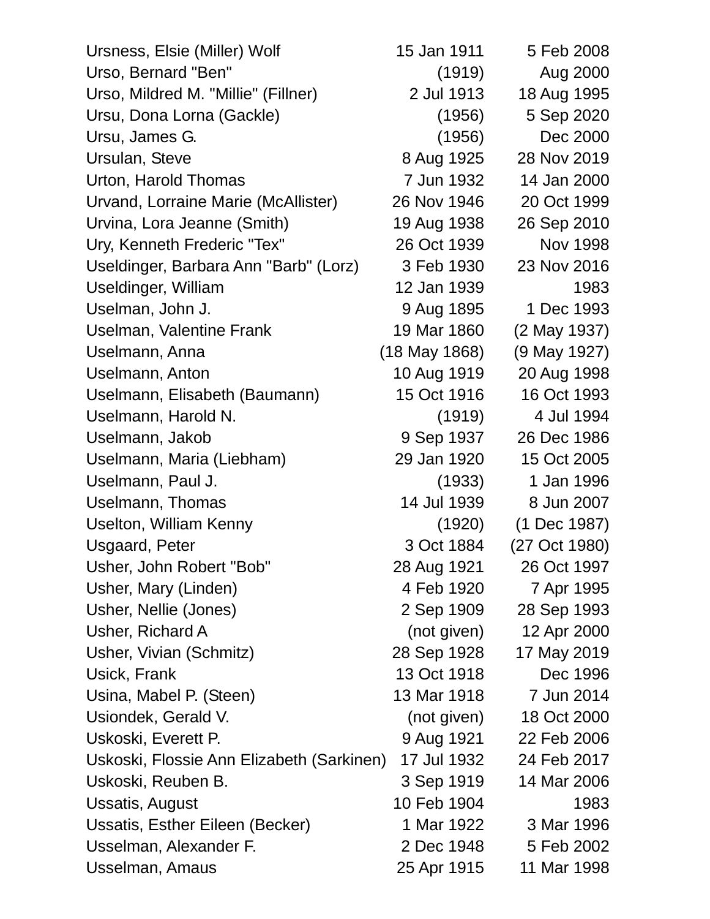| Name | Birth | Death |
|---|---|---|
| Ursness, Elsie (Miller) Wolf | 15 Jan 1911 | 5 Feb 2008 |
| Urso, Bernard "Ben" | (1919) | Aug 2000 |
| Urso, Mildred M. "Millie" (Fillner) | 2 Jul 1913 | 18 Aug 1995 |
| Ursu, Dona Lorna (Gackle) | (1956) | 5 Sep 2020 |
| Ursu, James G. | (1956) | Dec 2000 |
| Ursulan, Steve | 8 Aug 1925 | 28 Nov 2019 |
| Urton, Harold Thomas | 7 Jun 1932 | 14 Jan 2000 |
| Urvand, Lorraine Marie (McAllister) | 26 Nov 1946 | 20 Oct 1999 |
| Urvina, Lora Jeanne (Smith) | 19 Aug 1938 | 26 Sep 2010 |
| Ury, Kenneth Frederic "Tex" | 26 Oct 1939 | Nov 1998 |
| Useldinger, Barbara Ann "Barb" (Lorz) | 3 Feb 1930 | 23 Nov 2016 |
| Useldinger, William | 12 Jan 1939 | 1983 |
| Uselman, John J. | 9 Aug 1895 | 1 Dec 1993 |
| Uselman, Valentine Frank | 19 Mar 1860 | (2 May 1937) |
| Uselmann, Anna | (18 May 1868) | (9 May 1927) |
| Uselmann, Anton | 10 Aug 1919 | 20 Aug 1998 |
| Uselmann, Elisabeth (Baumann) | 15 Oct 1916 | 16 Oct 1993 |
| Uselmann, Harold N. | (1919) | 4 Jul 1994 |
| Uselmann, Jakob | 9 Sep 1937 | 26 Dec 1986 |
| Uselmann, Maria (Liebham) | 29 Jan 1920 | 15 Oct 2005 |
| Uselmann, Paul J. | (1933) | 1 Jan 1996 |
| Uselmann, Thomas | 14 Jul 1939 | 8 Jun 2007 |
| Uselton, William Kenny | (1920) | (1 Dec 1987) |
| Usgaard, Peter | 3 Oct 1884 | (27 Oct 1980) |
| Usher, John Robert "Bob" | 28 Aug 1921 | 26 Oct 1997 |
| Usher, Mary (Linden) | 4 Feb 1920 | 7 Apr 1995 |
| Usher, Nellie (Jones) | 2 Sep 1909 | 28 Sep 1993 |
| Usher, Richard A | (not given) | 12 Apr 2000 |
| Usher, Vivian (Schmitz) | 28 Sep 1928 | 17 May 2019 |
| Usick, Frank | 13 Oct 1918 | Dec 1996 |
| Usina, Mabel P. (Steen) | 13 Mar 1918 | 7 Jun 2014 |
| Usiondek, Gerald V. | (not given) | 18 Oct 2000 |
| Uskoski, Everett P. | 9 Aug 1921 | 22 Feb 2006 |
| Uskoski, Flossie Ann Elizabeth (Sarkinen) | 17 Jul 1932 | 24 Feb 2017 |
| Uskoski, Reuben B. | 3 Sep 1919 | 14 Mar 2006 |
| Ussatis, August | 10 Feb 1904 | 1983 |
| Ussatis, Esther Eileen (Becker) | 1 Mar 1922 | 3 Mar 1996 |
| Usselman, Alexander F. | 2 Dec 1948 | 5 Feb 2002 |
| Usselman, Amaus | 25 Apr 1915 | 11 Mar 1998 |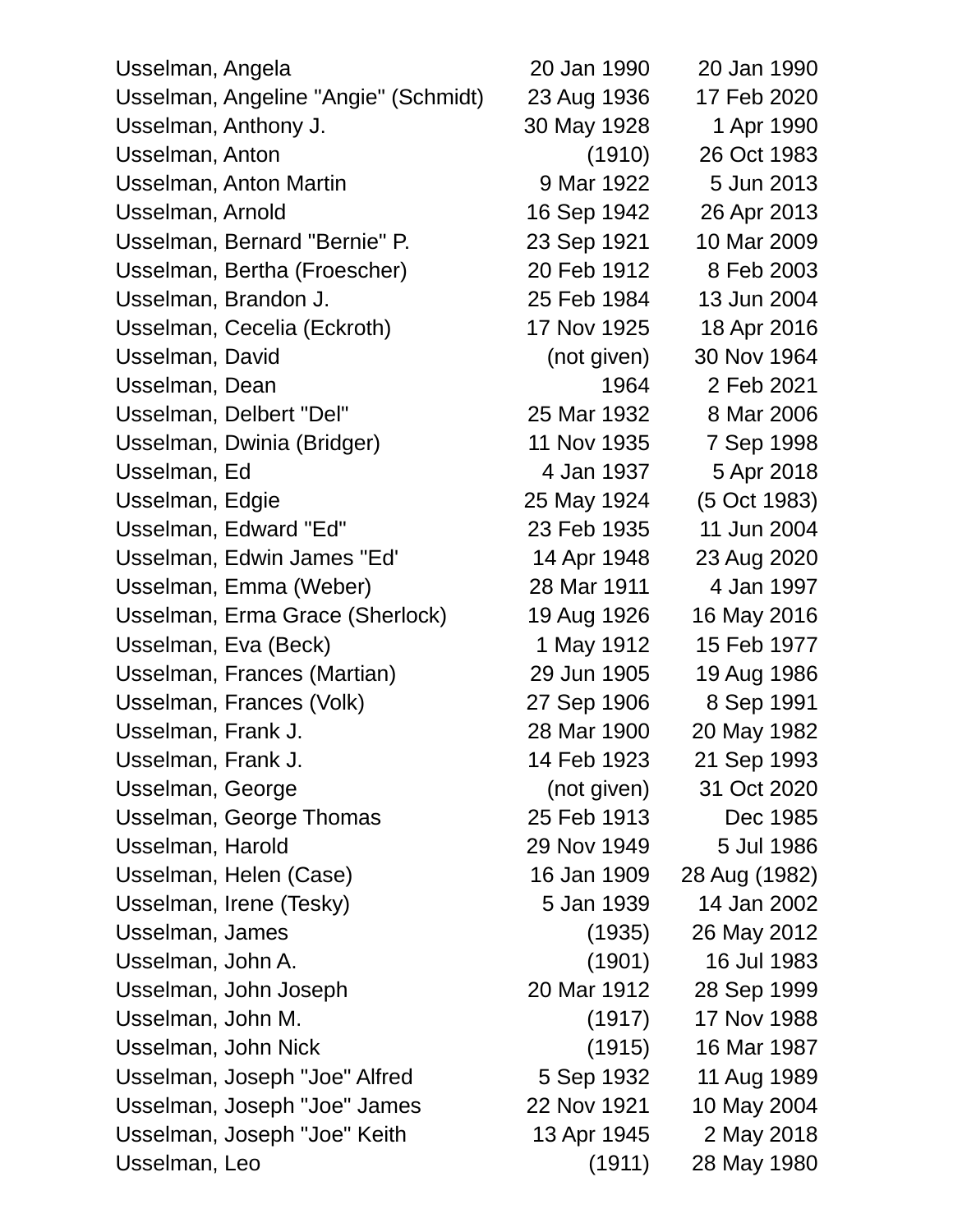| | | |
|---|---|---|
| Usselman, Angela | 20 Jan 1990 | 20 Jan 1990 |
| Usselman, Angeline "Angie" (Schmidt) | 23 Aug 1936 | 17 Feb 2020 |
| Usselman, Anthony J. | 30 May 1928 | 1 Apr 1990 |
| Usselman, Anton | (1910) | 26 Oct 1983 |
| Usselman, Anton Martin | 9 Mar 1922 | 5 Jun 2013 |
| Usselman, Arnold | 16 Sep 1942 | 26 Apr 2013 |
| Usselman, Bernard "Bernie" P. | 23 Sep 1921 | 10 Mar 2009 |
| Usselman, Bertha (Froescher) | 20 Feb 1912 | 8 Feb 2003 |
| Usselman, Brandon J. | 25 Feb 1984 | 13 Jun 2004 |
| Usselman, Cecelia (Eckroth) | 17 Nov 1925 | 18 Apr 2016 |
| Usselman, David | (not given) | 30 Nov 1964 |
| Usselman, Dean | 1964 | 2 Feb 2021 |
| Usselman, Delbert "Del" | 25 Mar 1932 | 8 Mar 2006 |
| Usselman, Dwinia (Bridger) | 11 Nov 1935 | 7 Sep 1998 |
| Usselman, Ed | 4 Jan 1937 | 5 Apr 2018 |
| Usselman, Edgie | 25 May 1924 | (5 Oct 1983) |
| Usselman, Edward "Ed" | 23 Feb 1935 | 11 Jun 2004 |
| Usselman, Edwin James "Ed' | 14 Apr 1948 | 23 Aug 2020 |
| Usselman, Emma (Weber) | 28 Mar 1911 | 4 Jan 1997 |
| Usselman, Erma Grace (Sherlock) | 19 Aug 1926 | 16 May 2016 |
| Usselman, Eva (Beck) | 1 May 1912 | 15 Feb 1977 |
| Usselman, Frances (Martian) | 29 Jun 1905 | 19 Aug 1986 |
| Usselman, Frances (Volk) | 27 Sep 1906 | 8 Sep 1991 |
| Usselman, Frank J. | 28 Mar 1900 | 20 May 1982 |
| Usselman, Frank J. | 14 Feb 1923 | 21 Sep 1993 |
| Usselman, George | (not given) | 31 Oct 2020 |
| Usselman, George Thomas | 25 Feb 1913 | Dec 1985 |
| Usselman, Harold | 29 Nov 1949 | 5 Jul 1986 |
| Usselman, Helen (Case) | 16 Jan 1909 | 28 Aug (1982) |
| Usselman, Irene (Tesky) | 5 Jan 1939 | 14 Jan 2002 |
| Usselman, James | (1935) | 26 May 2012 |
| Usselman, John A. | (1901) | 16 Jul 1983 |
| Usselman, John Joseph | 20 Mar 1912 | 28 Sep 1999 |
| Usselman, John M. | (1917) | 17 Nov 1988 |
| Usselman, John Nick | (1915) | 16 Mar 1987 |
| Usselman, Joseph "Joe" Alfred | 5 Sep 1932 | 11 Aug 1989 |
| Usselman, Joseph "Joe" James | 22 Nov 1921 | 10 May 2004 |
| Usselman, Joseph "Joe" Keith | 13 Apr 1945 | 2 May 2018 |
| Usselman, Leo | (1911) | 28 May 1980 |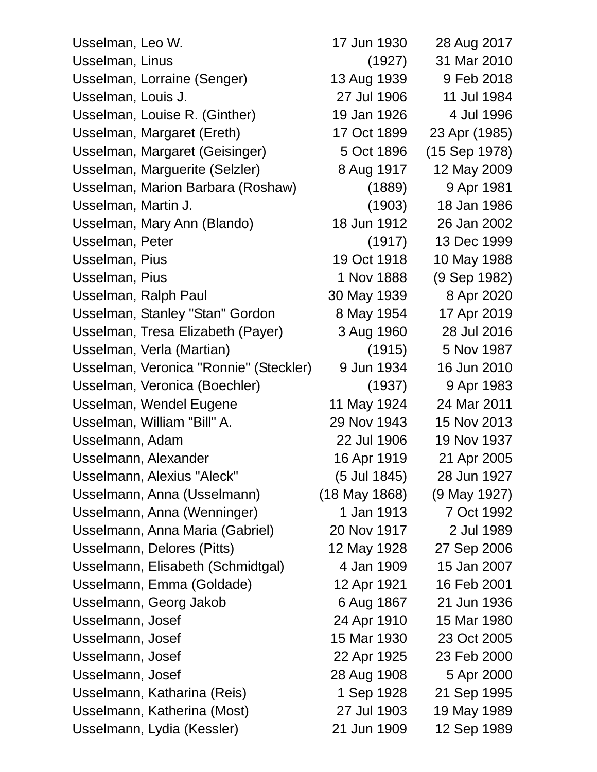| | | |
|---|---|---|
| Usselman, Leo W. | 17 Jun 1930 | 28 Aug 2017 |
| Usselman, Linus | (1927) | 31 Mar 2010 |
| Usselman, Lorraine (Senger) | 13 Aug 1939 | 9 Feb 2018 |
| Usselman, Louis J. | 27 Jul 1906 | 11 Jul 1984 |
| Usselman, Louise R. (Ginther) | 19 Jan 1926 | 4 Jul 1996 |
| Usselman, Margaret (Ereth) | 17 Oct 1899 | 23 Apr (1985) |
| Usselman, Margaret (Geisinger) | 5 Oct 1896 | (15 Sep 1978) |
| Usselman, Marguerite (Selzler) | 8 Aug 1917 | 12 May 2009 |
| Usselman, Marion Barbara (Roshaw) | (1889) | 9 Apr 1981 |
| Usselman, Martin J. | (1903) | 18 Jan 1986 |
| Usselman, Mary Ann (Blando) | 18 Jun 1912 | 26 Jan 2002 |
| Usselman, Peter | (1917) | 13 Dec 1999 |
| Usselman, Pius | 19 Oct 1918 | 10 May 1988 |
| Usselman, Pius | 1 Nov 1888 | (9 Sep 1982) |
| Usselman, Ralph Paul | 30 May 1939 | 8 Apr 2020 |
| Usselman, Stanley "Stan" Gordon | 8 May 1954 | 17 Apr 2019 |
| Usselman, Tresa Elizabeth (Payer) | 3 Aug 1960 | 28 Jul 2016 |
| Usselman, Verla (Martian) | (1915) | 5 Nov 1987 |
| Usselman, Veronica "Ronnie" (Steckler) | 9 Jun 1934 | 16 Jun 2010 |
| Usselman, Veronica (Boechler) | (1937) | 9 Apr 1983 |
| Usselman, Wendel Eugene | 11 May 1924 | 24 Mar 2011 |
| Usselman, William "Bill" A. | 29 Nov 1943 | 15 Nov 2013 |
| Usselmann, Adam | 22 Jul 1906 | 19 Nov 1937 |
| Usselmann, Alexander | 16 Apr 1919 | 21 Apr 2005 |
| Usselmann, Alexius "Aleck" | (5 Jul 1845) | 28 Jun 1927 |
| Usselmann, Anna (Usselmann) | (18 May 1868) | (9 May 1927) |
| Usselmann, Anna (Wenninger) | 1 Jan 1913 | 7 Oct 1992 |
| Usselmann, Anna Maria (Gabriel) | 20 Nov 1917 | 2 Jul 1989 |
| Usselmann, Delores (Pitts) | 12 May 1928 | 27 Sep 2006 |
| Usselmann, Elisabeth (Schmidtgal) | 4 Jan 1909 | 15 Jan 2007 |
| Usselmann, Emma (Goldade) | 12 Apr 1921 | 16 Feb 2001 |
| Usselmann, Georg Jakob | 6 Aug 1867 | 21 Jun 1936 |
| Usselmann, Josef | 24 Apr 1910 | 15 Mar 1980 |
| Usselmann, Josef | 15 Mar 1930 | 23 Oct 2005 |
| Usselmann, Josef | 22 Apr 1925 | 23 Feb 2000 |
| Usselmann, Josef | 28 Aug 1908 | 5 Apr 2000 |
| Usselmann, Katharina (Reis) | 1 Sep 1928 | 21 Sep 1995 |
| Usselmann, Katherina (Most) | 27 Jul 1903 | 19 May 1989 |
| Usselmann, Lydia (Kessler) | 21 Jun 1909 | 12 Sep 1989 |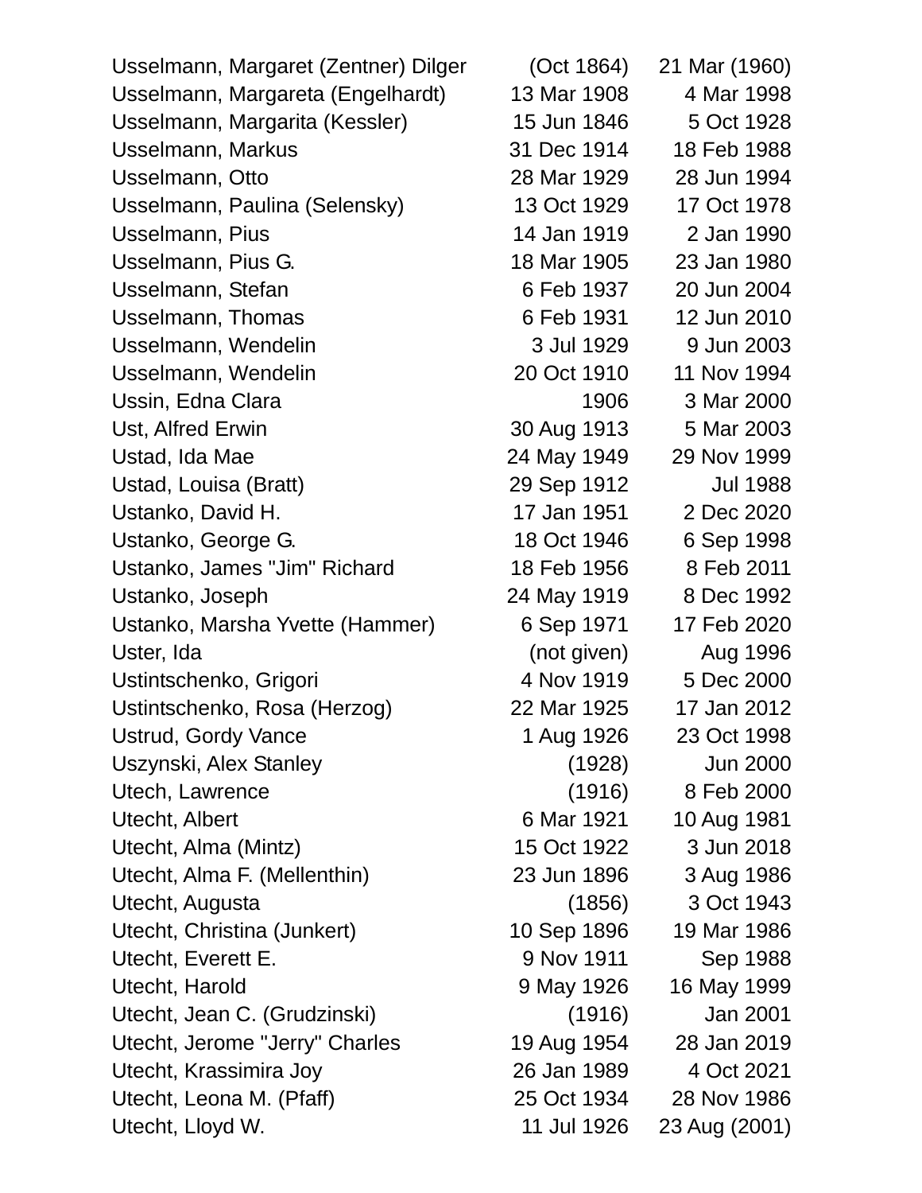| | | |
|---|---|---|
| Usselmann, Margaret (Zentner) Dilger | (Oct 1864) | 21 Mar (1960) |
| Usselmann, Margareta (Engelhardt) | 13 Mar 1908 | 4 Mar 1998 |
| Usselmann, Margarita (Kessler) | 15 Jun 1846 | 5 Oct 1928 |
| Usselmann, Markus | 31 Dec 1914 | 18 Feb 1988 |
| Usselmann, Otto | 28 Mar 1929 | 28 Jun 1994 |
| Usselmann, Paulina (Selensky) | 13 Oct 1929 | 17 Oct 1978 |
| Usselmann, Pius | 14 Jan 1919 | 2 Jan 1990 |
| Usselmann, Pius G. | 18 Mar 1905 | 23 Jan 1980 |
| Usselmann, Stefan | 6 Feb 1937 | 20 Jun 2004 |
| Usselmann, Thomas | 6 Feb 1931 | 12 Jun 2010 |
| Usselmann, Wendelin | 3 Jul 1929 | 9 Jun 2003 |
| Usselmann, Wendelin | 20 Oct 1910 | 11 Nov 1994 |
| Ussin, Edna Clara | 1906 | 3 Mar 2000 |
| Ust, Alfred Erwin | 30 Aug 1913 | 5 Mar 2003 |
| Ustad, Ida Mae | 24 May 1949 | 29 Nov 1999 |
| Ustad, Louisa (Bratt) | 29 Sep 1912 | Jul 1988 |
| Ustanko, David H. | 17 Jan 1951 | 2 Dec 2020 |
| Ustanko, George G. | 18 Oct 1946 | 6 Sep 1998 |
| Ustanko, James "Jim" Richard | 18 Feb 1956 | 8 Feb 2011 |
| Ustanko, Joseph | 24 May 1919 | 8 Dec 1992 |
| Ustanko, Marsha Yvette (Hammer) | 6 Sep 1971 | 17 Feb 2020 |
| Uster, Ida | (not given) | Aug 1996 |
| Ustintschenko, Grigori | 4 Nov 1919 | 5 Dec 2000 |
| Ustintschenko, Rosa (Herzog) | 22 Mar 1925 | 17 Jan 2012 |
| Ustrud, Gordy Vance | 1 Aug 1926 | 23 Oct 1998 |
| Uszynski, Alex Stanley | (1928) | Jun 2000 |
| Utech, Lawrence | (1916) | 8 Feb 2000 |
| Utecht, Albert | 6 Mar 1921 | 10 Aug 1981 |
| Utecht, Alma (Mintz) | 15 Oct 1922 | 3 Jun 2018 |
| Utecht, Alma F. (Mellenthin) | 23 Jun 1896 | 3 Aug 1986 |
| Utecht, Augusta | (1856) | 3 Oct 1943 |
| Utecht, Christina (Junkert) | 10 Sep 1896 | 19 Mar 1986 |
| Utecht, Everett E. | 9 Nov 1911 | Sep 1988 |
| Utecht, Harold | 9 May 1926 | 16 May 1999 |
| Utecht, Jean C. (Grudzinski) | (1916) | Jan 2001 |
| Utecht, Jerome "Jerry" Charles | 19 Aug 1954 | 28 Jan 2019 |
| Utecht, Krassimira Joy | 26 Jan 1989 | 4 Oct 2021 |
| Utecht, Leona M. (Pfaff) | 25 Oct 1934 | 28 Nov 1986 |
| Utecht, Lloyd W. | 11 Jul 1926 | 23 Aug (2001) |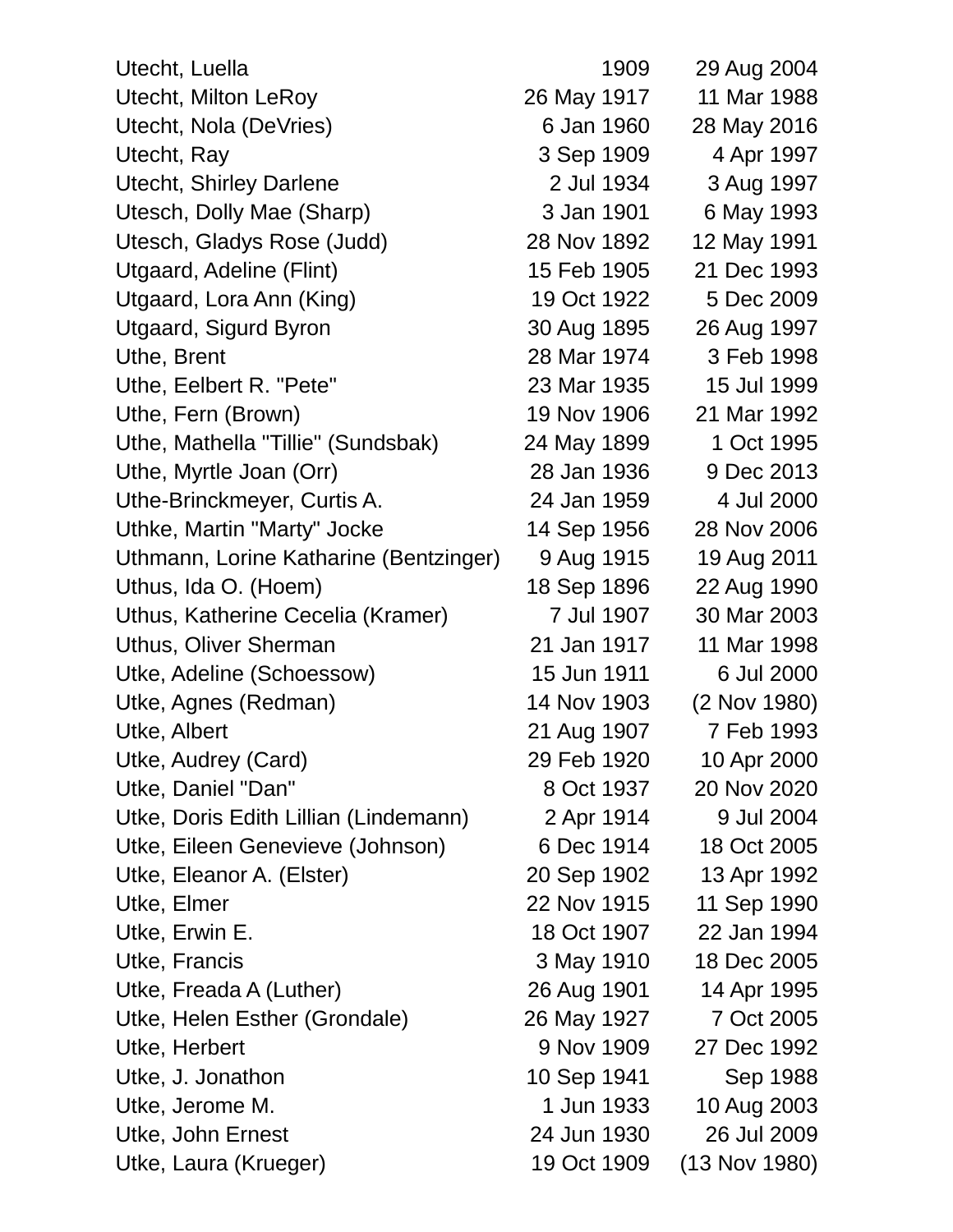| | | |
|---|---|---|
| Utecht, Luella | 1909 | 29 Aug 2004 |
| Utecht, Milton LeRoy | 26 May 1917 | 11 Mar 1988 |
| Utecht, Nola (DeVries) | 6 Jan 1960 | 28 May 2016 |
| Utecht, Ray | 3 Sep 1909 | 4 Apr 1997 |
| Utecht, Shirley Darlene | 2 Jul 1934 | 3 Aug 1997 |
| Utesch, Dolly Mae (Sharp) | 3 Jan 1901 | 6 May 1993 |
| Utesch, Gladys Rose (Judd) | 28 Nov 1892 | 12 May 1991 |
| Utgaard, Adeline (Flint) | 15 Feb 1905 | 21 Dec 1993 |
| Utgaard, Lora Ann (King) | 19 Oct 1922 | 5 Dec 2009 |
| Utgaard, Sigurd Byron | 30 Aug 1895 | 26 Aug 1997 |
| Uthe, Brent | 28 Mar 1974 | 3 Feb 1998 |
| Uthe, Eelbert R. "Pete" | 23 Mar 1935 | 15 Jul 1999 |
| Uthe, Fern (Brown) | 19 Nov 1906 | 21 Mar 1992 |
| Uthe, Mathella "Tillie" (Sundsbak) | 24 May 1899 | 1 Oct 1995 |
| Uthe, Myrtle Joan (Orr) | 28 Jan 1936 | 9 Dec 2013 |
| Uthe-Brinckmeyer, Curtis A. | 24 Jan 1959 | 4 Jul 2000 |
| Uthke, Martin "Marty" Jocke | 14 Sep 1956 | 28 Nov 2006 |
| Uthmann, Lorine Katharine (Bentzinger) | 9 Aug 1915 | 19 Aug 2011 |
| Uthus, Ida O. (Hoem) | 18 Sep 1896 | 22 Aug 1990 |
| Uthus, Katherine Cecelia (Kramer) | 7 Jul 1907 | 30 Mar 2003 |
| Uthus, Oliver Sherman | 21 Jan 1917 | 11 Mar 1998 |
| Utke, Adeline (Schoessow) | 15 Jun 1911 | 6 Jul 2000 |
| Utke, Agnes (Redman) | 14 Nov 1903 | (2 Nov 1980) |
| Utke, Albert | 21 Aug 1907 | 7 Feb 1993 |
| Utke, Audrey (Card) | 29 Feb 1920 | 10 Apr 2000 |
| Utke, Daniel "Dan" | 8 Oct 1937 | 20 Nov 2020 |
| Utke, Doris Edith Lillian (Lindemann) | 2 Apr 1914 | 9 Jul 2004 |
| Utke, Eileen Genevieve (Johnson) | 6 Dec 1914 | 18 Oct 2005 |
| Utke, Eleanor A. (Elster) | 20 Sep 1902 | 13 Apr 1992 |
| Utke, Elmer | 22 Nov 1915 | 11 Sep 1990 |
| Utke, Erwin E. | 18 Oct 1907 | 22 Jan 1994 |
| Utke, Francis | 3 May 1910 | 18 Dec 2005 |
| Utke, Freada A (Luther) | 26 Aug 1901 | 14 Apr 1995 |
| Utke, Helen Esther (Grondale) | 26 May 1927 | 7 Oct 2005 |
| Utke, Herbert | 9 Nov 1909 | 27 Dec 1992 |
| Utke, J. Jonathon | 10 Sep 1941 | Sep 1988 |
| Utke, Jerome M. | 1 Jun 1933 | 10 Aug 2003 |
| Utke, John Ernest | 24 Jun 1930 | 26 Jul 2009 |
| Utke, Laura (Krueger) | 19 Oct 1909 | (13 Nov 1980) |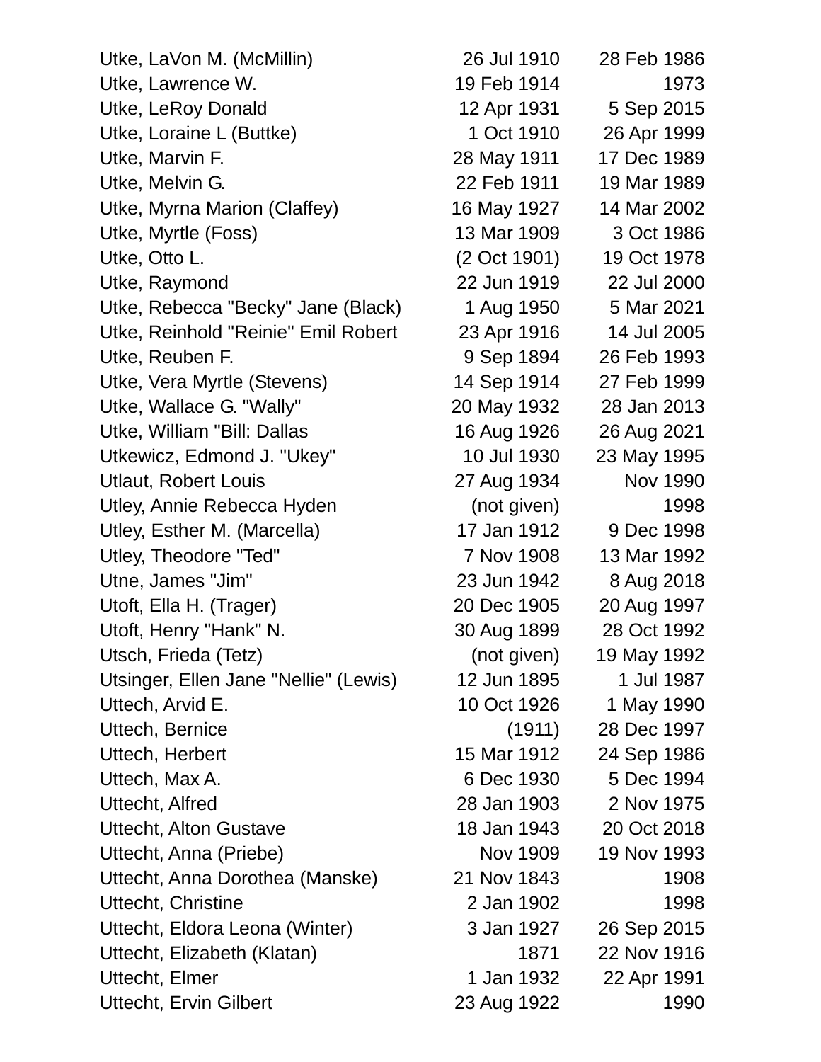| | | |
|---|---|---|
| Utke, LaVon M. (McMillin) | 26 Jul 1910 | 28 Feb 1986 |
| Utke, Lawrence W. | 19 Feb 1914 | 1973 |
| Utke, LeRoy Donald | 12 Apr 1931 | 5 Sep 2015 |
| Utke, Loraine L (Buttke) | 1 Oct 1910 | 26 Apr 1999 |
| Utke, Marvin F. | 28 May 1911 | 17 Dec 1989 |
| Utke, Melvin G. | 22 Feb 1911 | 19 Mar 1989 |
| Utke, Myrna Marion (Claffey) | 16 May 1927 | 14 Mar 2002 |
| Utke, Myrtle (Foss) | 13 Mar 1909 | 3 Oct 1986 |
| Utke, Otto L. | (2 Oct 1901) | 19 Oct 1978 |
| Utke, Raymond | 22 Jun 1919 | 22 Jul 2000 |
| Utke, Rebecca "Becky" Jane (Black) | 1 Aug 1950 | 5 Mar 2021 |
| Utke, Reinhold "Reinie" Emil Robert | 23 Apr 1916 | 14 Jul 2005 |
| Utke, Reuben F. | 9 Sep 1894 | 26 Feb 1993 |
| Utke, Vera Myrtle (Stevens) | 14 Sep 1914 | 27 Feb 1999 |
| Utke, Wallace G. "Wally" | 20 May 1932 | 28 Jan 2013 |
| Utke, William "Bill: Dallas | 16 Aug 1926 | 26 Aug 2021 |
| Utkewicz, Edmond J. "Ukey" | 10 Jul 1930 | 23 May 1995 |
| Utlaut, Robert Louis | 27 Aug 1934 | Nov 1990 |
| Utley, Annie Rebecca Hyden | (not given) | 1998 |
| Utley, Esther M. (Marcella) | 17 Jan 1912 | 9 Dec 1998 |
| Utley, Theodore "Ted" | 7 Nov 1908 | 13 Mar 1992 |
| Utne, James "Jim" | 23 Jun 1942 | 8 Aug 2018 |
| Utoft, Ella H. (Trager) | 20 Dec 1905 | 20 Aug 1997 |
| Utoft, Henry "Hank" N. | 30 Aug 1899 | 28 Oct 1992 |
| Utsch, Frieda (Tetz) | (not given) | 19 May 1992 |
| Utsinger, Ellen Jane "Nellie" (Lewis) | 12 Jun 1895 | 1 Jul 1987 |
| Uttech, Arvid E. | 10 Oct 1926 | 1 May 1990 |
| Uttech, Bernice | (1911) | 28 Dec 1997 |
| Uttech, Herbert | 15 Mar 1912 | 24 Sep 1986 |
| Uttech, Max A. | 6 Dec 1930 | 5 Dec 1994 |
| Uttecht, Alfred | 28 Jan 1903 | 2 Nov 1975 |
| Uttecht, Alton Gustave | 18 Jan 1943 | 20 Oct 2018 |
| Uttecht, Anna (Priebe) | Nov 1909 | 19 Nov 1993 |
| Uttecht, Anna Dorothea (Manske) | 21 Nov 1843 | 1908 |
| Uttecht, Christine | 2 Jan 1902 | 1998 |
| Uttecht, Eldora Leona (Winter) | 3 Jan 1927 | 26 Sep 2015 |
| Uttecht, Elizabeth (Klatan) | 1871 | 22 Nov 1916 |
| Uttecht, Elmer | 1 Jan 1932 | 22 Apr 1991 |
| Uttecht, Ervin Gilbert | 23 Aug 1922 | 1990 |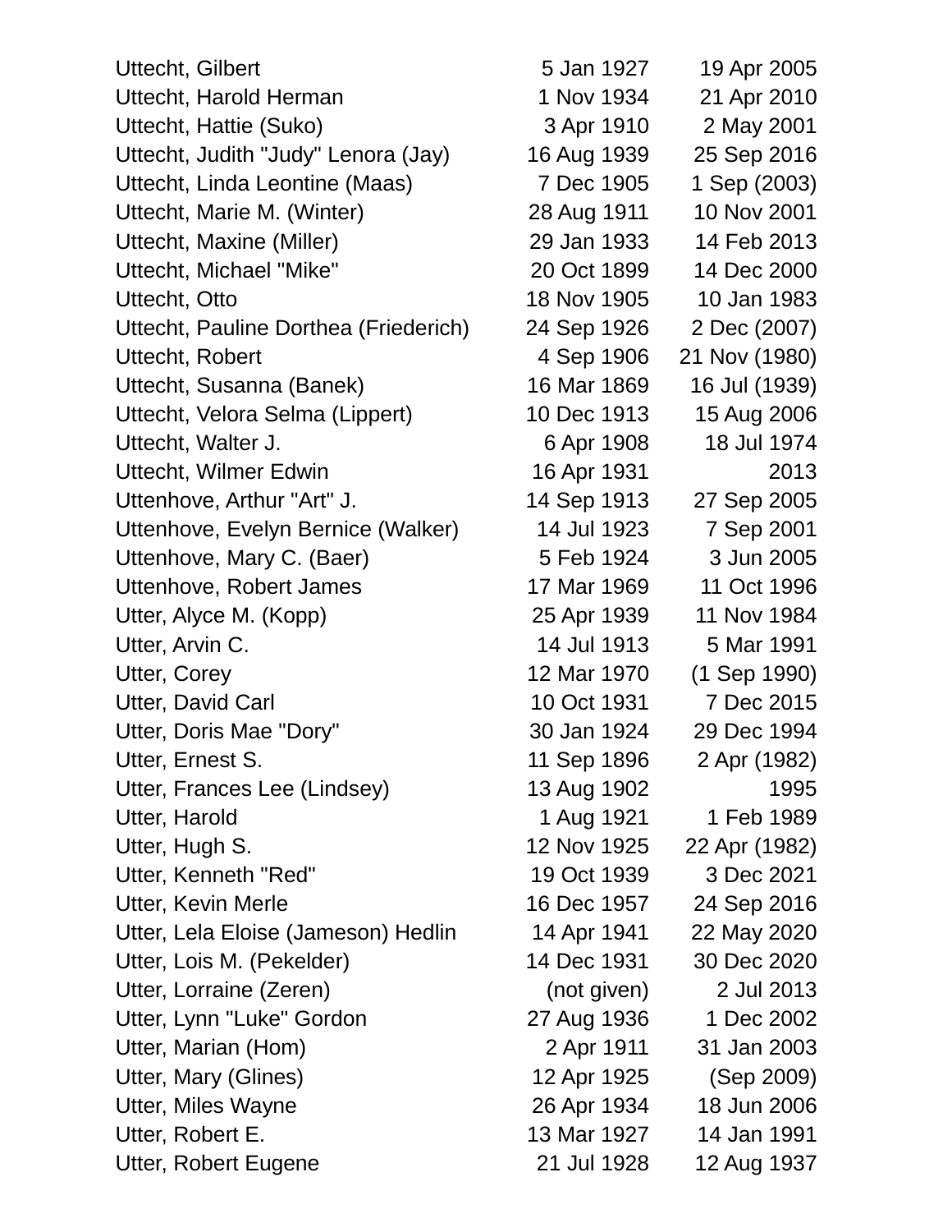| | | |
|---|---|---|
| Uttecht, Gilbert | 5 Jan 1927 | 19 Apr 2005 |
| Uttecht, Harold Herman | 1 Nov 1934 | 21 Apr 2010 |
| Uttecht, Hattie (Suko) | 3 Apr 1910 | 2 May 2001 |
| Uttecht, Judith "Judy" Lenora (Jay) | 16 Aug 1939 | 25 Sep 2016 |
| Uttecht, Linda Leontine (Maas) | 7 Dec 1905 | 1 Sep (2003) |
| Uttecht, Marie M. (Winter) | 28 Aug 1911 | 10 Nov 2001 |
| Uttecht, Maxine (Miller) | 29 Jan 1933 | 14 Feb 2013 |
| Uttecht, Michael "Mike" | 20 Oct 1899 | 14 Dec 2000 |
| Uttecht, Otto | 18 Nov 1905 | 10 Jan 1983 |
| Uttecht, Pauline Dorthea (Friederich) | 24 Sep 1926 | 2 Dec (2007) |
| Uttecht, Robert | 4 Sep 1906 | 21 Nov (1980) |
| Uttecht, Susanna (Banek) | 16 Mar 1869 | 16 Jul (1939) |
| Uttecht, Velora Selma (Lippert) | 10 Dec 1913 | 15 Aug 2006 |
| Uttecht, Walter J. | 6 Apr 1908 | 18 Jul 1974 |
| Uttecht, Wilmer Edwin | 16 Apr 1931 | 2013 |
| Uttenhove, Arthur "Art" J. | 14 Sep 1913 | 27 Sep 2005 |
| Uttenhove, Evelyn Bernice (Walker) | 14 Jul 1923 | 7 Sep 2001 |
| Uttenhove, Mary C. (Baer) | 5 Feb 1924 | 3 Jun 2005 |
| Uttenhove, Robert James | 17 Mar 1969 | 11 Oct 1996 |
| Utter, Alyce M. (Kopp) | 25 Apr 1939 | 11 Nov 1984 |
| Utter, Arvin C. | 14 Jul 1913 | 5 Mar 1991 |
| Utter, Corey | 12 Mar 1970 | (1 Sep 1990) |
| Utter, David Carl | 10 Oct 1931 | 7 Dec 2015 |
| Utter, Doris Mae "Dory" | 30 Jan 1924 | 29 Dec 1994 |
| Utter, Ernest S. | 11 Sep 1896 | 2 Apr (1982) |
| Utter, Frances Lee (Lindsey) | 13 Aug 1902 | 1995 |
| Utter, Harold | 1 Aug 1921 | 1 Feb 1989 |
| Utter, Hugh S. | 12 Nov 1925 | 22 Apr (1982) |
| Utter, Kenneth "Red" | 19 Oct 1939 | 3 Dec 2021 |
| Utter, Kevin Merle | 16 Dec 1957 | 24 Sep 2016 |
| Utter, Lela Eloise (Jameson) Hedlin | 14 Apr 1941 | 22 May 2020 |
| Utter, Lois M. (Pekelder) | 14 Dec 1931 | 30 Dec 2020 |
| Utter, Lorraine (Zeren) | (not given) | 2 Jul 2013 |
| Utter, Lynn "Luke" Gordon | 27 Aug 1936 | 1 Dec 2002 |
| Utter, Marian (Hom) | 2 Apr 1911 | 31 Jan 2003 |
| Utter, Mary (Glines) | 12 Apr 1925 | (Sep 2009) |
| Utter, Miles Wayne | 26 Apr 1934 | 18 Jun 2006 |
| Utter, Robert E. | 13 Mar 1927 | 14 Jan 1991 |
| Utter, Robert Eugene | 21 Jul 1928 | 12 Aug 1937 |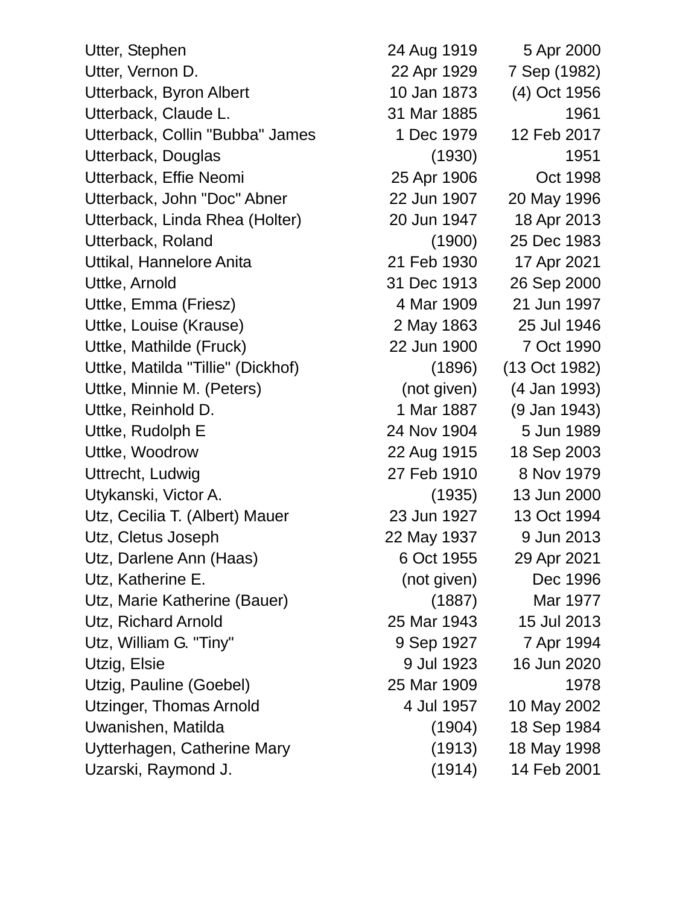| | | |
|---|---|---|
| Utter, Stephen | 24 Aug 1919 | 5 Apr 2000 |
| Utter, Vernon D. | 22 Apr 1929 | 7 Sep (1982) |
| Utterback, Byron Albert | 10 Jan 1873 | (4) Oct 1956 |
| Utterback, Claude L. | 31 Mar 1885 | 1961 |
| Utterback, Collin "Bubba" James | 1 Dec 1979 | 12 Feb 2017 |
| Utterback, Douglas | (1930) | 1951 |
| Utterback, Effie Neomi | 25 Apr 1906 | Oct 1998 |
| Utterback, John "Doc" Abner | 22 Jun 1907 | 20 May 1996 |
| Utterback, Linda Rhea (Holter) | 20 Jun 1947 | 18 Apr 2013 |
| Utterback, Roland | (1900) | 25 Dec 1983 |
| Uttikal, Hannelore Anita | 21 Feb 1930 | 17 Apr 2021 |
| Uttke, Arnold | 31 Dec 1913 | 26 Sep 2000 |
| Uttke, Emma (Friesz) | 4 Mar 1909 | 21 Jun 1997 |
| Uttke, Louise (Krause) | 2 May 1863 | 25 Jul 1946 |
| Uttke, Mathilde (Fruck) | 22 Jun 1900 | 7 Oct 1990 |
| Uttke, Matilda "Tillie" (Dickhof) | (1896) | (13 Oct 1982) |
| Uttke, Minnie M. (Peters) | (not given) | (4 Jan 1993) |
| Uttke, Reinhold D. | 1 Mar 1887 | (9 Jan 1943) |
| Uttke, Rudolph E | 24 Nov 1904 | 5 Jun 1989 |
| Uttke, Woodrow | 22 Aug 1915 | 18 Sep 2003 |
| Uttrecht, Ludwig | 27 Feb 1910 | 8 Nov 1979 |
| Utykanski, Victor A. | (1935) | 13 Jun 2000 |
| Utz, Cecilia T. (Albert) Mauer | 23 Jun 1927 | 13 Oct 1994 |
| Utz, Cletus Joseph | 22 May 1937 | 9 Jun 2013 |
| Utz, Darlene Ann (Haas) | 6 Oct 1955 | 29 Apr 2021 |
| Utz, Katherine E. | (not given) | Dec 1996 |
| Utz, Marie Katherine (Bauer) | (1887) | Mar 1977 |
| Utz, Richard Arnold | 25 Mar 1943 | 15 Jul 2013 |
| Utz, William G. "Tiny" | 9 Sep 1927 | 7 Apr 1994 |
| Utzig, Elsie | 9 Jul 1923 | 16 Jun 2020 |
| Utzig, Pauline (Goebel) | 25 Mar 1909 | 1978 |
| Utzinger, Thomas Arnold | 4 Jul 1957 | 10 May 2002 |
| Uwanishen, Matilda | (1904) | 18 Sep 1984 |
| Uytterhagen, Catherine Mary | (1913) | 18 May 1998 |
| Uzarski, Raymond J. | (1914) | 14 Feb 2001 |